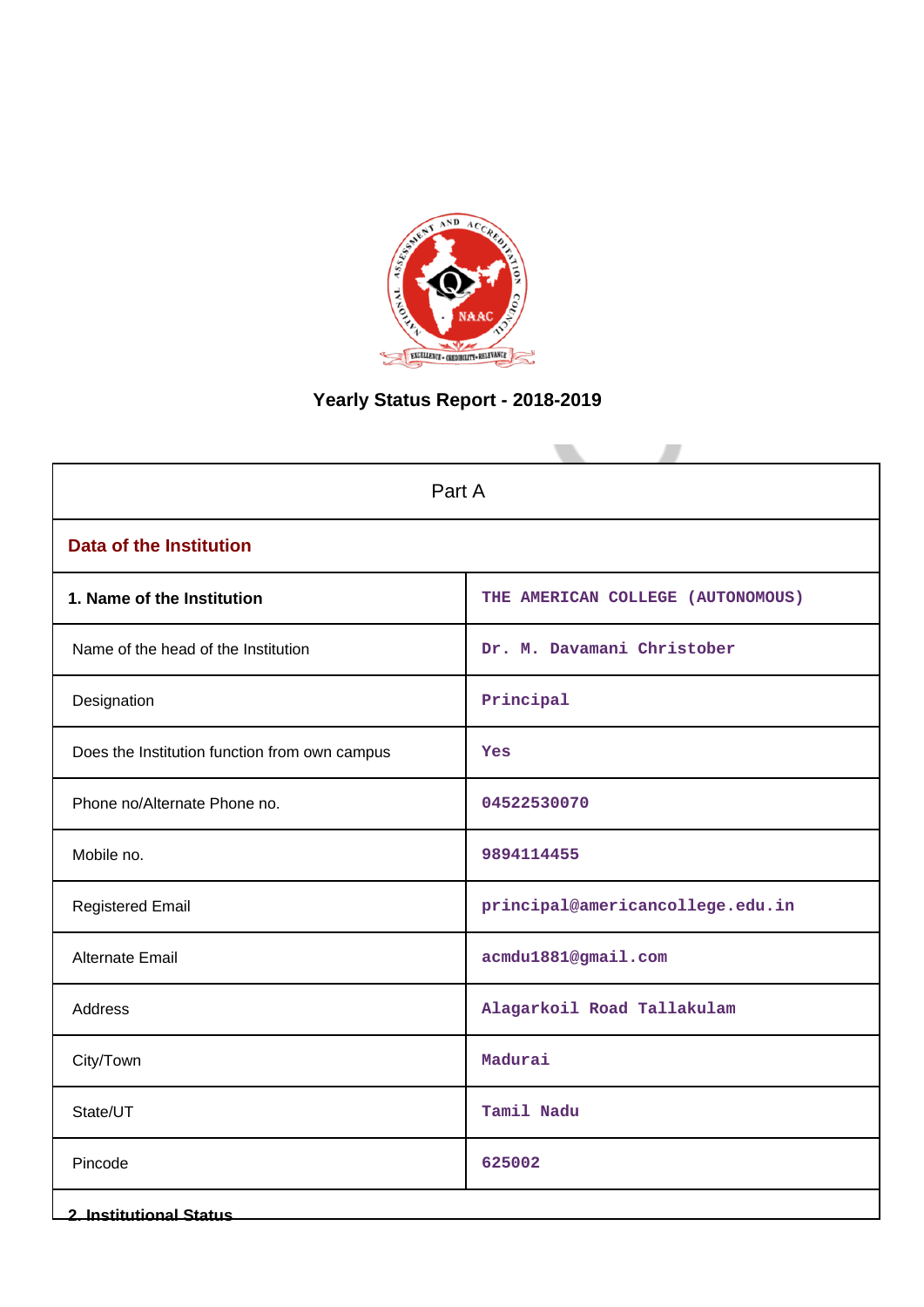# Yearly Status Report - 2018-2019

| Part A | |
|---|---|
| **Data of the Institution** | |
| **1. Name of the Institution** | THE AMERICAN COLLEGE (AUTONOMOUS) |
| Name of the head of the Institution | Dr. M. Davamani Christober |
| Designation | Principal |
| Does the Institution function from own campus | Yes |
| Phone no/Alternate Phone no. | 04522530070 |
| Mobile no. | 9894114455 |
| Registered Email | principal@americancollege.edu.in |
| Alternate Email | acmdu1881@gmail.com |
| Address | Alagarkoil Road Tallakulam |
| City/Town | Madurai |
| State/UT | Tamil Nadu |
| Pincode | 625002 |

**2. Institutional Status**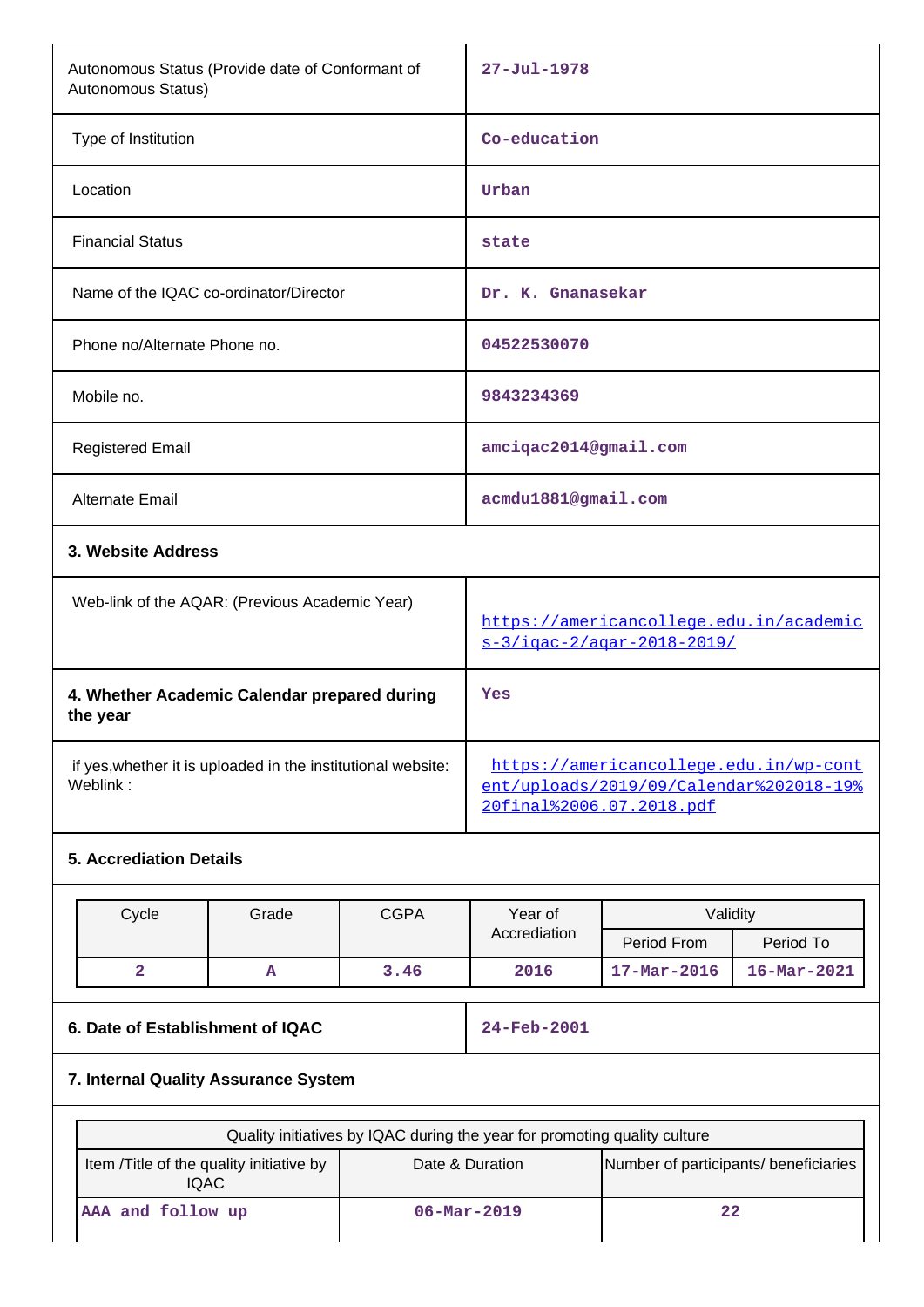| | |
|---|---|
| Autonomous Status (Provide date of Conformant of Autonomous Status) | 27-Jul-1978 |
| Type of Institution | Co-education |
| Location | Urban |
| Financial Status | state |
| Name of the IQAC co-ordinator/Director | Dr. K. Gnanasekar |
| Phone no/Alternate Phone no. | 04522530070 |
| Mobile no. | 9843234369 |
| Registered Email | amciqac2014@gmail.com |
| Alternate Email | acmdu1881@gmail.com |

**3. Website Address**

| | |
|---|---|
| Web-link of the AQAR: (Previous Academic Year) | https://americancollege.edu.in/academics-3/iqac-2/aqar-2018-2019/ |
| **4. Whether Academic Calendar prepared during the year** | Yes |
| if yes,whether it is uploaded in the institutional website: Weblink : | https://americancollege.edu.in/wp-content/uploads/2019/09/Calendar%202018-19%20final%2006.07.2018.pdf |

**5. Accreditation Details**

| Cycle | Grade | CGPA | Year of Accreditation | Validity | |
|---|---|---|---|---|---|
| | | | | Period From | Period To |
| 2 | A | 3.46 | 2016 | 17-Mar-2016 | 16-Mar-2021 |

| | |
|---|---|
| **6. Date of Establishment of IQAC** | 24-Feb-2001 |

**7. Internal Quality Assurance System**

| Quality initiatives by IQAC during the year for promoting quality culture | | |
|---|---|---|
| Item /Title of the quality initiative by IQAC | Date & Duration | Number of participants/ beneficiaries |
| AAA and follow up | 06-Mar-2019 | 22 |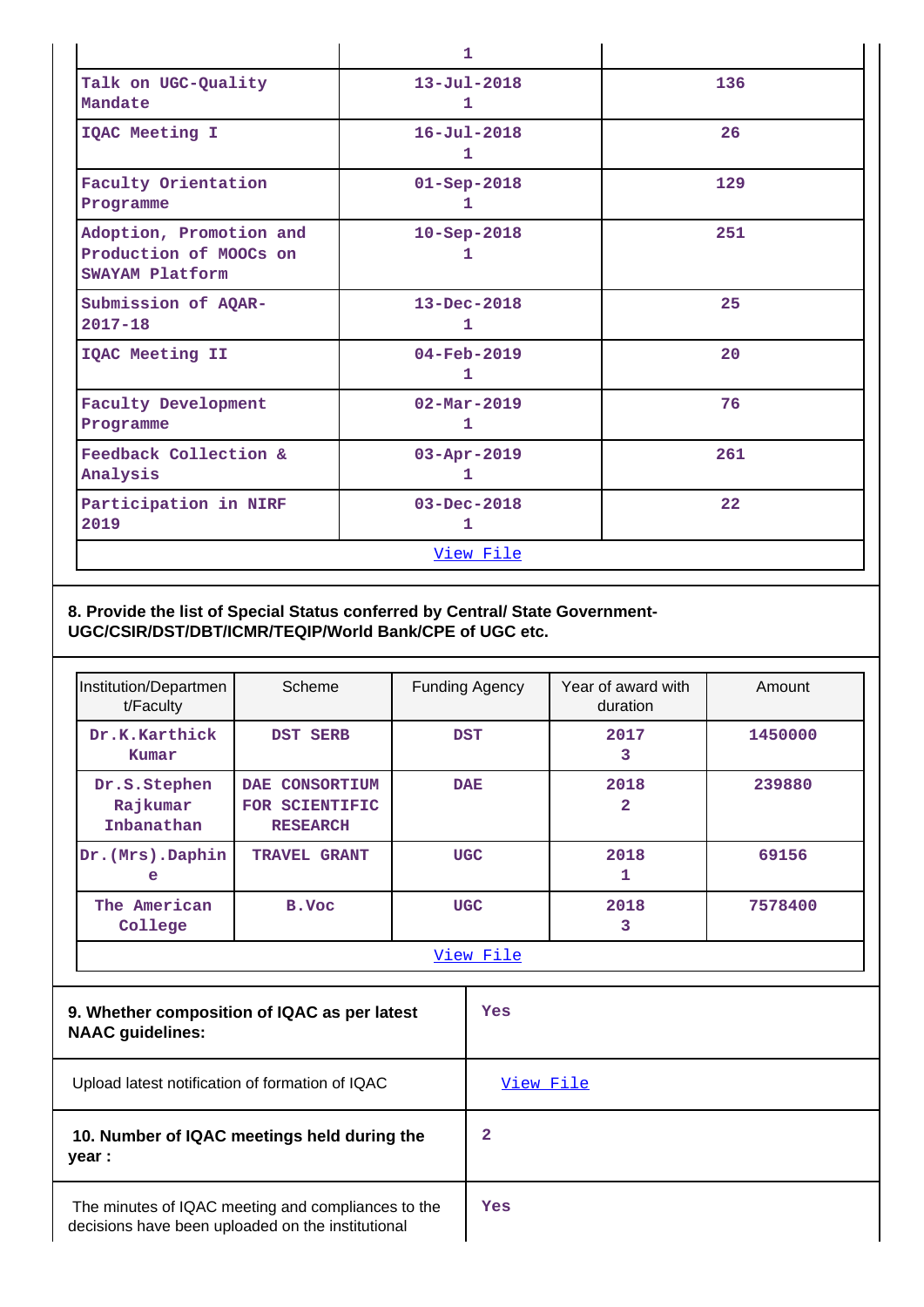| | | |
|---|---|---|
| | 1 | |
| Talk on UGC-Quality Mandate | 13-Jul-2018<br>1 | 136 |
| IQAC Meeting I | 16-Jul-2018<br>1 | 26 |
| Faculty Orientation Programme | 01-Sep-2018<br>1 | 129 |
| Adoption, Promotion and Production of MOOCs on SWAYAM Platform | 10-Sep-2018<br>1 | 251 |
| Submission of AQAR-2017-18 | 13-Dec-2018<br>1 | 25 |
| IQAC Meeting II | 04-Feb-2019<br>1 | 20 |
| Faculty Development Programme | 02-Mar-2019<br>1 | 76 |
| Feedback Collection & Analysis | 03-Apr-2019<br>1 | 261 |
| Participation in NIRF 2019 | 03-Dec-2018<br>1 | 22 |
| View File | | |

**8. Provide the list of Special Status conferred by Central/ State Government- UGC/CSIR/DST/DBT/ICMR/TEQIP/World Bank/CPE of UGC etc.**

| Institution/Department/Faculty | Scheme | Funding Agency | Year of award with duration | Amount |
|---|---|---|---|---|
| Dr.K.Karthick Kumar | DST SERB | DST | 2017<br>3 | 1450000 |
| Dr.S.Stephen Rajkumar Inbanathan | DAE CONSORTIUM FOR SCIENTIFIC RESEARCH | DAE | 2018<br>2 | 239880 |
| Dr.(Mrs).Daphine | TRAVEL GRANT | UGC | 2018<br>1 | 69156 |
| The American College | B.Voc | UGC | 2018<br>3 | 7578400 |
| View File | | | | |

| | |
|---|---|
| **9. Whether composition of IQAC as per latest NAAC guidelines:** | Yes |
| Upload latest notification of formation of IQAC | View File |
| **10. Number of IQAC meetings held during the year :** | 2 |
| The minutes of IQAC meeting and compliances to the decisions have been uploaded on the institutional | Yes |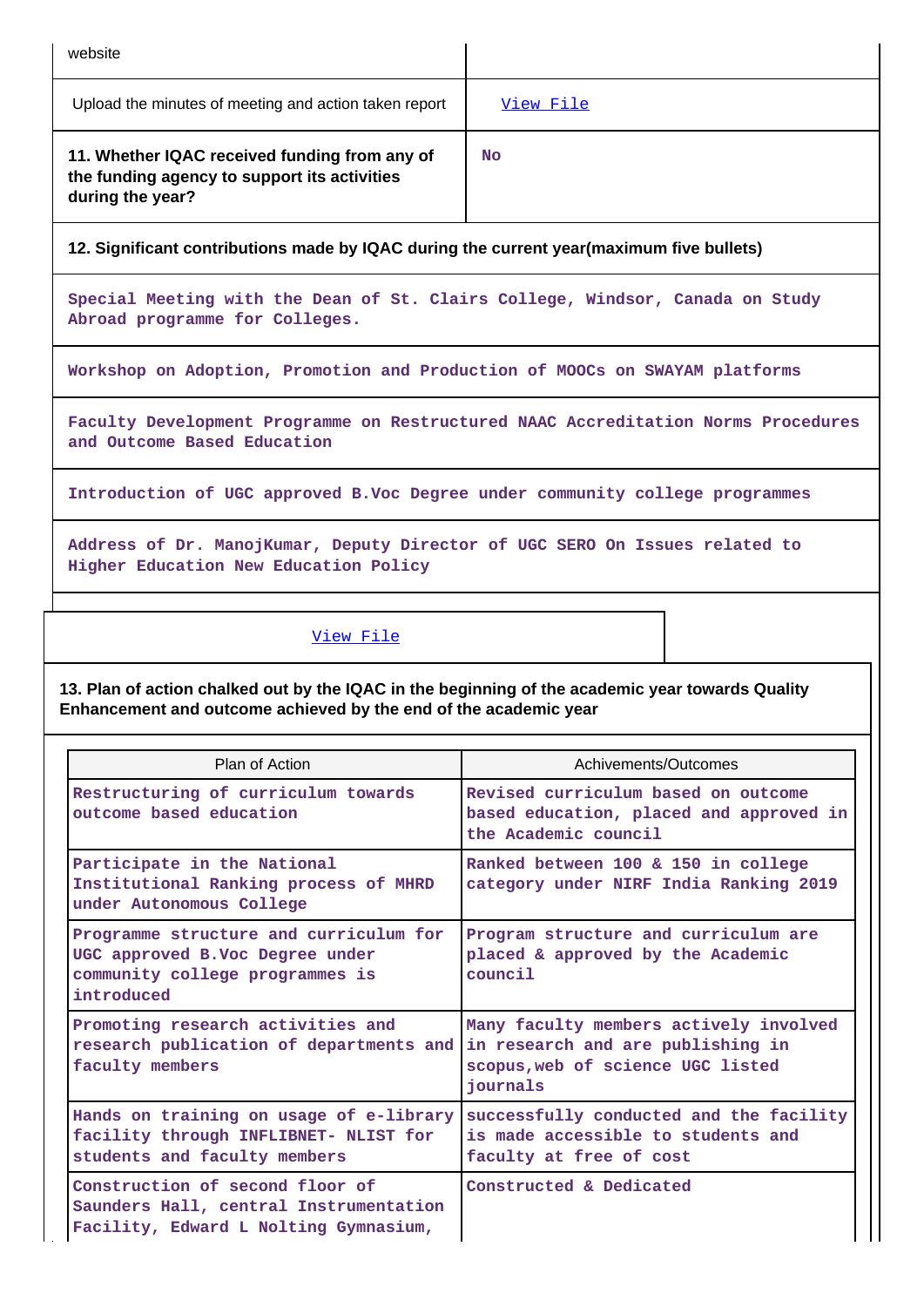| website | |
|---|---|
| Upload the minutes of meeting and action taken report | View File |
| **11. Whether IQAC received funding from any of the funding agency to support its activities during the year?** | No |

**12. Significant contributions made by IQAC during the current year(maximum five bullets)**

Special Meeting with the Dean of St. Clairs College, Windsor, Canada on Study Abroad programme for Colleges.

Workshop on Adoption, Promotion and Production of MOOCs on SWAYAM platforms

Faculty Development Programme on Restructured NAAC Accreditation Norms Procedures and Outcome Based Education

Introduction of UGC approved B.Voc Degree under community college programmes

Address of Dr. ManojKumar, Deputy Director of UGC SERO On Issues related to Higher Education New Education Policy

View File

**13. Plan of action chalked out by the IQAC in the beginning of the academic year towards Quality Enhancement and outcome achieved by the end of the academic year**

| Plan of Action | Achivements/Outcomes |
|---|---|
| Restructuring of curriculum towards outcome based education | Revised curriculum based on outcome based education, placed and approved in the Academic council |
| Participate in the National Institutional Ranking process of MHRD under Autonomous College | Ranked between 100 & 150 in college category under NIRF India Ranking 2019 |
| Programme structure and curriculum for UGC approved B.Voc Degree under community college programmes is introduced | Program structure and curriculum are placed & approved by the Academic council |
| Promoting research activities and research publication of departments and faculty members | Many faculty members actively involved in research and are publishing in scopus,web of science UGC listed journals |
| Hands on training on usage of e-library facility through INFLIBNET- NLIST for students and faculty members | successfully conducted and the facility is made accessible to students and faculty at free of cost |
| Construction of second floor of Saunders Hall, central Instrumentation Facility, Edward L Nolting Gymnasium, | Constructed & Dedicated |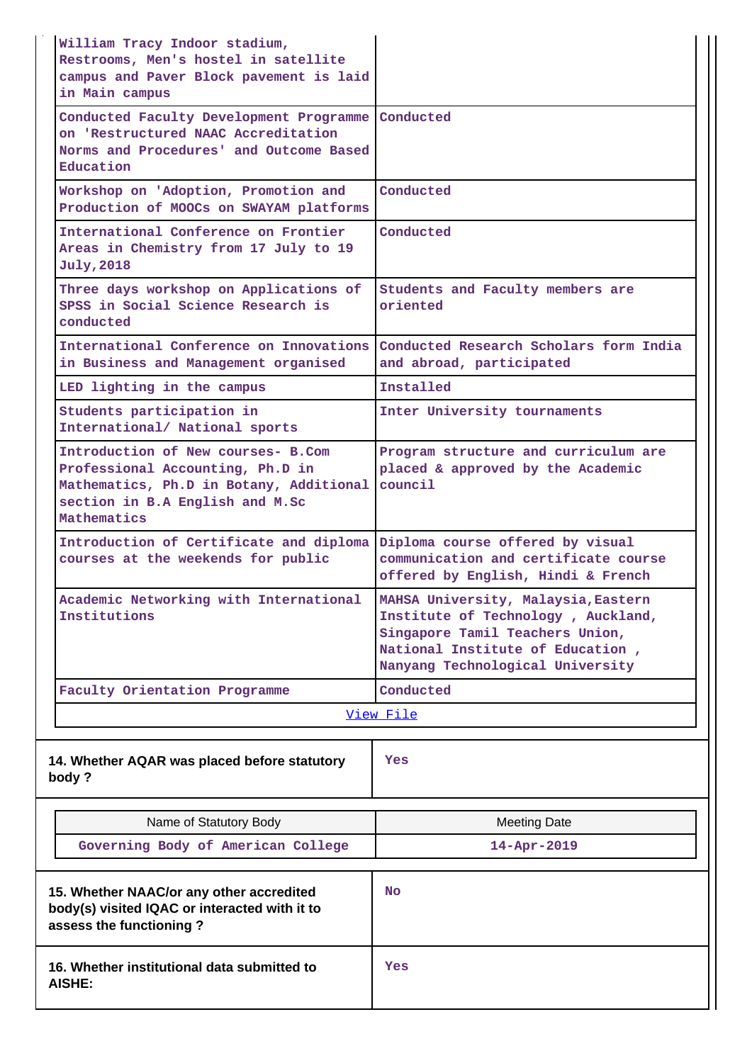| | |
|---|---|
| William Tracy Indoor stadium, Restrooms, Men's hostel in satellite campus and Paver Block pavement is laid in Main campus | |
| Conducted Faculty Development Programme on 'Restructured NAAC Accreditation Norms and Procedures' and Outcome Based Education | Conducted |
| Workshop on 'Adoption, Promotion and Production of MOOCs on SWAYAM platforms | Conducted |
| International Conference on Frontier Areas in Chemistry from 17 July to 19 July,2018 | Conducted |
| Three days workshop on Applications of SPSS in Social Science Research is conducted | Students and Faculty members are oriented |
| International Conference on Innovations in Business and Management organised | Conducted Research Scholars form India and abroad, participated |
| LED lighting in the campus | Installed |
| Students participation in International/ National sports | Inter University tournaments |
| Introduction of New courses- B.Com Professional Accounting, Ph.D in Mathematics, Ph.D in Botany, Additional section in B.A English and M.Sc Mathematics | Program structure and curriculum are placed & approved by the Academic council |
| Introduction of Certificate and diploma courses at the weekends for public | Diploma course offered by visual communication and certificate course offered by English, Hindi & French |
| Academic Networking with International Institutions | MAHSA University, Malaysia,Eastern Institute of Technology , Auckland, Singapore Tamil Teachers Union, National Institute of Education , Nanyang Technological University |
| Faculty Orientation Programme | Conducted |

[View File]

| | |
|---|---|
| **14. Whether AQAR was placed before statutory body ?** | Yes |

| Name of Statutory Body | Meeting Date |
|---|---|
| Governing Body of American College | 14-Apr-2019 |

| | |
|---|---|
| **15. Whether NAAC/or any other accredited body(s) visited IQAC or interacted with it to assess the functioning ?** | No |
| **16. Whether institutional data submitted to AISHE:** | Yes |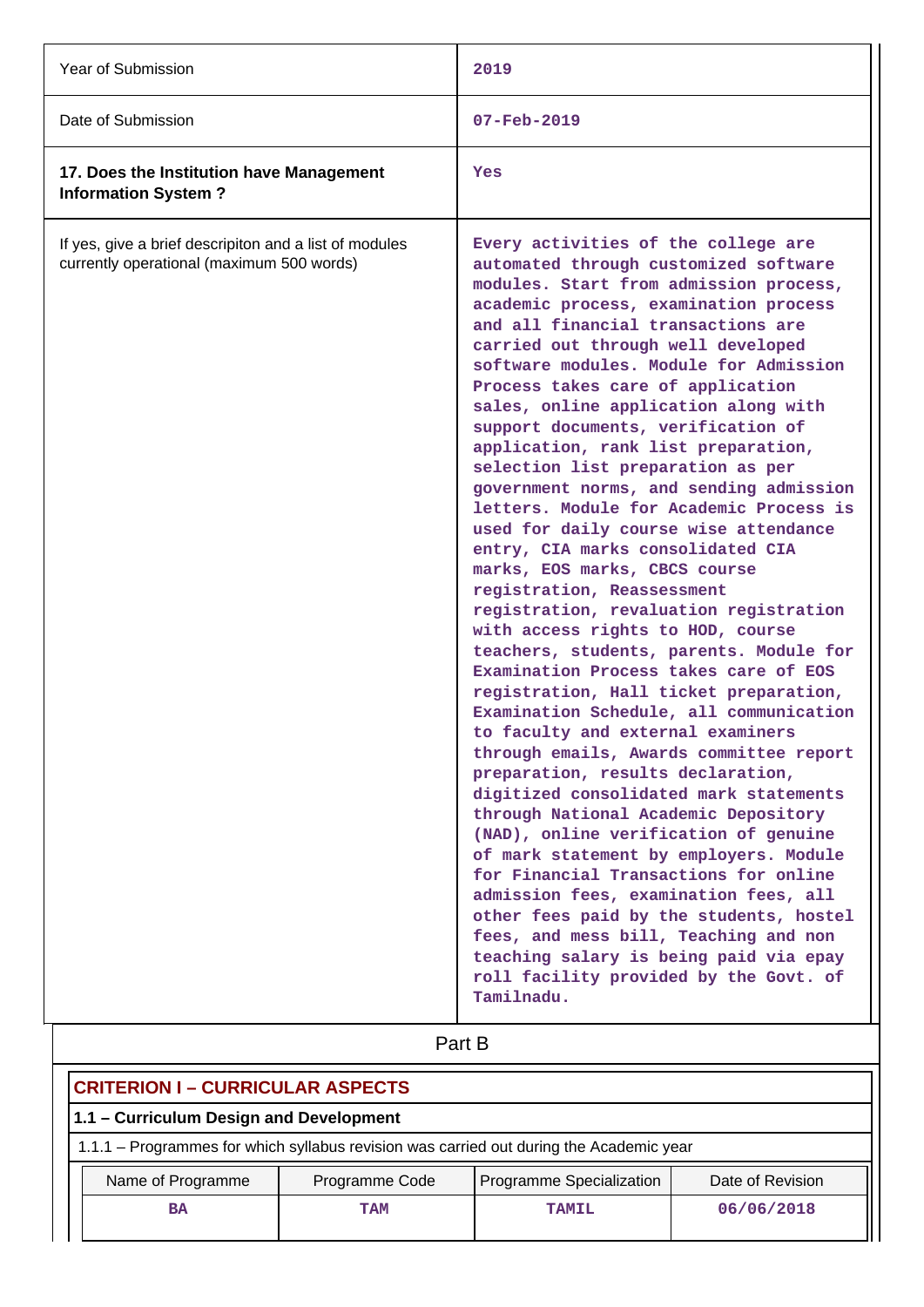| | |
|---|---|
| Year of Submission | 2019 |
| Date of Submission | 07-Feb-2019 |
| **17. Does the Institution have Management Information System ?** | Yes |
| If yes, give a brief descripiton and a list of modules currently operational (maximum 500 words) | Every activities of the college are automated through customized software modules. Start from admission process, academic process, examination process and all financial transactions are carried out through well developed software modules. Module for Admission Process takes care of application sales, online application along with support documents, verification of application, rank list preparation, selection list preparation as per government norms, and sending admission letters. Module for Academic Process is used for daily course wise attendance entry, CIA marks consolidated CIA marks, EOS marks, CBCS course registration, Reassessment registration, revaluation registration with access rights to HOD, course teachers, students, parents. Module for Examination Process takes care of EOS registration, Hall ticket preparation, Examination Schedule, all communication to faculty and external examiners through emails, Awards committee report preparation, results declaration, digitized consolidated mark statements through National Academic Depository (NAD), online verification of genuine of mark statement by employers. Module for Financial Transactions for online admission fees, examination fees, all other fees paid by the students, hostel fees, and mess bill, Teaching and non teaching salary is being paid via epay roll facility provided by the Govt. of Tamilnadu. |

# Part B

## CRITERION I – CURRICULAR ASPECTS

### 1.1 – Curriculum Design and Development

1.1.1 – Programmes for which syllabus revision was carried out during the Academic year

| Name of Programme | Programme Code | Programme Specialization | Date of Revision |
|---|---|---|---|
| BA | TAM | TAMIL | 06/06/2018 |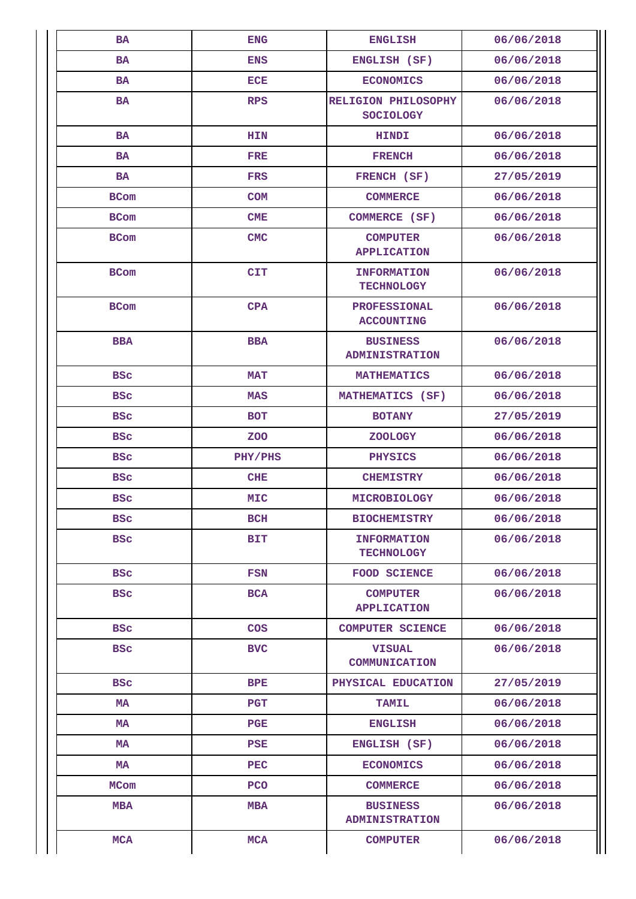| BA | ENG | ENGLISH | 06/06/2018 |
|---|---|---|---|
| BA | ENS | ENGLISH (SF) | 06/06/2018 |
| BA | ECE | ECONOMICS | 06/06/2018 |
| BA | RPS | RELIGION PHILOSOPHY SOCIOLOGY | 06/06/2018 |
| BA | HIN | HINDI | 06/06/2018 |
| BA | FRE | FRENCH | 06/06/2018 |
| BA | FRS | FRENCH (SF) | 27/05/2019 |
| BCom | COM | COMMERCE | 06/06/2018 |
| BCom | CME | COMMERCE (SF) | 06/06/2018 |
| BCom | CMC | COMPUTER APPLICATION | 06/06/2018 |
| BCom | CIT | INFORMATION TECHNOLOGY | 06/06/2018 |
| BCom | CPA | PROFESSIONAL ACCOUNTING | 06/06/2018 |
| BBA | BBA | BUSINESS ADMINISTRATION | 06/06/2018 |
| BSc | MAT | MATHEMATICS | 06/06/2018 |
| BSc | MAS | MATHEMATICS (SF) | 06/06/2018 |
| BSc | BOT | BOTANY | 27/05/2019 |
| BSc | ZOO | ZOOLOGY | 06/06/2018 |
| BSc | PHY/PHS | PHYSICS | 06/06/2018 |
| BSc | CHE | CHEMISTRY | 06/06/2018 |
| BSc | MIC | MICROBIOLOGY | 06/06/2018 |
| BSc | BCH | BIOCHEMISTRY | 06/06/2018 |
| BSc | BIT | INFORMATION TECHNOLOGY | 06/06/2018 |
| BSc | FSN | FOOD SCIENCE | 06/06/2018 |
| BSc | BCA | COMPUTER APPLICATION | 06/06/2018 |
| BSc | COS | COMPUTER SCIENCE | 06/06/2018 |
| BSc | BVC | VISUAL COMMUNICATION | 06/06/2018 |
| BSc | BPE | PHYSICAL EDUCATION | 27/05/2019 |
| MA | PGT | TAMIL | 06/06/2018 |
| MA | PGE | ENGLISH | 06/06/2018 |
| MA | PSE | ENGLISH (SF) | 06/06/2018 |
| MA | PEC | ECONOMICS | 06/06/2018 |
| MCom | PCO | COMMERCE | 06/06/2018 |
| MBA | MBA | BUSINESS ADMINISTRATION | 06/06/2018 |
| MCA | MCA | COMPUTER | 06/06/2018 |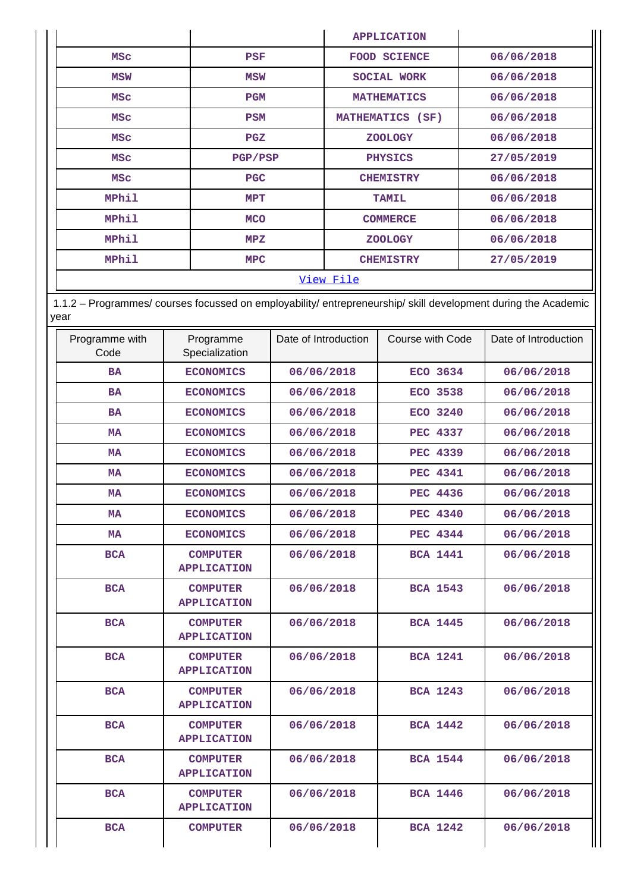| | | APPLICATION | |
|---|---|---|---|
| MSc | PSF | FOOD SCIENCE | 06/06/2018 |
| MSW | MSW | SOCIAL WORK | 06/06/2018 |
| MSc | PGM | MATHEMATICS | 06/06/2018 |
| MSc | PSM | MATHEMATICS (SF) | 06/06/2018 |
| MSc | PGZ | ZOOLOGY | 06/06/2018 |
| MSc | PGP/PSP | PHYSICS | 27/05/2019 |
| MSc | PGC | CHEMISTRY | 06/06/2018 |
| MPhil | MPT | TAMIL | 06/06/2018 |
| MPhil | MCO | COMMERCE | 06/06/2018 |
| MPhil | MPZ | ZOOLOGY | 06/06/2018 |
| MPhil | MPC | CHEMISTRY | 27/05/2019 |

View File

1.1.2 – Programmes/ courses focussed on employability/ entrepreneurship/ skill development during the Academic year

| Programme with Code | Programme Specialization | Date of Introduction | Course with Code | Date of Introduction |
|---|---|---|---|---|
| BA | ECONOMICS | 06/06/2018 | ECO 3634 | 06/06/2018 |
| BA | ECONOMICS | 06/06/2018 | ECO 3538 | 06/06/2018 |
| BA | ECONOMICS | 06/06/2018 | ECO 3240 | 06/06/2018 |
| MA | ECONOMICS | 06/06/2018 | PEC 4337 | 06/06/2018 |
| MA | ECONOMICS | 06/06/2018 | PEC 4339 | 06/06/2018 |
| MA | ECONOMICS | 06/06/2018 | PEC 4341 | 06/06/2018 |
| MA | ECONOMICS | 06/06/2018 | PEC 4436 | 06/06/2018 |
| MA | ECONOMICS | 06/06/2018 | PEC 4340 | 06/06/2018 |
| MA | ECONOMICS | 06/06/2018 | PEC 4344 | 06/06/2018 |
| BCA | COMPUTER APPLICATION | 06/06/2018 | BCA 1441 | 06/06/2018 |
| BCA | COMPUTER APPLICATION | 06/06/2018 | BCA 1543 | 06/06/2018 |
| BCA | COMPUTER APPLICATION | 06/06/2018 | BCA 1445 | 06/06/2018 |
| BCA | COMPUTER APPLICATION | 06/06/2018 | BCA 1241 | 06/06/2018 |
| BCA | COMPUTER APPLICATION | 06/06/2018 | BCA 1243 | 06/06/2018 |
| BCA | COMPUTER APPLICATION | 06/06/2018 | BCA 1442 | 06/06/2018 |
| BCA | COMPUTER APPLICATION | 06/06/2018 | BCA 1544 | 06/06/2018 |
| BCA | COMPUTER APPLICATION | 06/06/2018 | BCA 1446 | 06/06/2018 |
| BCA | COMPUTER | 06/06/2018 | BCA 1242 | 06/06/2018 |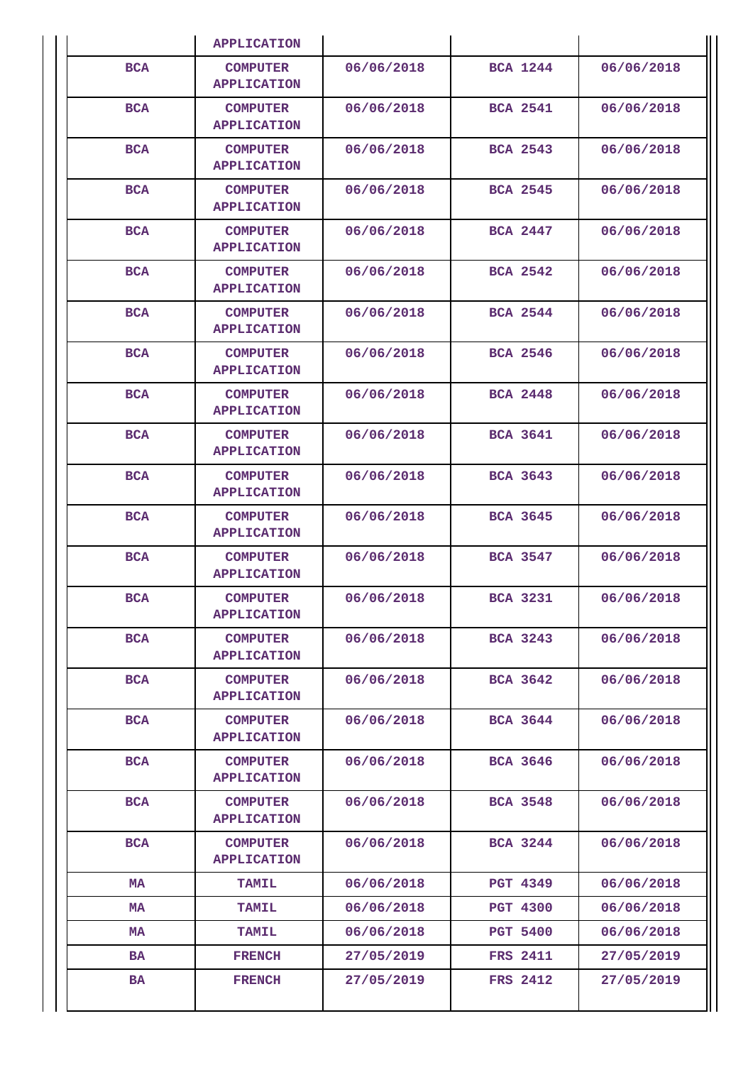| | APPLICATION | | | |
|---|---|---|---|---|
| BCA | COMPUTER APPLICATION | 06/06/2018 | BCA 1244 | 06/06/2018 |
| BCA | COMPUTER APPLICATION | 06/06/2018 | BCA 2541 | 06/06/2018 |
| BCA | COMPUTER APPLICATION | 06/06/2018 | BCA 2543 | 06/06/2018 |
| BCA | COMPUTER APPLICATION | 06/06/2018 | BCA 2545 | 06/06/2018 |
| BCA | COMPUTER APPLICATION | 06/06/2018 | BCA 2447 | 06/06/2018 |
| BCA | COMPUTER APPLICATION | 06/06/2018 | BCA 2542 | 06/06/2018 |
| BCA | COMPUTER APPLICATION | 06/06/2018 | BCA 2544 | 06/06/2018 |
| BCA | COMPUTER APPLICATION | 06/06/2018 | BCA 2546 | 06/06/2018 |
| BCA | COMPUTER APPLICATION | 06/06/2018 | BCA 2448 | 06/06/2018 |
| BCA | COMPUTER APPLICATION | 06/06/2018 | BCA 3641 | 06/06/2018 |
| BCA | COMPUTER APPLICATION | 06/06/2018 | BCA 3643 | 06/06/2018 |
| BCA | COMPUTER APPLICATION | 06/06/2018 | BCA 3645 | 06/06/2018 |
| BCA | COMPUTER APPLICATION | 06/06/2018 | BCA 3547 | 06/06/2018 |
| BCA | COMPUTER APPLICATION | 06/06/2018 | BCA 3231 | 06/06/2018 |
| BCA | COMPUTER APPLICATION | 06/06/2018 | BCA 3243 | 06/06/2018 |
| BCA | COMPUTER APPLICATION | 06/06/2018 | BCA 3642 | 06/06/2018 |
| BCA | COMPUTER APPLICATION | 06/06/2018 | BCA 3644 | 06/06/2018 |
| BCA | COMPUTER APPLICATION | 06/06/2018 | BCA 3646 | 06/06/2018 |
| BCA | COMPUTER APPLICATION | 06/06/2018 | BCA 3548 | 06/06/2018 |
| BCA | COMPUTER APPLICATION | 06/06/2018 | BCA 3244 | 06/06/2018 |
| MA | TAMIL | 06/06/2018 | PGT 4349 | 06/06/2018 |
| MA | TAMIL | 06/06/2018 | PGT 4300 | 06/06/2018 |
| MA | TAMIL | 06/06/2018 | PGT 5400 | 06/06/2018 |
| BA | FRENCH | 27/05/2019 | FRS 2411 | 27/05/2019 |
| BA | FRENCH | 27/05/2019 | FRS 2412 | 27/05/2019 |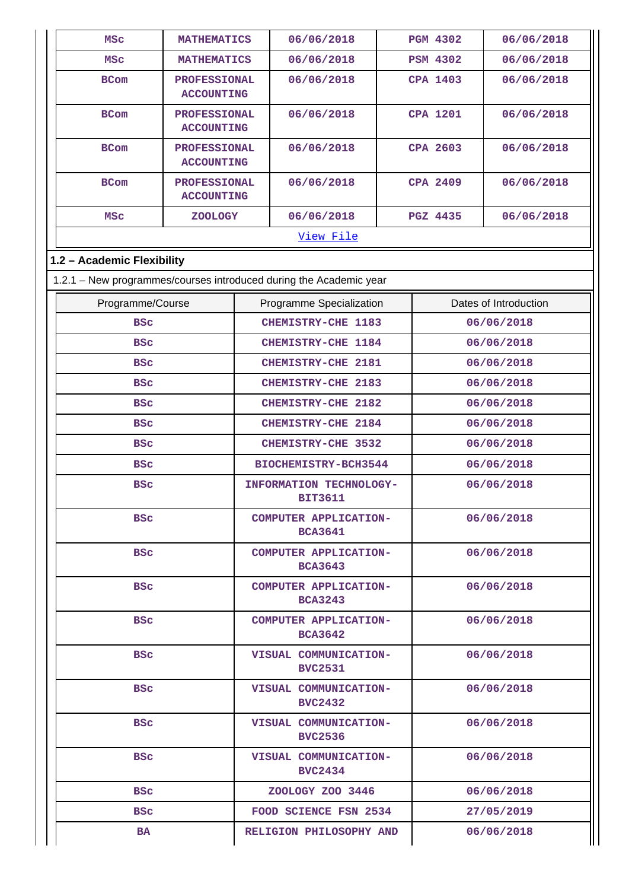| MSc | MATHEMATICS | 06/06/2018 | PGM 4302 | 06/06/2018 |
|---|---|---|---|---|
| MSc | MATHEMATICS | 06/06/2018 | PSM 4302 | 06/06/2018 |
| BCom | PROFESSIONAL ACCOUNTING | 06/06/2018 | CPA 1403 | 06/06/2018 |
| BCom | PROFESSIONAL ACCOUNTING | 06/06/2018 | CPA 1201 | 06/06/2018 |
| BCom | PROFESSIONAL ACCOUNTING | 06/06/2018 | CPA 2603 | 06/06/2018 |
| BCom | PROFESSIONAL ACCOUNTING | 06/06/2018 | CPA 2409 | 06/06/2018 |
| MSc | ZOOLOGY | 06/06/2018 | PGZ 4435 | 06/06/2018 |

View File

## 1.2 – Academic Flexibility

1.2.1 – New programmes/courses introduced during the Academic year

| Programme/Course | Programme Specialization | Dates of Introduction |
|---|---|---|
| BSc | CHEMISTRY-CHE 1183 | 06/06/2018 |
| BSc | CHEMISTRY-CHE 1184 | 06/06/2018 |
| BSc | CHEMISTRY-CHE 2181 | 06/06/2018 |
| BSc | CHEMISTRY-CHE 2183 | 06/06/2018 |
| BSc | CHEMISTRY-CHE 2182 | 06/06/2018 |
| BSc | CHEMISTRY-CHE 2184 | 06/06/2018 |
| BSc | CHEMISTRY-CHE 3532 | 06/06/2018 |
| BSc | BIOCHEMISTRY-BCH3544 | 06/06/2018 |
| BSc | INFORMATION TECHNOLOGY-BIT3611 | 06/06/2018 |
| BSc | COMPUTER APPLICATION-BCA3641 | 06/06/2018 |
| BSc | COMPUTER APPLICATION-BCA3643 | 06/06/2018 |
| BSc | COMPUTER APPLICATION-BCA3243 | 06/06/2018 |
| BSc | COMPUTER APPLICATION-BCA3642 | 06/06/2018 |
| BSc | VISUAL COMMUNICATION-BVC2531 | 06/06/2018 |
| BSc | VISUAL COMMUNICATION-BVC2432 | 06/06/2018 |
| BSc | VISUAL COMMUNICATION-BVC2536 | 06/06/2018 |
| BSc | VISUAL COMMUNICATION-BVC2434 | 06/06/2018 |
| BSc | ZOOLOGY ZOO 3446 | 06/06/2018 |
| BSc | FOOD SCIENCE FSN 2534 | 27/05/2019 |
| BA | RELIGION PHILOSOPHY AND | 06/06/2018 |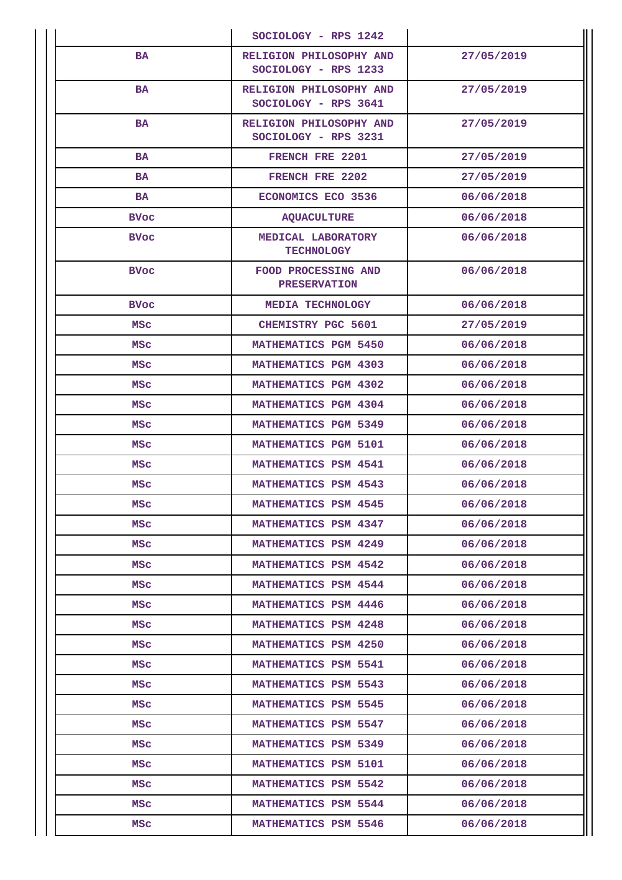| | | |
|---|---|---|
| | SOCIOLOGY - RPS 1242 | |
| BA | RELIGION PHILOSOPHY AND SOCIOLOGY - RPS 1233 | 27/05/2019 |
| BA | RELIGION PHILOSOPHY AND SOCIOLOGY - RPS 3641 | 27/05/2019 |
| BA | RELIGION PHILOSOPHY AND SOCIOLOGY - RPS 3231 | 27/05/2019 |
| BA | FRENCH FRE 2201 | 27/05/2019 |
| BA | FRENCH FRE 2202 | 27/05/2019 |
| BA | ECONOMICS ECO 3536 | 06/06/2018 |
| BVoc | AQUACULTURE | 06/06/2018 |
| BVoc | MEDICAL LABORATORY TECHNOLOGY | 06/06/2018 |
| BVoc | FOOD PROCESSING AND PRESERVATION | 06/06/2018 |
| BVoc | MEDIA TECHNOLOGY | 06/06/2018 |
| MSc | CHEMISTRY PGC 5601 | 27/05/2019 |
| MSc | MATHEMATICS PGM 5450 | 06/06/2018 |
| MSc | MATHEMATICS PGM 4303 | 06/06/2018 |
| MSc | MATHEMATICS PGM 4302 | 06/06/2018 |
| MSc | MATHEMATICS PGM 4304 | 06/06/2018 |
| MSc | MATHEMATICS PGM 5349 | 06/06/2018 |
| MSc | MATHEMATICS PGM 5101 | 06/06/2018 |
| MSc | MATHEMATICS PSM 4541 | 06/06/2018 |
| MSc | MATHEMATICS PSM 4543 | 06/06/2018 |
| MSc | MATHEMATICS PSM 4545 | 06/06/2018 |
| MSc | MATHEMATICS PSM 4347 | 06/06/2018 |
| MSc | MATHEMATICS PSM 4249 | 06/06/2018 |
| MSc | MATHEMATICS PSM 4542 | 06/06/2018 |
| MSc | MATHEMATICS PSM 4544 | 06/06/2018 |
| MSc | MATHEMATICS PSM 4446 | 06/06/2018 |
| MSc | MATHEMATICS PSM 4248 | 06/06/2018 |
| MSc | MATHEMATICS PSM 4250 | 06/06/2018 |
| MSc | MATHEMATICS PSM 5541 | 06/06/2018 |
| MSc | MATHEMATICS PSM 5543 | 06/06/2018 |
| MSc | MATHEMATICS PSM 5545 | 06/06/2018 |
| MSc | MATHEMATICS PSM 5547 | 06/06/2018 |
| MSc | MATHEMATICS PSM 5349 | 06/06/2018 |
| MSc | MATHEMATICS PSM 5101 | 06/06/2018 |
| MSc | MATHEMATICS PSM 5542 | 06/06/2018 |
| MSc | MATHEMATICS PSM 5544 | 06/06/2018 |
| MSc | MATHEMATICS PSM 5546 | 06/06/2018 |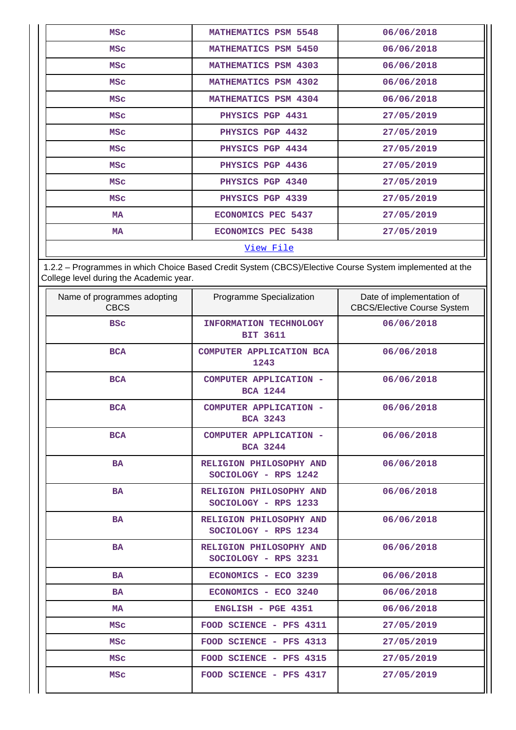| MSc | MATHEMATICS PSM 5548 | 06/06/2018 |
|---|---|---|
| MSc | MATHEMATICS PSM 5450 | 06/06/2018 |
| MSc | MATHEMATICS PSM 4303 | 06/06/2018 |
| MSc | MATHEMATICS PSM 4302 | 06/06/2018 |
| MSc | MATHEMATICS PSM 4304 | 06/06/2018 |
| MSc | PHYSICS PGP 4431 | 27/05/2019 |
| MSc | PHYSICS PGP 4432 | 27/05/2019 |
| MSc | PHYSICS PGP 4434 | 27/05/2019 |
| MSc | PHYSICS PGP 4436 | 27/05/2019 |
| MSc | PHYSICS PGP 4340 | 27/05/2019 |
| MSc | PHYSICS PGP 4339 | 27/05/2019 |
| MA | ECONOMICS PEC 5437 | 27/05/2019 |
| MA | ECONOMICS PEC 5438 | 27/05/2019 |
| View File | | |

1.2.2 – Programmes in which Choice Based Credit System (CBCS)/Elective Course System implemented at the College level during the Academic year.

| Name of programmes adopting CBCS | Programme Specialization | Date of implementation of CBCS/Elective Course System |
|---|---|---|
| BSc | INFORMATION TECHNOLOGY BIT 3611 | 06/06/2018 |
| BCA | COMPUTER APPLICATION BCA 1243 | 06/06/2018 |
| BCA | COMPUTER APPLICATION - BCA 1244 | 06/06/2018 |
| BCA | COMPUTER APPLICATION - BCA 3243 | 06/06/2018 |
| BCA | COMPUTER APPLICATION - BCA 3244 | 06/06/2018 |
| BA | RELIGION PHILOSOPHY AND SOCIOLOGY - RPS 1242 | 06/06/2018 |
| BA | RELIGION PHILOSOPHY AND SOCIOLOGY - RPS 1233 | 06/06/2018 |
| BA | RELIGION PHILOSOPHY AND SOCIOLOGY - RPS 1234 | 06/06/2018 |
| BA | RELIGION PHILOSOPHY AND SOCIOLOGY - RPS 3231 | 06/06/2018 |
| BA | ECONOMICS - ECO 3239 | 06/06/2018 |
| BA | ECONOMICS - ECO 3240 | 06/06/2018 |
| MA | ENGLISH - PGE 4351 | 06/06/2018 |
| MSc | FOOD SCIENCE - PFS 4311 | 27/05/2019 |
| MSc | FOOD SCIENCE - PFS 4313 | 27/05/2019 |
| MSc | FOOD SCIENCE - PFS 4315 | 27/05/2019 |
| MSc | FOOD SCIENCE - PFS 4317 | 27/05/2019 |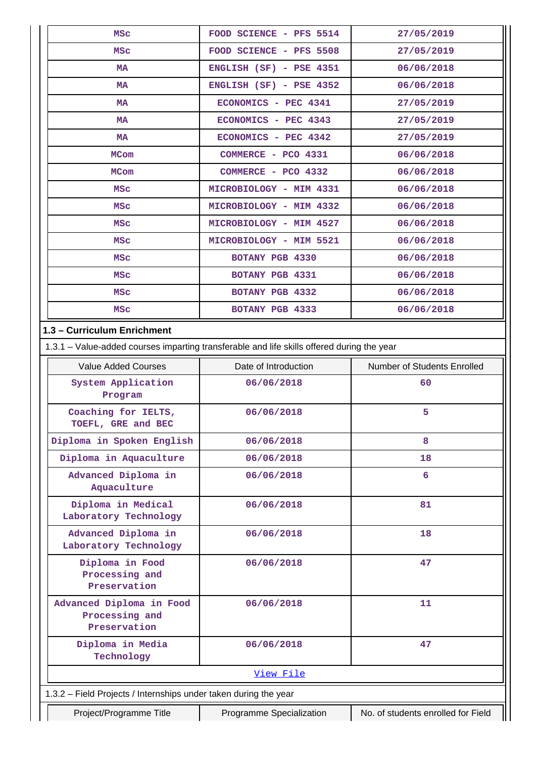| | | |
|---|---|---|
| MSc | FOOD SCIENCE - PFS 5514 | 27/05/2019 |
| MSc | FOOD SCIENCE - PFS 5508 | 27/05/2019 |
| MA | ENGLISH (SF) - PSE 4351 | 06/06/2018 |
| MA | ENGLISH (SF) - PSE 4352 | 06/06/2018 |
| MA | ECONOMICS - PEC 4341 | 27/05/2019 |
| MA | ECONOMICS - PEC 4343 | 27/05/2019 |
| MA | ECONOMICS - PEC 4342 | 27/05/2019 |
| MCom | COMMERCE - PCO 4331 | 06/06/2018 |
| MCom | COMMERCE - PCO 4332 | 06/06/2018 |
| MSc | MICROBIOLOGY - MIM 4331 | 06/06/2018 |
| MSc | MICROBIOLOGY - MIM 4332 | 06/06/2018 |
| MSc | MICROBIOLOGY - MIM 4527 | 06/06/2018 |
| MSc | MICROBIOLOGY - MIM 5521 | 06/06/2018 |
| MSc | BOTANY PGB 4330 | 06/06/2018 |
| MSc | BOTANY PGB 4331 | 06/06/2018 |
| MSc | BOTANY PGB 4332 | 06/06/2018 |
| MSc | BOTANY PGB 4333 | 06/06/2018 |

**1.3 – Curriculum Enrichment**

1.3.1 – Value-added courses imparting transferable and life skills offered during the year

| Value Added Courses | Date of Introduction | Number of Students Enrolled |
|---|---|---|
| System Application Program | 06/06/2018 | 60 |
| Coaching for IELTS, TOEFL, GRE and BEC | 06/06/2018 | 5 |
| Diploma in Spoken English | 06/06/2018 | 8 |
| Diploma in Aquaculture | 06/06/2018 | 18 |
| Advanced Diploma in Aquaculture | 06/06/2018 | 6 |
| Diploma in Medical Laboratory Technology | 06/06/2018 | 81 |
| Advanced Diploma in Laboratory Technology | 06/06/2018 | 18 |
| Diploma in Food Processing and Preservation | 06/06/2018 | 47 |
| Advanced Diploma in Food Processing and Preservation | 06/06/2018 | 11 |
| Diploma in Media Technology | 06/06/2018 | 47 |

View File

1.3.2 – Field Projects / Internships under taken during the year

| Project/Programme Title | Programme Specialization | No. of students enrolled for Field |
|---|---|---|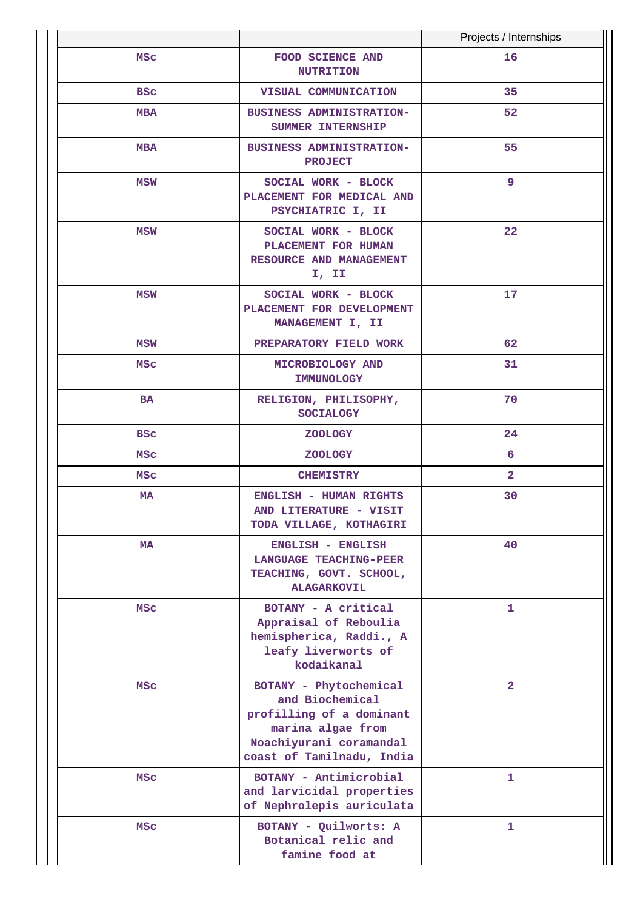| | | Projects / Internships |
|---|---|---|
| MSc | FOOD SCIENCE AND NUTRITION | 16 |
| BSc | VISUAL COMMUNICATION | 35 |
| MBA | BUSINESS ADMINISTRATION-SUMMER INTERNSHIP | 52 |
| MBA | BUSINESS ADMINISTRATION-PROJECT | 55 |
| MSW | SOCIAL WORK - BLOCK PLACEMENT FOR MEDICAL AND PSYCHIATRIC I, II | 9 |
| MSW | SOCIAL WORK - BLOCK PLACEMENT FOR HUMAN RESOURCE AND MANAGEMENT I, II | 22 |
| MSW | SOCIAL WORK - BLOCK PLACEMENT FOR DEVELOPMENT MANAGEMENT I, II | 17 |
| MSW | PREPARATORY FIELD WORK | 62 |
| MSc | MICROBIOLOGY AND IMMUNOLOGY | 31 |
| BA | RELIGION, PHILISOPHY, SOCIALOGY | 70 |
| BSc | ZOOLOGY | 24 |
| MSc | ZOOLOGY | 6 |
| MSc | CHEMISTRY | 2 |
| MA | ENGLISH - HUMAN RIGHTS AND LITERATURE - VISIT TODA VILLAGE, KOTHAGIRI | 30 |
| MA | ENGLISH - ENGLISH LANGUAGE TEACHING-PEER TEACHING, GOVT. SCHOOL, ALAGARKOVIL | 40 |
| MSc | BOTANY - A critical Appraisal of Reboulia hemispherica, Raddi., A leafy liverworts of kodaikanal | 1 |
| MSc | BOTANY - Phytochemical and Biochemical profilling of a dominant marina algae from Noachiyurani coramandal coast of Tamilnadu, India | 2 |
| MSc | BOTANY - Antimicrobial and larvicidal properties of Nephrolepis auriculata | 1 |
| MSc | BOTANY - Quilworts: A Botanical relic and famine food at | 1 |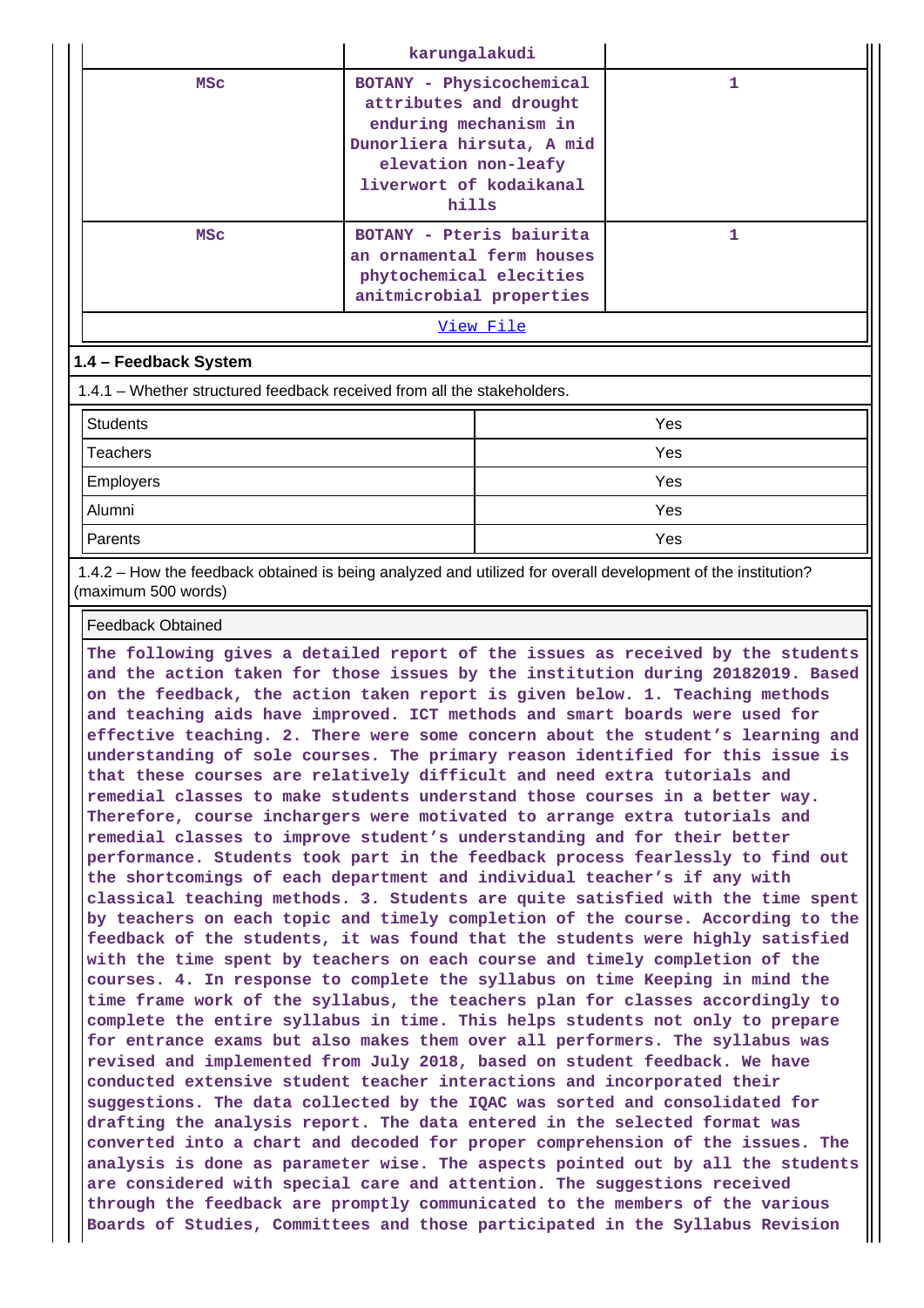| | karungalakudi | |
|---|---|---|
| MSc | BOTANY - Physicochemical attributes and drought enduring mechanism in Dunorliera hirsuta, A mid elevation non-leafy liverwort of kodaikanal hills | 1 |
| MSc | BOTANY - Pteris baiurita an ornamental ferm houses phytochemical elecities anitmicrobial properties | 1 |

View File

### 1.4 – Feedback System

1.4.1 – Whether structured feedback received from all the stakeholders.

| | |
|---|---|
| Students | Yes |
| Teachers | Yes |
| Employers | Yes |
| Alumni | Yes |
| Parents | Yes |

1.4.2 – How the feedback obtained is being analyzed and utilized for overall development of the institution? (maximum 500 words)

Feedback Obtained

**The following gives a detailed report of the issues as received by the students and the action taken for those issues by the institution during 20182019. Based on the feedback, the action taken report is given below. 1. Teaching methods and teaching aids have improved. ICT methods and smart boards were used for effective teaching. 2. There were some concern about the student's learning and understanding of sole courses. The primary reason identified for this issue is that these courses are relatively difficult and need extra tutorials and remedial classes to make students understand those courses in a better way. Therefore, course inchargers were motivated to arrange extra tutorials and remedial classes to improve student's understanding and for their better performance. Students took part in the feedback process fearlessly to find out the shortcomings of each department and individual teacher's if any with classical teaching methods. 3. Students are quite satisfied with the time spent by teachers on each topic and timely completion of the course. According to the feedback of the students, it was found that the students were highly satisfied with the time spent by teachers on each course and timely completion of the courses. 4. In response to complete the syllabus on time Keeping in mind the time frame work of the syllabus, the teachers plan for classes accordingly to complete the entire syllabus in time. This helps students not only to prepare for entrance exams but also makes them over all performers. The syllabus was revised and implemented from July 2018, based on student feedback. We have conducted extensive student teacher interactions and incorporated their suggestions. The data collected by the IQAC was sorted and consolidated for drafting the analysis report. The data entered in the selected format was converted into a chart and decoded for proper comprehension of the issues. The analysis is done as parameter wise. The aspects pointed out by all the students are considered with special care and attention. The suggestions received through the feedback are promptly communicated to the members of the various Boards of Studies, Committees and those participated in the Syllabus Revision**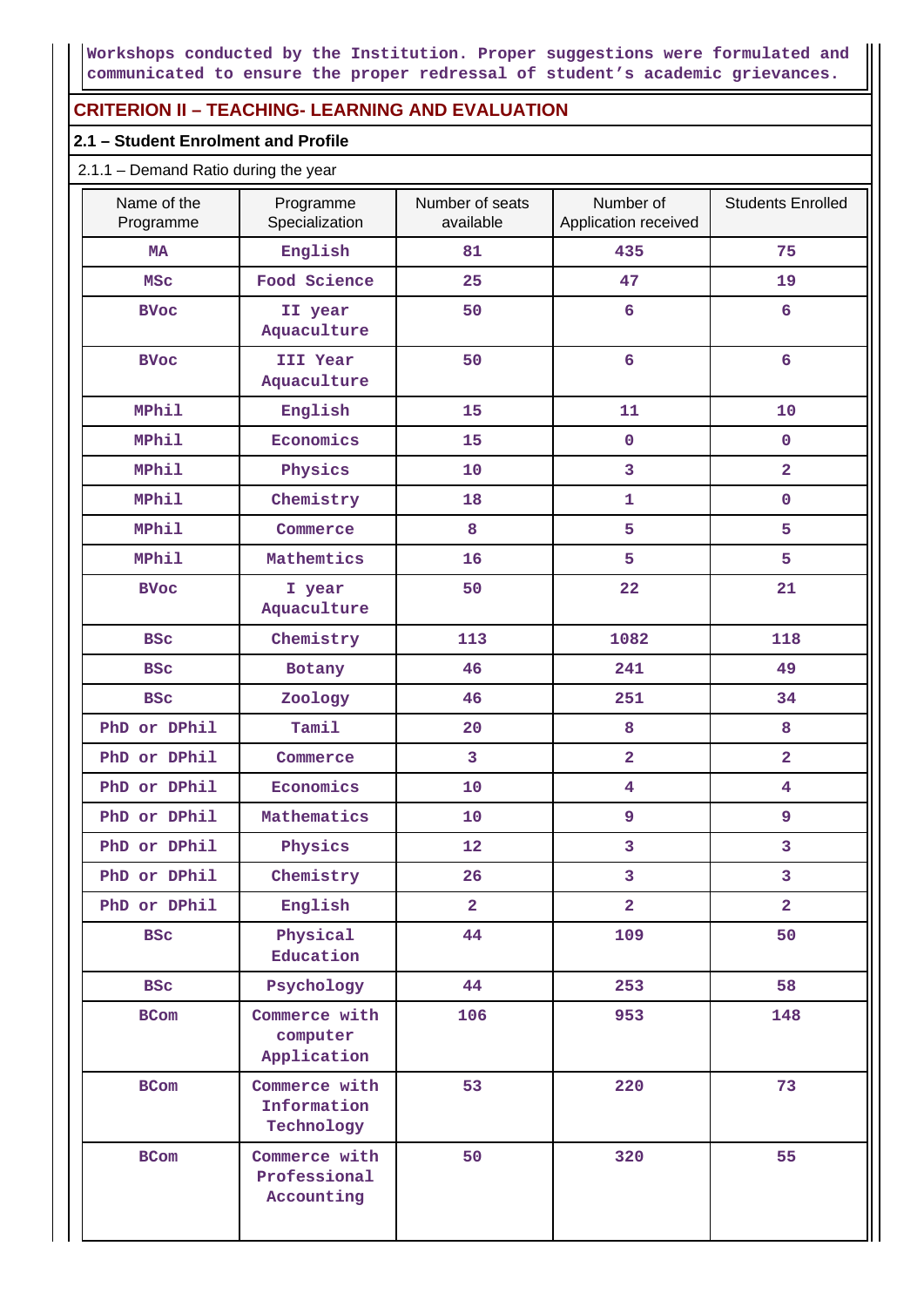Workshops conducted by the Institution. Proper suggestions were formulated and communicated to ensure the proper redressal of student's academic grievances.

## CRITERION II – TEACHING- LEARNING AND EVALUATION

### 2.1 – Student Enrolment and Profile

2.1.1 – Demand Ratio during the year

| Name of the Programme | Programme Specialization | Number of seats available | Number of Application received | Students Enrolled |
|---|---|---|---|---|
| MA | English | 81 | 435 | 75 |
| MSc | Food Science | 25 | 47 | 19 |
| BVoc | II year Aquaculture | 50 | 6 | 6 |
| BVoc | III Year Aquaculture | 50 | 6 | 6 |
| MPhil | English | 15 | 11 | 10 |
| MPhil | Economics | 15 | 0 | 0 |
| MPhil | Physics | 10 | 3 | 2 |
| MPhil | Chemistry | 18 | 1 | 0 |
| MPhil | Commerce | 8 | 5 | 5 |
| MPhil | Mathemtics | 16 | 5 | 5 |
| BVoc | I year Aquaculture | 50 | 22 | 21 |
| BSc | Chemistry | 113 | 1082 | 118 |
| BSc | Botany | 46 | 241 | 49 |
| BSc | Zoology | 46 | 251 | 34 |
| PhD or DPhil | Tamil | 20 | 8 | 8 |
| PhD or DPhil | Commerce | 3 | 2 | 2 |
| PhD or DPhil | Economics | 10 | 4 | 4 |
| PhD or DPhil | Mathematics | 10 | 9 | 9 |
| PhD or DPhil | Physics | 12 | 3 | 3 |
| PhD or DPhil | Chemistry | 26 | 3 | 3 |
| PhD or DPhil | English | 2 | 2 | 2 |
| BSc | Physical Education | 44 | 109 | 50 |
| BSc | Psychology | 44 | 253 | 58 |
| BCom | Commerce with computer Application | 106 | 953 | 148 |
| BCom | Commerce with Information Technology | 53 | 220 | 73 |
| BCom | Commerce with Professional Accounting | 50 | 320 | 55 |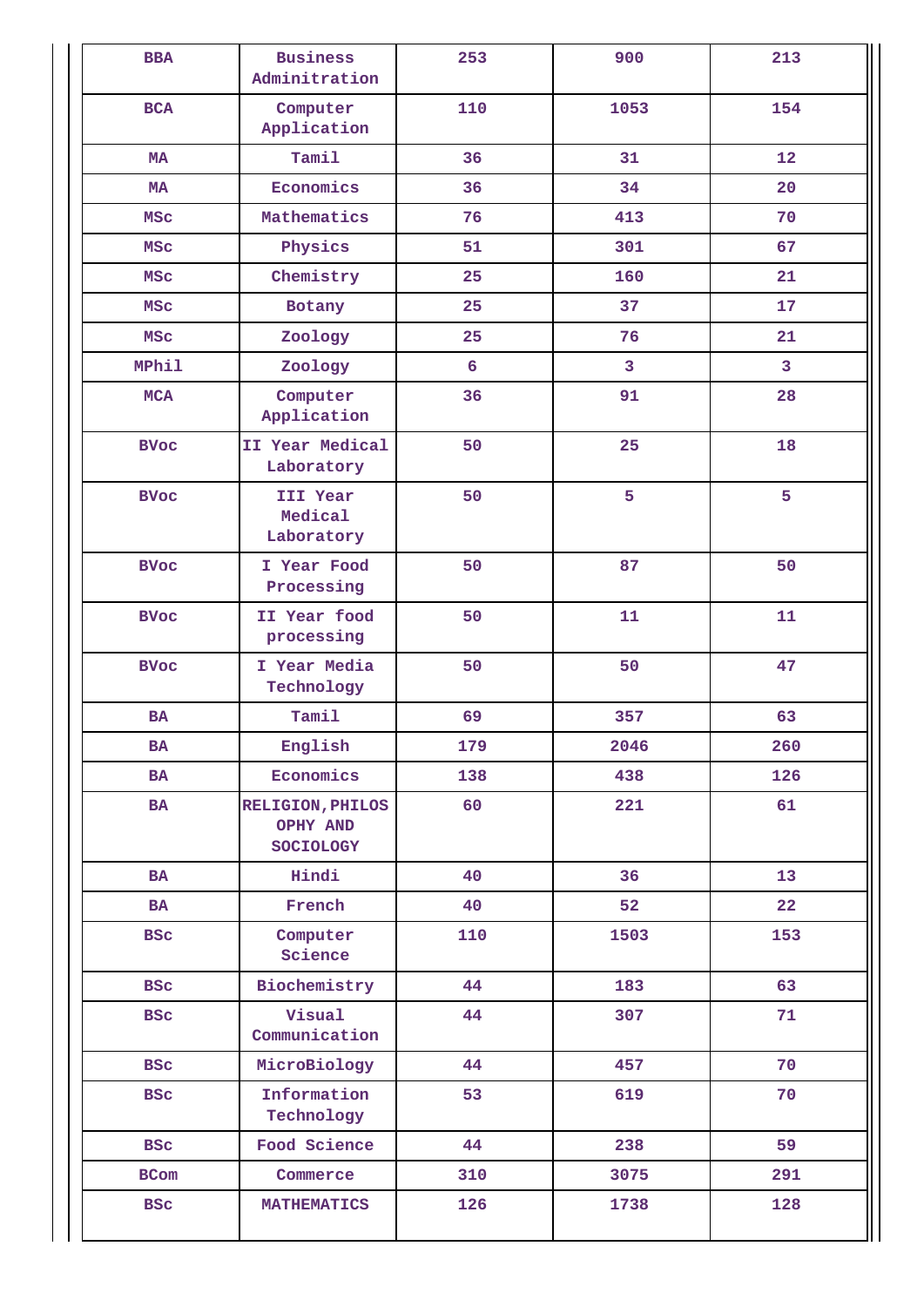| BBA | Business Adminitration | 253 | 900 | 213 |
|---|---|---|---|---|
| BCA | Computer Application | 110 | 1053 | 154 |
| MA | Tamil | 36 | 31 | 12 |
| MA | Economics | 36 | 34 | 20 |
| MSc | Mathematics | 76 | 413 | 70 |
| MSc | Physics | 51 | 301 | 67 |
| MSc | Chemistry | 25 | 160 | 21 |
| MSc | Botany | 25 | 37 | 17 |
| MSc | Zoology | 25 | 76 | 21 |
| MPhil | Zoology | 6 | 3 | 3 |
| MCA | Computer Application | 36 | 91 | 28 |
| BVoc | II Year Medical Laboratory | 50 | 25 | 18 |
| BVoc | III Year Medical Laboratory | 50 | 5 | 5 |
| BVoc | I Year Food Processing | 50 | 87 | 50 |
| BVoc | II Year food processing | 50 | 11 | 11 |
| BVoc | I Year Media Technology | 50 | 50 | 47 |
| BA | Tamil | 69 | 357 | 63 |
| BA | English | 179 | 2046 | 260 |
| BA | Economics | 138 | 438 | 126 |
| BA | RELIGION,PHILOSOPHY AND SOCIOLOGY | 60 | 221 | 61 |
| BA | Hindi | 40 | 36 | 13 |
| BA | French | 40 | 52 | 22 |
| BSc | Computer Science | 110 | 1503 | 153 |
| BSc | Biochemistry | 44 | 183 | 63 |
| BSc | Visual Communication | 44 | 307 | 71 |
| BSc | MicroBiology | 44 | 457 | 70 |
| BSc | Information Technology | 53 | 619 | 70 |
| BSc | Food Science | 44 | 238 | 59 |
| BCom | Commerce | 310 | 3075 | 291 |
| BSc | MATHEMATICS | 126 | 1738 | 128 |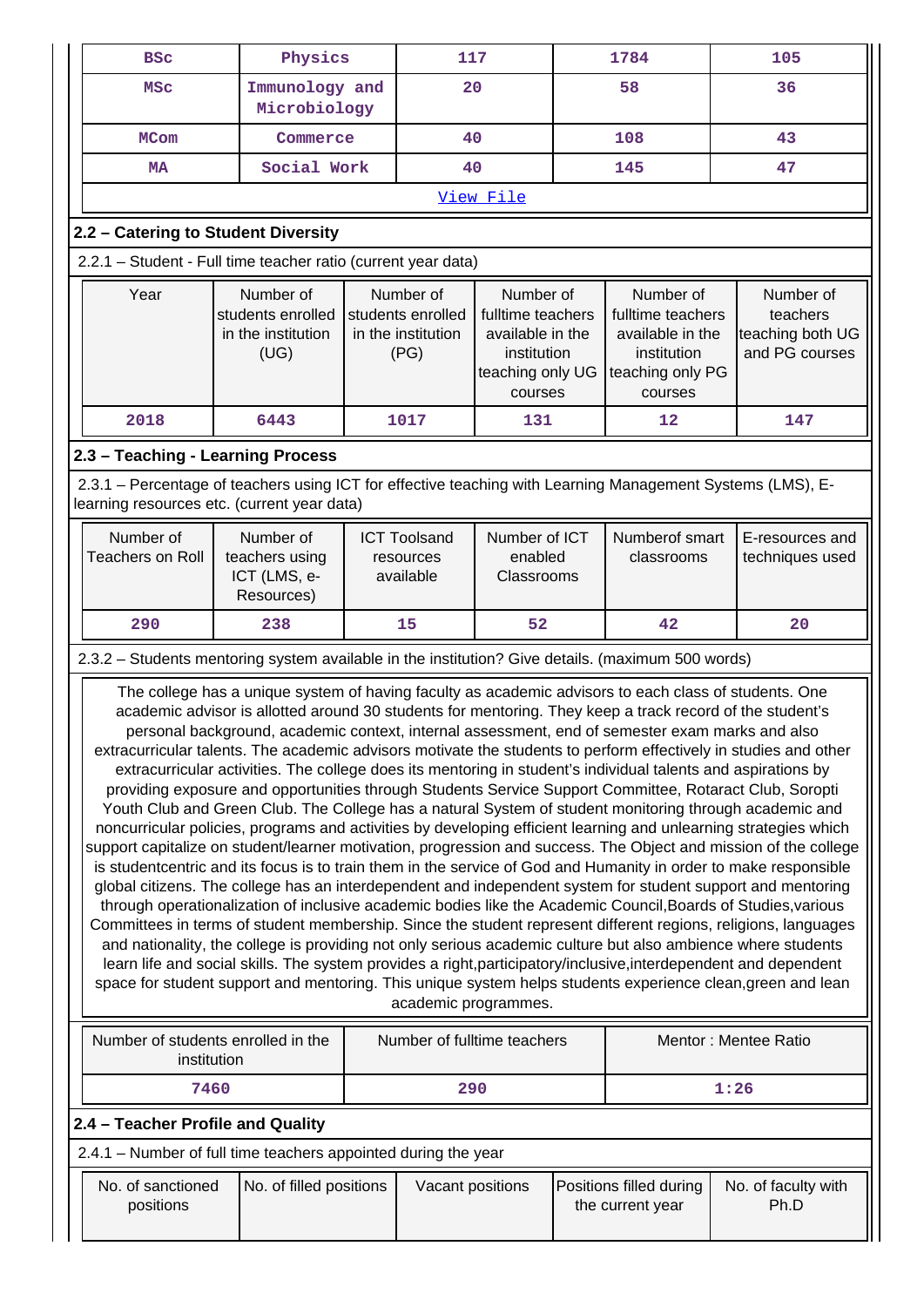| BSc | Physics | 117 | 1784 | 105 |
|---|---|---|---|---|
| MSc | Immunology and Microbiology | 20 | 58 | 36 |
| MCom | Commerce | 40 | 108 | 43 |
| MA | Social Work | 40 | 145 | 47 |

View File

## 2.2 – Catering to Student Diversity

2.2.1 – Student - Full time teacher ratio (current year data)

| Year | Number of students enrolled in the institution (UG) | Number of students enrolled in the institution (PG) | Number of fulltime teachers available in the institution teaching only UG courses | Number of fulltime teachers available in the institution teaching only PG courses | Number of teachers teaching both UG and PG courses |
|---|---|---|---|---|---|
| 2018 | 6443 | 1017 | 131 | 12 | 147 |

## 2.3 – Teaching - Learning Process

2.3.1 – Percentage of teachers using ICT for effective teaching with Learning Management Systems (LMS), E-learning resources etc. (current year data)

| Number of Teachers on Roll | Number of teachers using ICT (LMS, e-Resources) | ICT Toolsand resources available | Number of ICT enabled Classrooms | Numberof smart classrooms | E-resources and techniques used |
|---|---|---|---|---|---|
| 290 | 238 | 15 | 52 | 42 | 20 |

2.3.2 – Students mentoring system available in the institution? Give details. (maximum 500 words)

The college has a unique system of having faculty as academic advisors to each class of students. One academic advisor is allotted around 30 students for mentoring. They keep a track record of the student's personal background, academic context, internal assessment, end of semester exam marks and also extracurricular talents. The academic advisors motivate the students to perform effectively in studies and other extracurricular activities. The college does its mentoring in student's individual talents and aspirations by providing exposure and opportunities through Students Service Support Committee, Rotaract Club, Soropti Youth Club and Green Club. The College has a natural System of student monitoring through academic and noncurricular policies, programs and activities by developing efficient learning and unlearning strategies which support capitalize on student/learner motivation, progression and success. The Object and mission of the college is studentcentric and its focus is to train them in the service of God and Humanity in order to make responsible global citizens. The college has an interdependent and independent system for student support and mentoring through operationalization of inclusive academic bodies like the Academic Council,Boards of Studies,various Committees in terms of student membership. Since the student represent different regions, religions, languages and nationality, the college is providing not only serious academic culture but also ambience where students learn life and social skills. The system provides a right,participatory/inclusive,interdependent and dependent space for student support and mentoring. This unique system helps students experience clean,green and lean academic programmes.

| Number of students enrolled in the institution | Number of fulltime teachers | Mentor : Mentee Ratio |
|---|---|---|
| 7460 | 290 | 1:26 |

## 2.4 – Teacher Profile and Quality

2.4.1 – Number of full time teachers appointed during the year

| No. of sanctioned positions | No. of filled positions | Vacant positions | Positions filled during the current year | No. of faculty with Ph.D |
|---|---|---|---|---|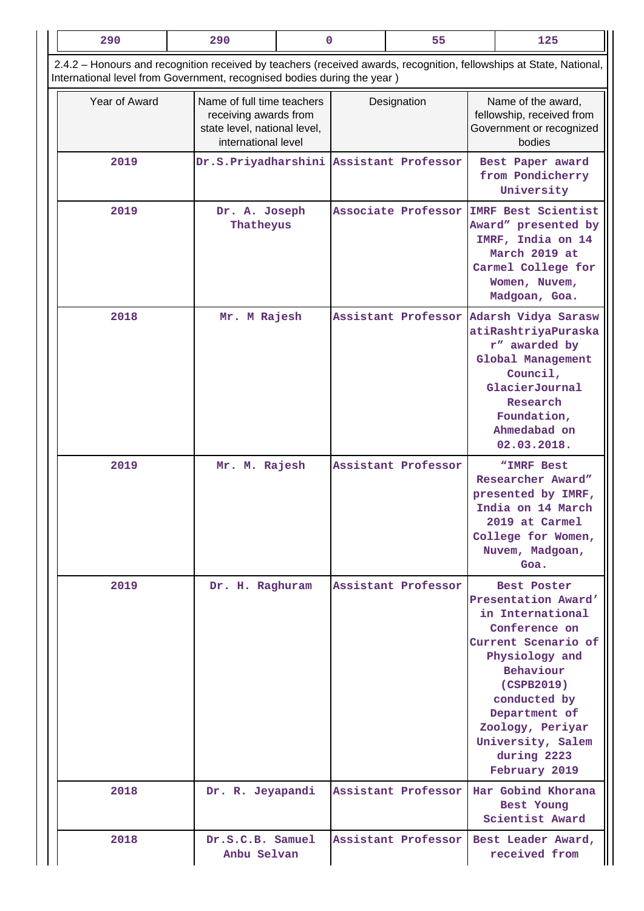| 290 | 290 | 0 | 55 | 125 |
|---|---|---|---|---|

2.4.2 – Honours and recognition received by teachers (received awards, recognition, fellowships at State, National, International level from Government, recognised bodies during the year )

| Year of Award | Name of full time teachers receiving awards from state level, national level, international level | Designation | Name of the award, fellowship, received from Government or recognized bodies |
|---|---|---|---|
| 2019 | Dr.S.Priyadharshini | Assistant Professor | Best Paper award from Pondicherry University |
| 2019 | Dr. A. Joseph Thatheyus | Associate Professor | IMRF Best Scientist Award" presented by IMRF, India on 14 March 2019 at Carmel College for Women, Nuvem, Madgoan, Goa. |
| 2018 | Mr. M Rajesh | Assistant Professor | Adarsh Vidya Saraswati Rashtriya Puraskar" awarded by Global Management Council, GlacierJournal Research Foundation, Ahmedabad on 02.03.2018. |
| 2019 | Mr. M. Rajesh | Assistant Professor | "IMRF Best Researcher Award" presented by IMRF, India on 14 March 2019 at Carmel College for Women, Nuvem, Madgoan, Goa. |
| 2019 | Dr. H. Raghuram | Assistant Professor | Best Poster Presentation Award' in International Conference on Current Scenario of Physiology and Behaviour (CSPB2019) conducted by Department of Zoology, Periyar University, Salem during 2223 February 2019 |
| 2018 | Dr. R. Jeyapandi | Assistant Professor | Har Gobind Khorana Best Young Scientist Award |
| 2018 | Dr.S.C.B. Samuel Anbu Selvan | Assistant Professor | Best Leader Award, received from |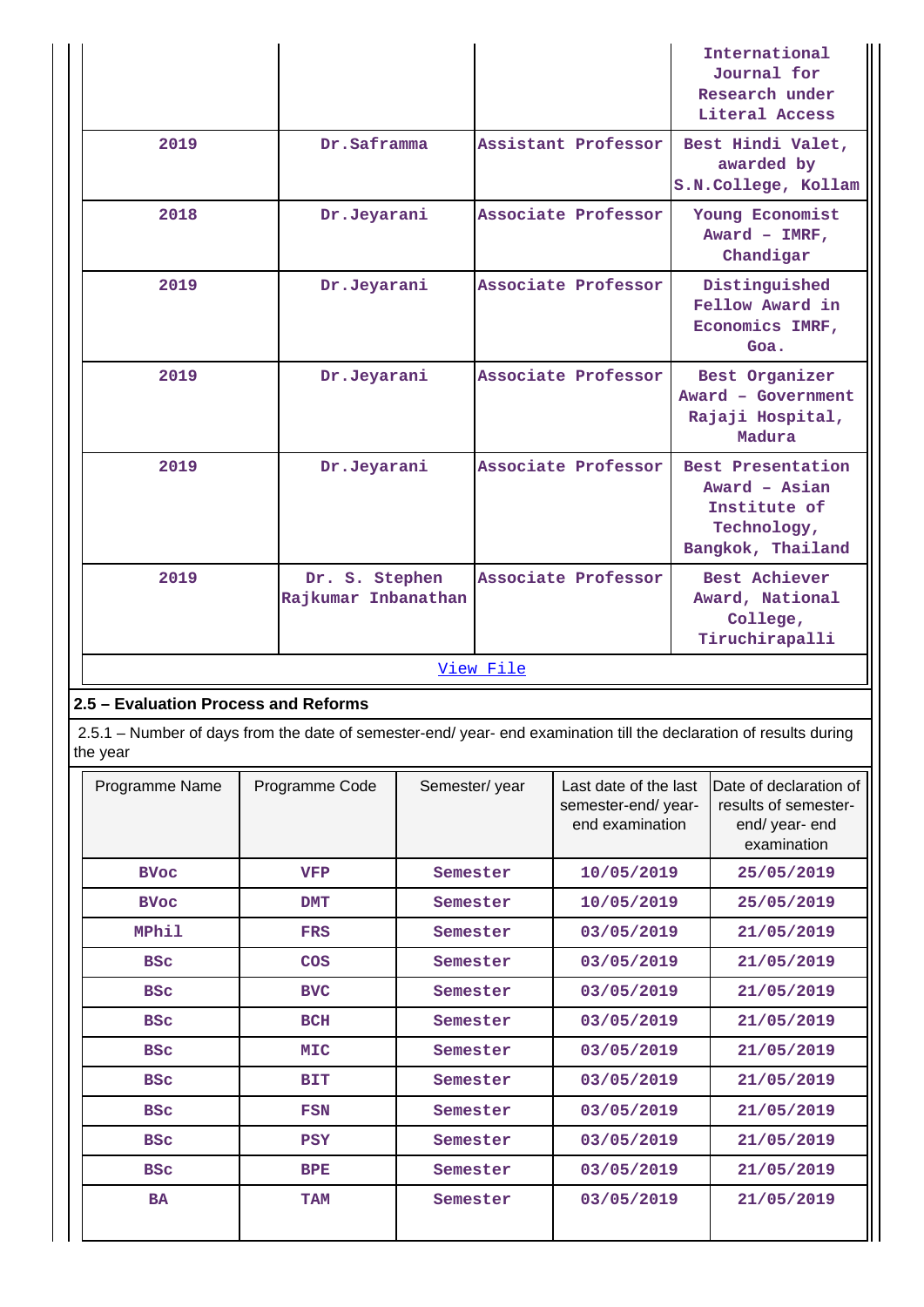| | | | International Journal for Research under Literal Access |
|---|---|---|---|
| 2019 | Dr.Saframma | Assistant Professor | Best Hindi Valet, awarded by S.N.College, Kollam |
| 2018 | Dr.Jeyarani | Associate Professor | Young Economist Award – IMRF, Chandigar |
| 2019 | Dr.Jeyarani | Associate Professor | Distinguished Fellow Award in Economics IMRF, Goa. |
| 2019 | Dr.Jeyarani | Associate Professor | Best Organizer Award – Government Rajaji Hospital, Madura |
| 2019 | Dr.Jeyarani | Associate Professor | Best Presentation Award – Asian Institute of Technology, Bangkok, Thailand |
| 2019 | Dr. S. Stephen Rajkumar Inbanathan | Associate Professor | Best Achiever Award, National College, Tiruchirapalli |

View File

## 2.5 – Evaluation Process and Reforms

2.5.1 – Number of days from the date of semester-end/ year- end examination till the declaration of results during the year

| Programme Name | Programme Code | Semester/ year | Last date of the last semester-end/ year- end examination | Date of declaration of results of semester- end/ year- end examination |
|---|---|---|---|---|
| BVoc | VFP | Semester | 10/05/2019 | 25/05/2019 |
| BVoc | DMT | Semester | 10/05/2019 | 25/05/2019 |
| MPhil | FRS | Semester | 03/05/2019 | 21/05/2019 |
| BSc | COS | Semester | 03/05/2019 | 21/05/2019 |
| BSc | BVC | Semester | 03/05/2019 | 21/05/2019 |
| BSc | BCH | Semester | 03/05/2019 | 21/05/2019 |
| BSc | MIC | Semester | 03/05/2019 | 21/05/2019 |
| BSc | BIT | Semester | 03/05/2019 | 21/05/2019 |
| BSc | FSN | Semester | 03/05/2019 | 21/05/2019 |
| BSc | PSY | Semester | 03/05/2019 | 21/05/2019 |
| BSc | BPE | Semester | 03/05/2019 | 21/05/2019 |
| BA | TAM | Semester | 03/05/2019 | 21/05/2019 |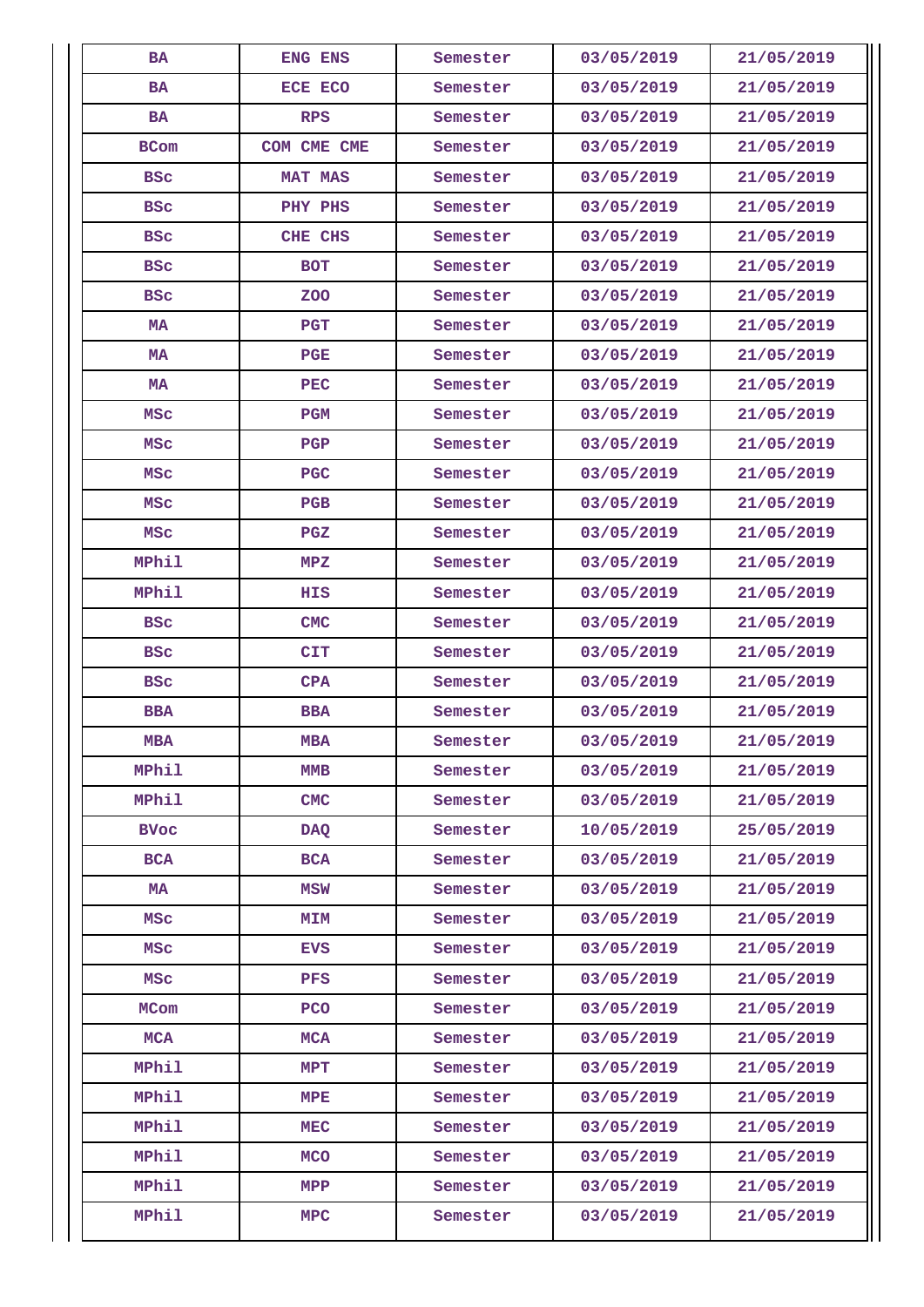| BA | ENG ENS | Semester | 03/05/2019 | 21/05/2019 |
|---|---|---|---|---|
| BA | ECE ECO | Semester | 03/05/2019 | 21/05/2019 |
| BA | RPS | Semester | 03/05/2019 | 21/05/2019 |
| BCom | COM CME CME | Semester | 03/05/2019 | 21/05/2019 |
| BSc | MAT MAS | Semester | 03/05/2019 | 21/05/2019 |
| BSc | PHY PHS | Semester | 03/05/2019 | 21/05/2019 |
| BSc | CHE CHS | Semester | 03/05/2019 | 21/05/2019 |
| BSc | BOT | Semester | 03/05/2019 | 21/05/2019 |
| BSc | ZOO | Semester | 03/05/2019 | 21/05/2019 |
| MA | PGT | Semester | 03/05/2019 | 21/05/2019 |
| MA | PGE | Semester | 03/05/2019 | 21/05/2019 |
| MA | PEC | Semester | 03/05/2019 | 21/05/2019 |
| MSc | PGM | Semester | 03/05/2019 | 21/05/2019 |
| MSc | PGP | Semester | 03/05/2019 | 21/05/2019 |
| MSc | PGC | Semester | 03/05/2019 | 21/05/2019 |
| MSc | PGB | Semester | 03/05/2019 | 21/05/2019 |
| MSc | PGZ | Semester | 03/05/2019 | 21/05/2019 |
| MPhil | MPZ | Semester | 03/05/2019 | 21/05/2019 |
| MPhil | HIS | Semester | 03/05/2019 | 21/05/2019 |
| BSc | CMC | Semester | 03/05/2019 | 21/05/2019 |
| BSc | CIT | Semester | 03/05/2019 | 21/05/2019 |
| BSc | CPA | Semester | 03/05/2019 | 21/05/2019 |
| BBA | BBA | Semester | 03/05/2019 | 21/05/2019 |
| MBA | MBA | Semester | 03/05/2019 | 21/05/2019 |
| MPhil | MMB | Semester | 03/05/2019 | 21/05/2019 |
| MPhil | CMC | Semester | 03/05/2019 | 21/05/2019 |
| BVoc | DAQ | Semester | 10/05/2019 | 25/05/2019 |
| BCA | BCA | Semester | 03/05/2019 | 21/05/2019 |
| MA | MSW | Semester | 03/05/2019 | 21/05/2019 |
| MSc | MIM | Semester | 03/05/2019 | 21/05/2019 |
| MSc | EVS | Semester | 03/05/2019 | 21/05/2019 |
| MSc | PFS | Semester | 03/05/2019 | 21/05/2019 |
| MCom | PCO | Semester | 03/05/2019 | 21/05/2019 |
| MCA | MCA | Semester | 03/05/2019 | 21/05/2019 |
| MPhil | MPT | Semester | 03/05/2019 | 21/05/2019 |
| MPhil | MPE | Semester | 03/05/2019 | 21/05/2019 |
| MPhil | MEC | Semester | 03/05/2019 | 21/05/2019 |
| MPhil | MCO | Semester | 03/05/2019 | 21/05/2019 |
| MPhil | MPP | Semester | 03/05/2019 | 21/05/2019 |
| MPhil | MPC | Semester | 03/05/2019 | 21/05/2019 |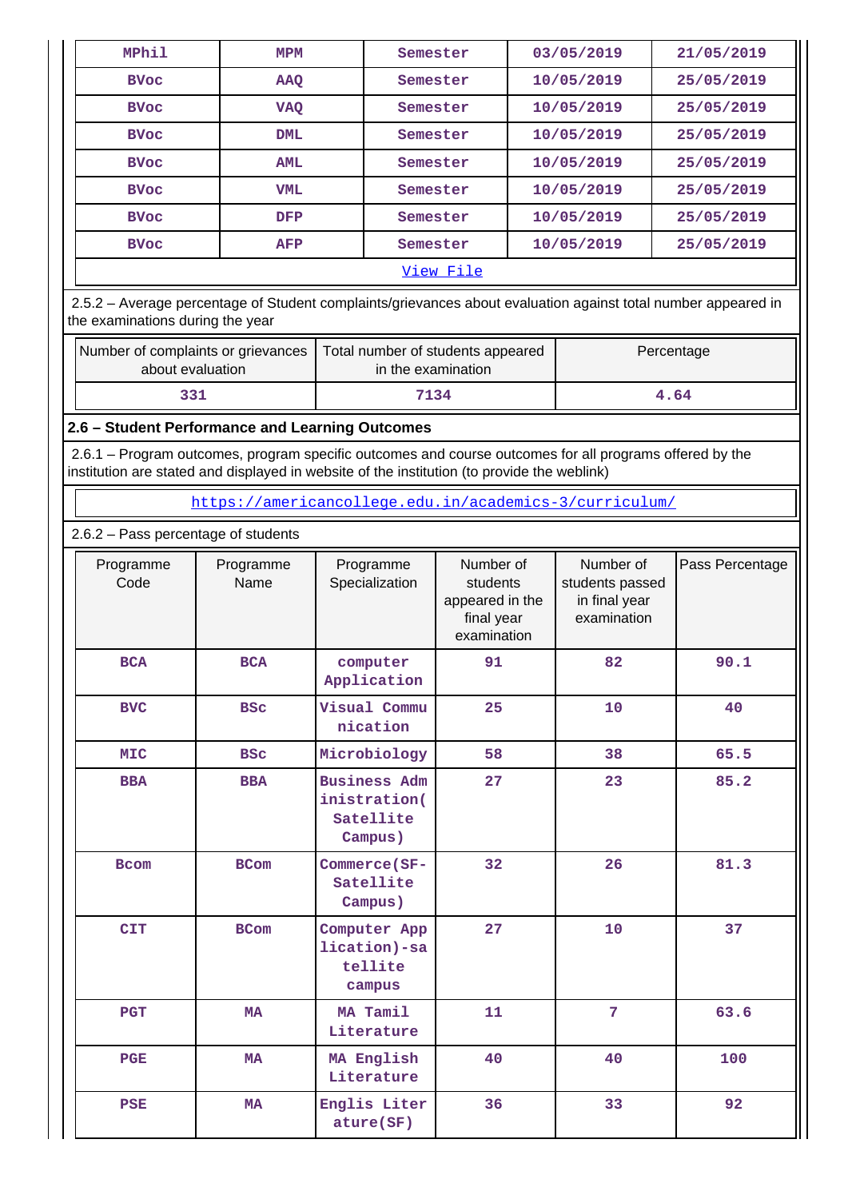| MPhil | MPM | Semester | 03/05/2019 | 21/05/2019 |
|---|---|---|---|---|
| BVoc | AAQ | Semester | 10/05/2019 | 25/05/2019 |
| BVoc | VAQ | Semester | 10/05/2019 | 25/05/2019 |
| BVoc | DML | Semester | 10/05/2019 | 25/05/2019 |
| BVoc | AML | Semester | 10/05/2019 | 25/05/2019 |
| BVoc | VML | Semester | 10/05/2019 | 25/05/2019 |
| BVoc | DFP | Semester | 10/05/2019 | 25/05/2019 |
| BVoc | AFP | Semester | 10/05/2019 | 25/05/2019 |

View File

2.5.2 – Average percentage of Student complaints/grievances about evaluation against total number appeared in the examinations during the year

| Number of complaints or grievances about evaluation | Total number of students appeared in the examination | Percentage |
|---|---|---|
| 331 | 7134 | 4.64 |

## 2.6 – Student Performance and Learning Outcomes

2.6.1 – Program outcomes, program specific outcomes and course outcomes for all programs offered by the institution are stated and displayed in website of the institution (to provide the weblink)

https://americancollege.edu.in/academics-3/curriculum/

2.6.2 – Pass percentage of students

| Programme Code | Programme Name | Programme Specialization | Number of students appeared in the final year examination | Number of students passed in final year examination | Pass Percentage |
|---|---|---|---|---|---|
| BCA | BCA | computer Application | 91 | 82 | 90.1 |
| BVC | BSc | Visual Communication | 25 | 10 | 40 |
| MIC | BSc | Microbiology | 58 | 38 | 65.5 |
| BBA | BBA | Business Administration(Satellite Campus) | 27 | 23 | 85.2 |
| Bcom | BCom | Commerce(SF-Satellite Campus) | 32 | 26 | 81.3 |
| CIT | BCom | Computer Application)-satellite campus | 27 | 10 | 37 |
| PGT | MA | MA Tamil Literature | 11 | 7 | 63.6 |
| PGE | MA | MA English Literature | 40 | 40 | 100 |
| PSE | MA | Englis Literature(SF) | 36 | 33 | 92 |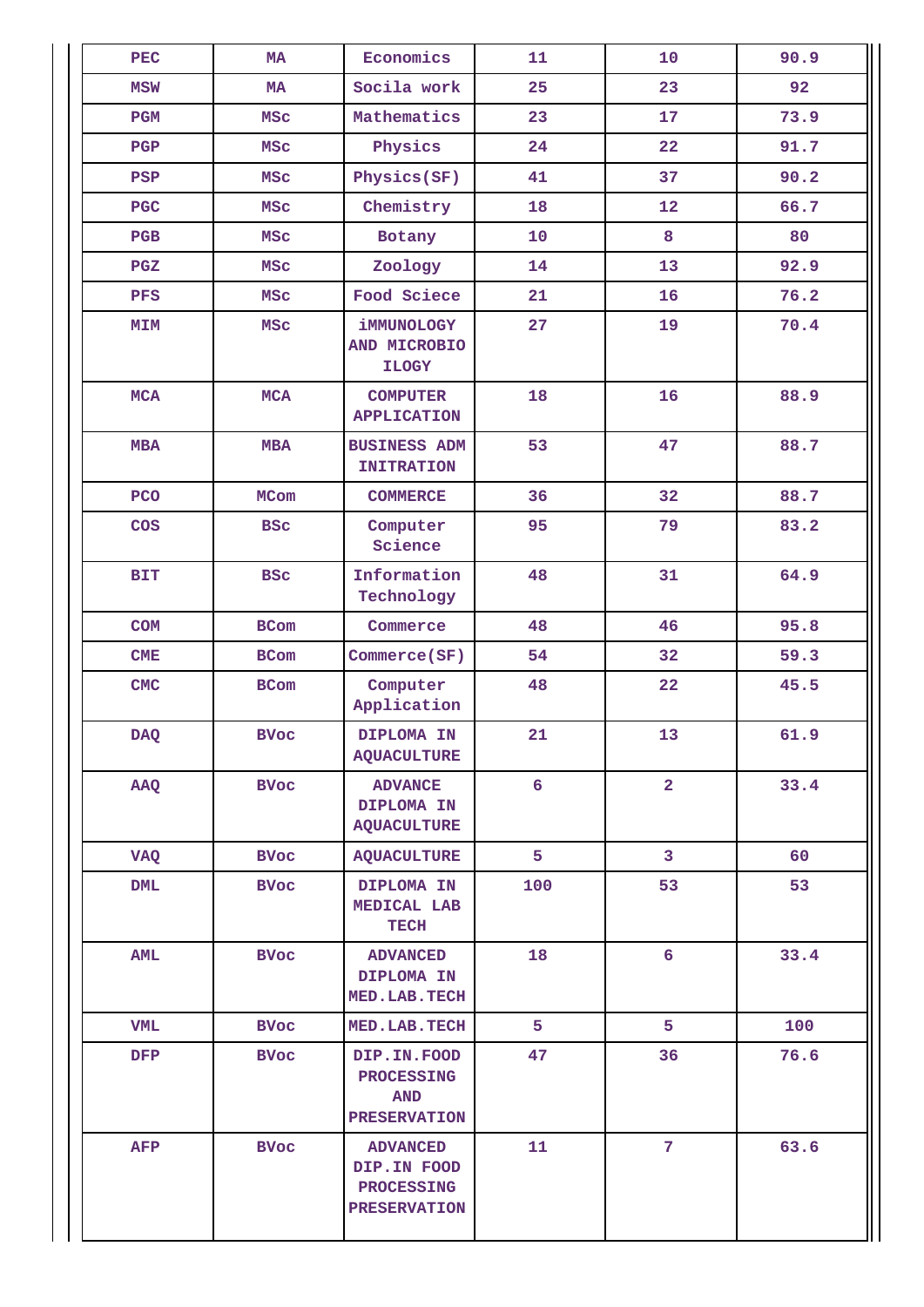| PEC | MA | Economics | 11 | 10 | 90.9 |
|---|---|---|---|---|---|
| MSW | MA | Socila work | 25 | 23 | 92 |
| PGM | MSc | Mathematics | 23 | 17 | 73.9 |
| PGP | MSc | Physics | 24 | 22 | 91.7 |
| PSP | MSc | Physics(SF) | 41 | 37 | 90.2 |
| PGC | MSc | Chemistry | 18 | 12 | 66.7 |
| PGB | MSc | Botany | 10 | 8 | 80 |
| PGZ | MSc | Zoology | 14 | 13 | 92.9 |
| PFS | MSc | Food Sciece | 21 | 16 | 76.2 |
| MIM | MSc | iMMUNOLOGY AND MICROBIO ILOGY | 27 | 19 | 70.4 |
| MCA | MCA | COMPUTER APPLICATION | 18 | 16 | 88.9 |
| MBA | MBA | BUSINESS ADM INITRATION | 53 | 47 | 88.7 |
| PCO | MCom | COMMERCE | 36 | 32 | 88.7 |
| COS | BSc | Computer Science | 95 | 79 | 83.2 |
| BIT | BSc | Information Technology | 48 | 31 | 64.9 |
| COM | BCom | Commerce | 48 | 46 | 95.8 |
| CME | BCom | Commerce(SF) | 54 | 32 | 59.3 |
| CMC | BCom | Computer Application | 48 | 22 | 45.5 |
| DAQ | BVoc | DIPLOMA IN AQUACULTURE | 21 | 13 | 61.9 |
| AAQ | BVoc | ADVANCE DIPLOMA IN AQUACULTURE | 6 | 2 | 33.4 |
| VAQ | BVoc | AQUACULTURE | 5 | 3 | 60 |
| DML | BVoc | DIPLOMA IN MEDICAL LAB TECH | 100 | 53 | 53 |
| AML | BVoc | ADVANCED DIPLOMA IN MED.LAB.TECH | 18 | 6 | 33.4 |
| VML | BVoc | MED.LAB.TECH | 5 | 5 | 100 |
| DFP | BVoc | DIP.IN.FOOD PROCESSING AND PRESERVATION | 47 | 36 | 76.6 |
| AFP | BVoc | ADVANCED DIP.IN FOOD PROCESSING PRESERVATION | 11 | 7 | 63.6 |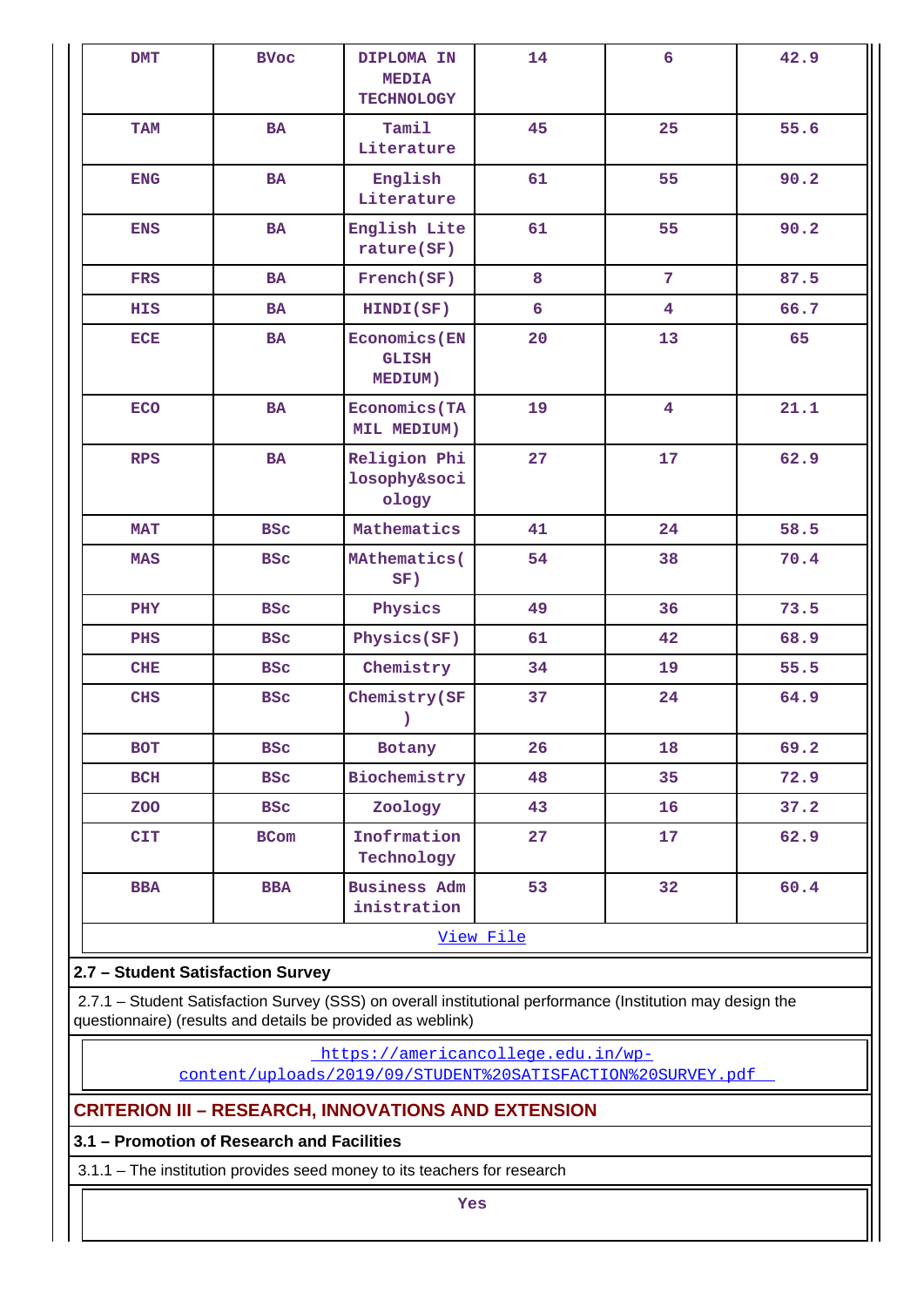| DMT | BVoc | DIPLOMA IN MEDIA TECHNOLOGY | 14 | 6 | 42.9 |
|---|---|---|---|---|---|
| TAM | BA | Tamil Literature | 45 | 25 | 55.6 |
| ENG | BA | English Literature | 61 | 55 | 90.2 |
| ENS | BA | English Literature(SF) | 61 | 55 | 90.2 |
| FRS | BA | French(SF) | 8 | 7 | 87.5 |
| HIS | BA | HINDI(SF) | 6 | 4 | 66.7 |
| ECE | BA | Economics(ENGLISH MEDIUM) | 20 | 13 | 65 |
| ECO | BA | Economics(TAMIL MEDIUM) | 19 | 4 | 21.1 |
| RPS | BA | Religion Philosophy&sociology | 27 | 17 | 62.9 |
| MAT | BSc | Mathematics | 41 | 24 | 58.5 |
| MAS | BSc | MAthematics(SF) | 54 | 38 | 70.4 |
| PHY | BSc | Physics | 49 | 36 | 73.5 |
| PHS | BSc | Physics(SF) | 61 | 42 | 68.9 |
| CHE | BSc | Chemistry | 34 | 19 | 55.5 |
| CHS | BSc | Chemistry(SF) | 37 | 24 | 64.9 |
| BOT | BSc | Botany | 26 | 18 | 69.2 |
| BCH | BSc | Biochemistry | 48 | 35 | 72.9 |
| ZOO | BSc | Zoology | 43 | 16 | 37.2 |
| CIT | BCom | Inofrmation Technology | 27 | 17 | 62.9 |
| BBA | BBA | Business Administration | 53 | 32 | 60.4 |

View File

**2.7 – Student Satisfaction Survey**

2.7.1 – Student Satisfaction Survey (SSS) on overall institutional performance (Institution may design the questionnaire) (results and details be provided as weblink)

https://americancollege.edu.in/wp-content/uploads/2019/09/STUDENT%20SATISFACTION%20SURVEY.pdf

## CRITERION III – RESEARCH, INNOVATIONS AND EXTENSION

**3.1 – Promotion of Research and Facilities**

3.1.1 – The institution provides seed money to its teachers for research

Yes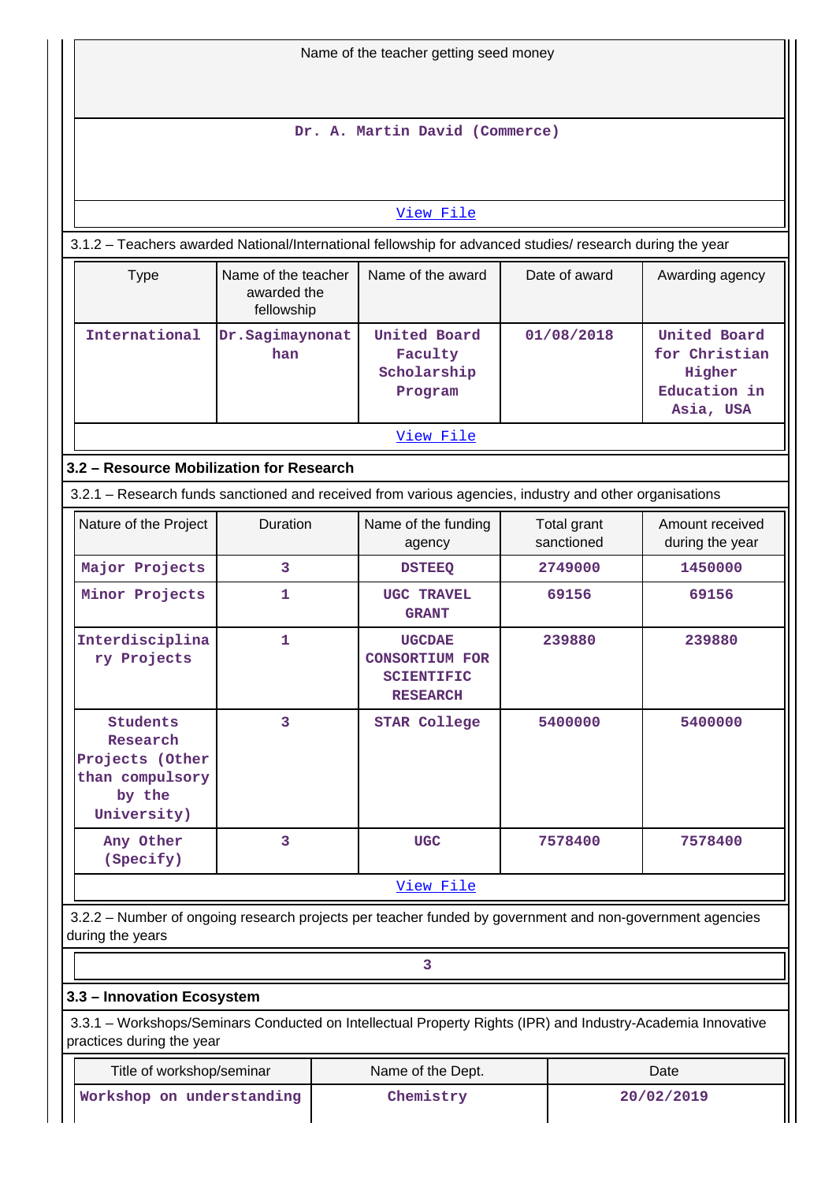| Name of the teacher getting seed money |
|---|
| Dr. A. Martin David (Commerce) |
| [View File](#) |

3.1.2 – Teachers awarded National/International fellowship for advanced studies/ research during the year

| Type | Name of the teacher awarded the fellowship | Name of the award | Date of award | Awarding agency |
|---|---|---|---|---|
| International | Dr.Sagimaynonathan | United Board Faculty Scholarship Program | 01/08/2018 | United Board for Christian Higher Education in Asia, USA |
| [View File](#) | | | | |

### 3.2 – Resource Mobilization for Research

3.2.1 – Research funds sanctioned and received from various agencies, industry and other organisations

| Nature of the Project | Duration | Name of the funding agency | Total grant sanctioned | Amount received during the year |
|---|---|---|---|---|
| Major Projects | 3 | DSTEEQ | 2749000 | 1450000 |
| Minor Projects | 1 | UGC TRAVEL GRANT | 69156 | 69156 |
| Interdisciplinary Projects | 1 | UGCDAE CONSORTIUM FOR SCIENTIFIC RESEARCH | 239880 | 239880 |
| Students Research Projects (Other than compulsory by the University) | 3 | STAR College | 5400000 | 5400000 |
| Any Other (Specify) | 3 | UGC | 7578400 | 7578400 |
| [View File](#) | | | | |

3.2.2 – Number of ongoing research projects per teacher funded by government and non-government agencies during the years

| 3 |
|---|

### 3.3 – Innovation Ecosystem

3.3.1 – Workshops/Seminars Conducted on Intellectual Property Rights (IPR) and Industry-Academia Innovative practices during the year

| Title of workshop/seminar | Name of the Dept. | Date |
|---|---|---|
| Workshop on understanding | Chemistry | 20/02/2019 |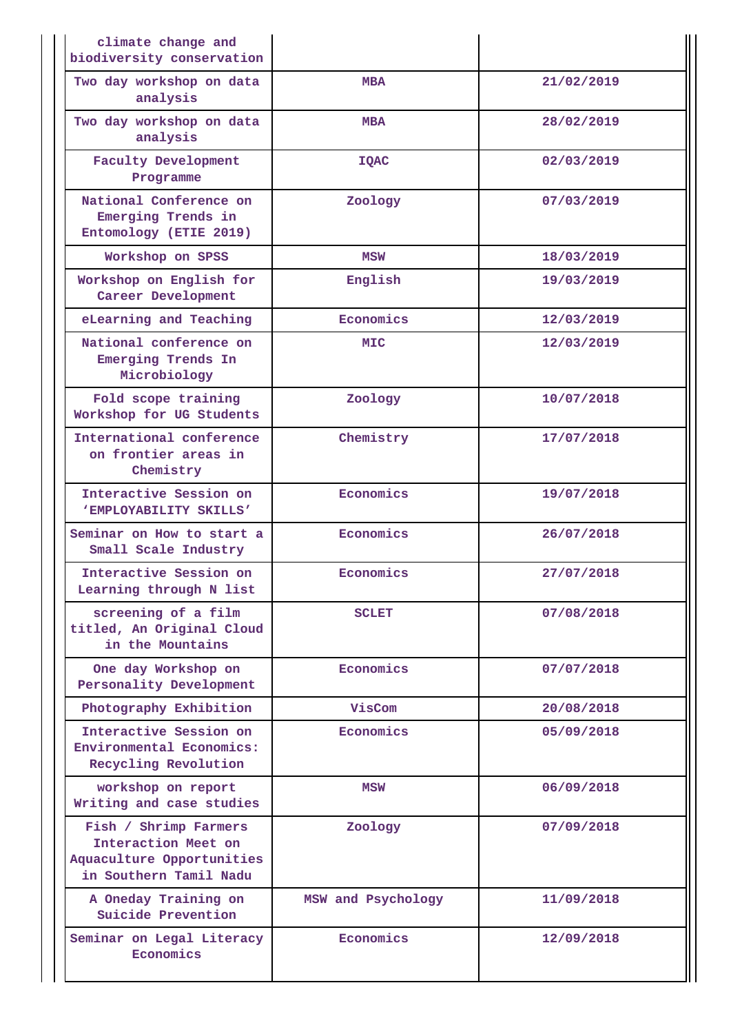| | | |
|---|---|---|
| climate change and biodiversity conservation | | |
| Two day workshop on data analysis | MBA | 21/02/2019 |
| Two day workshop on data analysis | MBA | 28/02/2019 |
| Faculty Development Programme | IQAC | 02/03/2019 |
| National Conference on Emerging Trends in Entomology (ETIE 2019) | Zoology | 07/03/2019 |
| Workshop on SPSS | MSW | 18/03/2019 |
| Workshop on English for Career Development | English | 19/03/2019 |
| eLearning and Teaching | Economics | 12/03/2019 |
| National conference on Emerging Trends In Microbiology | MIC | 12/03/2019 |
| Fold scope training Workshop for UG Students | Zoology | 10/07/2018 |
| International conference on frontier areas in Chemistry | Chemistry | 17/07/2018 |
| Interactive Session on 'EMPLOYABILITY SKILLS' | Economics | 19/07/2018 |
| Seminar on How to start a Small Scale Industry | Economics | 26/07/2018 |
| Interactive Session on Learning through N list | Economics | 27/07/2018 |
| screening of a film titled, An Original Cloud in the Mountains | SCLET | 07/08/2018 |
| One day Workshop on Personality Development | Economics | 07/07/2018 |
| Photography Exhibition | VisCom | 20/08/2018 |
| Interactive Session on Environmental Economics: Recycling Revolution | Economics | 05/09/2018 |
| workshop on report Writing and case studies | MSW | 06/09/2018 |
| Fish / Shrimp Farmers Interaction Meet on Aquaculture Opportunities in Southern Tamil Nadu | Zoology | 07/09/2018 |
| A Oneday Training on Suicide Prevention | MSW and Psychology | 11/09/2018 |
| Seminar on Legal Literacy Economics | Economics | 12/09/2018 |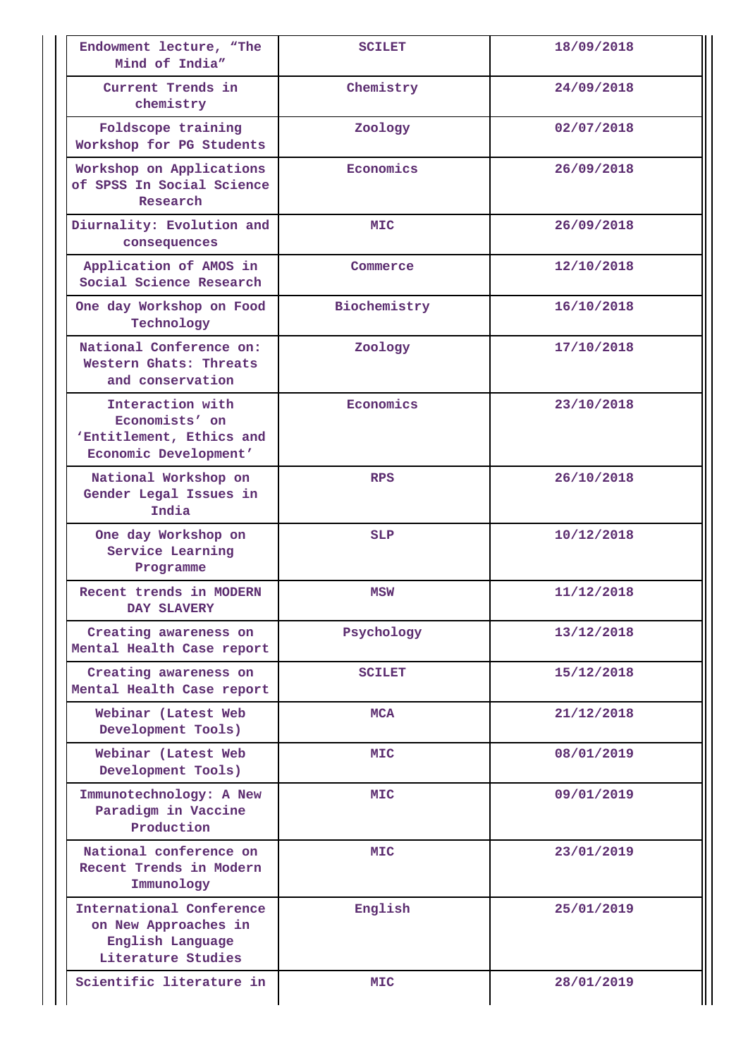| Endowment lecture, “The Mind of India” | SCILET | 18/09/2018 |
|---|---|---|
| Current Trends in chemistry | Chemistry | 24/09/2018 |
| Foldscope training Workshop for PG Students | Zoology | 02/07/2018 |
| Workshop on Applications of SPSS In Social Science Research | Economics | 26/09/2018 |
| Diurnality: Evolution and consequences | MIC | 26/09/2018 |
| Application of AMOS in Social Science Research | Commerce | 12/10/2018 |
| One day Workshop on Food Technology | Biochemistry | 16/10/2018 |
| National Conference on: Western Ghats: Threats and conservation | Zoology | 17/10/2018 |
| Interaction with Economists’ on ‘Entitlement, Ethics and Economic Development’ | Economics | 23/10/2018 |
| National Workshop on Gender Legal Issues in India | RPS | 26/10/2018 |
| One day Workshop on Service Learning Programme | SLP | 10/12/2018 |
| Recent trends in MODERN DAY SLAVERY | MSW | 11/12/2018 |
| Creating awareness on Mental Health Case report | Psychology | 13/12/2018 |
| Creating awareness on Mental Health Case report | SCILET | 15/12/2018 |
| Webinar (Latest Web Development Tools) | MCA | 21/12/2018 |
| Webinar (Latest Web Development Tools) | MIC | 08/01/2019 |
| Immunotechnology: A New Paradigm in Vaccine Production | MIC | 09/01/2019 |
| National conference on Recent Trends in Modern Immunology | MIC | 23/01/2019 |
| International Conference on New Approaches in English Language Literature Studies | English | 25/01/2019 |
| Scientific literature in | MIC | 28/01/2019 |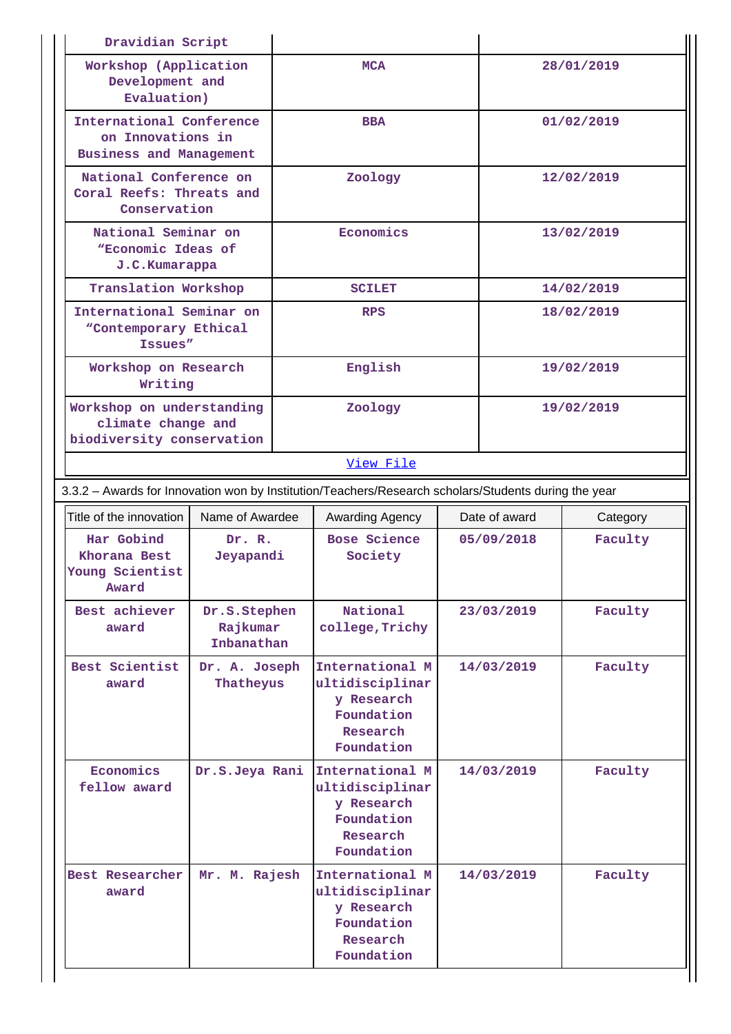| | | |
|---|---|---|
| Dravidian Script | | |
| Workshop (Application Development and Evaluation) | MCA | 28/01/2019 |
| International Conference on Innovations in Business and Management | BBA | 01/02/2019 |
| National Conference on Coral Reefs: Threats and Conservation | Zoology | 12/02/2019 |
| National Seminar on "Economic Ideas of J.C.Kumarappa | Economics | 13/02/2019 |
| Translation Workshop | SCILET | 14/02/2019 |
| International Seminar on "Contemporary Ethical Issues" | RPS | 18/02/2019 |
| Workshop on Research Writing | English | 19/02/2019 |
| Workshop on understanding climate change and biodiversity conservation | Zoology | 19/02/2019 |
| View File | | |

3.3.2 – Awards for Innovation won by Institution/Teachers/Research scholars/Students during the year

| Title of the innovation | Name of Awardee | Awarding Agency | Date of award | Category |
|---|---|---|---|---|
| Har Gobind Khorana Best Young Scientist Award | Dr. R. Jeyapandi | Bose Science Society | 05/09/2018 | Faculty |
| Best achiever award | Dr.S.Stephen Rajkumar Inbanathan | National college,Trichy | 23/03/2019 | Faculty |
| Best Scientist award | Dr. A. Joseph Thatheyus | International Multidisciplinary Research Foundation Research Foundation | 14/03/2019 | Faculty |
| Economics fellow award | Dr.S.Jeya Rani | International Multidisciplinary Research Foundation Research Foundation | 14/03/2019 | Faculty |
| Best Researcher award | Mr. M. Rajesh | International Multidisciplinary Research Foundation Research Foundation | 14/03/2019 | Faculty |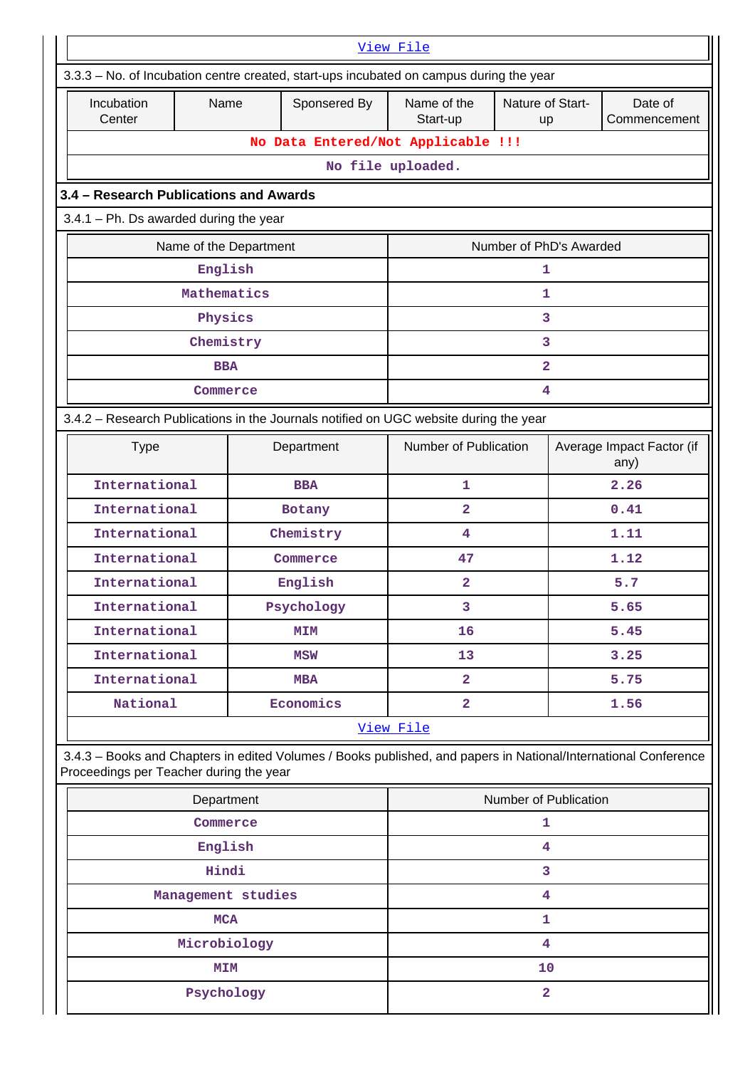View File

3.3.3 – No. of Incubation centre created, start-ups incubated on campus during the year

| Incubation Center | Name | Sponsered By | Name of the Start-up | Nature of Start-up | Date of Commencement |
|---|---|---|---|---|---|
| No Data Entered/Not Applicable !!! | | | | | |

No file uploaded.

### 3.4 – Research Publications and Awards

3.4.1 – Ph. Ds awarded during the year

| Name of the Department | Number of PhD's Awarded |
|---|---|
| English | 1 |
| Mathematics | 1 |
| Physics | 3 |
| Chemistry | 3 |
| BBA | 2 |
| Commerce | 4 |

3.4.2 – Research Publications in the Journals notified on UGC website during the year

| Type | Department | Number of Publication | Average Impact Factor (if any) |
|---|---|---|---|
| International | BBA | 1 | 2.26 |
| International | Botany | 2 | 0.41 |
| International | Chemistry | 4 | 1.11 |
| International | Commerce | 47 | 1.12 |
| International | English | 2 | 5.7 |
| International | Psychology | 3 | 5.65 |
| International | MIM | 16 | 5.45 |
| International | MSW | 13 | 3.25 |
| International | MBA | 2 | 5.75 |
| National | Economics | 2 | 1.56 |

View File

3.4.3 – Books and Chapters in edited Volumes / Books published, and papers in National/International Conference Proceedings per Teacher during the year

| Department | Number of Publication |
|---|---|
| Commerce | 1 |
| English | 4 |
| Hindi | 3 |
| Management studies | 4 |
| MCA | 1 |
| Microbiology | 4 |
| MIM | 10 |
| Psychology | 2 |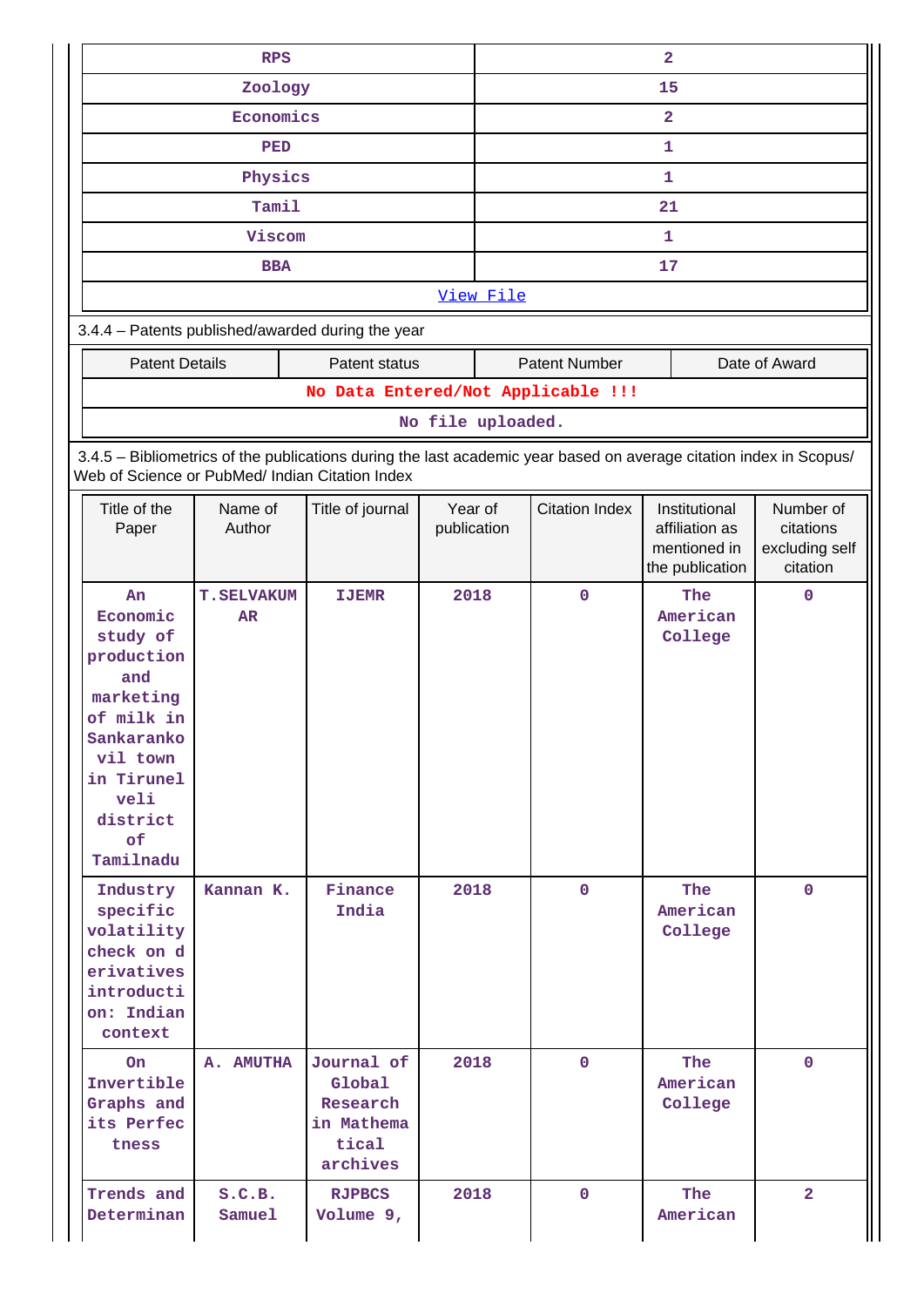| | |
|---|---|
| RPS | 2 |
| Zoology | 15 |
| Economics | 2 |
| PED | 1 |
| Physics | 1 |
| Tamil | 21 |
| Viscom | 1 |
| BBA | 17 |
| View File | |

3.4.4 – Patents published/awarded during the year

| Patent Details | Patent status | Patent Number | Date of Award |
|---|---|---|---|
| No Data Entered/Not Applicable !!! | | | |
| No file uploaded. | | | |

3.4.5 – Bibliometrics of the publications during the last academic year based on average citation index in Scopus/ Web of Science or PubMed/ Indian Citation Index

| Title of the Paper | Name of Author | Title of journal | Year of publication | Citation Index | Institutional affiliation as mentioned in the publication | Number of citations excluding self citation |
|---|---|---|---|---|---|---|
| An Economic study of production and marketing of milk in Sankarankovil town in Tirunelveli district of Tamilnadu | T.SELVAKUMAR | IJEMR | 2018 | 0 | The American College | 0 |
| Industry specific volatility check on derivatives introduction: Indian context | Kannan K. | Finance India | 2018 | 0 | The American College | 0 |
| On Invertible Graphs and its Perfectness | A. AMUTHA | Journal of Global Research in Mathematical archives | 2018 | 0 | The American College | 0 |
| Trends and Determinan | S.C.B. Samuel | RJPBCS Volume 9, | 2018 | 0 | The American | 2 |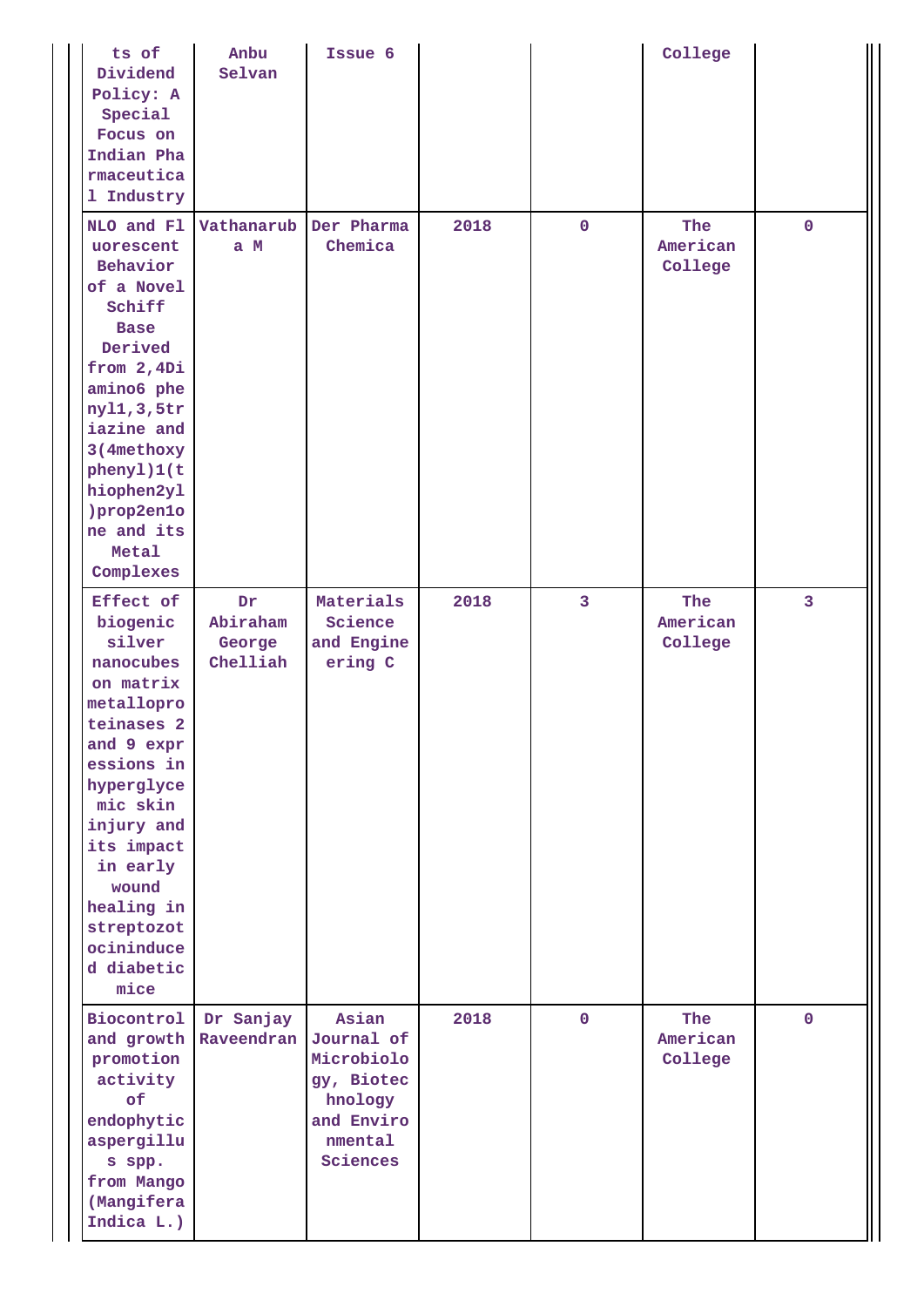| | | | | | | |
|---|---|---|---|---|---|---|
| ts of Dividend Policy: A Special Focus on Indian Pharmaceutical Industry | Anbu Selvan | Issue 6 | | | College | |
| NLO and Fluorescent Behavior of a Novel Schiff Base Derived from 2,4Diamino6 phenyl1,3,5triazine and 3(4methoxyphenyl)1(thiophen2yl)prop2en1one and its Metal Complexes | Vathanaruba M | Der Pharma Chemica | 2018 | 0 | The American College | 0 |
| Effect of biogenic silver nanocubes on matrix metalloproteinases 2 and 9 expressions in hyperglycemic skin injury and its impact in early wound healing in streptozotocininduced diabetic mice | Dr Abiraham George Chelliah | Materials Science and Engineering C | 2018 | 3 | The American College | 3 |
| Biocontrol and growth promotion activity of endophytic aspergillus spp. from Mango (Mangifera Indica L.) | Dr Sanjay Raveendran | Asian Journal of Microbiology, Biotechnology and Environmental Sciences | 2018 | 0 | The American College | 0 |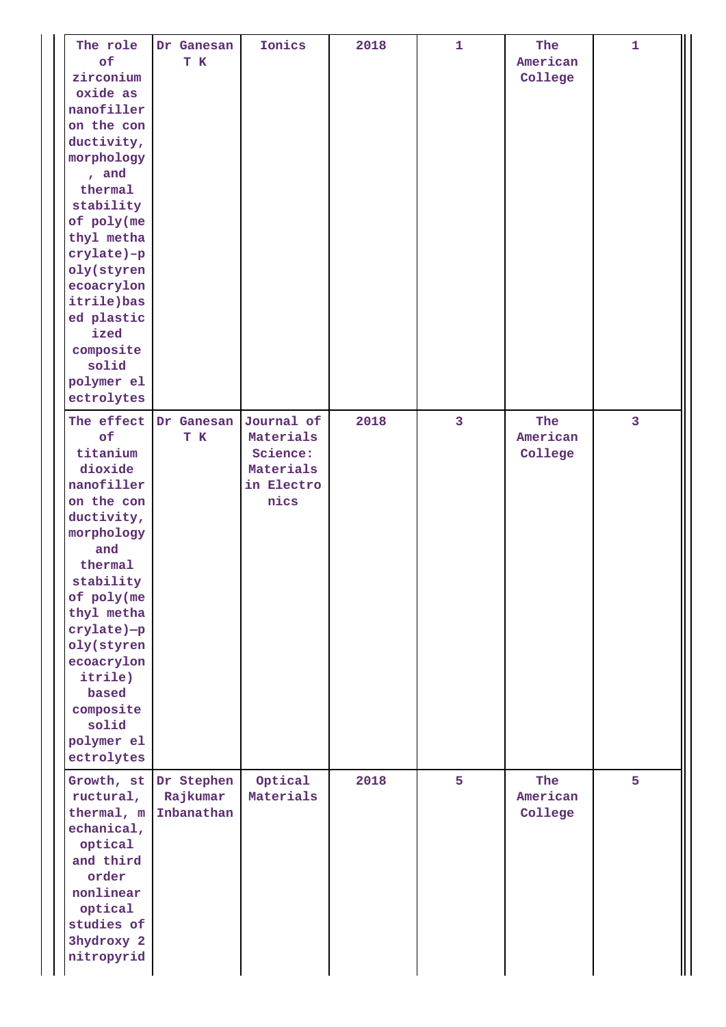| | | | | | | |
|---|---|---|---|---|---|---|
| The role of zirconium oxide as nanofiller on the conductivity, morphology, and thermal stability of poly(methyl methacrylate)–poly(styreneacrylonitrile)based plasticized composite solid polymer electrolytes | Dr Ganesan T K | Ionics | 2018 | 1 | The American College | 1 |
| The effect of titanium dioxide nanofiller on the conductivity, morphology and thermal stability of poly(methyl methacrylate)–poly(styreneacrylonitrile) based composite solid polymer electrolytes | Dr Ganesan T K | Journal of Materials Science: Materials in Electronics | 2018 | 3 | The American College | 3 |
| Growth, structural, thermal, mechanical, optical and third order nonlinear optical studies of 3hydroxy 2 nitropyrid | Dr Stephen Rajkumar Inbanathan | Optical Materials | 2018 | 5 | The American College | 5 |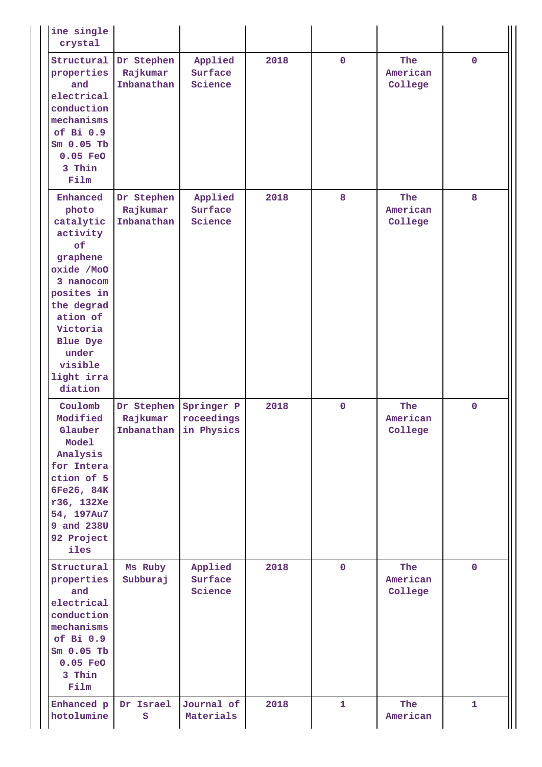| | | | | | | |
|---|---|---|---|---|---|---|
| ine single crystal | | | | | | |
| Structural properties and electrical conduction mechanisms of Bi 0.9 Sm 0.05 Tb 0.05 FeO 3 Thin Film | Dr Stephen Rajkumar Inbanathan | Applied Surface Science | 2018 | 0 | The American College | 0 |
| Enhanced photo catalytic activity of graphene oxide /MoO 3 nanocomposites in the degradation of Victoria Blue Dye under visible light irradiation | Dr Stephen Rajkumar Inbanathan | Applied Surface Science | 2018 | 8 | The American College | 8 |
| Coulomb Modified Glauber Model Analysis for Interaction of 56Fe26, 84Kr36, 132Xe54, 197Au79 and 238U92 Projectiles | Dr Stephen Rajkumar Inbanathan | Springer Proceedings in Physics | 2018 | 0 | The American College | 0 |
| Structural properties and electrical conduction mechanisms of Bi 0.9 Sm 0.05 Tb 0.05 FeO 3 Thin Film | Ms Ruby Subburaj | Applied Surface Science | 2018 | 0 | The American College | 0 |
| Enhanced photolumine | Dr Israel S | Journal of Materials | 2018 | 1 | The American | 1 |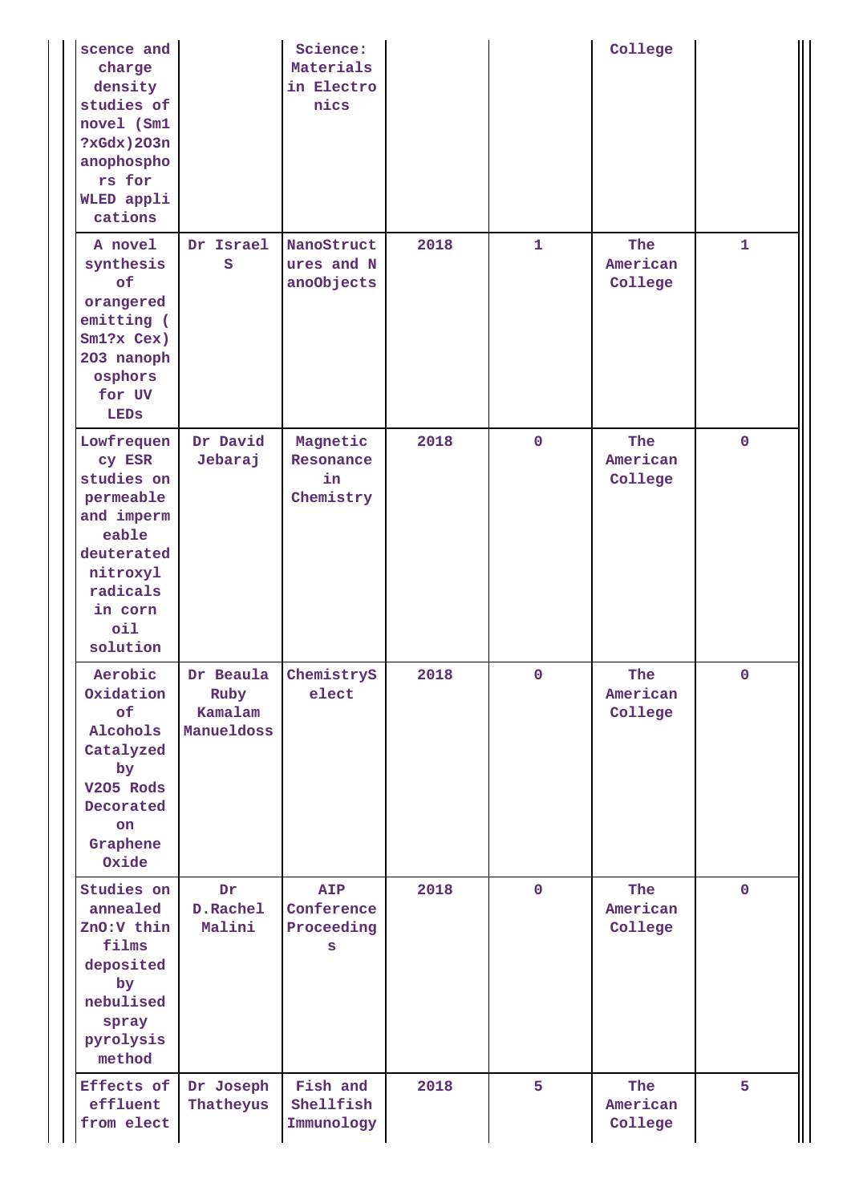| | | | | | | |
|---|---|---|---|---|---|---|
| scence and charge density studies of novel (Sm1?xGdx)2O3nanophosphors for WLED applications | | Science: Materials in Electronics | | | College | |
| A novel synthesis of orangered emitting (Sm1?x Cex) 2O3 nanophosphors for UV LEDs | Dr Israel S | NanoStructures and NanoObjects | 2018 | 1 | The American College | 1 |
| Lowfrequency ESR studies on permeable and impermeable deuterated nitroxyl radicals in corn oil solution | Dr David Jebaraj | Magnetic Resonance in Chemistry | 2018 | 0 | The American College | 0 |
| Aerobic Oxidation of Alcohols Catalyzed by V2O5 Rods Decorated on Graphene Oxide | Dr Beaula Ruby Kamalam Manueldoss | ChemistrySelect | 2018 | 0 | The American College | 0 |
| Studies on annealed ZnO:V thin films deposited by nebulised spray pyrolysis method | Dr D.Rachel Malini | AIP Conference Proceedings | 2018 | 0 | The American College | 0 |
| Effects of effluent from elect | Dr Joseph Thatheyus | Fish and Shellfish Immunology | 2018 | 5 | The American College | 5 |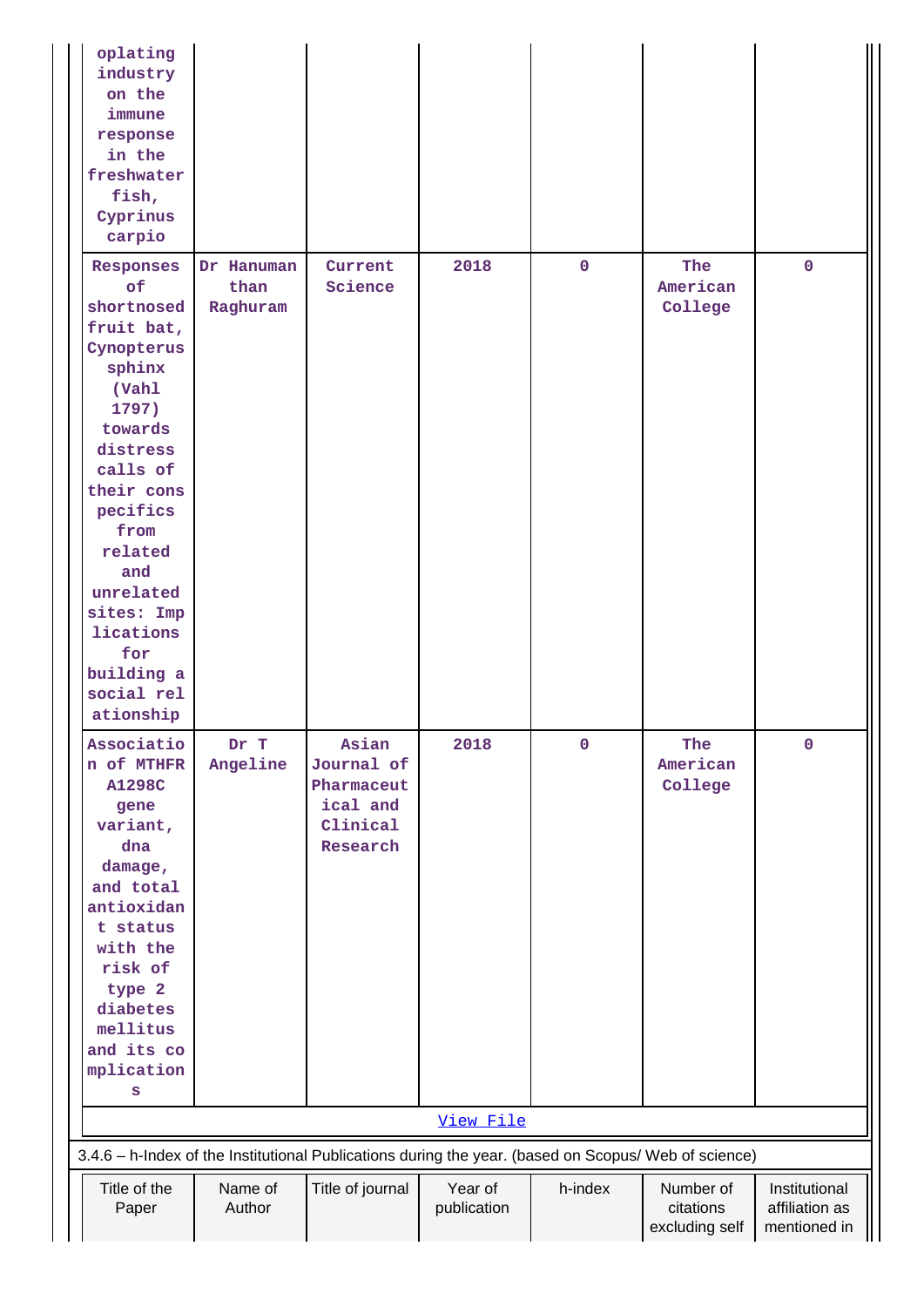| | | | | | | |
|---|---|---|---|---|---|---|
| oplating industry on the immune response in the freshwater fish, Cyprinus carpio | | | | | | |
| Responses of shortnosed fruit bat, Cynopterus sphinx (Vahl 1797) towards distress calls of their conspecifics from related and unrelated sites: Implications for building a social relationship | Dr Hanumanthan Raghuram | Current Science | 2018 | 0 | The American College | 0 |
| Association of MTHFR A1298C gene variant, dna damage, and total antioxidant status with the risk of type 2 diabetes mellitus and its complications | Dr T Angeline | Asian Journal of Pharmaceutical and Clinical Research | 2018 | 0 | The American College | 0 |

View File

3.4.6 – h-Index of the Institutional Publications during the year. (based on Scopus/ Web of science)

| Title of the Paper | Name of Author | Title of journal | Year of publication | h-index | Number of citations excluding self | Institutional affiliation as mentioned in |
|---|---|---|---|---|---|---|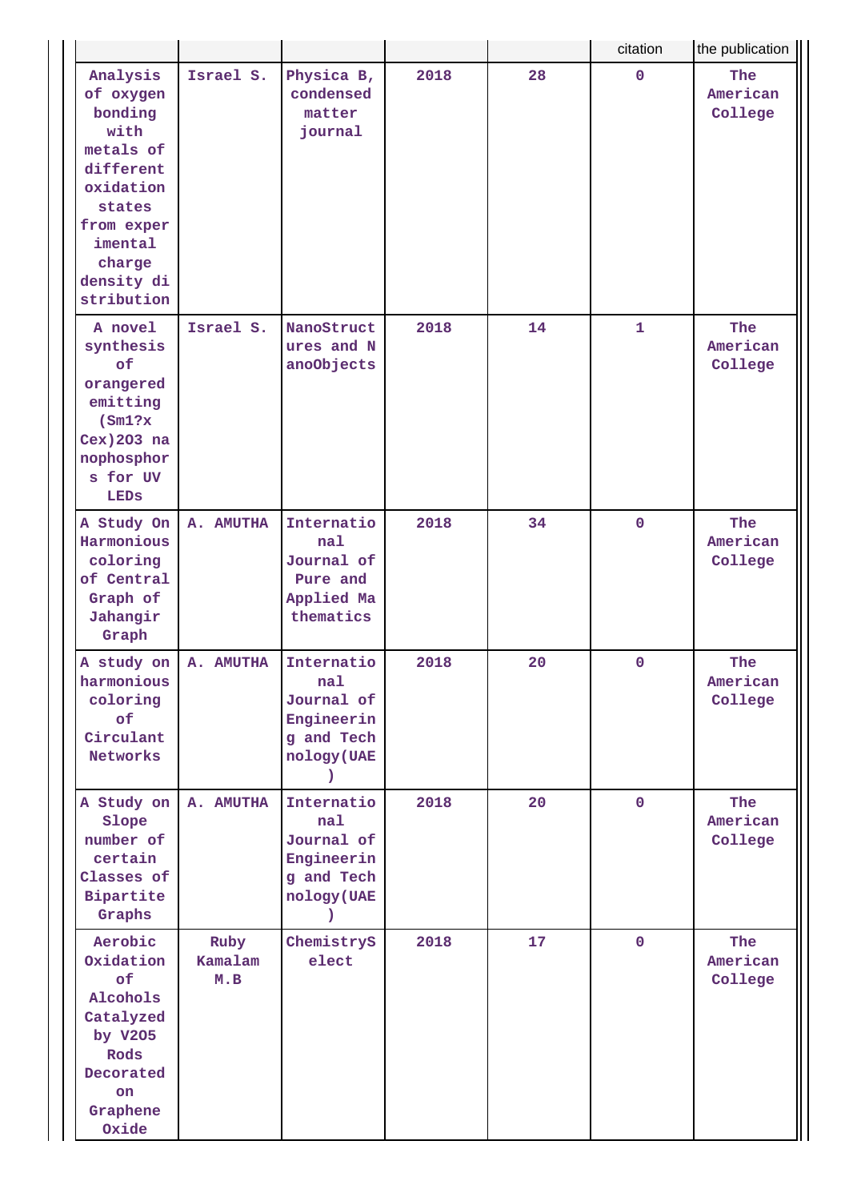| | | | | | citation | the publication |
|---|---|---|---|---|---|---|
| Analysis of oxygen bonding with metals of different oxidation states from experimental charge density distribution | Israel S. | Physica B, condensed matter journal | 2018 | 28 | 0 | The American College |
| A novel synthesis of orangered emitting (Sm1?x Cex)2O3 nanophosphors for UV LEDs | Israel S. | NanoStructures and NanoObjects | 2018 | 14 | 1 | The American College |
| A Study On Harmonious coloring of Central Graph of Jahangir Graph | A. AMUTHA | International Journal of Pure and Applied Mathematics | 2018 | 34 | 0 | The American College |
| A study on harmonious coloring of Circulant Networks | A. AMUTHA | International Journal of Engineering and Technology(UAE) | 2018 | 20 | 0 | The American College |
| A Study on Slope number of certain Classes of Bipartite Graphs | A. AMUTHA | International Journal of Engineering and Technology(UAE) | 2018 | 20 | 0 | The American College |
| Aerobic Oxidation of Alcohols Catalyzed by $V_2O_5$ Rods Decorated on Graphene Oxide | Ruby Kamalam M.B | ChemistrySelect | 2018 | 17 | 0 | The American College |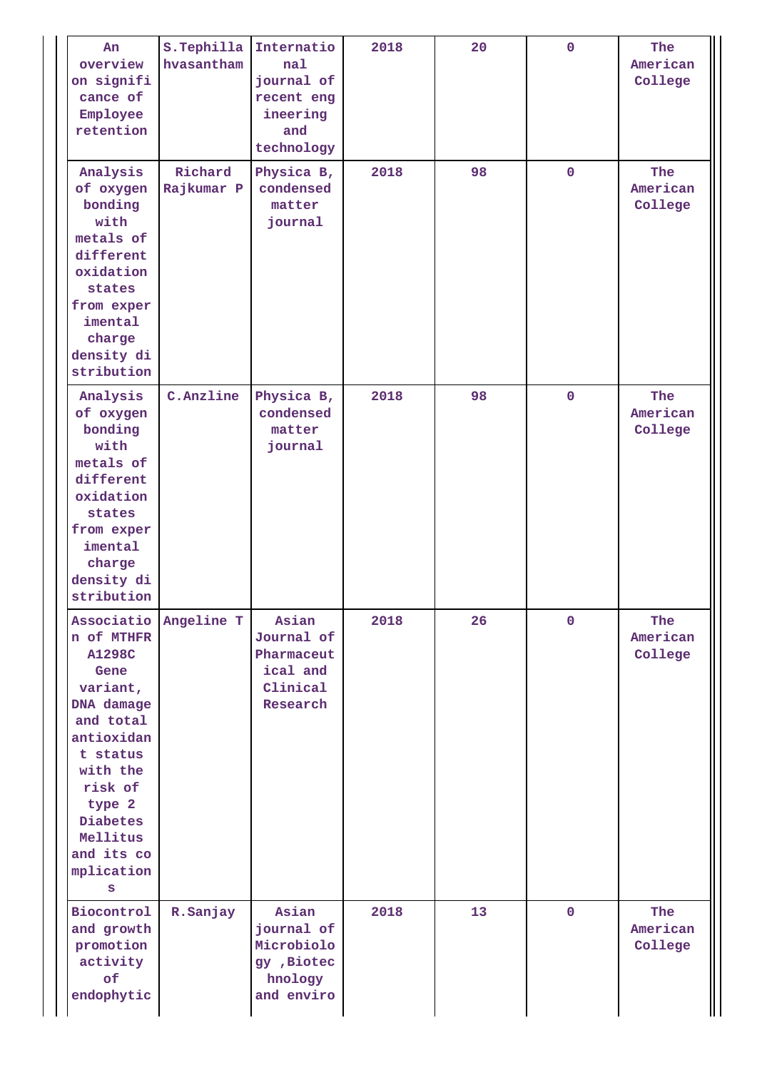| An overview on significance of Employee retention | S.Tephilla hvasantham | International journal of recent engineering and technology | 2018 | 20 | 0 | The American College |
|---|---|---|---|---|---|---|
| Analysis of oxygen bonding with metals of different oxidation states from experimental charge density distribution | Richard Rajkumar P | Physica B, condensed matter journal | 2018 | 98 | 0 | The American College |
| Analysis of oxygen bonding with metals of different oxidation states from experimental charge density distribution | C.Anzline | Physica B, condensed matter journal | 2018 | 98 | 0 | The American College |
| Association of MTHFR A1298C Gene variant, DNA damage and total antioxidant status with the risk of type 2 Diabetes Mellitus and its complications | Angeline T | Asian Journal of Pharmaceutical and Clinical Research | 2018 | 26 | 0 | The American College |
| Biocontrol and growth promotion activity of endophytic | R.Sanjay | Asian journal of Microbiology ,Biotechnology and enviro | 2018 | 13 | 0 | The American College |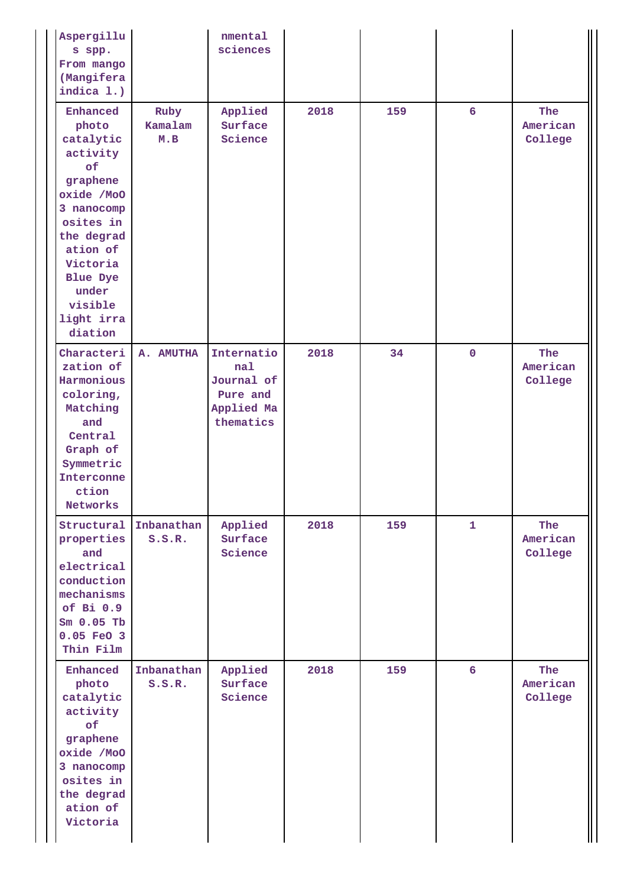| | | | | | | |
|---|---|---|---|---|---|---|
| Aspergillus spp. From mango (Mangifera indica l.) | | nmental sciences | | | | |
| Enhanced photo catalytic activity of graphene oxide /MoO 3 nanocomposites in the degradation of Victoria Blue Dye under visible light irradiation | Ruby Kamalam M.B | Applied Surface Science | 2018 | 159 | 6 | The American College |
| Characterization of Harmonious coloring, Matching and Central Graph of Symmetric Interconnection Networks | A. AMUTHA | International Journal of Pure and Applied Mathematics | 2018 | 34 | 0 | The American College |
| Structural properties and electrical conduction mechanisms of Bi 0.9 Sm 0.05 Tb 0.05 FeO 3 Thin Film | Inbanathan S.S.R. | Applied Surface Science | 2018 | 159 | 1 | The American College |
| Enhanced photo catalytic activity of graphene oxide /MoO 3 nanocomposites in the degradation of Victoria | Inbanathan S.S.R. | Applied Surface Science | 2018 | 159 | 6 | The American College |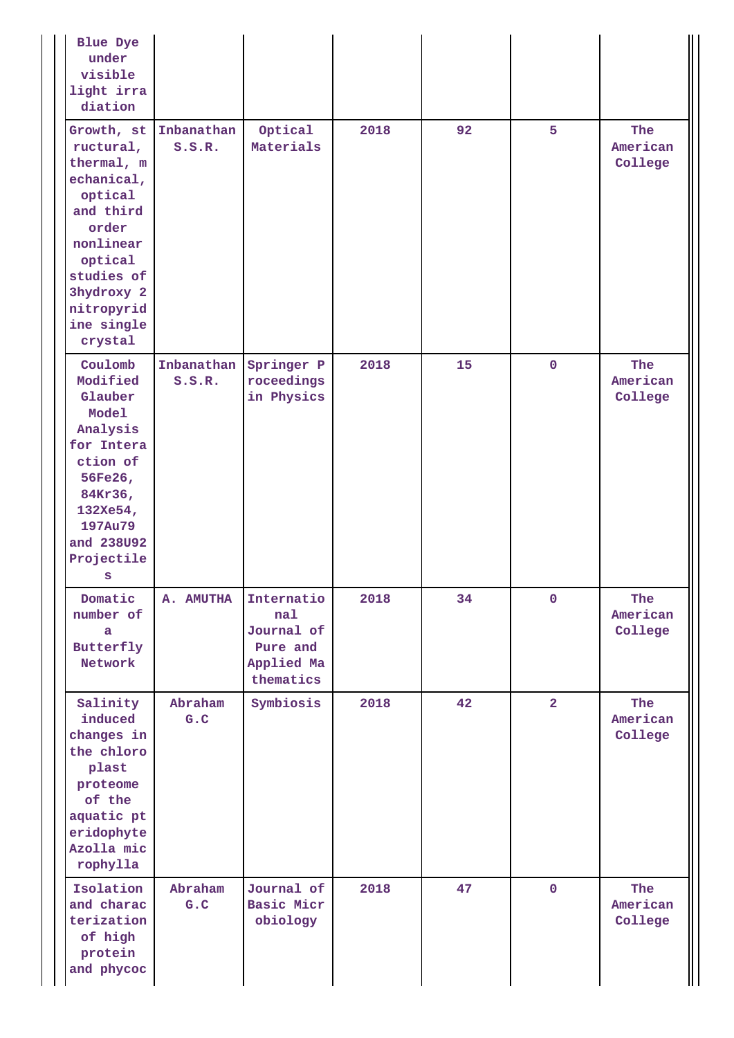| | | | | | | |
|---|---|---|---|---|---|---|
| Blue Dye under visible light irradiation | | | | | | |
| Growth, structural, thermal, mechanical, optical and third order nonlinear optical studies of 3hydroxy 2 nitropyridine single crystal | Inbanathan S.S.R. | Optical Materials | 2018 | 92 | 5 | The American College |
| Coulomb Modified Glauber Model Analysis for Interaction of 56Fe26, 84Kr36, 132Xe54, 197Au79 and 238U92 Projectiles | Inbanathan S.S.R. | Springer Proceedings in Physics | 2018 | 15 | 0 | The American College |
| Domatic number of a Butterfly Network | A. AMUTHA | International Journal of Pure and Applied Mathematics | 2018 | 34 | 0 | The American College |
| Salinity induced changes in the chloroplast proteome of the aquatic pteridophyte Azolla microphylla | Abraham G.C | Symbiosis | 2018 | 42 | 2 | The American College |
| Isolation and characterization of high protein and phycoc | Abraham G.C | Journal of Basic Microbiology | 2018 | 47 | 0 | The American College |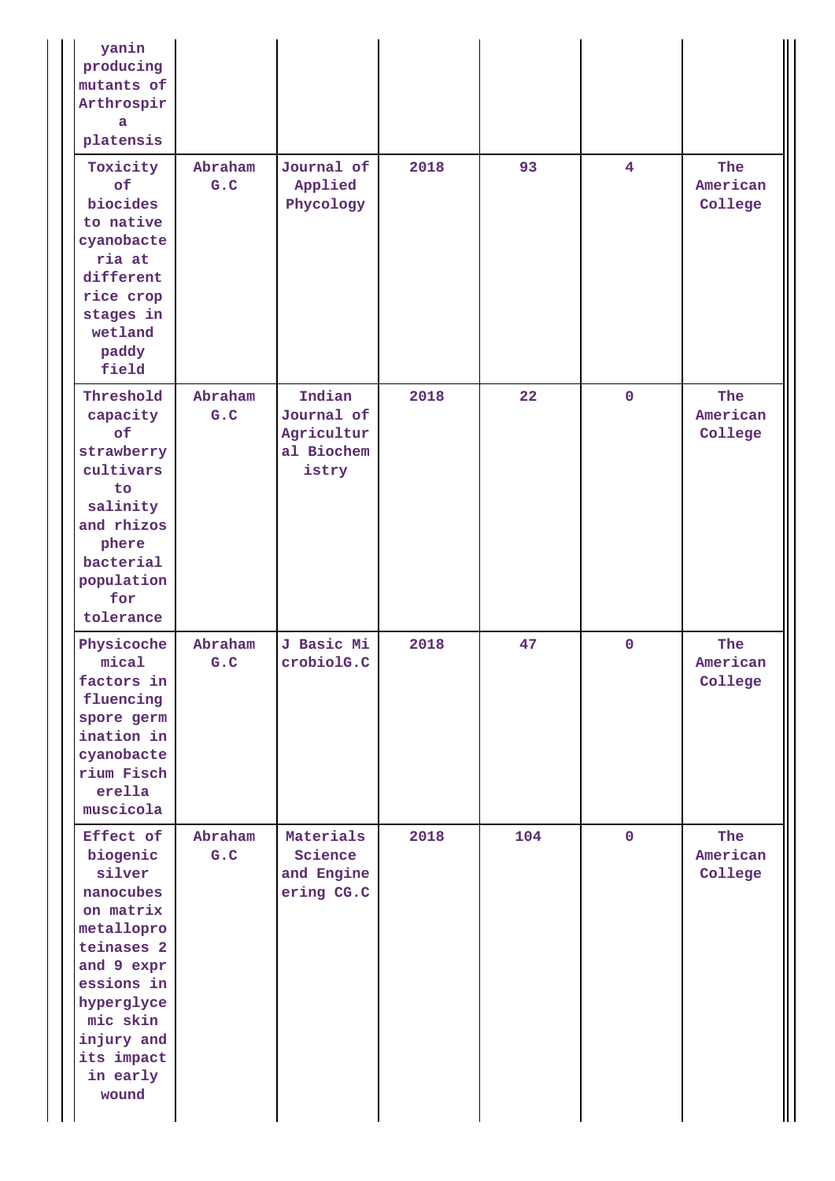| | | | | | | |
|---|---|---|---|---|---|---|
| yanin producing mutants of Arthrospira platensis | | | | | | |
| Toxicity of biocides to native cyanobacteria at different rice crop stages in wetland paddy field | Abraham G.C | Journal of Applied Phycology | 2018 | 93 | 4 | The American College |
| Threshold capacity of strawberry cultivars to salinity and rhizosphere bacterial population for tolerance | Abraham G.C | Indian Journal of Agricultural Biochemistry | 2018 | 22 | 0 | The American College |
| Physicochemical factors in fluencing spore germination in cyanobacterium Fischerella muscicola | Abraham G.C | J Basic MicrobiolG.C | 2018 | 47 | 0 | The American College |
| Effect of biogenic silver nanocubes on matrix metalloproteinases 2 and 9 expressions in hyperglycemic skin injury and its impact in early wound | Abraham G.C | Materials Science and Engineering CG.C | 2018 | 104 | 0 | The American College |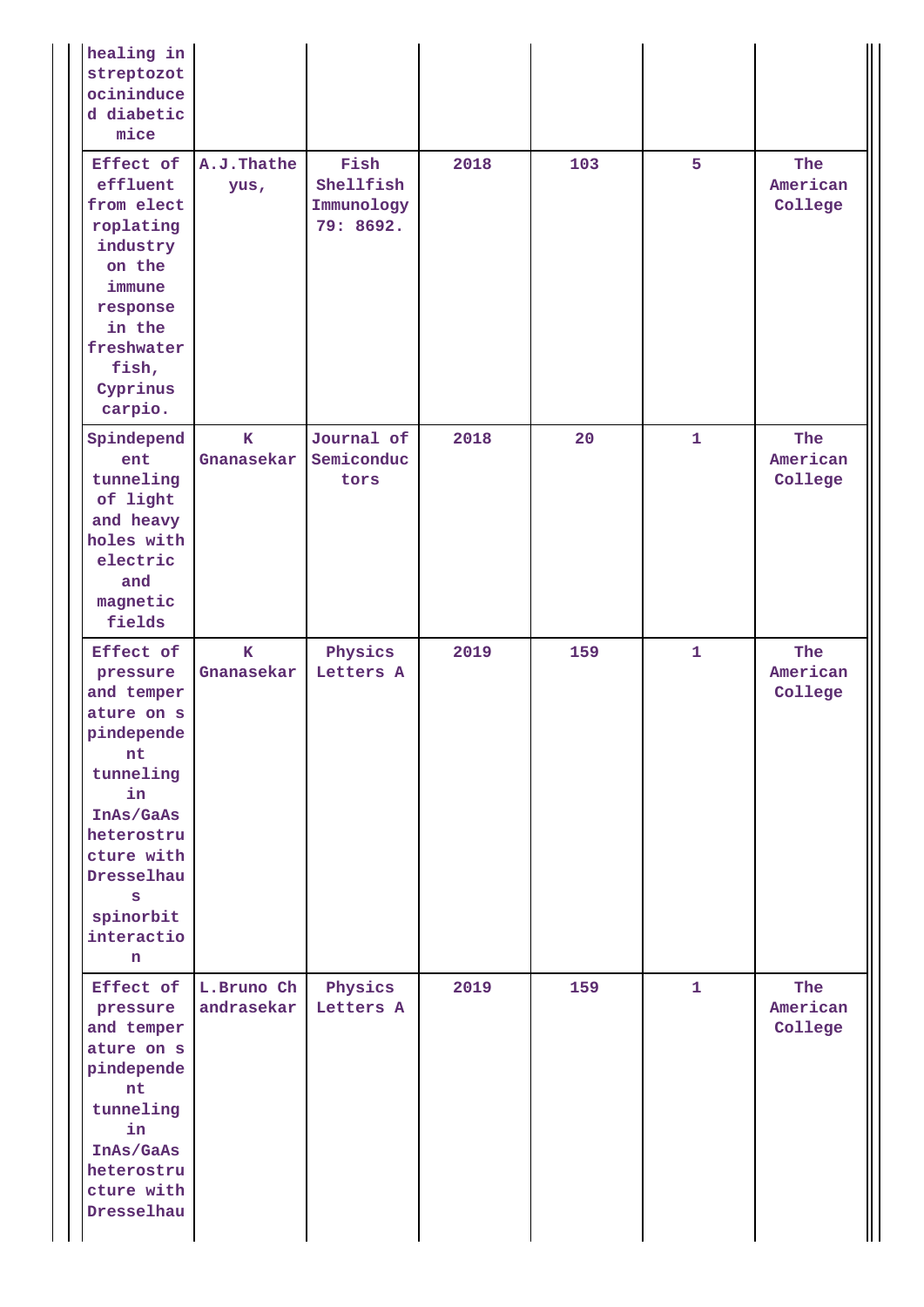| | | | | | | |
|---|---|---|---|---|---|---|
| healing in streptozotocininduced diabetic mice | | | | | | |
| Effect of effluent from electroplating industry on the immune response in the freshwater fish, Cyprinus carpio. | A.J.Thatheyus, | Fish Shellfish Immunology 79: 8692. | 2018 | 103 | 5 | The American College |
| Spindependent tunneling of light and heavy holes with electric and magnetic fields | K Gnanasekar | Journal of Semiconductors | 2018 | 20 | 1 | The American College |
| Effect of pressure and temperature on spindependent tunneling in InAs/GaAs heterostructure with Dresselhaus spinorbit interaction | K Gnanasekar | Physics Letters A | 2019 | 159 | 1 | The American College |
| Effect of pressure and temperature on spindependent tunneling in InAs/GaAs heterostructure with Dresselhau | L.Bruno Chandrasekar | Physics Letters A | 2019 | 159 | 1 | The American College |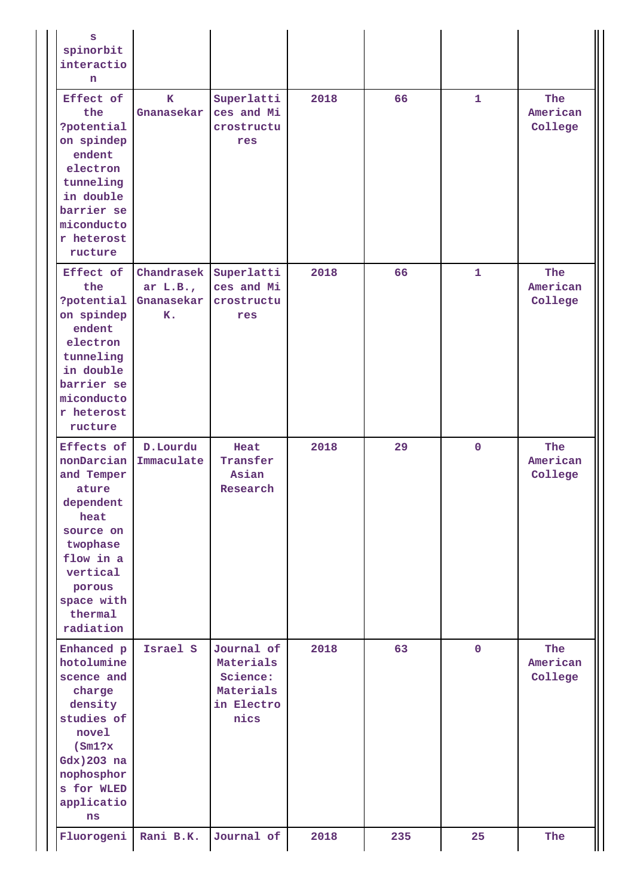| s spinorbit interaction | | | | | | |
|---|---|---|---|---|---|---|
| Effect of the ?potential on spindependent electron tunneling in double barrier semiconductor heterostructure | K Gnanasekar | Superlattices and Microstructures | 2018 | 66 | 1 | The American College |
| Effect of the ?potential on spindependent electron tunneling in double barrier semiconductor heterostructure | Chandrasekar L.B., Gnanasekar K. | Superlattices and Microstructures | 2018 | 66 | 1 | The American College |
| Effects of nonDarcian and Temperature dependent heat source on twophase flow in a vertical porous space with thermal radiation | D.Lourdu Immaculate | Heat Transfer Asian Research | 2018 | 29 | 0 | The American College |
| Enhanced photoluminescence and charge density studies of novel (Sm1?x Gdx)2O3 nanophosphors for WLED applications | Israel S | Journal of Materials Science: Materials in Electronics | 2018 | 63 | 0 | The American College |
| Fluorogeni | Rani B.K. | Journal of | 2018 | 235 | 25 | The |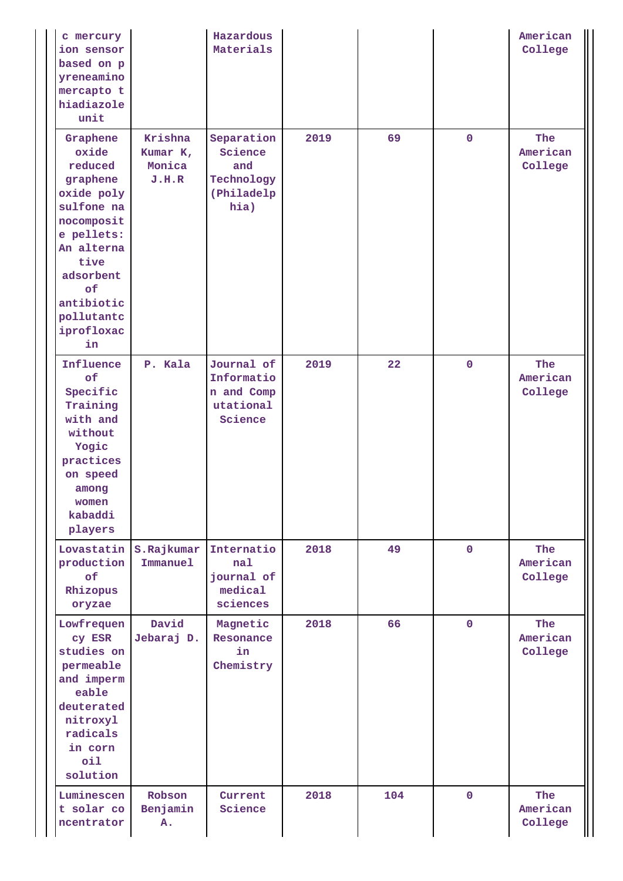| | | | | | | |
|---|---|---|---|---|---|---|
| c mercury ion sensor based on pyreneamino mercapto thiadiazole unit | | Hazardous Materials | | | | American College |
| Graphene oxide reduced graphene oxide poly sulfone nanocomposite pellets: An alternative adsorbent of antibiotic pollutantciprofloxacin | Krishna Kumar K, Monica J.H.R | Separation Science and Technology (Philadelphia) | 2019 | 69 | 0 | The American College |
| Influence of Specific Training with and without Yogic practices on speed among women kabaddi players | P. Kala | Journal of Information and Computational Science | 2019 | 22 | 0 | The American College |
| Lovastatin production of Rhizopus oryzae | S.Rajkumar Immanuel | International journal of medical sciences | 2018 | 49 | 0 | The American College |
| Lowfrequency ESR studies on permeable and impermeable deuterated nitroxyl radicals in corn oil solution | David Jebaraj D. | Magnetic Resonance in Chemistry | 2018 | 66 | 0 | The American College |
| Luminescent solar concentrator | Robson Benjamin A. | Current Science | 2018 | 104 | 0 | The American College |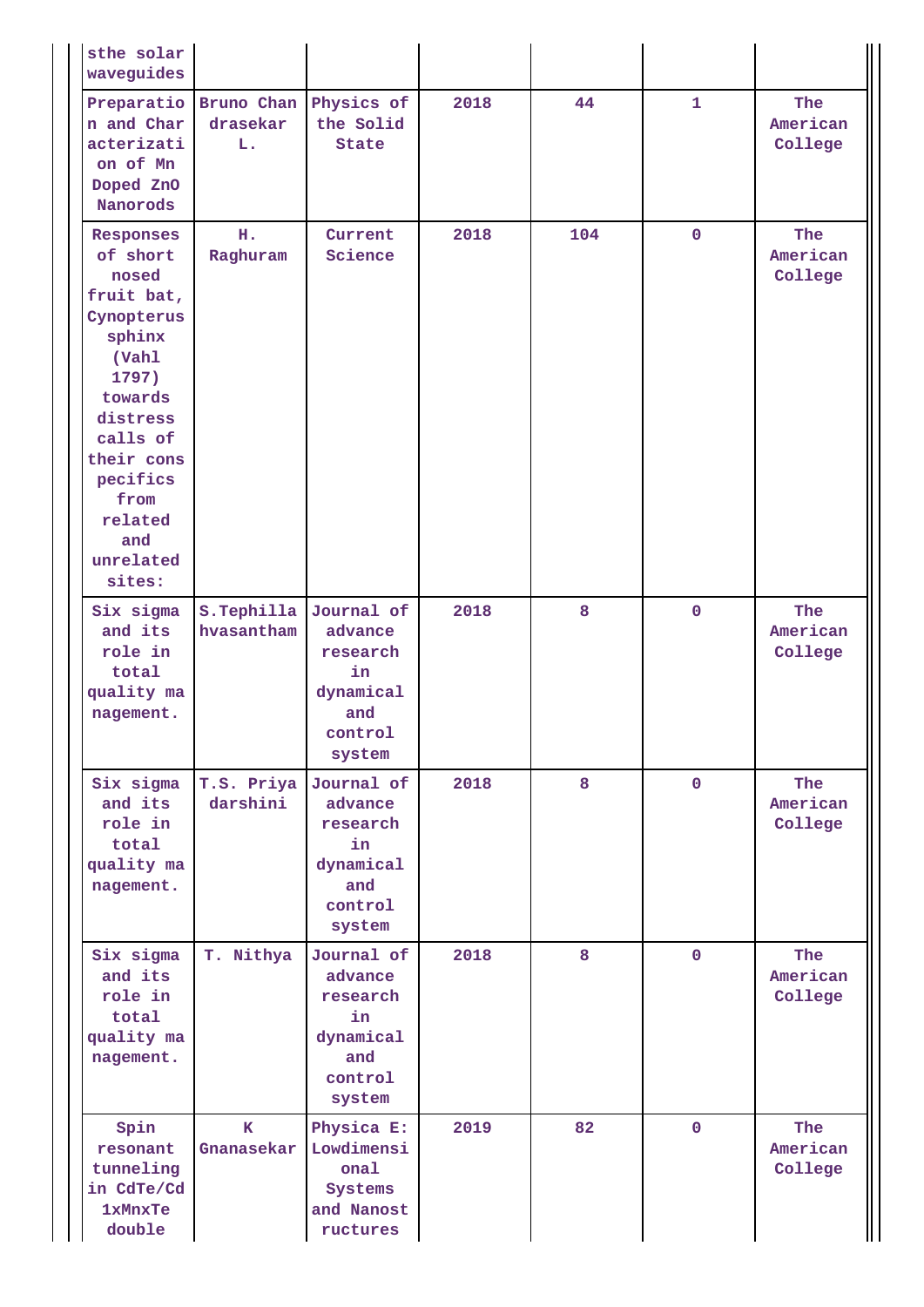| | | | | | | |
|---|---|---|---|---|---|---|
| sthe solar waveguides | | | | | | |
| Preparation and Characterization of Mn Doped ZnO Nanorods | Bruno Chandrasekar L. | Physics of the Solid State | 2018 | 44 | 1 | The American College |
| Responses of short nosed fruit bat, Cynopterus sphinx (Vahl 1797) towards distress calls of their conspecifics from related and unrelated sites: | H. Raghuram | Current Science | 2018 | 104 | 0 | The American College |
| Six sigma and its role in total quality management. | S.Tephillahvasantham | Journal of advance research in dynamical and control system | 2018 | 8 | 0 | The American College |
| Six sigma and its role in total quality management. | T.S. Priyadarshini | Journal of advance research in dynamical and control system | 2018 | 8 | 0 | The American College |
| Six sigma and its role in total quality management. | T. Nithya | Journal of advance research in dynamical and control system | 2018 | 8 | 0 | The American College |
| Spin resonant tunneling in CdTe/Cd1xMnxTe double | K Gnanasekar | Physica E: Lowdimensional Systems and Nanostructures | 2019 | 82 | 0 | The American College |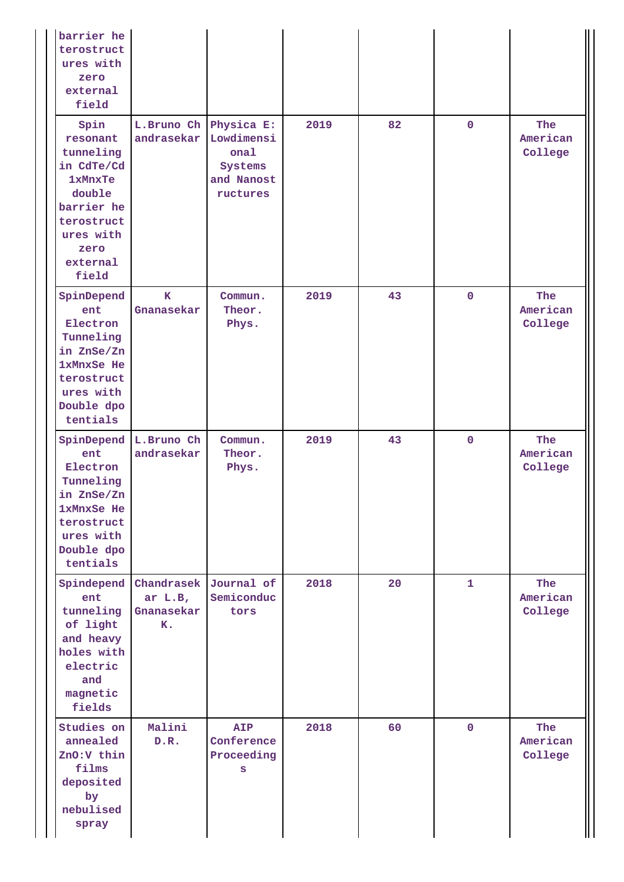| | | | | | | |
|---|---|---|---|---|---|---|
| barrier heterostructures with zero external field | | | | | | |
| Spin resonant tunneling in CdTe/Cd1xMnxTe double barrier heterostructures with zero external field | L.Bruno Chandrasekar | Physica E: Lowdimensional Systems and Nanostructures | 2019 | 82 | 0 | The American College |
| SpinDependent Electron Tunneling in ZnSe/Zn1xMnxSe Heterostructures with Double dpotentials | K Gnanasekar | Commun. Theor. Phys. | 2019 | 43 | 0 | The American College |
| SpinDependent Electron Tunneling in ZnSe/Zn1xMnxSe Heterostructures with Double dpotentials | L.Bruno Chandrasekar | Commun. Theor. Phys. | 2019 | 43 | 0 | The American College |
| Spindependent tunneling of light and heavy holes with electric and magnetic fields | Chandrasekar L.B, Gnanasekar K. | Journal of Semiconductors | 2018 | 20 | 1 | The American College |
| Studies on annealed ZnO:V thin films deposited by nebulised spray | Malini D.R. | AIP Conference Proceedings | 2018 | 60 | 0 | The American College |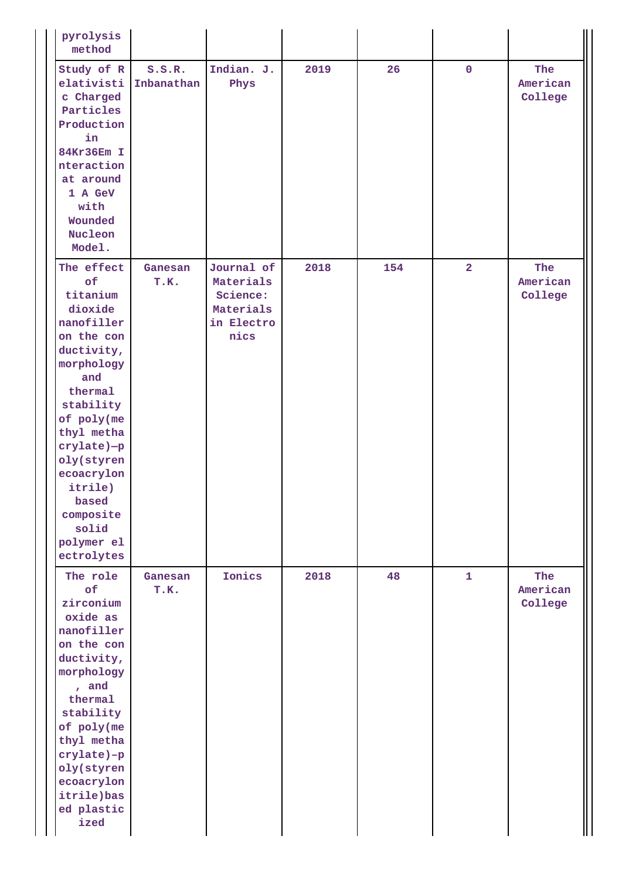| | | | | | | |
|---|---|---|---|---|---|---|
| pyrolysis method | | | | | | |
| Study of Relativistic Charged Particles Production in 84Kr36Em Interaction at around 1 A GeV with Wounded Nucleon Model. | S.S.R. Inbanathan | Indian. J. Phys | 2019 | 26 | 0 | The American College |
| The effect of titanium dioxide nanofiller on the conductivity, morphology and thermal stability of poly(methyl methacrylate)–poly(styrenecoacrylonitrile) based composite solid polymer electrolytes | Ganesan T.K. | Journal of Materials Science: Materials in Electronics | 2018 | 154 | 2 | The American College |
| The role of zirconium oxide as nanofiller on the conductivity, morphology, and thermal stability of poly(methyl methacrylate)-poly(styrenecoacrylonitrile)based plasticized | Ganesan T.K. | Ionics | 2018 | 48 | 1 | The American College |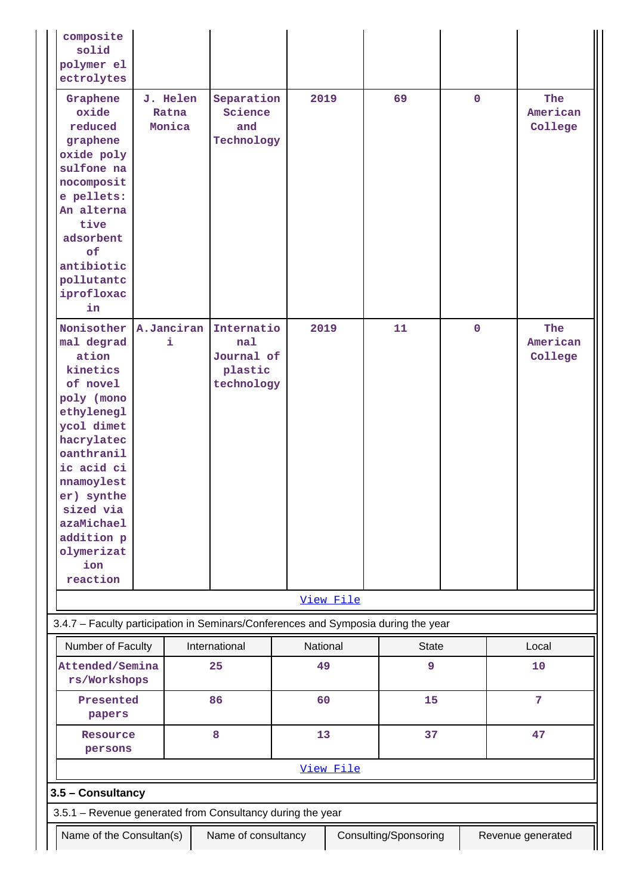| | | | | | | |
|---|---|---|---|---|---|---|
| composite solid polymer electrolytes | | | | | | |
| Graphene oxide reduced graphene oxide poly sulfone nanocomposite pellets: An alternative adsorbent of antibiotic pollutantciprofloxacin | J. Helen Ratna Monica | Separation Science and Technology | 2019 | 69 | 0 | The American College |
| Nonisothermal degradation kinetics of novel poly (monoethyleneglycol dimethacrylatecoanthranilic acid cinnamoylester) synthesized via azaMichael addition polymerization reaction | A.Janciran i | International Journal of plastic technology | 2019 | 11 | 0 | The American College |

View File

3.4.7 – Faculty participation in Seminars/Conferences and Symposia during the year

| Number of Faculty | International | National | State | Local |
|---|---|---|---|---|
| Attended/Seminars/Workshops | 25 | 49 | 9 | 10 |
| Presented papers | 86 | 60 | 15 | 7 |
| Resource persons | 8 | 13 | 37 | 47 |

View File

**3.5 – Consultancy**

3.5.1 – Revenue generated from Consultancy during the year

| Name of the Consultan(s) | Name of consultancy | Consulting/Sponsoring | Revenue generated |
|---|---|---|---|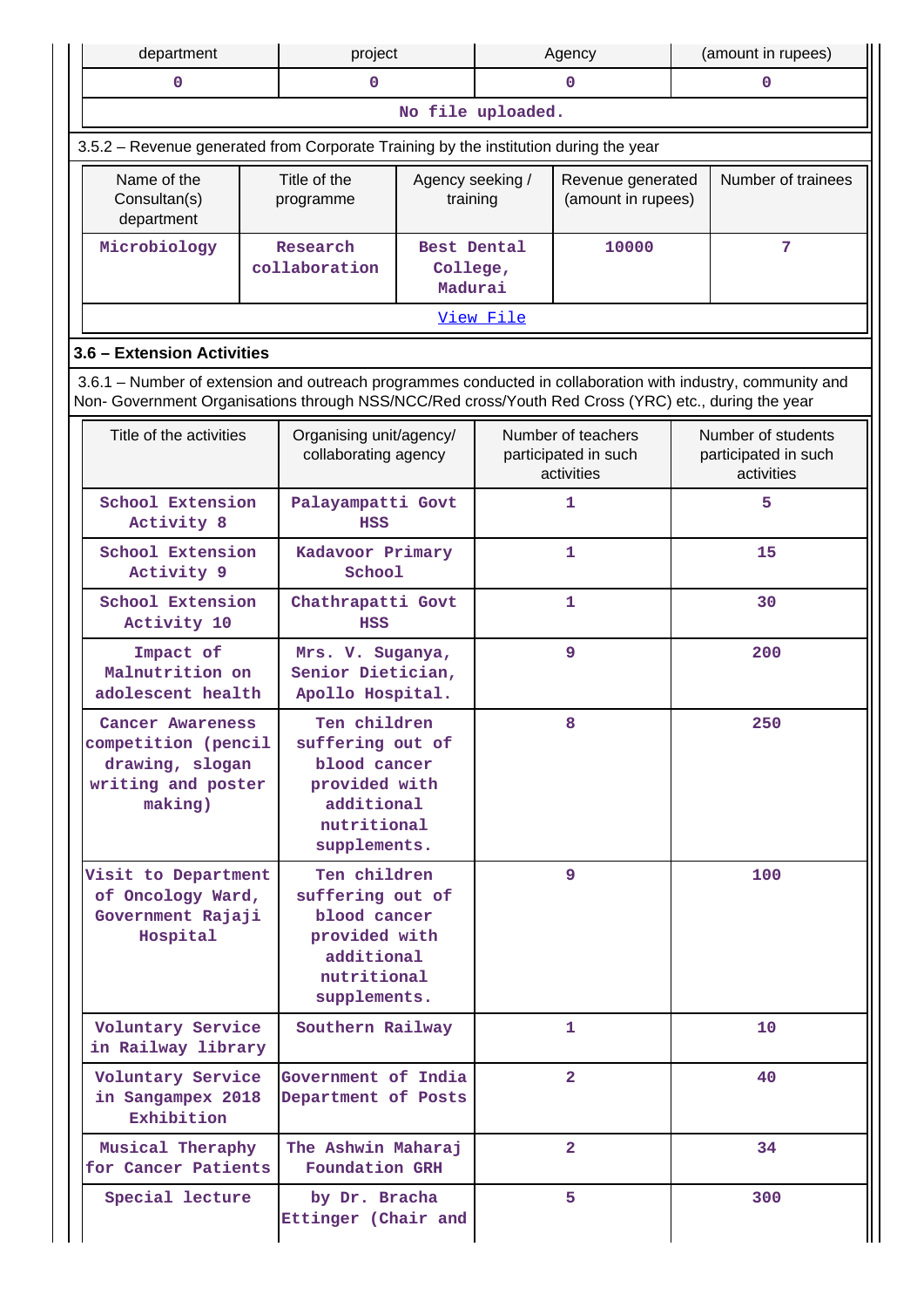| department | project | Agency | (amount in rupees) |
|---|---|---|---|
| 0 | 0 | 0 | 0 |
| No file uploaded. | | | |

3.5.2 – Revenue generated from Corporate Training by the institution during the year

| Name of the Consultan(s) department | Title of the programme | Agency seeking / training | Revenue generated (amount in rupees) | Number of trainees |
|---|---|---|---|---|
| Microbiology | Research collaboration | Best Dental College, Madurai | 10000 | 7 |
| View File | | | | |

### 3.6 – Extension Activities

3.6.1 – Number of extension and outreach programmes conducted in collaboration with industry, community and Non- Government Organisations through NSS/NCC/Red cross/Youth Red Cross (YRC) etc., during the year

| Title of the activities | Organising unit/agency/ collaborating agency | Number of teachers participated in such activities | Number of students participated in such activities |
|---|---|---|---|
| School Extension Activity 8 | Palayampatti Govt HSS | 1 | 5 |
| School Extension Activity 9 | Kadavoor Primary School | 1 | 15 |
| School Extension Activity 10 | Chathrapatti Govt HSS | 1 | 30 |
| Impact of Malnutrition on adolescent health | Mrs. V. Suganya, Senior Dietician, Apollo Hospital. | 9 | 200 |
| Cancer Awareness competition (pencil drawing, slogan writing and poster making) | Ten children suffering out of blood cancer provided with additional nutritional supplements. | 8 | 250 |
| Visit to Department of Oncology Ward, Government Rajaji Hospital | Ten children suffering out of blood cancer provided with additional nutritional supplements. | 9 | 100 |
| Voluntary Service in Railway library | Southern Railway | 1 | 10 |
| Voluntary Service in Sangampex 2018 Exhibition | Government of India Department of Posts | 2 | 40 |
| Musical Theraphy for Cancer Patients | The Ashwin Maharaj Foundation GRH | 2 | 34 |
| Special lecture | by Dr. Bracha Ettinger (Chair and | 5 | 300 |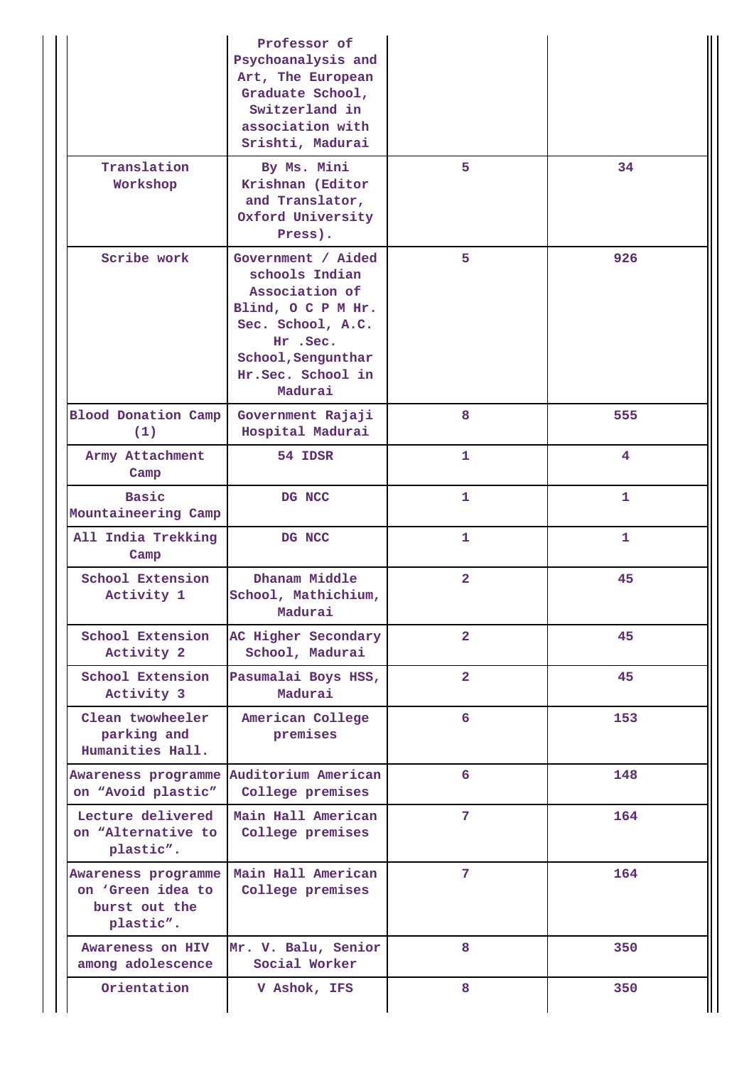| | | | |
|---|---|---|---|
| | Professor of Psychoanalysis and Art, The European Graduate School, Switzerland in association with Srishti, Madurai | | |
| Translation Workshop | By Ms. Mini Krishnan (Editor and Translator, Oxford University Press). | 5 | 34 |
| Scribe work | Government / Aided schools Indian Association of Blind, O C P M Hr. Sec. School, A.C. Hr .Sec. School,Sengunthar Hr.Sec. School in Madurai | 5 | 926 |
| Blood Donation Camp (1) | Government Rajaji Hospital Madurai | 8 | 555 |
| Army Attachment Camp | 54 IDSR | 1 | 4 |
| Basic Mountaineering Camp | DG NCC | 1 | 1 |
| All India Trekking Camp | DG NCC | 1 | 1 |
| School Extension Activity 1 | Dhanam Middle School, Mathichium, Madurai | 2 | 45 |
| School Extension Activity 2 | AC Higher Secondary School, Madurai | 2 | 45 |
| School Extension Activity 3 | Pasumalai Boys HSS, Madurai | 2 | 45 |
| Clean twowheeler parking and Humanities Hall. | American College premises | 6 | 153 |
| Awareness programme on "Avoid plastic" | Auditorium American College premises | 6 | 148 |
| Lecture delivered on "Alternative to plastic". | Main Hall American College premises | 7 | 164 |
| Awareness programme on 'Green idea to burst out the plastic". | Main Hall American College premises | 7 | 164 |
| Awareness on HIV among adolescence | Mr. V. Balu, Senior Social Worker | 8 | 350 |
| Orientation | V Ashok, IFS | 8 | 350 |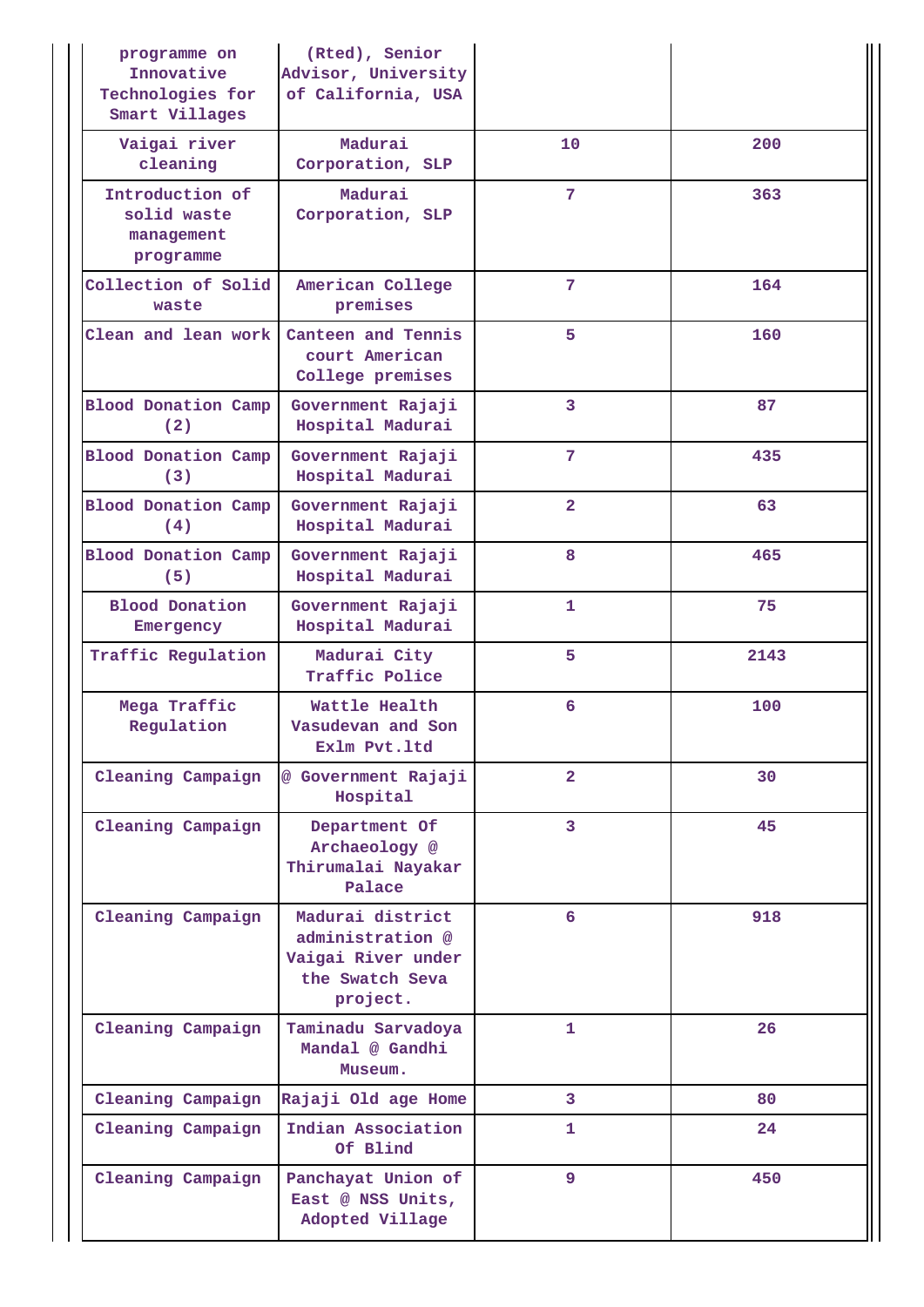| programme on Innovative Technologies for Smart Villages | (Rted), Senior Advisor, University of California, USA | | |
|---|---|---|---|
| Vaigai river cleaning | Madurai Corporation, SLP | 10 | 200 |
| Introduction of solid waste management programme | Madurai Corporation, SLP | 7 | 363 |
| Collection of Solid waste | American College premises | 7 | 164 |
| Clean and lean work | Canteen and Tennis court American College premises | 5 | 160 |
| Blood Donation Camp (2) | Government Rajaji Hospital Madurai | 3 | 87 |
| Blood Donation Camp (3) | Government Rajaji Hospital Madurai | 7 | 435 |
| Blood Donation Camp (4) | Government Rajaji Hospital Madurai | 2 | 63 |
| Blood Donation Camp (5) | Government Rajaji Hospital Madurai | 8 | 465 |
| Blood Donation Emergency | Government Rajaji Hospital Madurai | 1 | 75 |
| Traffic Regulation | Madurai City Traffic Police | 5 | 2143 |
| Mega Traffic Regulation | Wattle Health Vasudevan and Son Exlm Pvt.ltd | 6 | 100 |
| Cleaning Campaign | @ Government Rajaji Hospital | 2 | 30 |
| Cleaning Campaign | Department Of Archaeology @ Thirumalai Nayakar Palace | 3 | 45 |
| Cleaning Campaign | Madurai district administration @ Vaigai River under the Swatch Seva project. | 6 | 918 |
| Cleaning Campaign | Taminadu Sarvadoya Mandal @ Gandhi Museum. | 1 | 26 |
| Cleaning Campaign | Rajaji Old age Home | 3 | 80 |
| Cleaning Campaign | Indian Association Of Blind | 1 | 24 |
| Cleaning Campaign | Panchayat Union of East @ NSS Units, Adopted Village | 9 | 450 |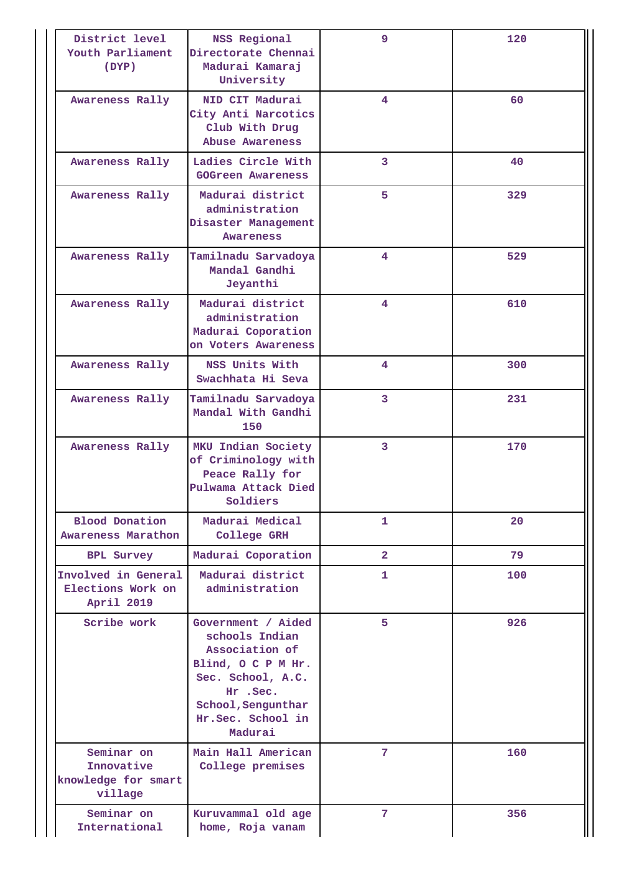| | | | |
|---|---|---|---|
| District level Youth Parliament (DYP) | NSS Regional Directorate Chennai Madurai Kamaraj University | 9 | 120 |
| Awareness Rally | NID CIT Madurai City Anti Narcotics Club With Drug Abuse Awareness | 4 | 60 |
| Awareness Rally | Ladies Circle With GOGreen Awareness | 3 | 40 |
| Awareness Rally | Madurai district administration Disaster Management Awareness | 5 | 329 |
| Awareness Rally | Tamilnadu Sarvadoya Mandal Gandhi Jeyanthi | 4 | 529 |
| Awareness Rally | Madurai district administration Madurai Coporation on Voters Awareness | 4 | 610 |
| Awareness Rally | NSS Units With Swachhata Hi Seva | 4 | 300 |
| Awareness Rally | Tamilnadu Sarvadoya Mandal With Gandhi 150 | 3 | 231 |
| Awareness Rally | MKU Indian Society of Criminology with Peace Rally for Pulwama Attack Died Soldiers | 3 | 170 |
| Blood Donation Awareness Marathon | Madurai Medical College GRH | 1 | 20 |
| BPL Survey | Madurai Coporation | 2 | 79 |
| Involved in General Elections Work on April 2019 | Madurai district administration | 1 | 100 |
| Scribe work | Government / Aided schools Indian Association of Blind, O C P M Hr. Sec. School, A.C. Hr .Sec. School,Senguntharr Hr.Sec. School in Madurai | 5 | 926 |
| Seminar on Innovative knowledge for smart village | Main Hall American College premises | 7 | 160 |
| Seminar on International | Kuruvammal old age home, Roja vanam | 7 | 356 |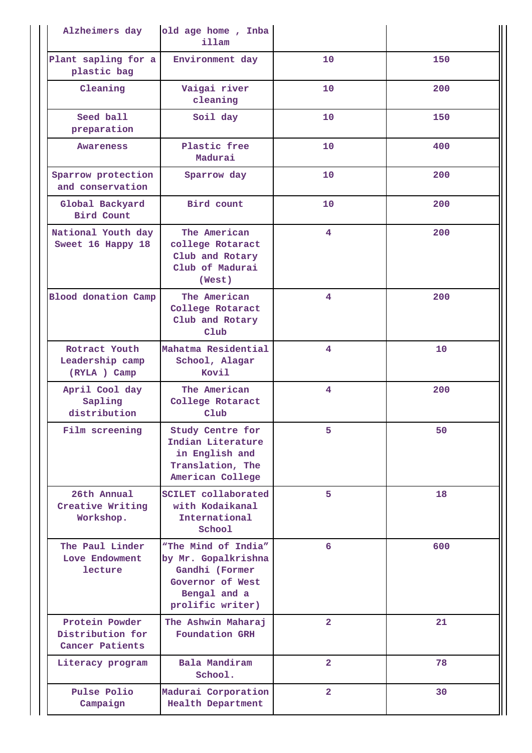| | | | |
|---|---|---|---|
| Alzheimers day | old age home , Inba illam | | |
| Plant sapling for a plastic bag | Environment day | 10 | 150 |
| Cleaning | Vaigai river cleaning | 10 | 200 |
| Seed ball preparation | Soil day | 10 | 150 |
| Awareness | Plastic free Madurai | 10 | 400 |
| Sparrow protection and conservation | Sparrow day | 10 | 200 |
| Global Backyard Bird Count | Bird count | 10 | 200 |
| National Youth day Sweet 16 Happy 18 | The American college Rotaract Club and Rotary Club of Madurai (West) | 4 | 200 |
| Blood donation Camp | The American College Rotaract Club and Rotary Club | 4 | 200 |
| Rotract Youth Leadership camp (RYLA ) Camp | Mahatma Residential School, Alagar Kovil | 4 | 10 |
| April Cool day Sapling distribution | The American College Rotaract Club | 4 | 200 |
| Film screening | Study Centre for Indian Literature in English and Translation, The American College | 5 | 50 |
| 26th Annual Creative Writing Workshop. | SCILET collaborated with Kodaikanal International School | 5 | 18 |
| The Paul Linder Love Endowment lecture | "The Mind of India" by Mr. Gopalkrishna Gandhi (Former Governor of West Bengal and a prolific writer) | 6 | 600 |
| Protein Powder Distribution for Cancer Patients | The Ashwin Maharaj Foundation GRH | 2 | 21 |
| Literacy program | Bala Mandiram School. | 2 | 78 |
| Pulse Polio Campaign | Madurai Corporation Health Department | 2 | 30 |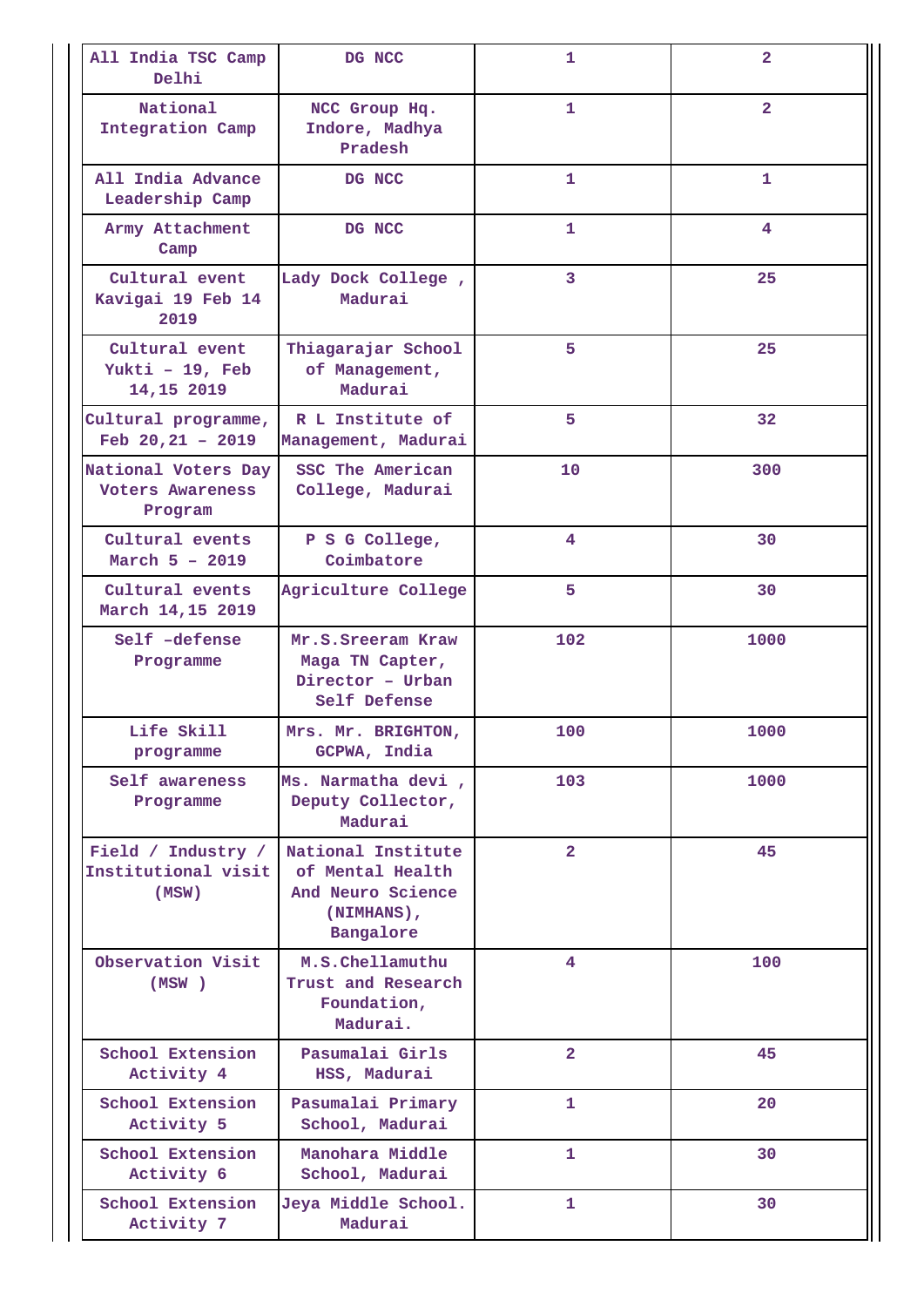| All India TSC Camp Delhi | DG NCC | 1 | 2 |
|---|---|---|---|
| National Integration Camp | NCC Group Hq. Indore, Madhya Pradesh | 1 | 2 |
| All India Advance Leadership Camp | DG NCC | 1 | 1 |
| Army Attachment Camp | DG NCC | 1 | 4 |
| Cultural event Kavigai 19 Feb 14 2019 | Lady Dock College , Madurai | 3 | 25 |
| Cultural event Yukti – 19, Feb 14,15 2019 | Thiagarajar School of Management, Madurai | 5 | 25 |
| Cultural programme, Feb 20,21 – 2019 | R L Institute of Management, Madurai | 5 | 32 |
| National Voters Day Voters Awareness Program | SSC The American College, Madurai | 10 | 300 |
| Cultural events March 5 – 2019 | P S G College, Coimbatore | 4 | 30 |
| Cultural events March 14,15 2019 | Agriculture College | 5 | 30 |
| Self –defense Programme | Mr.S.Sreeram Kraw Maga TN Capter, Director – Urban Self Defense | 102 | 1000 |
| Life Skill programme | Mrs. Mr. BRIGHTON, GCPWA, India | 100 | 1000 |
| Self awareness Programme | Ms. Narmatha devi , Deputy Collector, Madurai | 103 | 1000 |
| Field / Industry / Institutional visit (MSW) | National Institute of Mental Health And Neuro Science (NIMHANS), Bangalore | 2 | 45 |
| Observation Visit (MSW ) | M.S.Chellamuthu Trust and Research Foundation, Madurai. | 4 | 100 |
| School Extension Activity 4 | Pasumalai Girls HSS, Madurai | 2 | 45 |
| School Extension Activity 5 | Pasumalai Primary School, Madurai | 1 | 20 |
| School Extension Activity 6 | Manohara Middle School, Madurai | 1 | 30 |
| School Extension Activity 7 | Jeya Middle School. Madurai | 1 | 30 |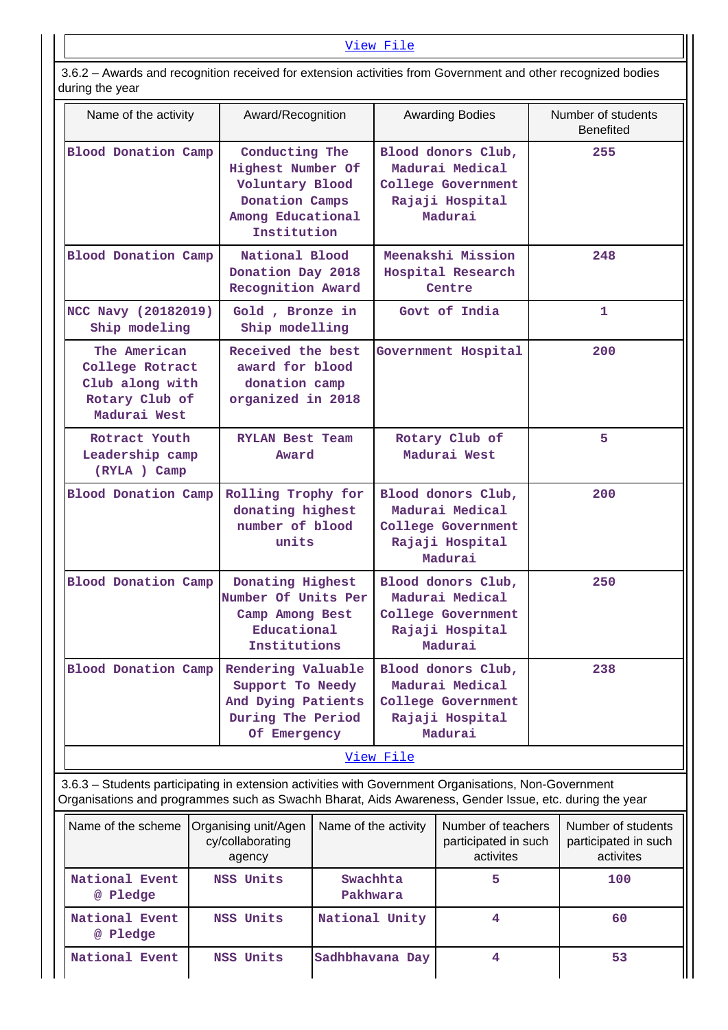[View File]

3.6.2 – Awards and recognition received for extension activities from Government and other recognized bodies during the year

| Name of the activity | Award/Recognition | Awarding Bodies | Number of students Benefited |
|---|---|---|---|
| Blood Donation Camp | Conducting The Highest Number Of Voluntary Blood Donation Camps Among Educational Institution | Blood donors Club, Madurai Medical College Government Rajaji Hospital Madurai | 255 |
| Blood Donation Camp | National Blood Donation Day 2018 Recognition Award | Meenakshi Mission Hospital Research Centre | 248 |
| NCC Navy (20182019) Ship modeling | Gold , Bronze in Ship modelling | Govt of India | 1 |
| The American College Rotract Club along with Rotary Club of Madurai West | Received the best award for blood donation camp organized in 2018 | Government Hospital | 200 |
| Rotract Youth Leadership camp (RYLA ) Camp | RYLAN Best Team Award | Rotary Club of Madurai West | 5 |
| Blood Donation Camp | Rolling Trophy for donating highest number of blood units | Blood donors Club, Madurai Medical College Government Rajaji Hospital Madurai | 200 |
| Blood Donation Camp | Donating Highest Number Of Units Per Camp Among Best Educational Institutions | Blood donors Club, Madurai Medical College Government Rajaji Hospital Madurai | 250 |
| Blood Donation Camp | Rendering Valuable Support To Needy And Dying Patients During The Period Of Emergency | Blood donors Club, Madurai Medical College Government Rajaji Hospital Madurai | 238 |

[View File]

3.6.3 – Students participating in extension activities with Government Organisations, Non-Government Organisations and programmes such as Swachh Bharat, Aids Awareness, Gender Issue, etc. during the year

| Name of the scheme | Organising unit/Agency/collaborating agency | Name of the activity | Number of teachers participated in such activites | Number of students participated in such activites |
|---|---|---|---|---|
| National Event @ Pledge | NSS Units | Swachhta Pakhwara | 5 | 100 |
| National Event @ Pledge | NSS Units | National Unity | 4 | 60 |
| National Event | NSS Units | Sadhbhavana Day | 4 | 53 |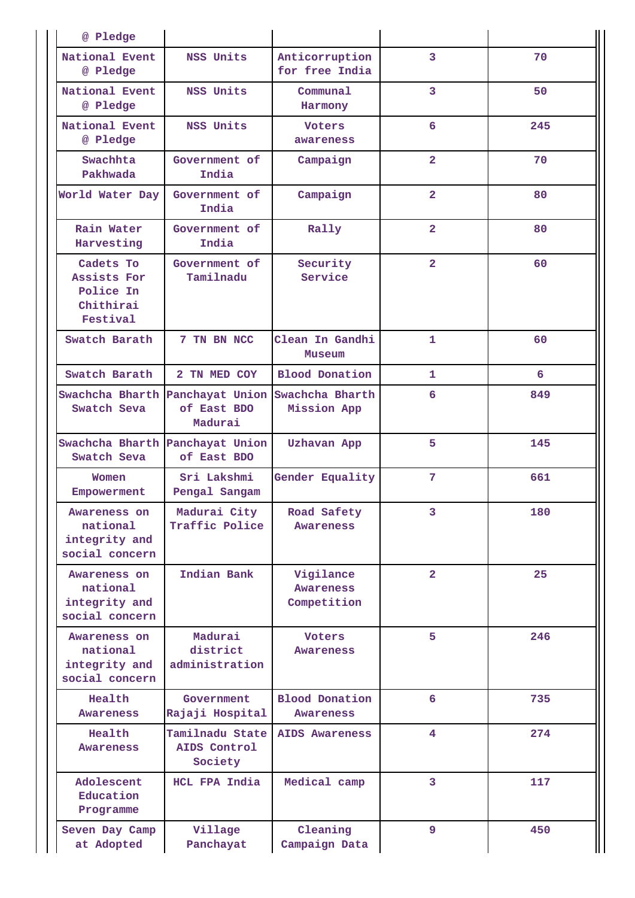| | | | | |
|---|---|---|---|---|
| @ Pledge | | | | |
| National Event @ Pledge | NSS Units | Anticorruption for free India | 3 | 70 |
| National Event @ Pledge | NSS Units | Communal Harmony | 3 | 50 |
| National Event @ Pledge | NSS Units | Voters awareness | 6 | 245 |
| Swachhta Pakhwada | Government of India | Campaign | 2 | 70 |
| World Water Day | Government of India | Campaign | 2 | 80 |
| Rain Water Harvesting | Government of India | Rally | 2 | 80 |
| Cadets To Assists For Police In Chithirai Festival | Government of Tamilnadu | Security Service | 2 | 60 |
| Swatch Barath | 7 TN BN NCC | Clean In Gandhi Museum | 1 | 60 |
| Swatch Barath | 2 TN MED COY | Blood Donation | 1 | 6 |
| Swachcha Bharth Swatch Seva | Panchayat Union of East BDO Madurai | Swachcha Bharth Mission App | 6 | 849 |
| Swachcha Bharth Swatch Seva | Panchayat Union of East BDO | Uzhavan App | 5 | 145 |
| Women Empowerment | Sri Lakshmi Pengal Sangam | Gender Equality | 7 | 661 |
| Awareness on national integrity and social concern | Madurai City Traffic Police | Road Safety Awareness | 3 | 180 |
| Awareness on national integrity and social concern | Indian Bank | Vigilance Awareness Competition | 2 | 25 |
| Awareness on national integrity and social concern | Madurai district administration | Voters Awareness | 5 | 246 |
| Health Awareness | Government Rajaji Hospital | Blood Donation Awareness | 6 | 735 |
| Health Awareness | Tamilnadu State AIDS Control Society | AIDS Awareness | 4 | 274 |
| Adolescent Education Programme | HCL FPA India | Medical camp | 3 | 117 |
| Seven Day Camp at Adopted | Village Panchayat | Cleaning Campaign Data | 9 | 450 |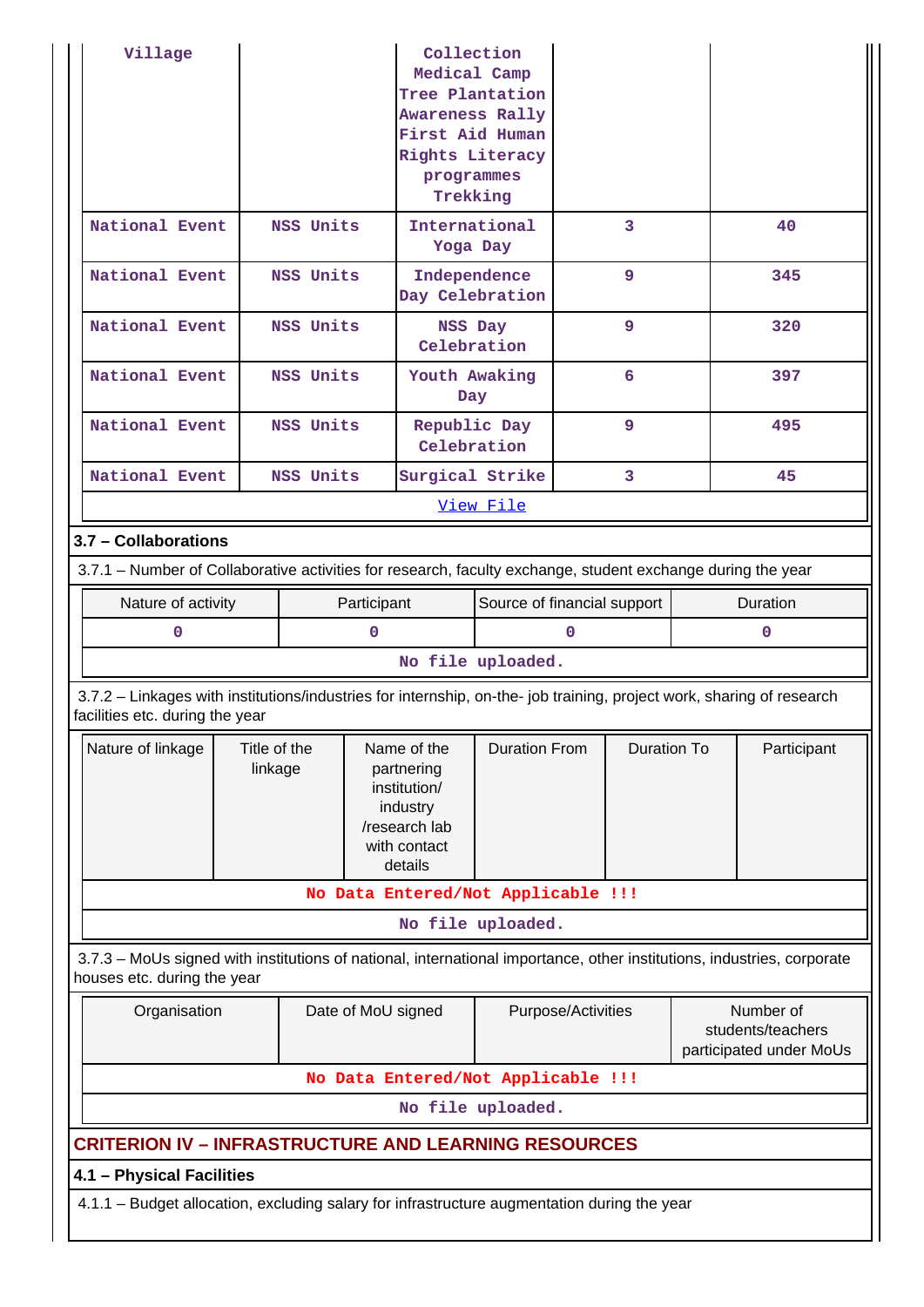| | | | | |
|---|---|---|---|---|
| Village | | Collection Medical Camp Tree Plantation Awareness Rally First Aid Human Rights Literacy programmes Trekking | | |
| National Event | NSS Units | International Yoga Day | 3 | 40 |
| National Event | NSS Units | Independence Day Celebration | 9 | 345 |
| National Event | NSS Units | NSS Day Celebration | 9 | 320 |
| National Event | NSS Units | Youth Awaking Day | 6 | 397 |
| National Event | NSS Units | Republic Day Celebration | 9 | 495 |
| National Event | NSS Units | Surgical Strike | 3 | 45 |

View File

### 3.7 – Collaborations

3.7.1 – Number of Collaborative activities for research, faculty exchange, student exchange during the year

| Nature of activity | Participant | Source of financial support | Duration |
|---|---|---|---|
| 0 | 0 | 0 | 0 |

No file uploaded.

3.7.2 – Linkages with institutions/industries for internship, on-the- job training, project work, sharing of research facilities etc. during the year

| Nature of linkage | Title of the linkage | Name of the partnering institution/ industry /research lab with contact details | Duration From | Duration To | Participant |
|---|---|---|---|---|---|

No Data Entered/Not Applicable !!!

No file uploaded.

3.7.3 – MoUs signed with institutions of national, international importance, other institutions, industries, corporate houses etc. during the year

| Organisation | Date of MoU signed | Purpose/Activities | Number of students/teachers participated under MoUs |
|---|---|---|---|

No Data Entered/Not Applicable !!!

No file uploaded.

## CRITERION IV – INFRASTRUCTURE AND LEARNING RESOURCES

### 4.1 – Physical Facilities

4.1.1 – Budget allocation, excluding salary for infrastructure augmentation during the year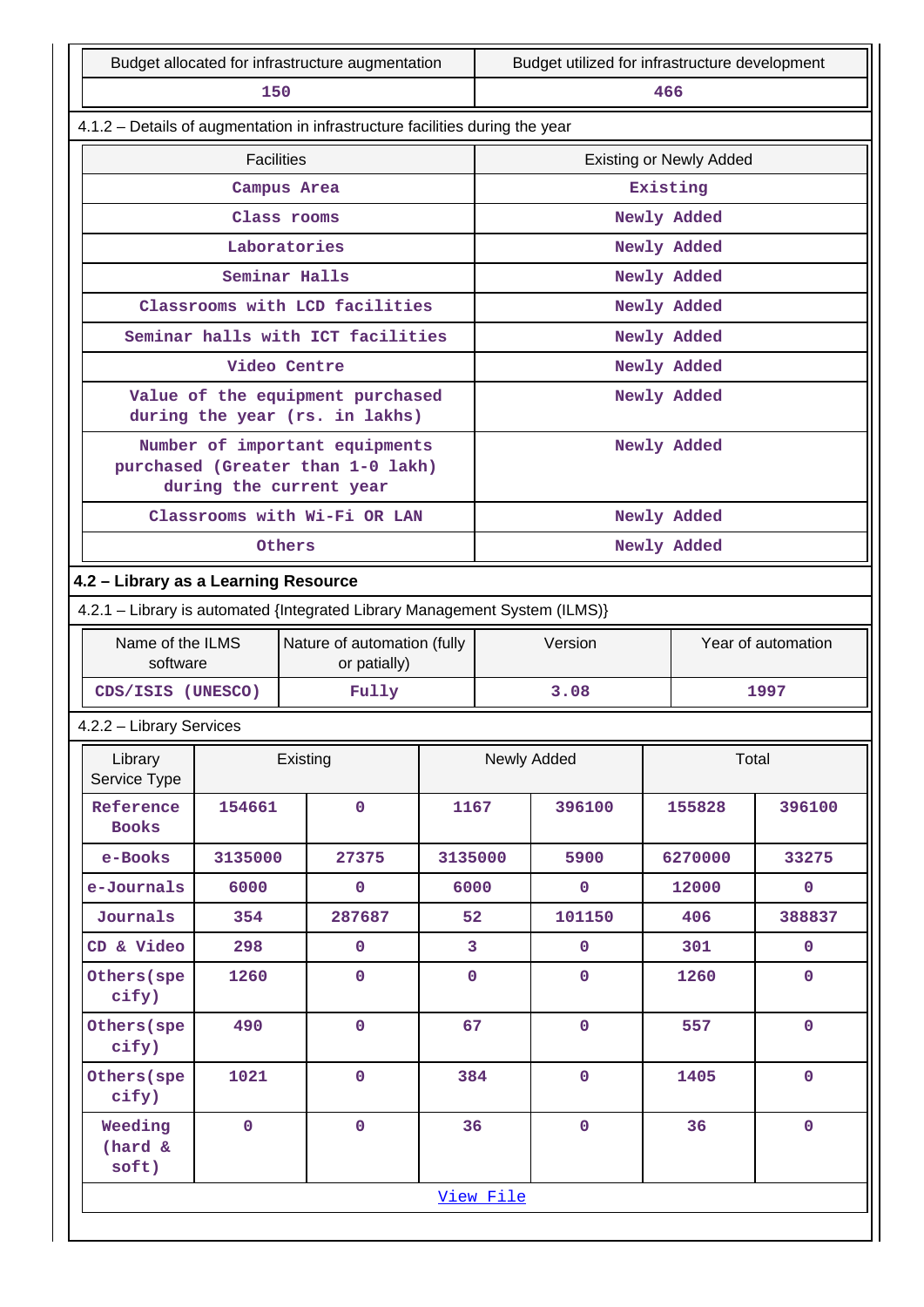| Budget allocated for infrastructure augmentation | Budget utilized for infrastructure development |
|---|---|
| 150 | 466 |

4.1.2 – Details of augmentation in infrastructure facilities during the year

| Facilities | Existing or Newly Added |
|---|---|
| Campus Area | Existing |
| Class rooms | Newly Added |
| Laboratories | Newly Added |
| Seminar Halls | Newly Added |
| Classrooms with LCD facilities | Newly Added |
| Seminar halls with ICT facilities | Newly Added |
| Video Centre | Newly Added |
| Value of the equipment purchased during the year (rs. in lakhs) | Newly Added |
| Number of important equipments purchased (Greater than 1-0 lakh) during the current year | Newly Added |
| Classrooms with Wi-Fi OR LAN | Newly Added |
| Others | Newly Added |

## 4.2 – Library as a Learning Resource

4.2.1 – Library is automated {Integrated Library Management System (ILMS)}

| Name of the ILMS software | Nature of automation (fully or patially) | Version | Year of automation |
|---|---|---|---|
| CDS/ISIS (UNESCO) | Fully | 3.08 | 1997 |

4.2.2 – Library Services

| Library Service Type | Existing | | Newly Added | | Total | |
|---|---|---|---|---|---|---|
| Reference Books | 154661 | 0 | 1167 | 396100 | 155828 | 396100 |
| e-Books | 3135000 | 27375 | 3135000 | 5900 | 6270000 | 33275 |
| e-Journals | 6000 | 0 | 6000 | 0 | 12000 | 0 |
| Journals | 354 | 287687 | 52 | 101150 | 406 | 388837 |
| CD & Video | 298 | 0 | 3 | 0 | 301 | 0 |
| Others(specify) | 1260 | 0 | 0 | 0 | 1260 | 0 |
| Others(specify) | 490 | 0 | 67 | 0 | 557 | 0 |
| Others(specify) | 1021 | 0 | 384 | 0 | 1405 | 0 |
| Weeding (hard & soft) | 0 | 0 | 36 | 0 | 36 | 0 |

View File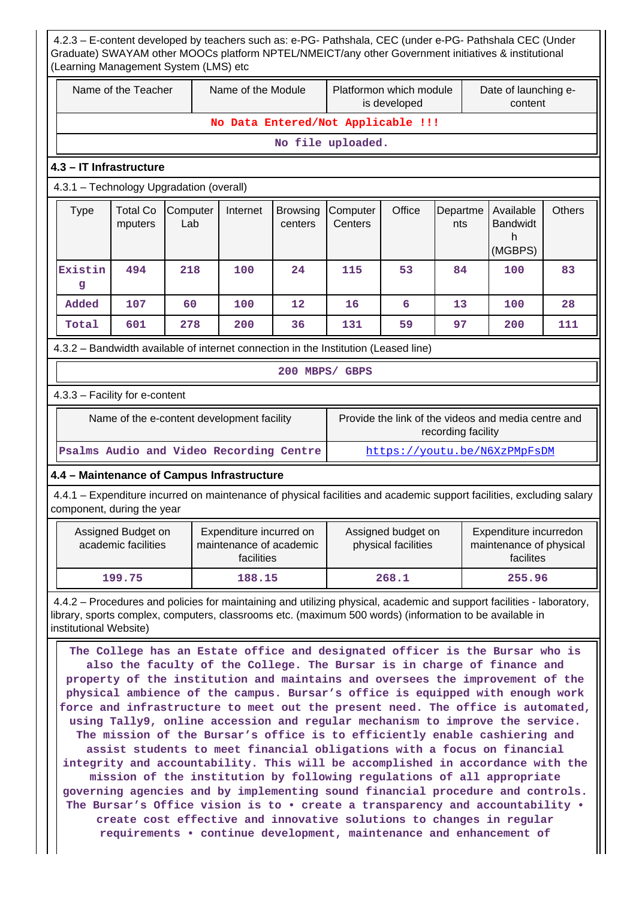4.2.3 – E-content developed by teachers such as: e-PG- Pathshala, CEC (under e-PG- Pathshala CEC (Under Graduate) SWAYAM other MOOCs platform NPTEL/NMEICT/any other Government initiatives & institutional (Learning Management System (LMS) etc

| Name of the Teacher | Name of the Module | Platformon which module is developed | Date of launching e-content |
|---|---|---|---|
| No Data Entered/Not Applicable !!! | | | |
| No file uploaded. | | | |

### 4.3 – IT Infrastructure

4.3.1 – Technology Upgradation (overall)

| Type | Total Computers | Computer Lab | Internet | Browsing centers | Computer Centers | Office | Departments | Available Bandwidth (MGBPS) | Others |
|---|---|---|---|---|---|---|---|---|---|
| Existing | 494 | 218 | 100 | 24 | 115 | 53 | 84 | 100 | 83 |
| Added | 107 | 60 | 100 | 12 | 16 | 6 | 13 | 100 | 28 |
| Total | 601 | 278 | 200 | 36 | 131 | 59 | 97 | 200 | 111 |

4.3.2 – Bandwidth available of internet connection in the Institution (Leased line)

200 MBPS/ GBPS

4.3.3 – Facility for e-content

| Name of the e-content development facility | Provide the link of the videos and media centre and recording facility |
|---|---|
| Psalms Audio and Video Recording Centre | https://youtu.be/N6XzPMpFsDM |

### 4.4 – Maintenance of Campus Infrastructure

4.4.1 – Expenditure incurred on maintenance of physical facilities and academic support facilities, excluding salary component, during the year

| Assigned Budget on academic facilities | Expenditure incurred on maintenance of academic facilities | Assigned budget on physical facilities | Expenditure incurredon maintenance of physical facilites |
|---|---|---|---|
| 199.75 | 188.15 | 268.1 | 255.96 |

4.4.2 – Procedures and policies for maintaining and utilizing physical, academic and support facilities - laboratory, library, sports complex, computers, classrooms etc. (maximum 500 words) (information to be available in institutional Website)

The College has an Estate office and designated officer is the Bursar who is also the faculty of the College. The Bursar is in charge of finance and property of the institution and maintains and oversees the improvement of the physical ambience of the campus. Bursar's office is equipped with enough work force and infrastructure to meet out the present need. The office is automated, using Tally9, online accession and regular mechanism to improve the service. The mission of the Bursar's office is to efficiently enable cashiering and assist students to meet financial obligations with a focus on financial integrity and accountability. This will be accomplished in accordance with the mission of the institution by following regulations of all appropriate governing agencies and by implementing sound financial procedure and controls. The Bursar's Office vision is to • create a transparency and accountability • create cost effective and innovative solutions to changes in regular requirements • continue development, maintenance and enhancement of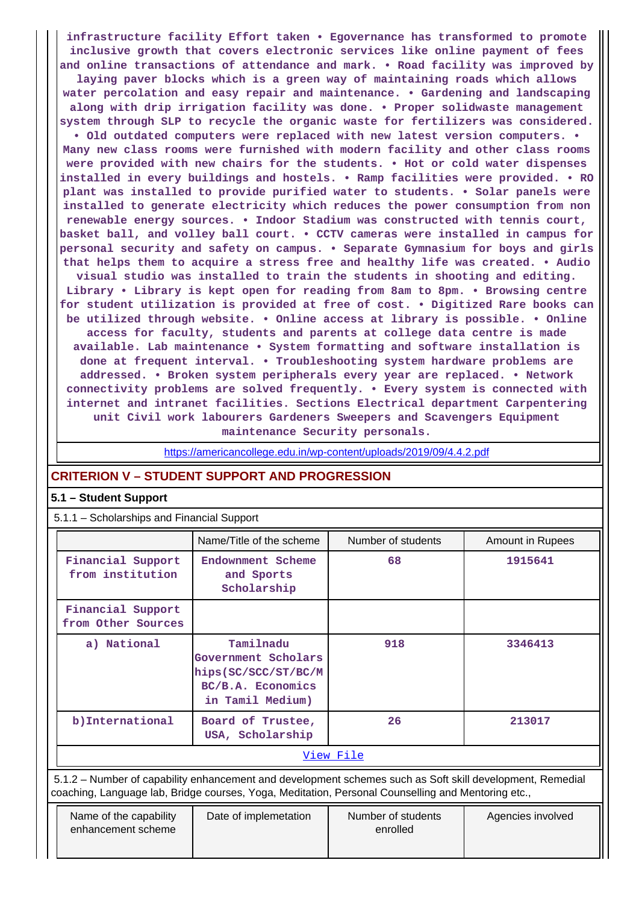infrastructure facility Effort taken • Egovernance has transformed to promote inclusive growth that covers electronic services like online payment of fees and online transactions of attendance and mark. • Road facility was improved by laying paver blocks which is a green way of maintaining roads which allows water percolation and easy repair and maintenance. • Gardening and landscaping along with drip irrigation facility was done. • Proper solidwaste management system through SLP to recycle the organic waste for fertilizers was considered. • Old outdated computers were replaced with new latest version computers. • Many new class rooms were furnished with modern facility and other class rooms were provided with new chairs for the students. • Hot or cold water dispenses installed in every buildings and hostels. • Ramp facilities were provided. • RO plant was installed to provide purified water to students. • Solar panels were installed to generate electricity which reduces the power consumption from non renewable energy sources. • Indoor Stadium was constructed with tennis court, basket ball, and volley ball court. • CCTV cameras were installed in campus for personal security and safety on campus. • Separate Gymnasium for boys and girls that helps them to acquire a stress free and healthy life was created. • Audio visual studio was installed to train the students in shooting and editing. Library • Library is kept open for reading from 8am to 8pm. • Browsing centre for student utilization is provided at free of cost. • Digitized Rare books can be utilized through website. • Online access at library is possible. • Online access for faculty, students and parents at college data centre is made available. Lab maintenance • System formatting and software installation is done at frequent interval. • Troubleshooting system hardware problems are addressed. • Broken system peripherals every year are replaced. • Network connectivity problems are solved frequently. • Every system is connected with internet and intranet facilities. Sections Electrical department Carpentering unit Civil work labourers Gardeners Sweepers and Scavengers Equipment maintenance Security personals.

https://americancollege.edu.in/wp-content/uploads/2019/09/4.4.2.pdf

## CRITERION V – STUDENT SUPPORT AND PROGRESSION

### 5.1 – Student Support

5.1.1 – Scholarships and Financial Support

| | Name/Title of the scheme | Number of students | Amount in Rupees |
|---|---|---|---|
| Financial Support from institution | Endowment Scheme and Sports Scholarship | 68 | 1915641 |
| Financial Support from Other Sources | | | |
| a) National | Tamilnadu Government Scholarships(SC/SCC/ST/BC/MBC/B.A. Economics in Tamil Medium) | 918 | 3346413 |
| b)International | Board of Trustee, USA, Scholarship | 26 | 213017 |

View File

5.1.2 – Number of capability enhancement and development schemes such as Soft skill development, Remedial coaching, Language lab, Bridge courses, Yoga, Meditation, Personal Counselling and Mentoring etc.,

| Name of the capability enhancement scheme | Date of implemetation | Number of students enrolled | Agencies involved |
|---|---|---|---|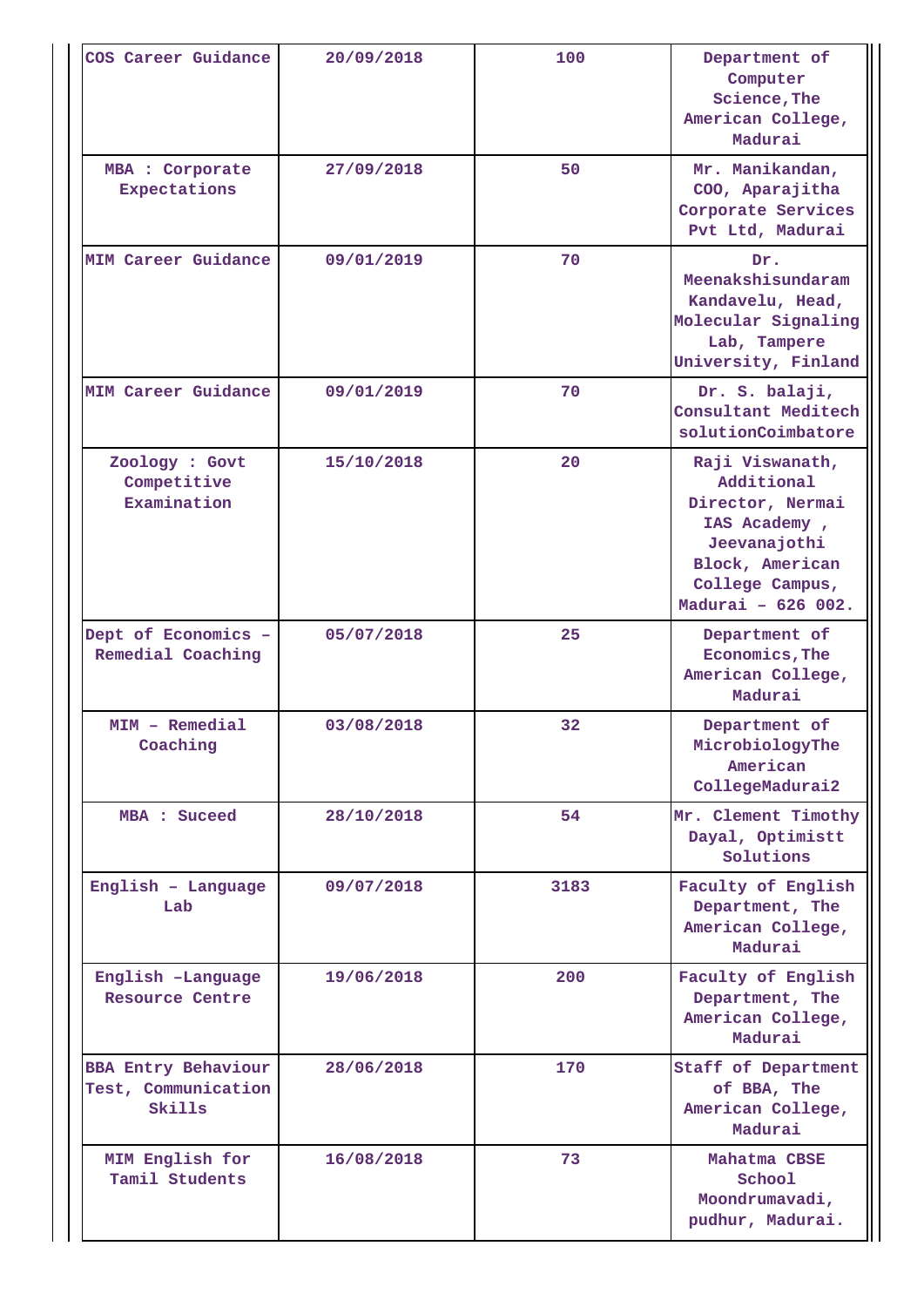| COS Career Guidance | 20/09/2018 | 100 | Department of Computer Science,The American College, Madurai |
|---|---|---|---|
| MBA : Corporate Expectations | 27/09/2018 | 50 | Mr. Manikandan, COO, Aparajitha Corporate Services Pvt Ltd, Madurai |
| MIM Career Guidance | 09/01/2019 | 70 | Dr. Meenakshisundaram Kandavelu, Head, Molecular Signaling Lab, Tampere University, Finland |
| MIM Career Guidance | 09/01/2019 | 70 | Dr. S. balaji, Consultant Meditech solutionCoimbatore |
| Zoology : Govt Competitive Examination | 15/10/2018 | 20 | Raji Viswanath, Additional Director, Nermai IAS Academy , Jeevanajothi Block, American College Campus, Madurai – 626 002. |
| Dept of Economics – Remedial Coaching | 05/07/2018 | 25 | Department of Economics,The American College, Madurai |
| MIM – Remedial Coaching | 03/08/2018 | 32 | Department of MicrobiologyThe American CollegeMadurai2 |
| MBA : Suceed | 28/10/2018 | 54 | Mr. Clement Timothy Dayal, Optimistt Solutions |
| English – Language Lab | 09/07/2018 | 3183 | Faculty of English Department, The American College, Madurai |
| English –Language Resource Centre | 19/06/2018 | 200 | Faculty of English Department, The American College, Madurai |
| BBA Entry Behaviour Test, Communication Skills | 28/06/2018 | 170 | Staff of Department of BBA, The American College, Madurai |
| MIM English for Tamil Students | 16/08/2018 | 73 | Mahatma CBSE School Moondrumavadi, pudhur, Madurai. |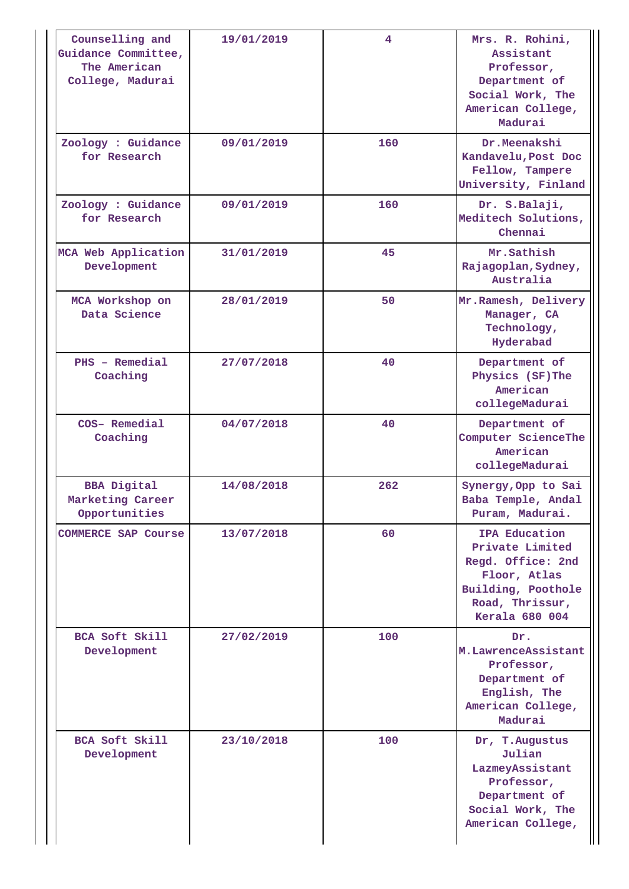| | | | |
|---|---|---|---|
| Counselling and Guidance Committee, The American College, Madurai | 19/01/2019 | 4 | Mrs. R. Rohini, Assistant Professor, Department of Social Work, The American College, Madurai |
| Zoology : Guidance for Research | 09/01/2019 | 160 | Dr.Meenakshi Kandavelu,Post Doc Fellow, Tampere University, Finland |
| Zoology : Guidance for Research | 09/01/2019 | 160 | Dr. S.Balaji, Meditech Solutions, Chennai |
| MCA Web Application Development | 31/01/2019 | 45 | Mr.Sathish Rajagoplan,Sydney, Australia |
| MCA Workshop on Data Science | 28/01/2019 | 50 | Mr.Ramesh, Delivery Manager, CA Technology, Hyderabad |
| PHS – Remedial Coaching | 27/07/2018 | 40 | Department of Physics (SF)The American collegeMadurai |
| COS– Remedial Coaching | 04/07/2018 | 40 | Department of Computer ScienceThe American collegeMadurai |
| BBA Digital Marketing Career Opportunities | 14/08/2018 | 262 | Synergy,Opp to Sai Baba Temple, Andal Puram, Madurai. |
| COMMERCE SAP Course | 13/07/2018 | 60 | IPA Education Private Limited Regd. Office: 2nd Floor, Atlas Building, Poothole Road, Thrissur, Kerala 680 004 |
| BCA Soft Skill Development | 27/02/2019 | 100 | Dr. M.LawrenceAssistant Professor, Department of English, The American College, Madurai |
| BCA Soft Skill Development | 23/10/2018 | 100 | Dr, T.Augustus Julian LazmeyAssistant Professor, Department of Social Work, The American College, |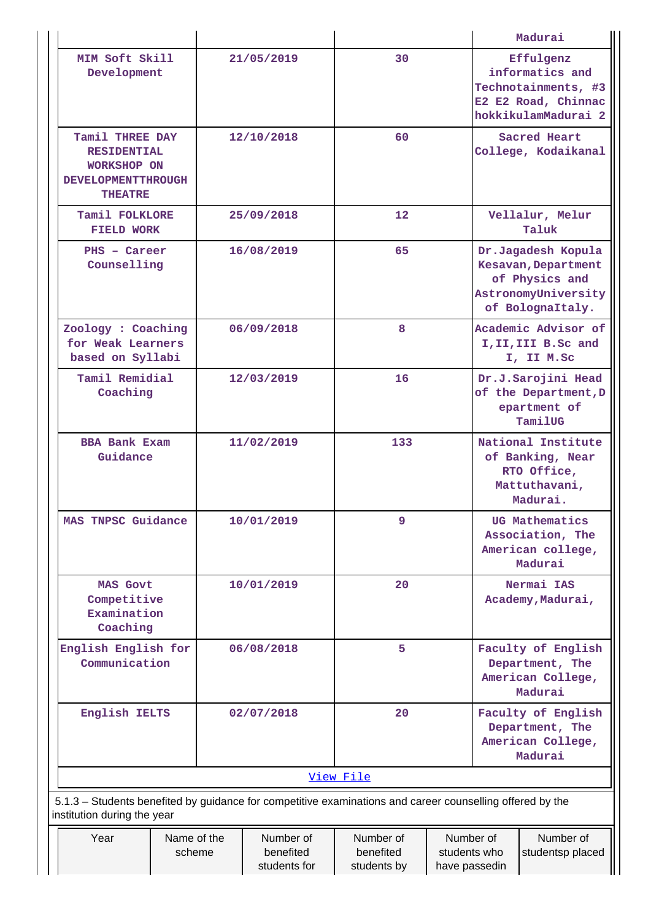| | | | Madurai |
|---|---|---|---|
| MIM Soft Skill Development | 21/05/2019 | 30 | Effulgenz informatics and Technotainments, #3 E2 E2 Road, Chinnac hokkikulamMadurai 2 |
| Tamil THREE DAY RESIDENTIAL WORKSHOP ON DEVELOPMENTTHROUGH THEATRE | 12/10/2018 | 60 | Sacred Heart College, Kodaikanal |
| Tamil FOLKLORE FIELD WORK | 25/09/2018 | 12 | Vellalur, Melur Taluk |
| PHS - Career Counselling | 16/08/2019 | 65 | Dr.Jagadesh Kopula Kesavan,Department of Physics and AstronomyUniversity of BolognaItaly. |
| Zoology : Coaching for Weak Learners based on Syllabi | 06/09/2018 | 8 | Academic Advisor of I,II,III B.Sc and I, II M.Sc |
| Tamil Remidial Coaching | 12/03/2019 | 16 | Dr.J.Sarojini Head of the Department,Department of TamilUG |
| BBA Bank Exam Guidance | 11/02/2019 | 133 | National Institute of Banking, Near RTO Office, Mattuthavani, Madurai. |
| MAS TNPSC Guidance | 10/01/2019 | 9 | UG Mathematics Association, The American college, Madurai |
| MAS Govt Competitive Examination Coaching | 10/01/2019 | 20 | Nermai IAS Academy,Madurai, |
| English English for Communication | 06/08/2018 | 5 | Faculty of English Department, The American College, Madurai |
| English IELTS | 02/07/2018 | 20 | Faculty of English Department, The American College, Madurai |

[View File]

5.1.3 – Students benefited by guidance for competitive examinations and career counselling offered by the institution during the year

| Year | Name of the scheme | Number of benefited students for | Number of benefited students by | Number of students who have passedin | Number of studentsp placed |
|---|---|---|---|---|---|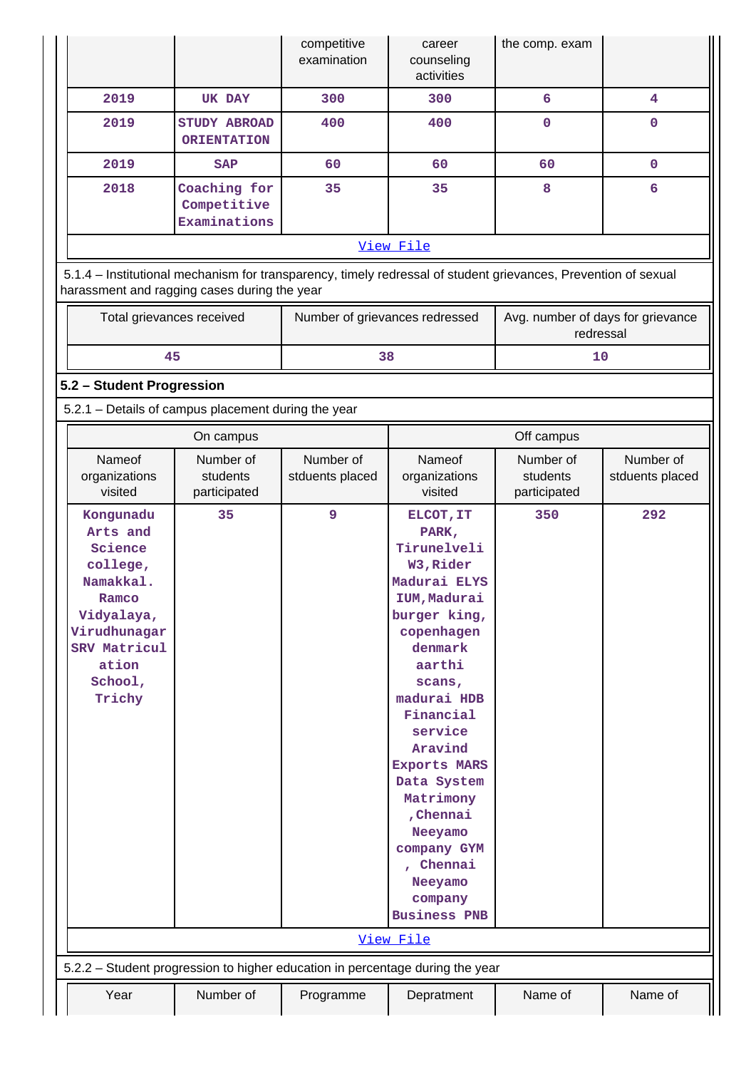| | | competitive examination | career counseling activities | the comp. exam | |
|---|---|---|---|---|---|
| 2019 | UK DAY | 300 | 300 | 6 | 4 |
| 2019 | STUDY ABROAD ORIENTATION | 400 | 400 | 0 | 0 |
| 2019 | SAP | 60 | 60 | 60 | 0 |
| 2018 | Coaching for Competitive Examinations | 35 | 35 | 8 | 6 |

View File

5.1.4 – Institutional mechanism for transparency, timely redressal of student grievances, Prevention of sexual harassment and ragging cases during the year

| Total grievances received | Number of grievances redressed | Avg. number of days for grievance redressal |
|---|---|---|
| 45 | 38 | 10 |

**5.2 – Student Progression**

5.2.1 – Details of campus placement during the year

| On campus | | | Off campus | | |
|---|---|---|---|---|---|
| Nameof organizations visited | Number of students participated | Number of stduents placed | Nameof organizations visited | Number of students participated | Number of stduents placed |
| Kongunadu Arts and Science college, Namakkal. Ramco Vidyalaya, Virudhunagar SRV Matriculation School, Trichy | 35 | 9 | ELCOT,IT PARK, Tirunelveli W3,Rider Madurai ELYSIUM,Madurai burger king, copenhagen denmark aarthi scans, madurai HDB Financial service Aravind Exports MARS Data System Matrimony ,Chennai Neeyamo company GYM , Chennai Neeyamo company Business PNB | 350 | 292 |

View File

5.2.2 – Student progression to higher education in percentage during the year

| Year | Number of | Programme | Depratment | Name of | Name of |
|---|---|---|---|---|---|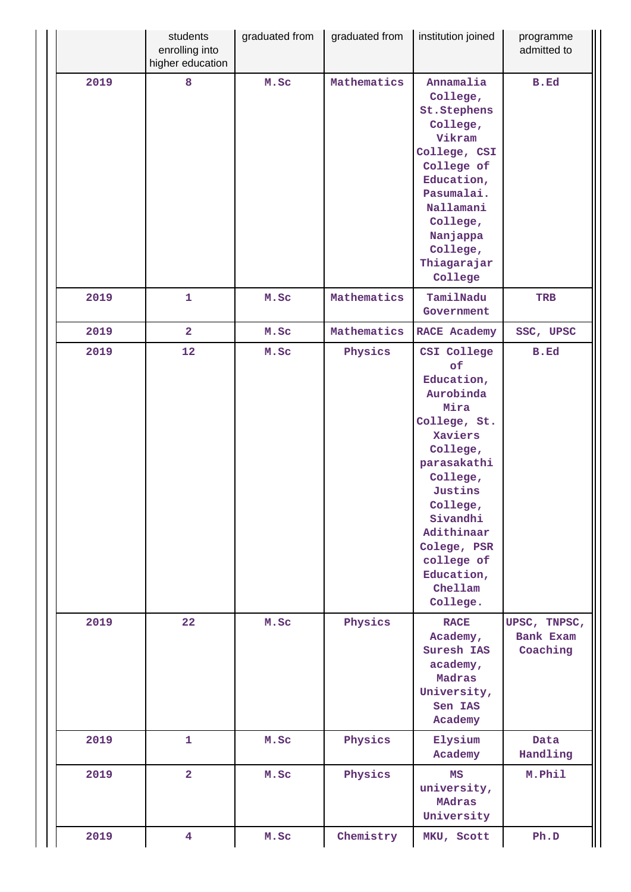| | students enrolling into higher education | graduated from | graduated from | institution joined | programme admitted to |
|---|---|---|---|---|---|
| 2019 | 8 | M.Sc | Mathematics | Annamalia College, St.Stephens College, Vikram College, CSI College of Education, Pasumalai. Nallamani College, Nanjappa College, Thiagarajar College | B.Ed |
| 2019 | 1 | M.Sc | Mathematics | TamilNadu Government | TRB |
| 2019 | 2 | M.Sc | Mathematics | RACE Academy | SSC, UPSC |
| 2019 | 12 | M.Sc | Physics | CSI College of Education, Aurobinda Mira College, St. Xaviers College, parasakathi College, Justins College, Sivandhi Adithinaar Colege, PSR college of Education, Chellam College. | B.Ed |
| 2019 | 22 | M.Sc | Physics | RACE Academy, Suresh IAS academy, Madras University, Sen IAS Academy | UPSC, TNPSC, Bank Exam Coaching |
| 2019 | 1 | M.Sc | Physics | Elysium Academy | Data Handling |
| 2019 | 2 | M.Sc | Physics | MS university, MAdras University | M.Phil |
| 2019 | 4 | M.Sc | Chemistry | MKU, Scott | Ph.D |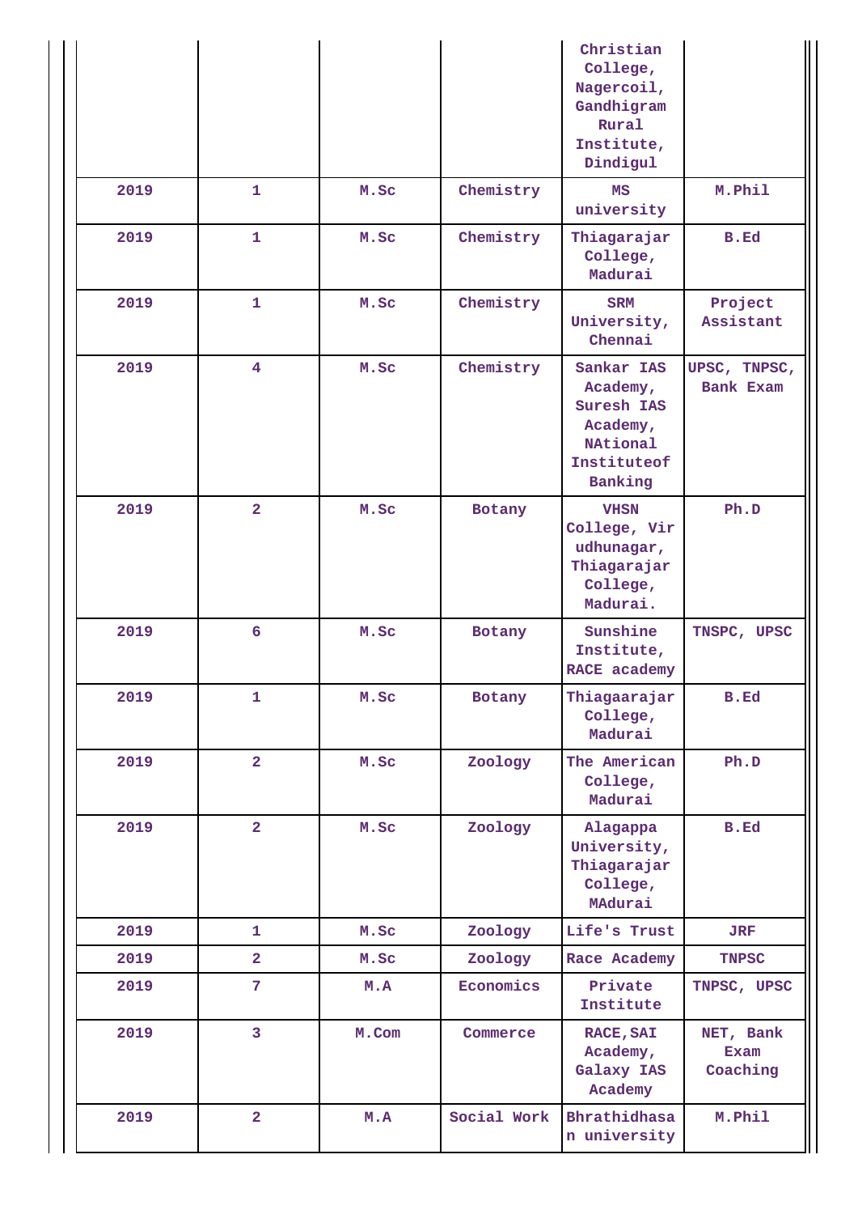| | | | | Christian College, Nagercoil, Gandhigram Rural Institute, Dindigul | |
|---|---|---|---|---|---|
| 2019 | 1 | M.Sc | Chemistry | MS university | M.Phil |
| 2019 | 1 | M.Sc | Chemistry | Thiagarajar College, Madurai | B.Ed |
| 2019 | 1 | M.Sc | Chemistry | SRM University, Chennai | Project Assistant |
| 2019 | 4 | M.Sc | Chemistry | Sankar IAS Academy, Suresh IAS Academy, NAtional Instituteof Banking | UPSC, TNPSC, Bank Exam |
| 2019 | 2 | M.Sc | Botany | VHSN College, Virudhunagar, Thiagarajar College, Madurai. | Ph.D |
| 2019 | 6 | M.Sc | Botany | Sunshine Institute, RACE academy | TNPSC, UPSC |
| 2019 | 1 | M.Sc | Botany | Thiagaarajar College, Madurai | B.Ed |
| 2019 | 2 | M.Sc | Zoology | The American College, Madurai | Ph.D |
| 2019 | 2 | M.Sc | Zoology | Alagappa University, Thiagarajar College, MAdurai | B.Ed |
| 2019 | 1 | M.Sc | Zoology | Life's Trust | JRF |
| 2019 | 2 | M.Sc | Zoology | Race Academy | TNPSC |
| 2019 | 7 | M.A | Economics | Private Institute | TNPSC, UPSC |
| 2019 | 3 | M.Com | Commerce | RACE,SAI Academy, Galaxy IAS Academy | NET, Bank Exam Coaching |
| 2019 | 2 | M.A | Social Work | Bhrathidhasan university | M.Phil |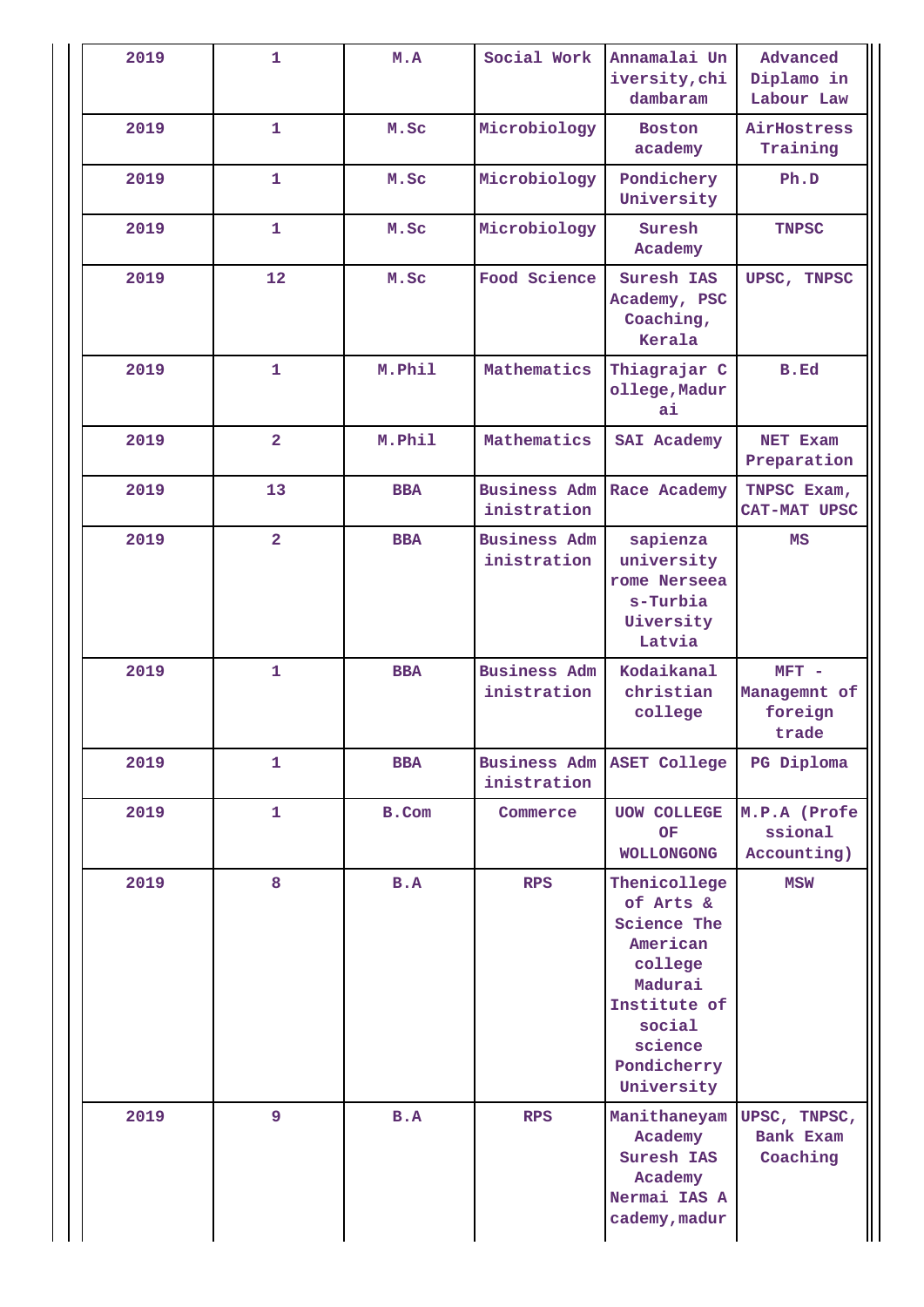| 2019 | 1 | M.A | Social Work | Annamalai University,chidambaram | Advanced Diplamo in Labour Law |
|---|---|---|---|---|---|
| 2019 | 1 | M.Sc | Microbiology | Boston academy | AirHostress Training |
| 2019 | 1 | M.Sc | Microbiology | Pondichery University | Ph.D |
| 2019 | 1 | M.Sc | Microbiology | Suresh Academy | TNPSC |
| 2019 | 12 | M.Sc | Food Science | Suresh IAS Academy, PSC Coaching, Kerala | UPSC, TNPSC |
| 2019 | 1 | M.Phil | Mathematics | Thiagrajar College,Madurai | B.Ed |
| 2019 | 2 | M.Phil | Mathematics | SAI Academy | NET Exam Preparation |
| 2019 | 13 | BBA | Business Administration | Race Academy | TNPSC Exam, CAT-MAT UPSC |
| 2019 | 2 | BBA | Business Administration | sapienza university rome Nerseeas-Turbia Uiversity Latvia | MS |
| 2019 | 1 | BBA | Business Administration | Kodaikanal christian college | MFT - Managemnt of foreign trade |
| 2019 | 1 | BBA | Business Administration | ASET College | PG Diploma |
| 2019 | 1 | B.Com | Commerce | UOW COLLEGE OF WOLLONGONG | M.P.A (Professional Accounting) |
| 2019 | 8 | B.A | RPS | Thenicollege of Arts & Science The American college Madurai Institute of social science Pondicherry University | MSW |
| 2019 | 9 | B.A | RPS | Manithaneyam Academy Suresh IAS Academy Nermai IAS Academy,madur | UPSC, TNPSC, Bank Exam Coaching |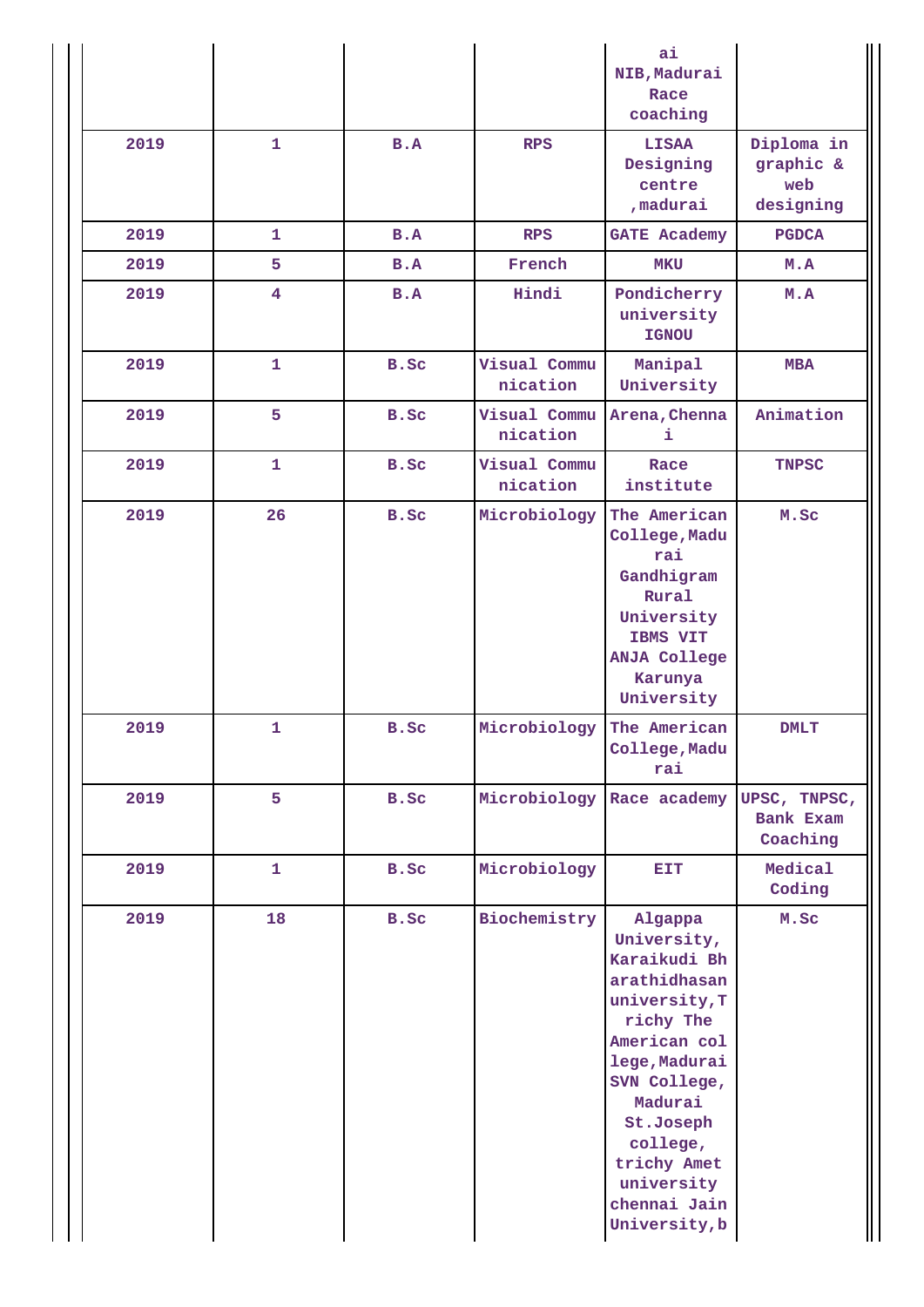| | | | | ai NIB,Madurai Race coaching | |
|---|---|---|---|---|---|
| 2019 | 1 | B.A | RPS | LISAA Designing centre ,madurai | Diploma in graphic & web designing |
| 2019 | 1 | B.A | RPS | GATE Academy | PGDCA |
| 2019 | 5 | B.A | French | MKU | M.A |
| 2019 | 4 | B.A | Hindi | Pondicherry university IGNOU | M.A |
| 2019 | 1 | B.Sc | Visual Communication | Manipal University | MBA |
| 2019 | 5 | B.Sc | Visual Communication | Arena,Chennai | Animation |
| 2019 | 1 | B.Sc | Visual Communication | Race institute | TNPSC |
| 2019 | 26 | B.Sc | Microbiology | The American College,Madurai Gandhigram Rural University IBMS VIT ANJA College Karunya University | M.Sc |
| 2019 | 1 | B.Sc | Microbiology | The American College,Madurai | DMLT |
| 2019 | 5 | B.Sc | Microbiology | Race academy | UPSC, TNPSC, Bank Exam Coaching |
| 2019 | 1 | B.Sc | Microbiology | EIT | Medical Coding |
| 2019 | 18 | B.Sc | Biochemistry | Algappa University, Karaikudi Bharathidhasan university,Trichy The American college,Madurai SVN College, Madurai St.Joseph college, trichy Amet university chennai Jain University,b | M.Sc |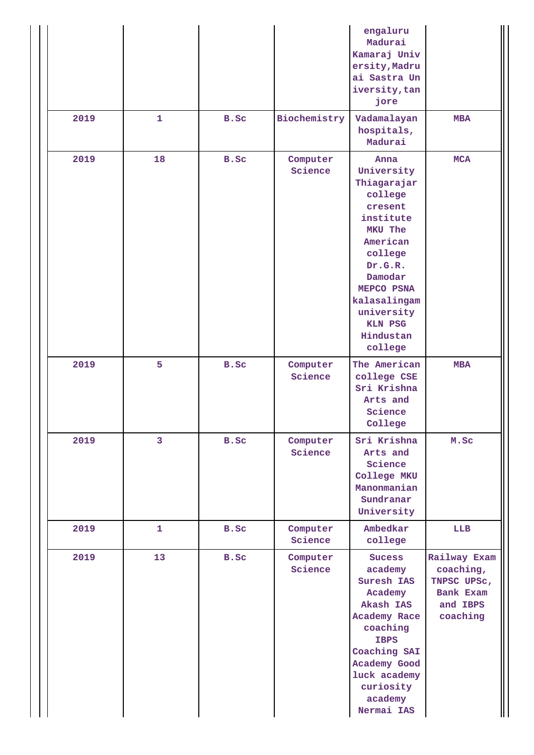| | | | | | |
|---|---|---|---|---|---|
| | | | | engaluru Madurai Kamaraj University,Madurai Sastra University,tanjore | |
| 2019 | 1 | B.Sc | Biochemistry | Vadamalayan hospitals, Madurai | MBA |
| 2019 | 18 | B.Sc | Computer Science | Anna University Thiagarajar college cresent institute MKU The American college Dr.G.R. Damodar MEPCO PSNA kalasalingam university KLN PSG Hindustan college | MCA |
| 2019 | 5 | B.Sc | Computer Science | The American college CSE Sri Krishna Arts and Science College | MBA |
| 2019 | 3 | B.Sc | Computer Science | Sri Krishna Arts and Science College MKU Manonmanian Sundranar University | M.Sc |
| 2019 | 1 | B.Sc | Computer Science | Ambedkar college | LLB |
| 2019 | 13 | B.Sc | Computer Science | Sucess academy Suresh IAS Academy Akash IAS Academy Race coaching IBPS Coaching SAI Academy Good luck academy curiosity academy Nermai IAS | Railway Exam coaching, TNPSC UPSc, Bank Exam and IBPS coaching |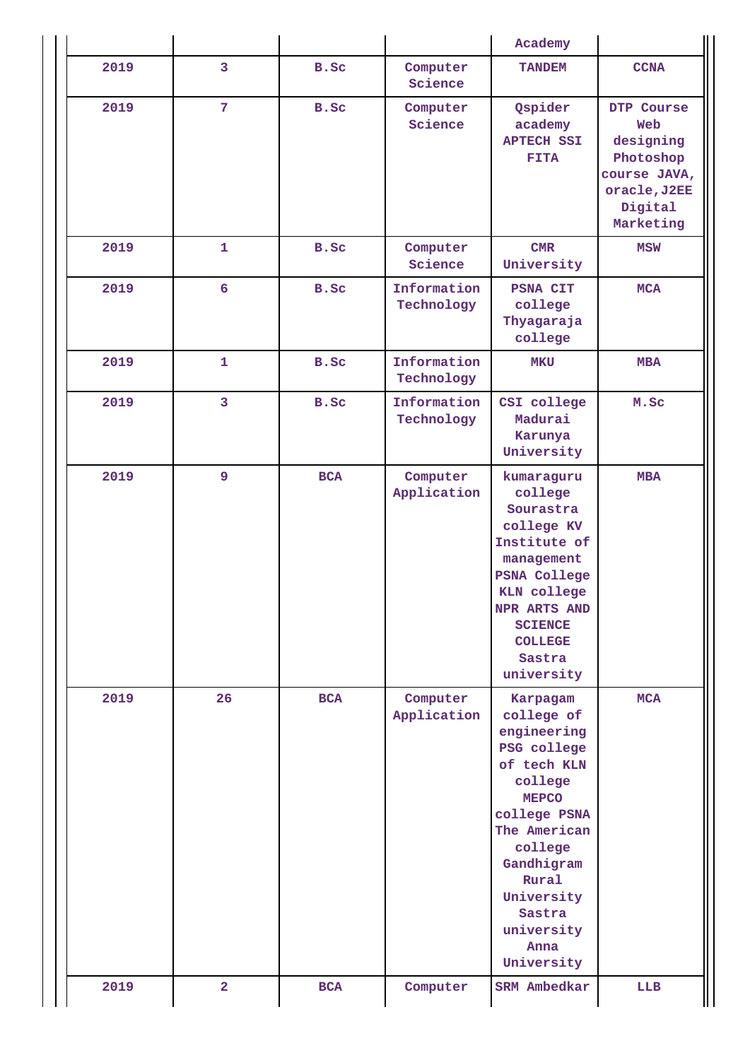| | | | | Academy | |
|---|---|---|---|---|---|
| 2019 | 3 | B.Sc | Computer Science | TANDEM | CCNA |
| 2019 | 7 | B.Sc | Computer Science | Qspider academy APTECH SSI FITA | DTP Course Web designing Photoshop course JAVA, oracle,J2EE Digital Marketing |
| 2019 | 1 | B.Sc | Computer Science | CMR University | MSW |
| 2019 | 6 | B.Sc | Information Technology | PSNA CIT college Thyagaraja college | MCA |
| 2019 | 1 | B.Sc | Information Technology | MKU | MBA |
| 2019 | 3 | B.Sc | Information Technology | CSI college Madurai Karunya University | M.Sc |
| 2019 | 9 | BCA | Computer Application | kumaraguru college Sourastra college KV Institute of management PSNA College KLN college NPR ARTS AND SCIENCE COLLEGE Sastra university | MBA |
| 2019 | 26 | BCA | Computer Application | Karpagam college of engineering PSG college of tech KLN college MEPCO college PSNA The American college Gandhigram Rural University Sastra university Anna University | MCA |
| 2019 | 2 | BCA | Computer | SRM Ambedkar | LLB |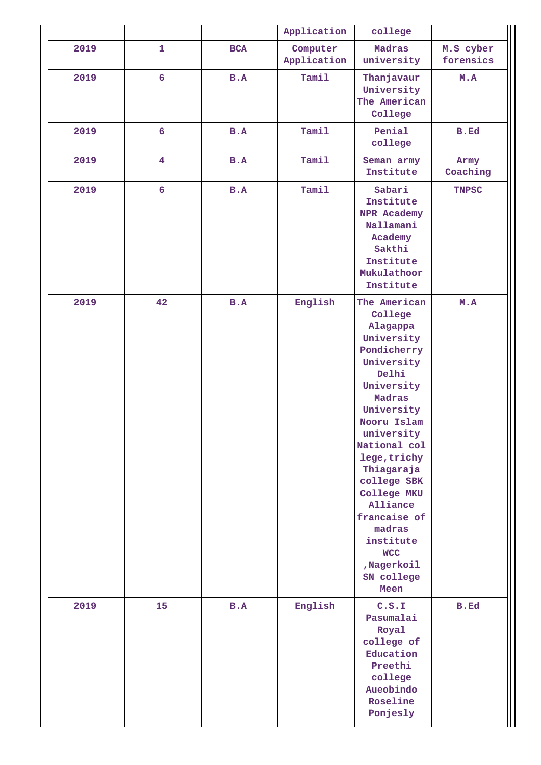| | | | Application | college | |
|---|---|---|---|---|---|
| 2019 | 1 | BCA | Computer Application | Madras university | M.S cyber forensics |
| 2019 | 6 | B.A | Tamil | Thanjavaur University The American College | M.A |
| 2019 | 6 | B.A | Tamil | Penial college | B.Ed |
| 2019 | 4 | B.A | Tamil | Seman army Institute | Army Coaching |
| 2019 | 6 | B.A | Tamil | Sabari Institute NPR Academy Nallamani Academy Sakthi Institute Mukulathoor Institute | TNPSC |
| 2019 | 42 | B.A | English | The American College Alagappa University Pondicherry University Delhi University Madras University Nooru Islam university National col lege,trichy Thiagaraja college SBK College MKU Alliance francaise of madras institute WCC ,Nagerkoil SN college Meen | M.A |
| 2019 | 15 | B.A | English | C.S.I Pasumalai Royal college of Education Preethi college Aueobindo Roseline Ponjesly | B.Ed |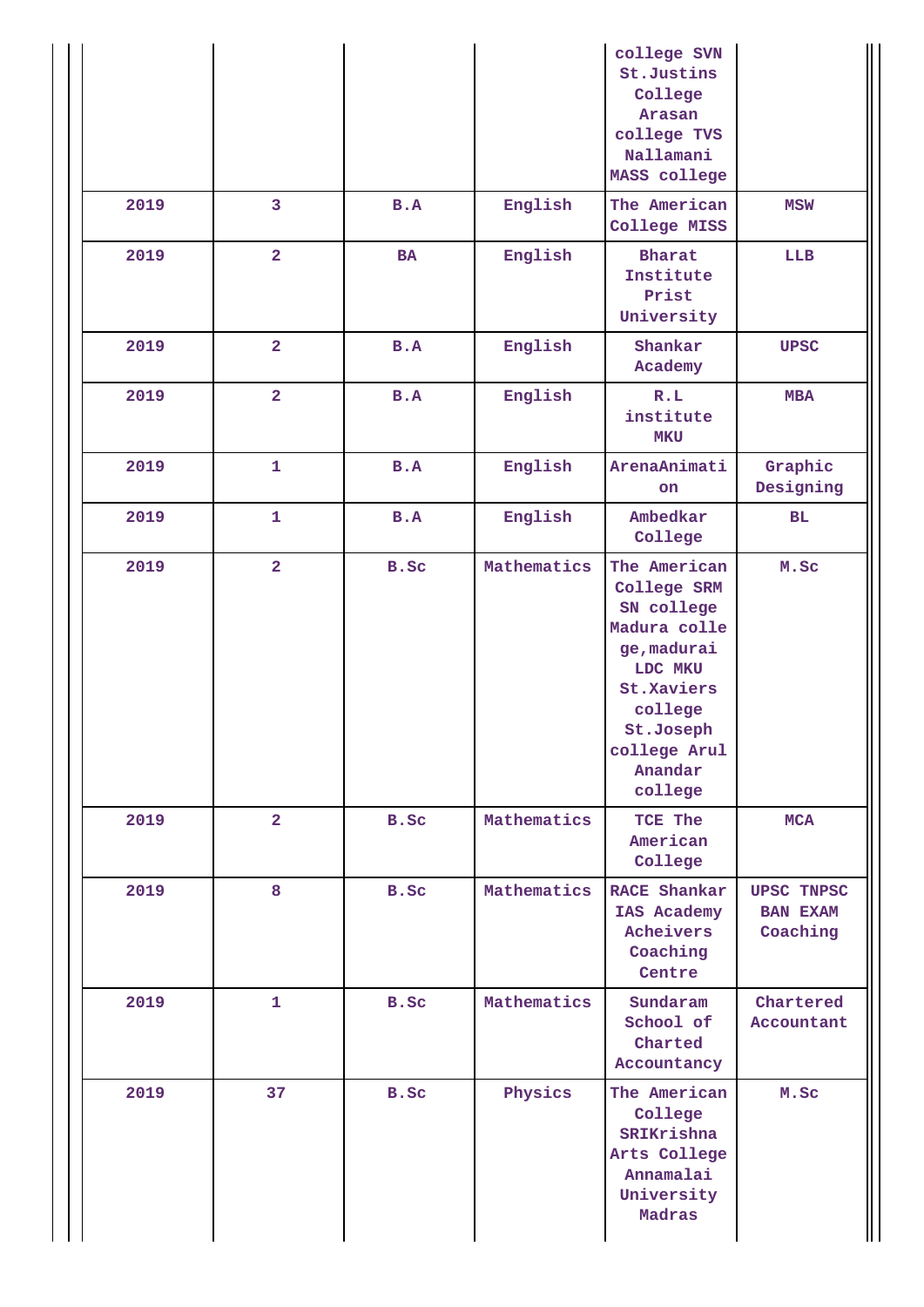| | | | | | |
|---|---|---|---|---|---|
| | | | | college SVN St.Justins College Arasan college TVS Nallamani MASS college | |
| 2019 | 3 | B.A | English | The American College MISS | MSW |
| 2019 | 2 | BA | English | Bharat Institute Prist University | LLB |
| 2019 | 2 | B.A | English | Shankar Academy | UPSC |
| 2019 | 2 | B.A | English | R.L institute MKU | MBA |
| 2019 | 1 | B.A | English | ArenaAnimation | Graphic Designing |
| 2019 | 1 | B.A | English | Ambedkar College | BL |
| 2019 | 2 | B.Sc | Mathematics | The American College SRM SN college Madura college,madurai LDC MKU St.Xaviers college St.Joseph college Arul Anandar college | M.Sc |
| 2019 | 2 | B.Sc | Mathematics | TCE The American College | MCA |
| 2019 | 8 | B.Sc | Mathematics | RACE Shankar IAS Academy Acheivers Coaching Centre | UPSC TNPSC BAN EXAM Coaching |
| 2019 | 1 | B.Sc | Mathematics | Sundaram School of Charted Accountancy | Chartered Accountant |
| 2019 | 37 | B.Sc | Physics | The American College SRIKrishna Arts College Annamalai University Madras | M.Sc |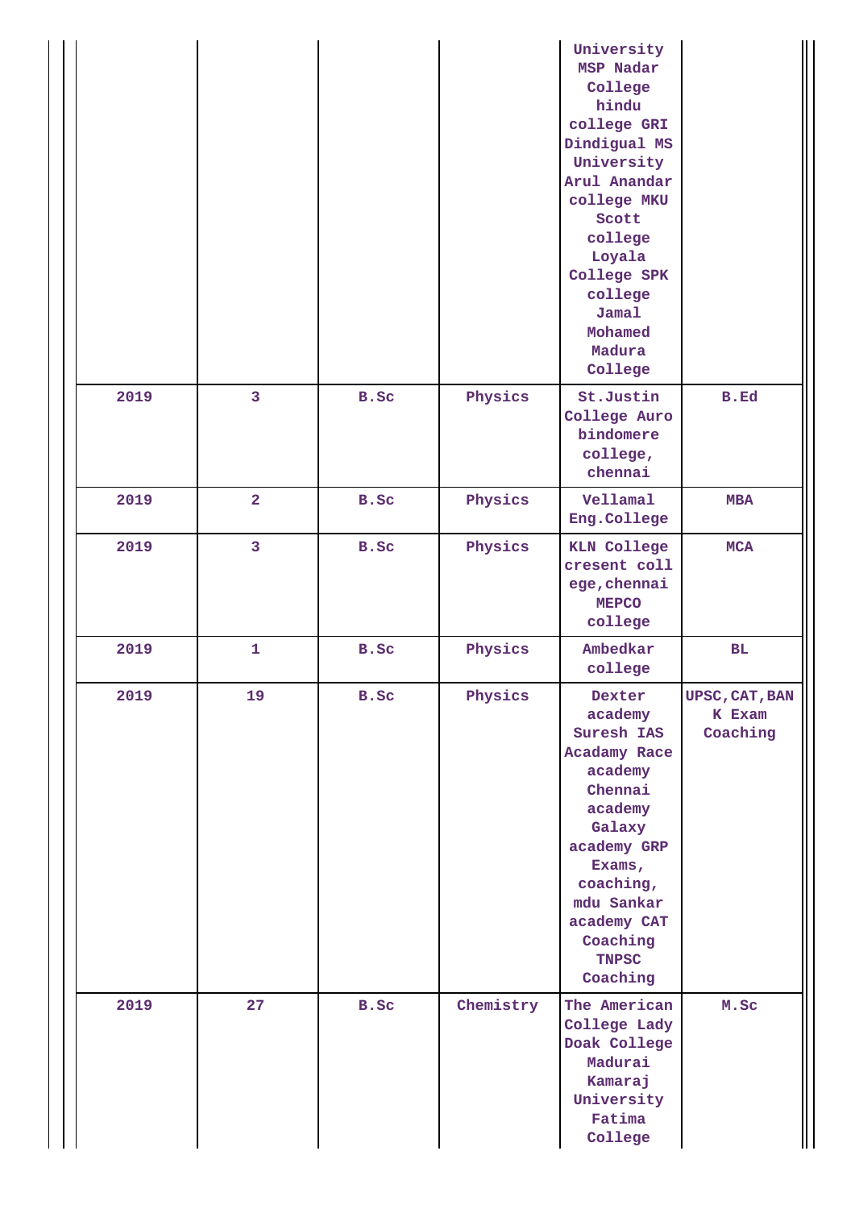|  |  |  |  | University MSP Nadar College hindu college GRI Dindigual MS University Arul Anandar college MKU Scott college Loyala College SPK college Jamal Mohamed Madura College |  |
|---|---|---|---|---|---|
| 2019 | 3 | B.Sc | Physics | St.Justin College Auro bindomere college, chennai | B.Ed |
| 2019 | 2 | B.Sc | Physics | Vellamal Eng.College | MBA |
| 2019 | 3 | B.Sc | Physics | KLN College cresent coll ege,chennai MEPCO college | MCA |
| 2019 | 1 | B.Sc | Physics | Ambedkar college | BL |
| 2019 | 19 | B.Sc | Physics | Dexter academy Suresh IAS Acadamy Race academy Chennai academy Galaxy academy GRP Exams, coaching, mdu Sankar academy CAT Coaching TNPSC Coaching | UPSC,CAT,BAN K Exam Coaching |
| 2019 | 27 | B.Sc | Chemistry | The American College Lady Doak College Madurai Kamaraj University Fatima College | M.Sc |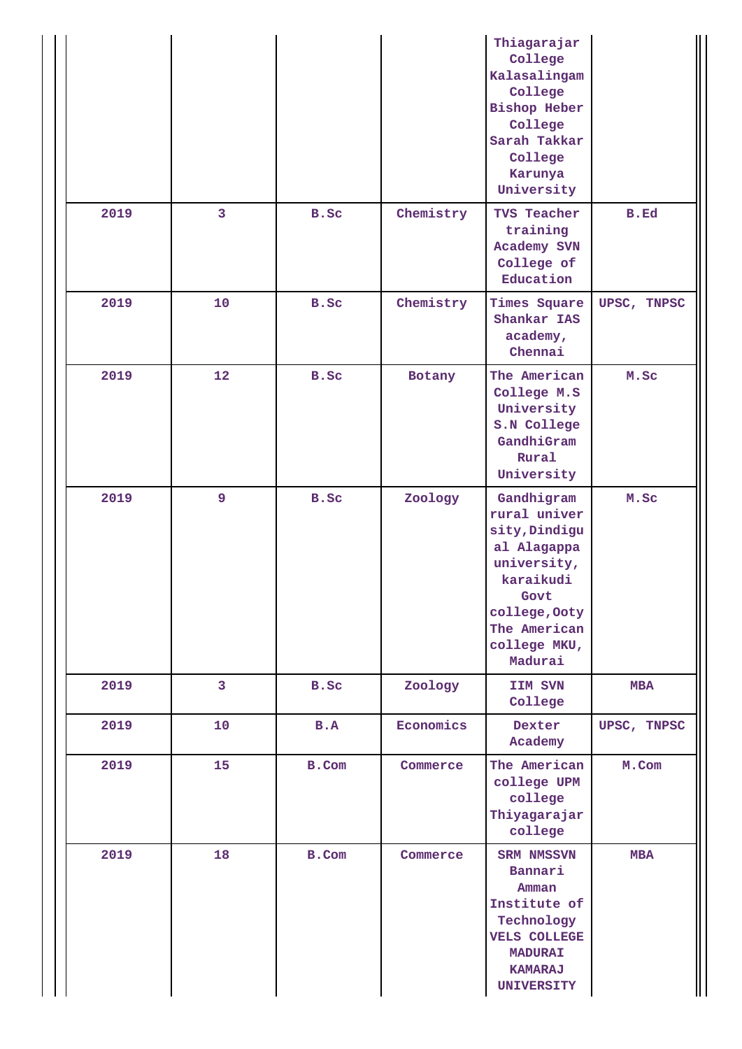| | | | | Thiagarajar College Kalasalingam College Bishop Heber College Sarah Takkar College Karunya University | |
|---|---|---|---|---|---|
| 2019 | 3 | B.Sc | Chemistry | TVS Teacher training Academy SVN College of Education | B.Ed |
| 2019 | 10 | B.Sc | Chemistry | Times Square Shankar IAS academy, Chennai | UPSC, TNPSC |
| 2019 | 12 | B.Sc | Botany | The American College M.S University S.N College GandhiGram Rural University | M.Sc |
| 2019 | 9 | B.Sc | Zoology | Gandhigram rural univer sity,Dindigu al Alagappa university, karaikudi Govt college,Ooty The American college MKU, Madurai | M.Sc |
| 2019 | 3 | B.Sc | Zoology | IIM SVN College | MBA |
| 2019 | 10 | B.A | Economics | Dexter Academy | UPSC, TNPSC |
| 2019 | 15 | B.Com | Commerce | The American college UPM college Thiyagarajar college | M.Com |
| 2019 | 18 | B.Com | Commerce | SRM NMSSVN Bannari Amman Institute of Technology VELS COLLEGE MADURAI KAMARAJ UNIVERSITY | MBA |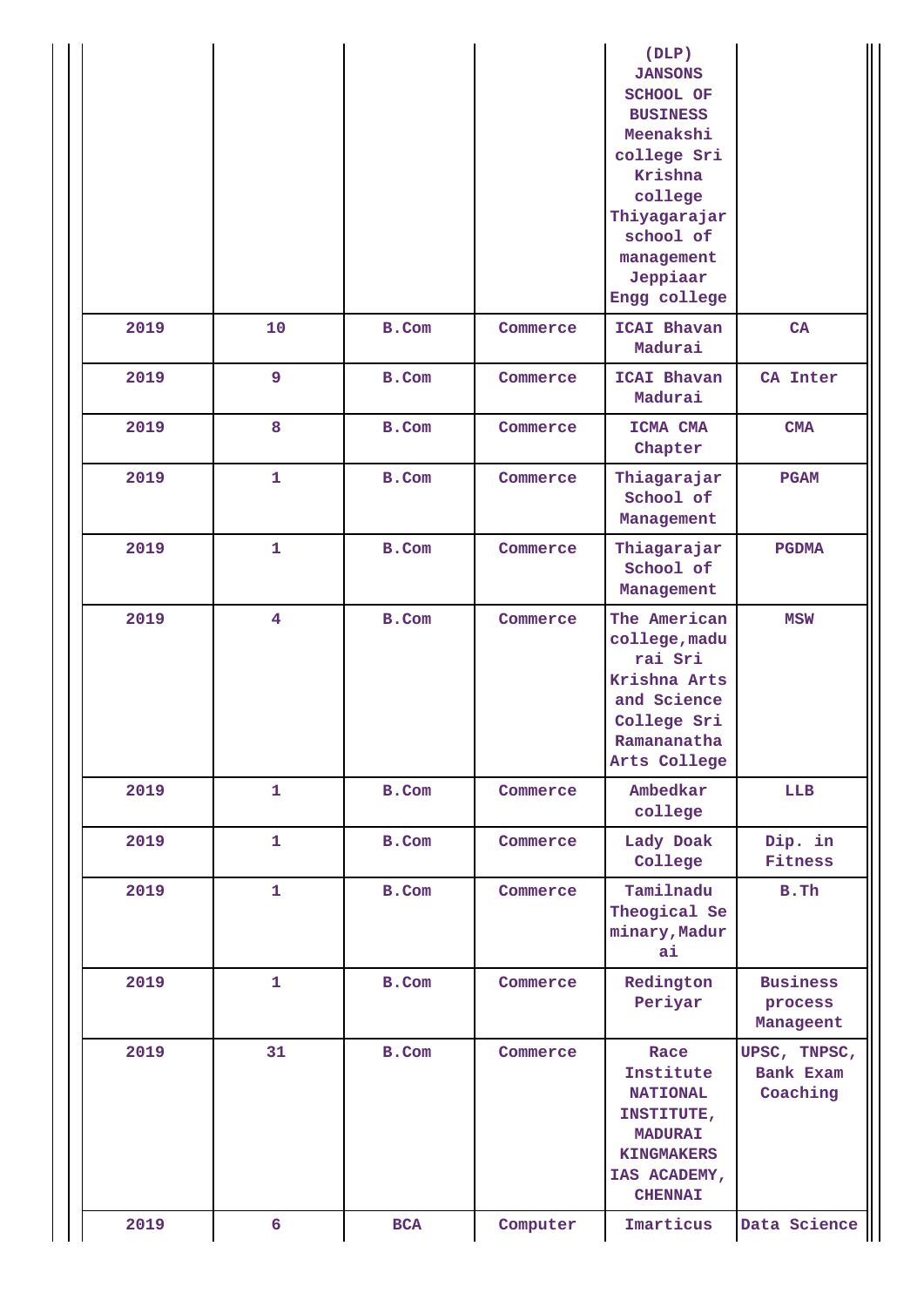|  |  |  |  | (DLP) JANSONS SCHOOL OF BUSINESS Meenakshi college Sri Krishna college Thiyagarajar school of management Jeppiaar Engg college |  |
|---|---|---|---|---|---|
| 2019 | 10 | B.Com | Commerce | ICAI Bhavan Madurai | CA |
| 2019 | 9 | B.Com | Commerce | ICAI Bhavan Madurai | CA Inter |
| 2019 | 8 | B.Com | Commerce | ICMA CMA Chapter | CMA |
| 2019 | 1 | B.Com | Commerce | Thiagarajar School of Management | PGAM |
| 2019 | 1 | B.Com | Commerce | Thiagarajar School of Management | PGDMA |
| 2019 | 4 | B.Com | Commerce | The American college,madurai Sri Krishna Arts and Science College Sri Ramananatha Arts College | MSW |
| 2019 | 1 | B.Com | Commerce | Ambedkar college | LLB |
| 2019 | 1 | B.Com | Commerce | Lady Doak College | Dip. in Fitness |
| 2019 | 1 | B.Com | Commerce | Tamilnadu Theogical Seminary,Madurai | B.Th |
| 2019 | 1 | B.Com | Commerce | Redington Periyar | Business process Manageent |
| 2019 | 31 | B.Com | Commerce | Race Institute NATIONAL INSTITUTE, MADURAI KINGMAKERS IAS ACADEMY, CHENNAI | UPSC, TNPSC, Bank Exam Coaching |
| 2019 | 6 | BCA | Computer | Imarticus | Data Science |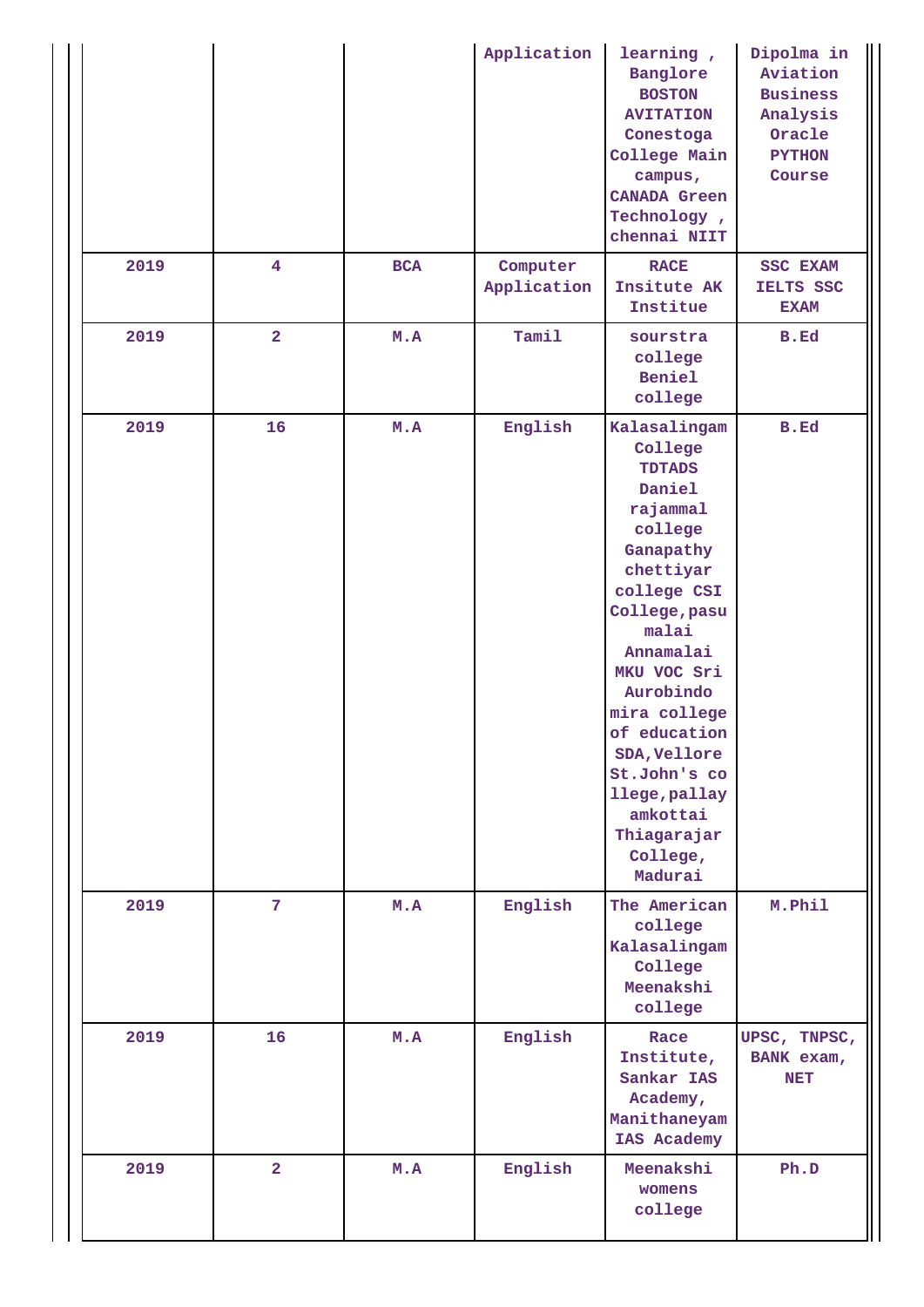| | | | | | |
|---|---|---|---|---|---|
| | | | Application | learning , Banglore BOSTON AVITATION Conestoga College Main campus, CANADA Green Technology , chennai NIIT | Dipolma in Aviation Business Analysis Oracle PYTHON Course |
| 2019 | 4 | BCA | Computer Application | RACE Insitute AK Institue | SSC EXAM IELTS SSC EXAM |
| 2019 | 2 | M.A | Tamil | sourstra college Beniel college | B.Ed |
| 2019 | 16 | M.A | English | Kalasalingam College TDTADS Daniel rajammal college Ganapathy chettiyar college CSI College,pasu malai Annamalai MKU VOC Sri Aurobindo mira college of education SDA,Vellore St.John's co llege,pallay amkottai Thiagarajar College, Madurai | B.Ed |
| 2019 | 7 | M.A | English | The American college Kalasalingam College Meenakshi college | M.Phil |
| 2019 | 16 | M.A | English | Race Institute, Sankar IAS Academy, Manithaneyam IAS Academy | UPSC, TNPSC, BANK exam, NET |
| 2019 | 2 | M.A | English | Meenakshi womens college | Ph.D |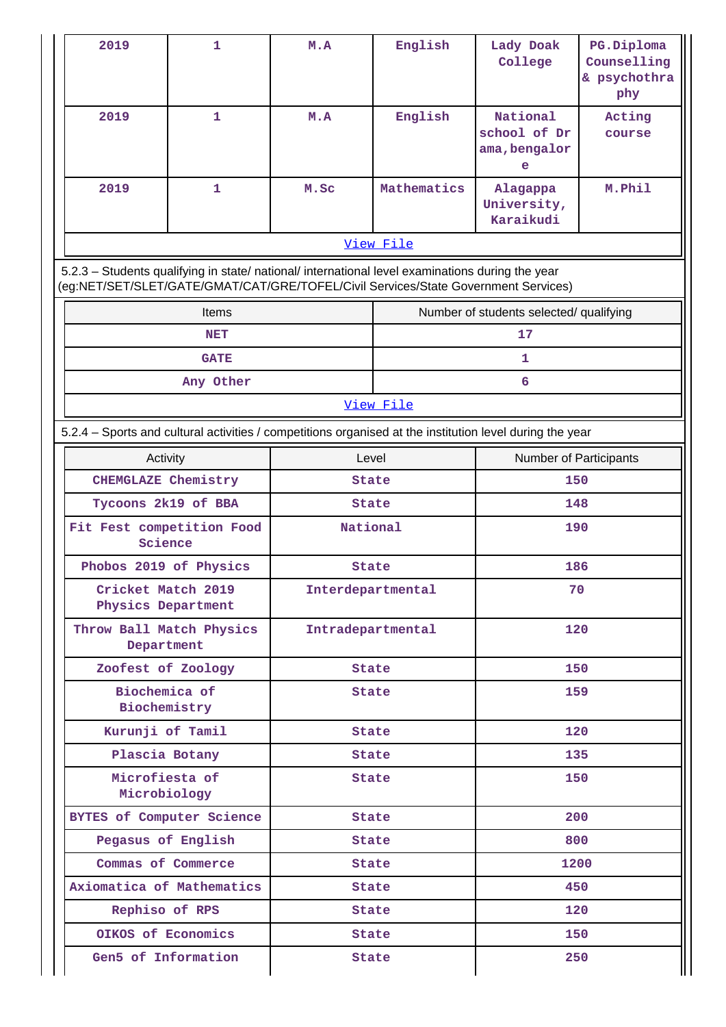| 2019 | 1 | M.A | English | Lady Doak College | PG.Diploma Counselling & psychothraphy |
|---|---|---|---|---|---|
| 2019 | 1 | M.A | English | National school of Drama,bengalore | Acting course |
| 2019 | 1 | M.Sc | Mathematics | Alagappa University, Karaikudi | M.Phil |
| View File | | | | | |

5.2.3 – Students qualifying in state/ national/ international level examinations during the year (eg:NET/SET/SLET/GATE/GMAT/CAT/GRE/TOFEL/Civil Services/State Government Services)

| Items | Number of students selected/ qualifying |
|---|---|
| NET | 17 |
| GATE | 1 |
| Any Other | 6 |
| View File | |

5.2.4 – Sports and cultural activities / competitions organised at the institution level during the year

| Activity | Level | Number of Participants |
|---|---|---|
| CHEMGLAZE Chemistry | State | 150 |
| Tycoons 2k19 of BBA | State | 148 |
| Fit Fest competition Food Science | National | 190 |
| Phobos 2019 of Physics | State | 186 |
| Cricket Match 2019 Physics Department | Interdepartmental | 70 |
| Throw Ball Match Physics Department | Intradepartmental | 120 |
| Zoofest of Zoology | State | 150 |
| Biochemica of Biochemistry | State | 159 |
| Kurunji of Tamil | State | 120 |
| Plascia Botany | State | 135 |
| Microfiesta of Microbiology | State | 150 |
| BYTES of Computer Science | State | 200 |
| Pegasus of English | State | 800 |
| Commas of Commerce | State | 1200 |
| Axiomatica of Mathematics | State | 450 |
| Rephiso of RPS | State | 120 |
| OIKOS of Economics | State | 150 |
| Gen5 of Information | State | 250 |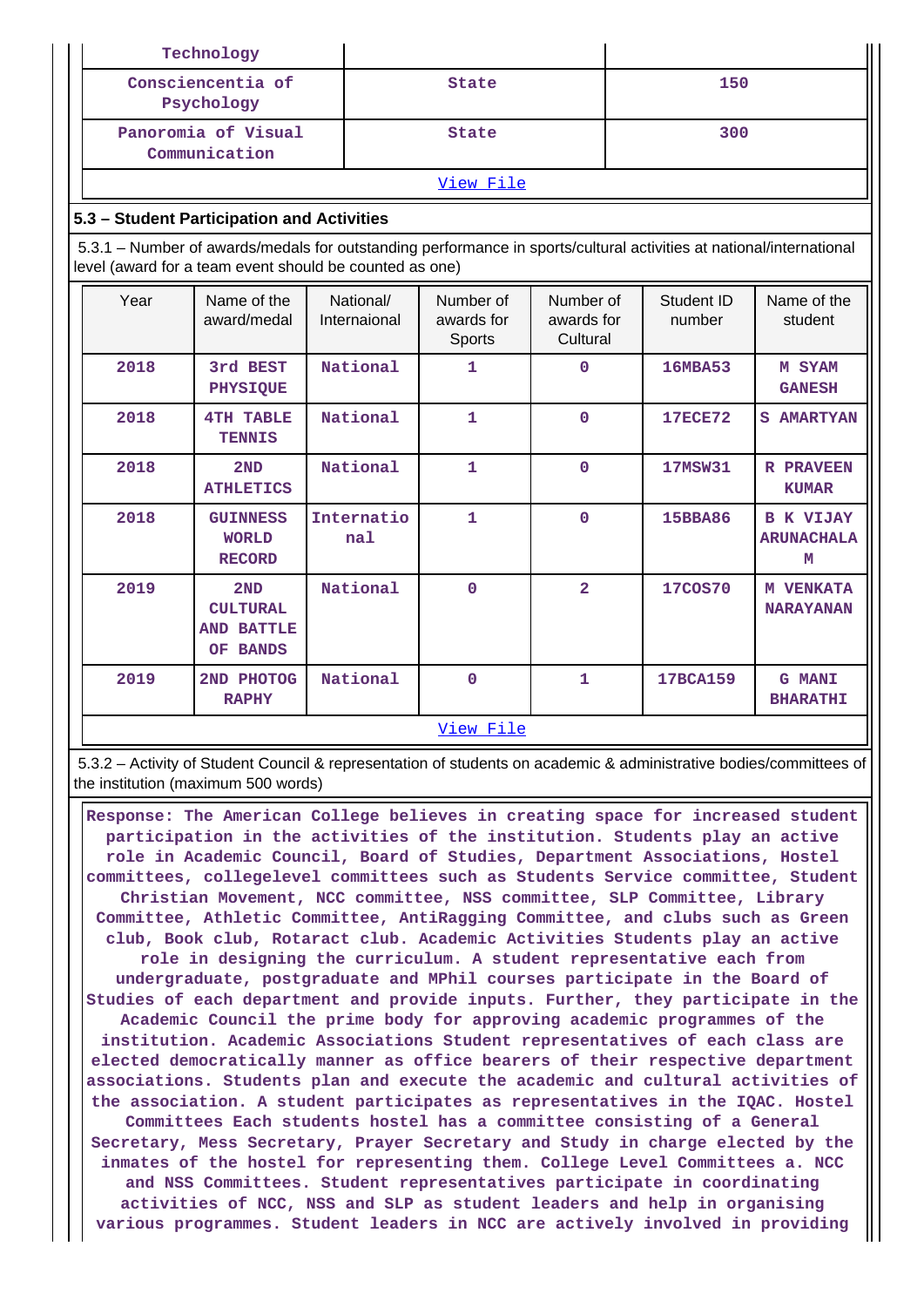| Technology | | |
|---|---|---|
| Consciencentia of Psychology | State | 150 |
| Panoromia of Visual Communication | State | 300 |
| View File | | |

### 5.3 – Student Participation and Activities

5.3.1 – Number of awards/medals for outstanding performance in sports/cultural activities at national/international level (award for a team event should be counted as one)

| Year | Name of the award/medal | National/ Internaional | Number of awards for Sports | Number of awards for Cultural | Student ID number | Name of the student |
|---|---|---|---|---|---|---|
| 2018 | 3rd BEST PHYSIQUE | National | 1 | 0 | 16MBA53 | M SYAM GANESH |
| 2018 | 4TH TABLE TENNIS | National | 1 | 0 | 17ECE72 | S AMARTYAN |
| 2018 | 2ND ATHLETICS | National | 1 | 0 | 17MSW31 | R PRAVEEN KUMAR |
| 2018 | GUINNESS WORLD RECORD | International | 1 | 0 | 15BBA86 | B K VIJAY ARUNACHALAM |
| 2019 | 2ND CULTURAL AND BATTLE OF BANDS | National | 0 | 2 | 17COS70 | M VENKATA NARAYANAN |
| 2019 | 2ND PHOTOGRAPHY | National | 0 | 1 | 17BCA159 | G MANI BHARATHI |
| View File | | | | | | |

5.3.2 – Activity of Student Council & representation of students on academic & administrative bodies/committees of the institution (maximum 500 words)

Response: The American College believes in creating space for increased student participation in the activities of the institution. Students play an active role in Academic Council, Board of Studies, Department Associations, Hostel committees, collegelevel committees such as Students Service committee, Student Christian Movement, NCC committee, NSS committee, SLP Committee, Library Committee, Athletic Committee, AntiRagging Committee, and clubs such as Green club, Book club, Rotaract club. Academic Activities Students play an active role in designing the curriculum. A student representative each from undergraduate, postgraduate and MPhil courses participate in the Board of Studies of each department and provide inputs. Further, they participate in the Academic Council the prime body for approving academic programmes of the institution. Academic Associations Student representatives of each class are elected democratically manner as office bearers of their respective department associations. Students plan and execute the academic and cultural activities of the association. A student participates as representatives in the IQAC. Hostel Committees Each students hostel has a committee consisting of a General Secretary, Mess Secretary, Prayer Secretary and Study in charge elected by the inmates of the hostel for representing them. College Level Committees a. NCC and NSS Committees. Student representatives participate in coordinating activities of NCC, NSS and SLP as student leaders and help in organising various programmes. Student leaders in NCC are actively involved in providing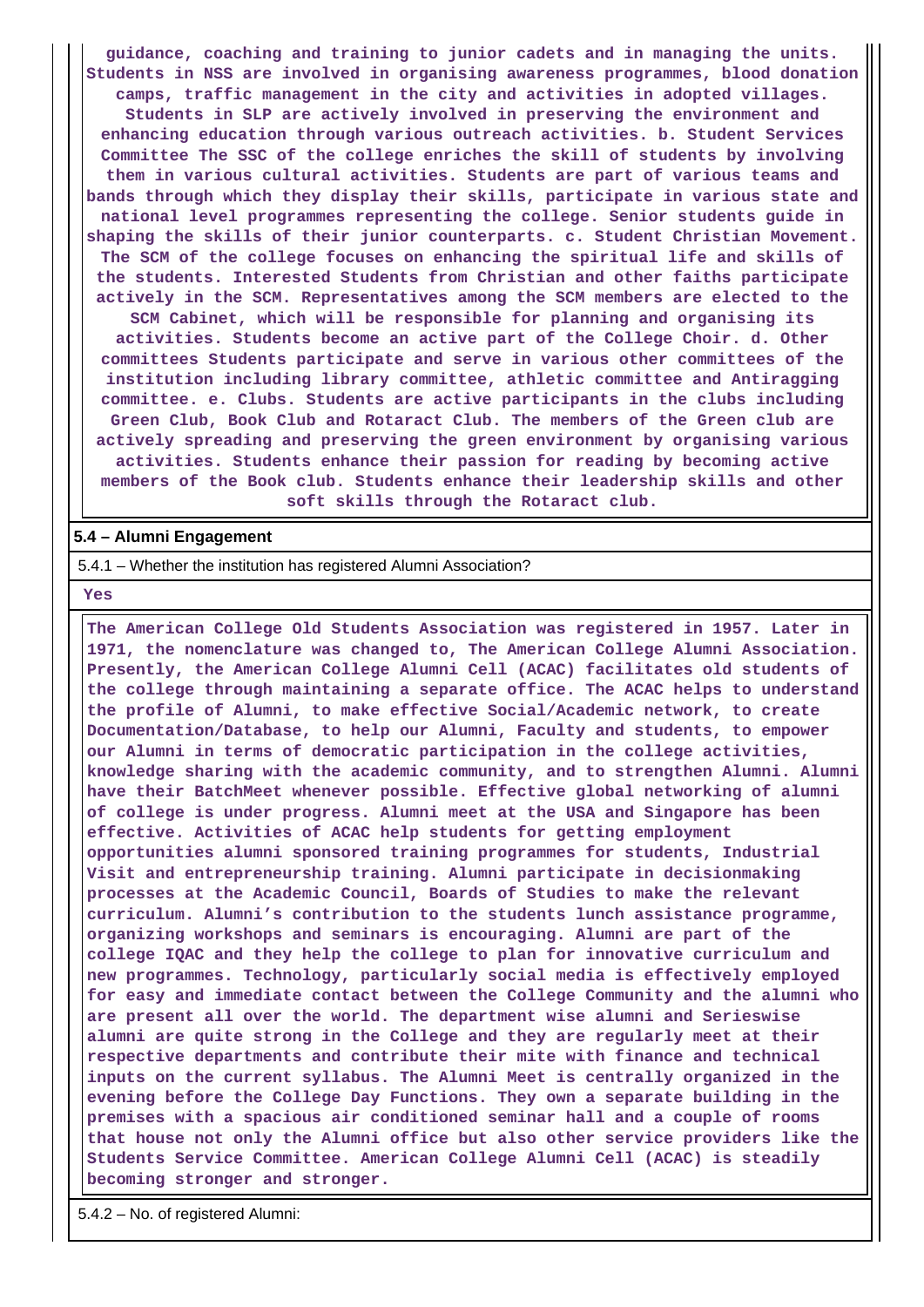**guidance, coaching and training to junior cadets and in managing the units. Students in NSS are involved in organising awareness programmes, blood donation camps, traffic management in the city and activities in adopted villages. Students in SLP are actively involved in preserving the environment and enhancing education through various outreach activities. b. Student Services Committee The SSC of the college enriches the skill of students by involving them in various cultural activities. Students are part of various teams and bands through which they display their skills, participate in various state and national level programmes representing the college. Senior students guide in shaping the skills of their junior counterparts. c. Student Christian Movement. The SCM of the college focuses on enhancing the spiritual life and skills of the students. Interested Students from Christian and other faiths participate actively in the SCM. Representatives among the SCM members are elected to the SCM Cabinet, which will be responsible for planning and organising its activities. Students become an active part of the College Choir. d. Other committees Students participate and serve in various other committees of the institution including library committee, athletic committee and Antiragging committee. e. Clubs. Students are active participants in the clubs including Green Club, Book Club and Rotaract Club. The members of the Green club are actively spreading and preserving the green environment by organising various activities. Students enhance their passion for reading by becoming active members of the Book club. Students enhance their leadership skills and other soft skills through the Rotaract club.**

**5.4 – Alumni Engagement**

5.4.1 – Whether the institution has registered Alumni Association?

**Yes**

**The American College Old Students Association was registered in 1957. Later in 1971, the nomenclature was changed to, The American College Alumni Association. Presently, the American College Alumni Cell (ACAC) facilitates old students of the college through maintaining a separate office. The ACAC helps to understand the profile of Alumni, to make effective Social/Academic network, to create Documentation/Database, to help our Alumni, Faculty and students, to empower our Alumni in terms of democratic participation in the college activities, knowledge sharing with the academic community, and to strengthen Alumni. Alumni have their BatchMeet whenever possible. Effective global networking of alumni of college is under progress. Alumni meet at the USA and Singapore has been effective. Activities of ACAC help students for getting employment opportunities alumni sponsored training programmes for students, Industrial Visit and entrepreneurship training. Alumni participate in decisionmaking processes at the Academic Council, Boards of Studies to make the relevant curriculum. Alumni's contribution to the students lunch assistance programme, organizing workshops and seminars is encouraging. Alumni are part of the college IQAC and they help the college to plan for innovative curriculum and new programmes. Technology, particularly social media is effectively employed for easy and immediate contact between the College Community and the alumni who are present all over the world. The department wise alumni and Serieswise alumni are quite strong in the College and they are regularly meet at their respective departments and contribute their mite with finance and technical inputs on the current syllabus. The Alumni Meet is centrally organized in the evening before the College Day Functions. They own a separate building in the premises with a spacious air conditioned seminar hall and a couple of rooms that house not only the Alumni office but also other service providers like the Students Service Committee. American College Alumni Cell (ACAC) is steadily becoming stronger and stronger.**

5.4.2 – No. of registered Alumni: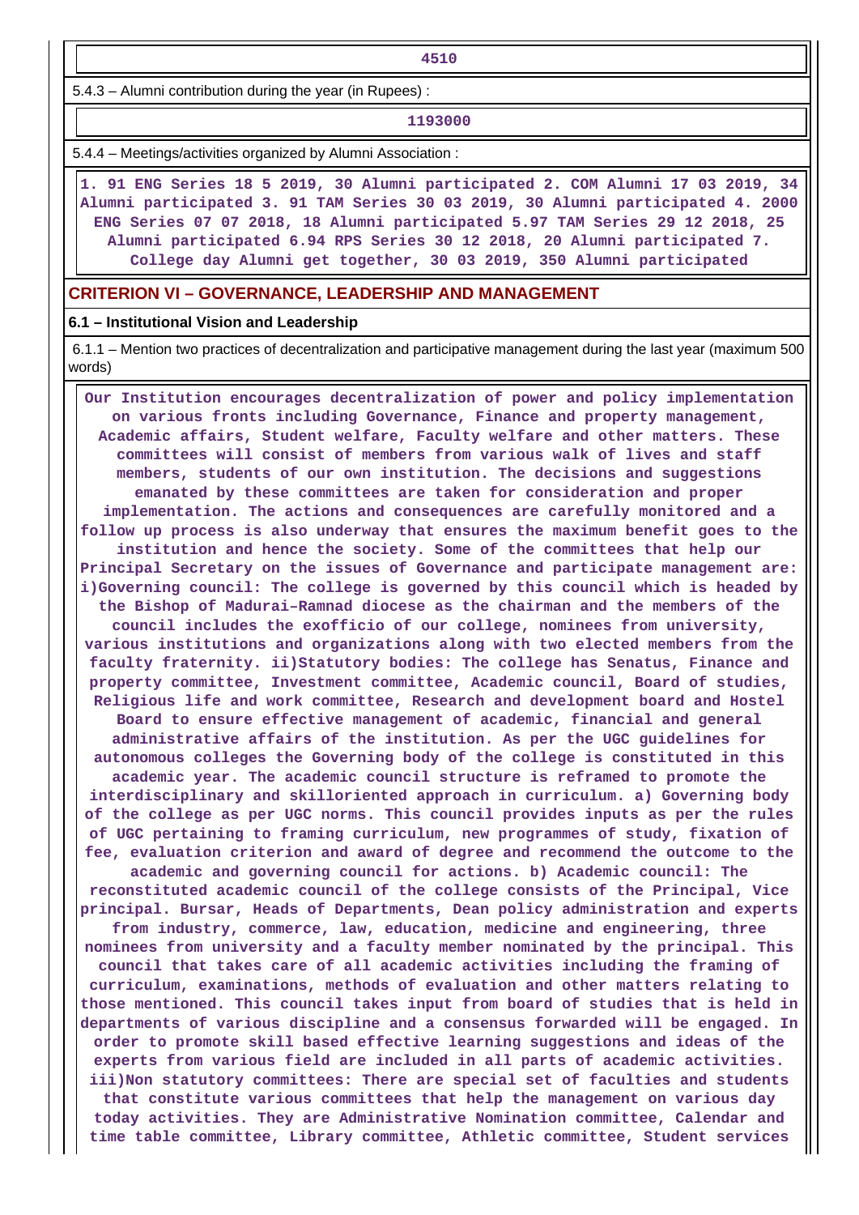4510

5.4.3 – Alumni contribution during the year (in Rupees) :

1193000

5.4.4 – Meetings/activities organized by Alumni Association :

1. 91 ENG Series 18 5 2019, 30 Alumni participated 2. COM Alumni 17 03 2019, 34 Alumni participated 3. 91 TAM Series 30 03 2019, 30 Alumni participated 4. 2000 ENG Series 07 07 2018, 18 Alumni participated 5.97 TAM Series 29 12 2018, 25 Alumni participated 6.94 RPS Series 30 12 2018, 20 Alumni participated 7. College day Alumni get together, 30 03 2019, 350 Alumni participated

## CRITERION VI – GOVERNANCE, LEADERSHIP AND MANAGEMENT

### 6.1 – Institutional Vision and Leadership

6.1.1 – Mention two practices of decentralization and participative management during the last year (maximum 500 words)

Our Institution encourages decentralization of power and policy implementation on various fronts including Governance, Finance and property management, Academic affairs, Student welfare, Faculty welfare and other matters. These committees will consist of members from various walk of lives and staff members, students of our own institution. The decisions and suggestions emanated by these committees are taken for consideration and proper implementation. The actions and consequences are carefully monitored and a follow up process is also underway that ensures the maximum benefit goes to the institution and hence the society. Some of the committees that help our Principal Secretary on the issues of Governance and participate management are: i)Governing council: The college is governed by this council which is headed by the Bishop of Madurai–Ramnad diocese as the chairman and the members of the council includes the exofficio of our college, nominees from university, various institutions and organizations along with two elected members from the faculty fraternity. ii)Statutory bodies: The college has Senatus, Finance and property committee, Investment committee, Academic council, Board of studies, Religious life and work committee, Research and development board and Hostel Board to ensure effective management of academic, financial and general administrative affairs of the institution. As per the UGC guidelines for autonomous colleges the Governing body of the college is constituted in this academic year. The academic council structure is reframed to promote the interdisciplinary and skilloriented approach in curriculum. a) Governing body of the college as per UGC norms. This council provides inputs as per the rules of UGC pertaining to framing curriculum, new programmes of study, fixation of fee, evaluation criterion and award of degree and recommend the outcome to the academic and governing council for actions. b) Academic council: The reconstituted academic council of the college consists of the Principal, Vice principal. Bursar, Heads of Departments, Dean policy administration and experts from industry, commerce, law, education, medicine and engineering, three nominees from university and a faculty member nominated by the principal. This council that takes care of all academic activities including the framing of curriculum, examinations, methods of evaluation and other matters relating to those mentioned. This council takes input from board of studies that is held in departments of various discipline and a consensus forwarded will be engaged. In order to promote skill based effective learning suggestions and ideas of the experts from various field are included in all parts of academic activities. iii)Non statutory committees: There are special set of faculties and students that constitute various committees that help the management on various day today activities. They are Administrative Nomination committee, Calendar and time table committee, Library committee, Athletic committee, Student services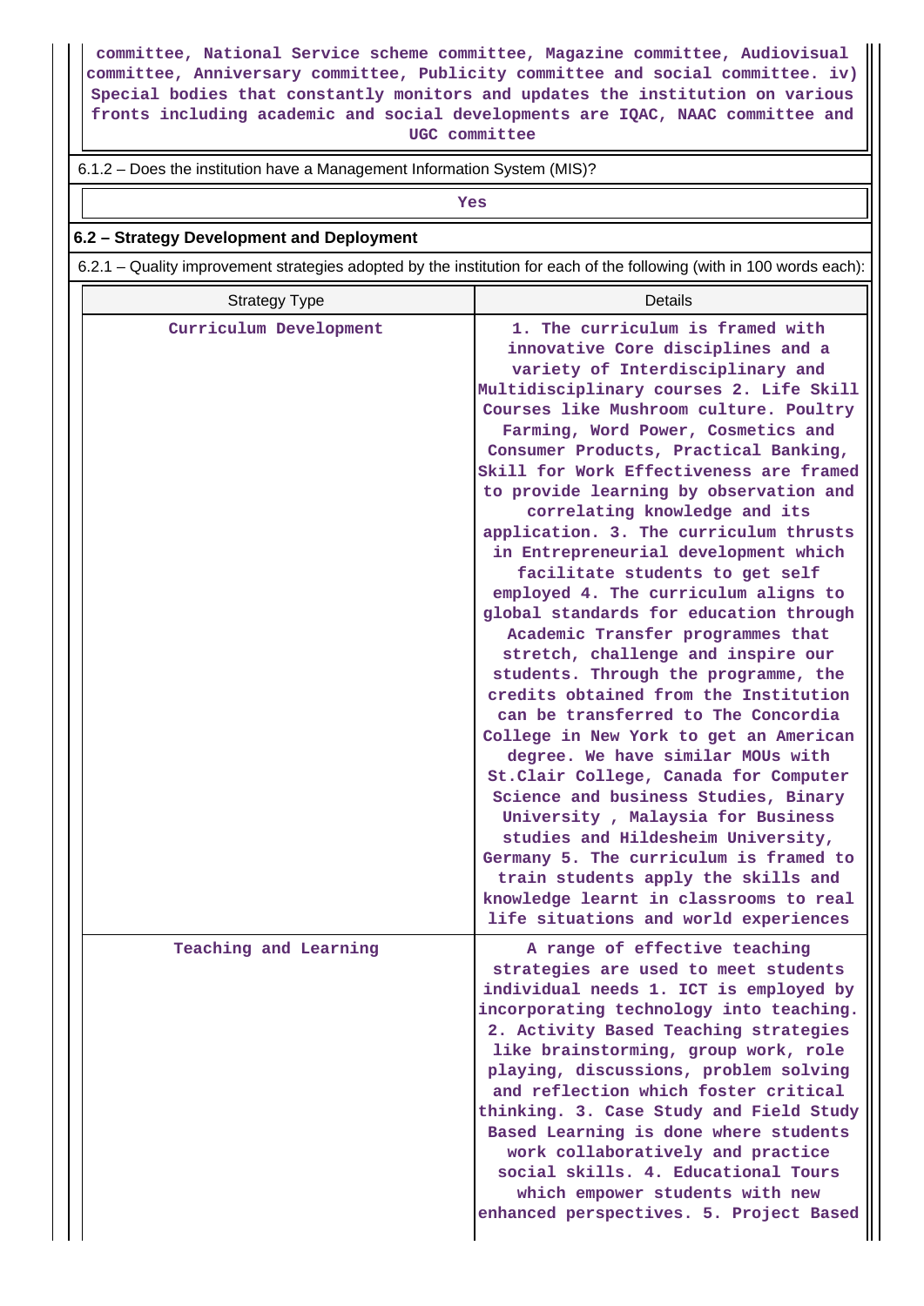committee, National Service scheme committee, Magazine committee, Audiovisual committee, Anniversary committee, Publicity committee and social committee. iv) Special bodies that constantly monitors and updates the institution on various fronts including academic and social developments are IQAC, NAAC committee and UGC committee

6.1.2 – Does the institution have a Management Information System (MIS)?

Yes

## 6.2 – Strategy Development and Deployment

6.2.1 – Quality improvement strategies adopted by the institution for each of the following (with in 100 words each):

| Strategy Type | Details |
|---|---|
| Curriculum Development | 1. The curriculum is framed with innovative Core disciplines and a variety of Interdisciplinary and Multidisciplinary courses 2. Life Skill Courses like Mushroom culture. Poultry Farming, Word Power, Cosmetics and Consumer Products, Practical Banking, Skill for Work Effectiveness are framed to provide learning by observation and correlating knowledge and its application. 3. The curriculum thrusts in Entrepreneurial development which facilitate students to get self employed 4. The curriculum aligns to global standards for education through Academic Transfer programmes that stretch, challenge and inspire our students. Through the programme, the credits obtained from the Institution can be transferred to The Concordia College in New York to get an American degree. We have similar MOUs with St.Clair College, Canada for Computer Science and business Studies, Binary University , Malaysia for Business studies and Hildesheim University, Germany 5. The curriculum is framed to train students apply the skills and knowledge learnt in classrooms to real life situations and world experiences |
| Teaching and Learning | A range of effective teaching strategies are used to meet students individual needs 1. ICT is employed by incorporating technology into teaching. 2. Activity Based Teaching strategies like brainstorming, group work, role playing, discussions, problem solving and reflection which foster critical thinking. 3. Case Study and Field Study Based Learning is done where students work collaboratively and practice social skills. 4. Educational Tours which empower students with new enhanced perspectives. 5. Project Based |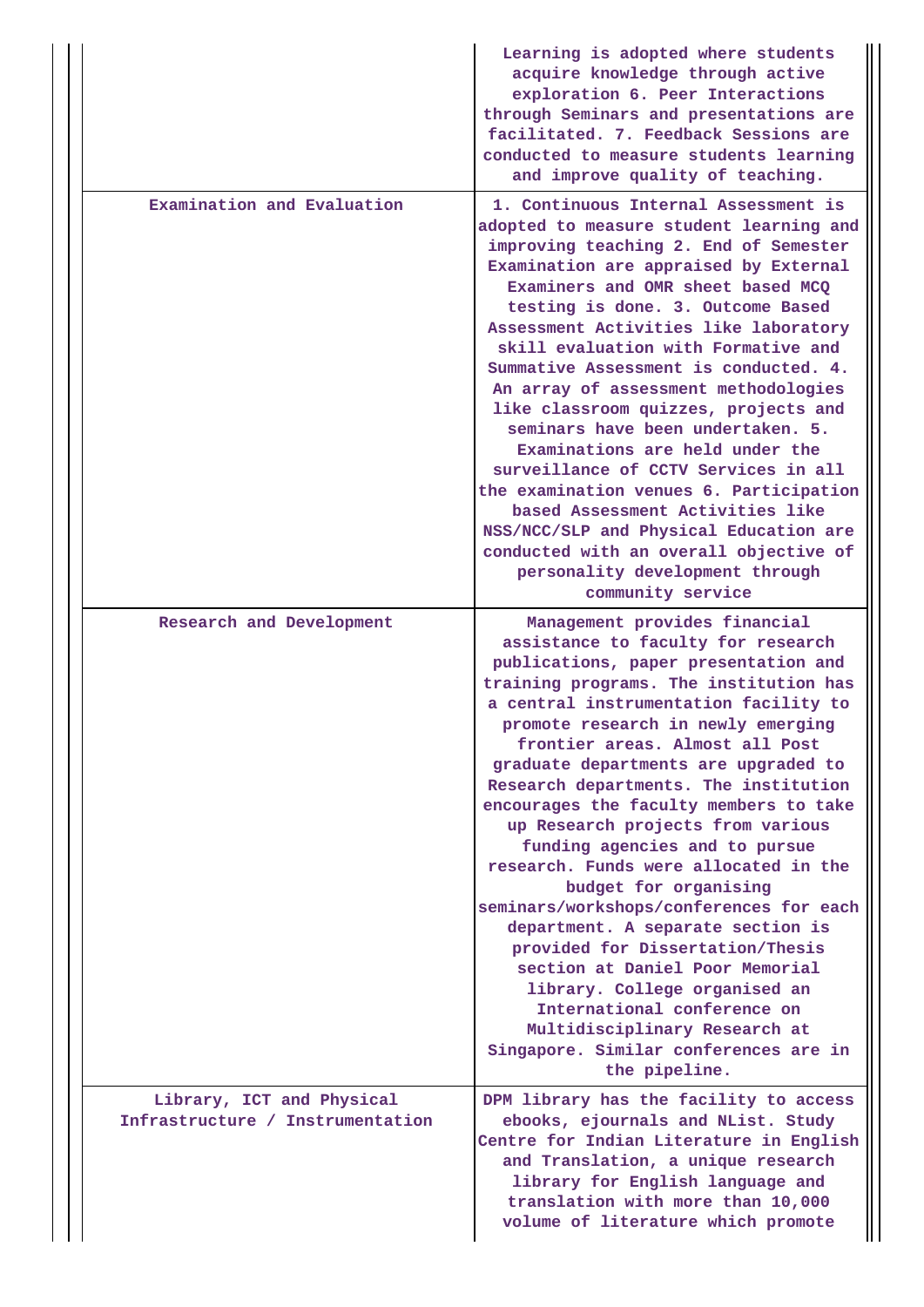| | |
|---|---|
| | Learning is adopted where students acquire knowledge through active exploration 6. Peer Interactions through Seminars and presentations are facilitated. 7. Feedback Sessions are conducted to measure students learning and improve quality of teaching. |
| Examination and Evaluation | 1. Continuous Internal Assessment is adopted to measure student learning and improving teaching 2. End of Semester Examination are appraised by External Examiners and OMR sheet based MCQ testing is done. 3. Outcome Based Assessment Activities like laboratory skill evaluation with Formative and Summative Assessment is conducted. 4. An array of assessment methodologies like classroom quizzes, projects and seminars have been undertaken. 5. Examinations are held under the surveillance of CCTV Services in all the examination venues 6. Participation based Assessment Activities like NSS/NCC/SLP and Physical Education are conducted with an overall objective of personality development through community service |
| Research and Development | Management provides financial assistance to faculty for research publications, paper presentation and training programs. The institution has a central instrumentation facility to promote research in newly emerging frontier areas. Almost all Post graduate departments are upgraded to Research departments. The institution encourages the faculty members to take up Research projects from various funding agencies and to pursue research. Funds were allocated in the budget for organising seminars/workshops/conferences for each department. A separate section is provided for Dissertation/Thesis section at Daniel Poor Memorial library. College organised an International conference on Multidisciplinary Research at Singapore. Similar conferences are in the pipeline. |
| Library, ICT and Physical Infrastructure / Instrumentation | DPM library has the facility to access ebooks, ejournals and NList. Study Centre for Indian Literature in English and Translation, a unique research library for English language and translation with more than 10,000 volume of literature which promote |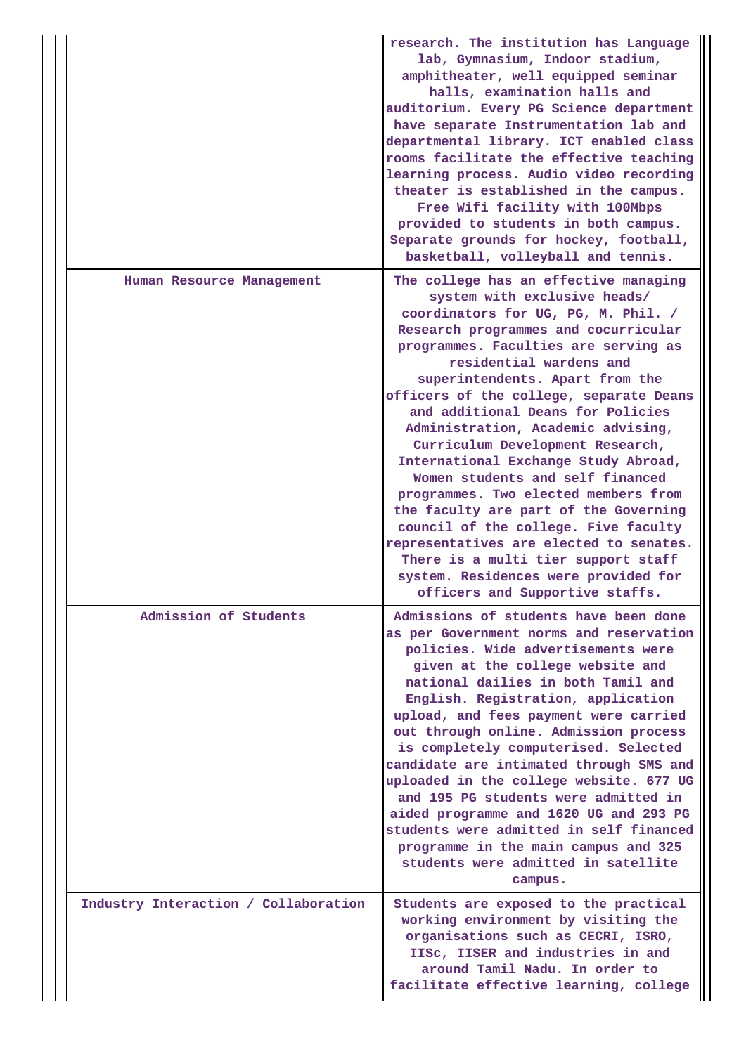| | |
|---|---|
| | research. The institution has Language lab, Gymnasium, Indoor stadium, amphitheater, well equipped seminar halls, examination halls and auditorium. Every PG Science department have separate Instrumentation lab and departmental library. ICT enabled class rooms facilitate the effective teaching learning process. Audio video recording theater is established in the campus. Free Wifi facility with 100Mbps provided to students in both campus. Separate grounds for hockey, football, basketball, volleyball and tennis. |
| Human Resource Management | The college has an effective managing system with exclusive heads/ coordinators for UG, PG, M. Phil. / Research programmes and cocurricular programmes. Faculties are serving as residential wardens and superintendents. Apart from the officers of the college, separate Deans and additional Deans for Policies Administration, Academic advising, Curriculum Development Research, International Exchange Study Abroad, Women students and self financed programmes. Two elected members from the faculty are part of the Governing council of the college. Five faculty representatives are elected to senates. There is a multi tier support staff system. Residences were provided for officers and Supportive staffs. |
| Admission of Students | Admissions of students have been done as per Government norms and reservation policies. Wide advertisements were given at the college website and national dailies in both Tamil and English. Registration, application upload, and fees payment were carried out through online. Admission process is completely computerised. Selected candidate are intimated through SMS and uploaded in the college website. 677 UG and 195 PG students were admitted in aided programme and 1620 UG and 293 PG students were admitted in self financed programme in the main campus and 325 students were admitted in satellite campus. |
| Industry Interaction / Collaboration | Students are exposed to the practical working environment by visiting the organisations such as CECRI, ISRO, IISc, IISER and industries in and around Tamil Nadu. In order to facilitate effective learning, college |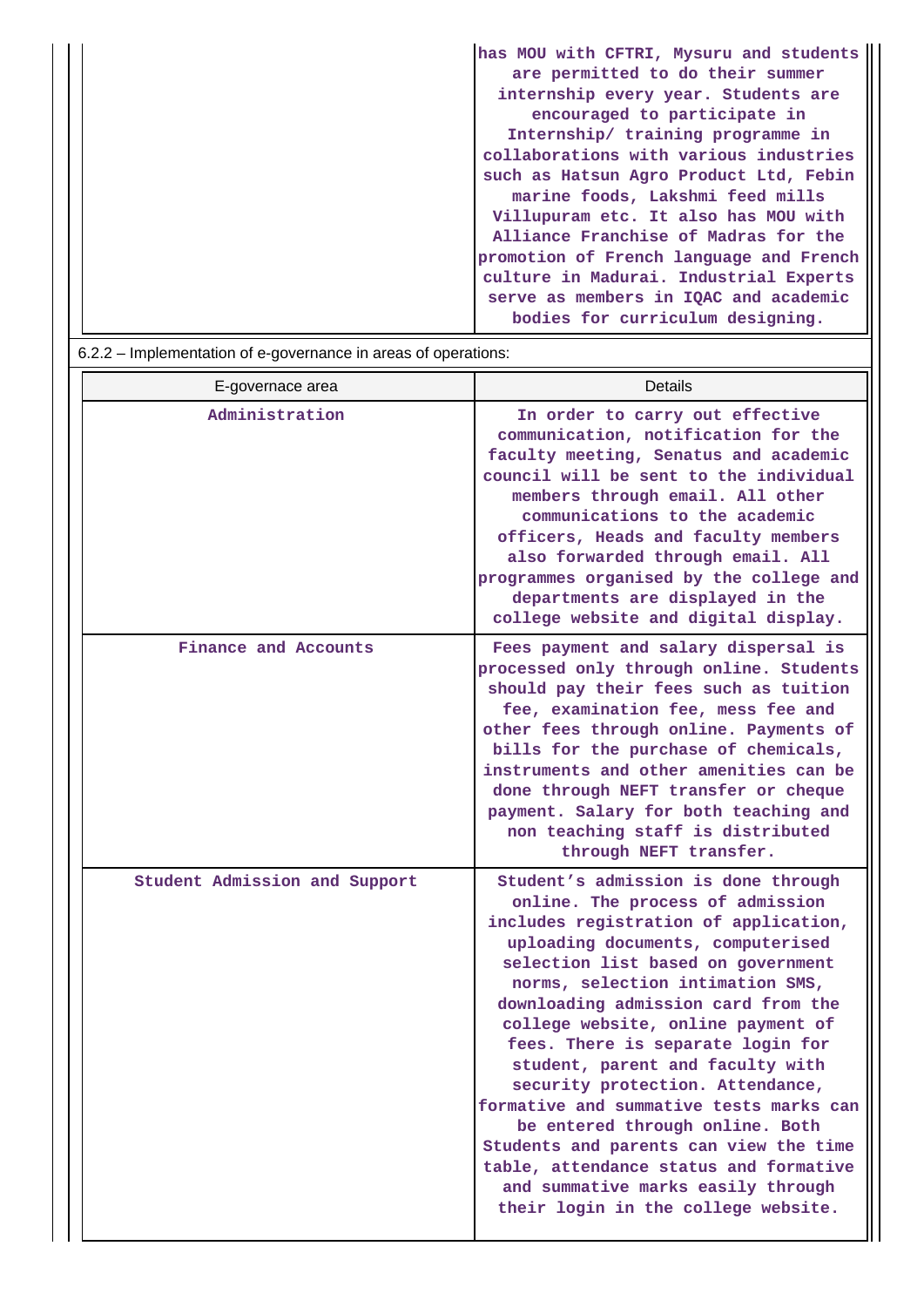| | |
|---|---|
| | has MOU with CFTRI, Mysuru and students are permitted to do their summer internship every year. Students are encouraged to participate in Internship/ training programme in collaborations with various industries such as Hatsun Agro Product Ltd, Febin marine foods, Lakshmi feed mills Villupuram etc. It also has MOU with Alliance Franchise of Madras for the promotion of French language and French culture in Madurai. Industrial Experts serve as members in IQAC and academic bodies for curriculum designing. |

6.2.2 – Implementation of e-governance in areas of operations:

| E-governace area | Details |
|---|---|
| Administration | In order to carry out effective communication, notification for the faculty meeting, Senatus and academic council will be sent to the individual members through email. All other communications to the academic officers, Heads and faculty members also forwarded through email. All programmes organised by the college and departments are displayed in the college website and digital display. |
| Finance and Accounts | Fees payment and salary dispersal is processed only through online. Students should pay their fees such as tuition fee, examination fee, mess fee and other fees through online. Payments of bills for the purchase of chemicals, instruments and other amenities can be done through NEFT transfer or cheque payment. Salary for both teaching and non teaching staff is distributed through NEFT transfer. |
| Student Admission and Support | Student's admission is done through online. The process of admission includes registration of application, uploading documents, computerised selection list based on government norms, selection intimation SMS, downloading admission card from the college website, online payment of fees. There is separate login for student, parent and faculty with security protection. Attendance, formative and summative tests marks can be entered through online. Both Students and parents can view the time table, attendance status and formative and summative marks easily through their login in the college website. |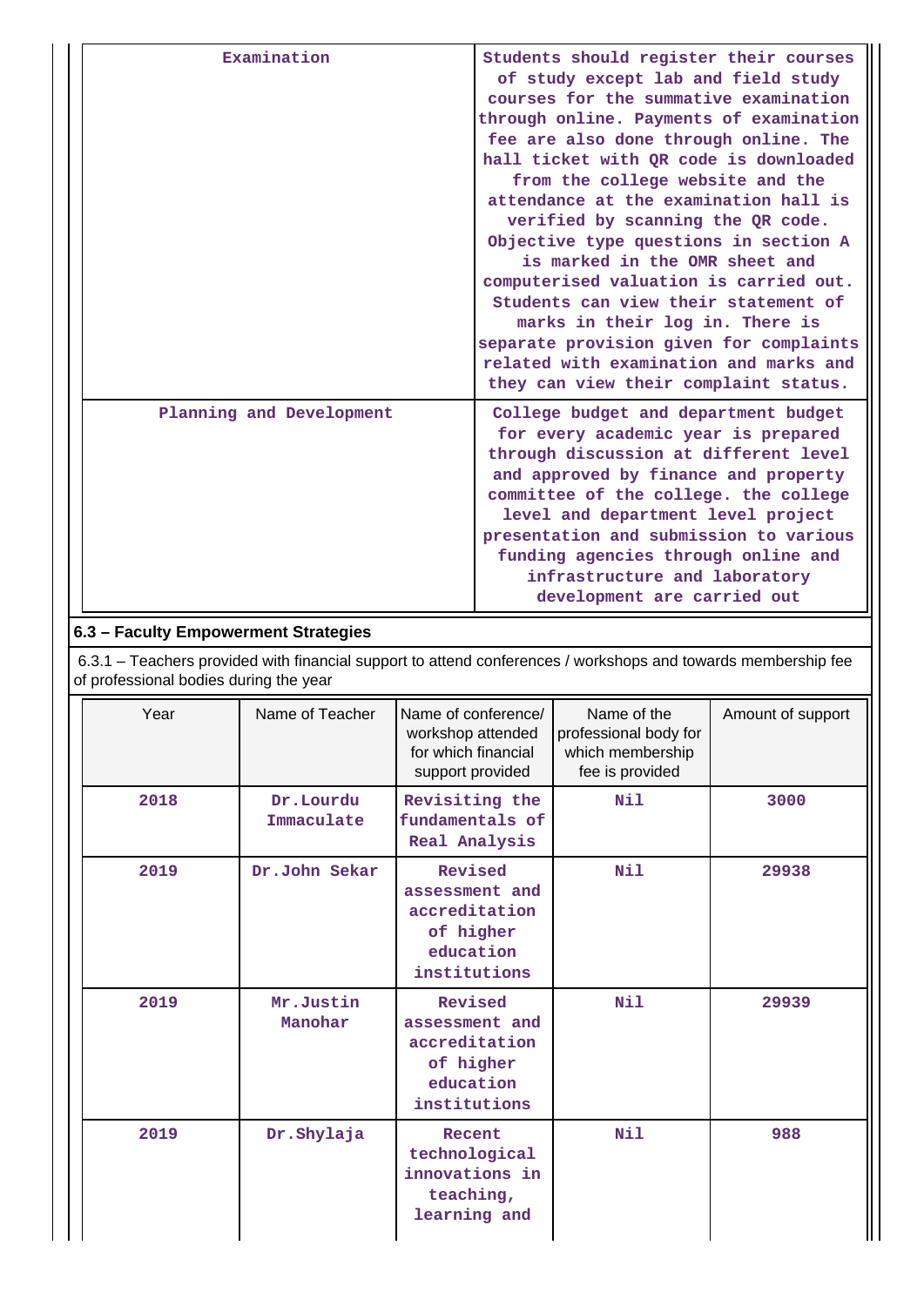| | |
|---|---|
| Examination | Students should register their courses of study except lab and field study courses for the summative examination through online. Payments of examination fee are also done through online. The hall ticket with QR code is downloaded from the college website and the attendance at the examination hall is verified by scanning the QR code. Objective type questions in section A is marked in the OMR sheet and computerised valuation is carried out. Students can view their statement of marks in their log in. There is separate provision given for complaints related with examination and marks and they can view their complaint status. |
| Planning and Development | College budget and department budget for every academic year is prepared through discussion at different level and approved by finance and property committee of the college. the college level and department level project presentation and submission to various funding agencies through online and infrastructure and laboratory development are carried out |

## 6.3 – Faculty Empowerment Strategies

6.3.1 – Teachers provided with financial support to attend conferences / workshops and towards membership fee of professional bodies during the year

| Year | Name of Teacher | Name of conference/ workshop attended for which financial support provided | Name of the professional body for which membership fee is provided | Amount of support |
|---|---|---|---|---|
| 2018 | Dr.Lourdu Immaculate | Revisiting the fundamentals of Real Analysis | Nil | 3000 |
| 2019 | Dr.John Sekar | Revised assessment and accreditation of higher education institutions | Nil | 29938 |
| 2019 | Mr.Justin Manohar | Revised assessment and accreditation of higher education institutions | Nil | 29939 |
| 2019 | Dr.Shylaja | Recent technological innovations in teaching, learning and | Nil | 988 |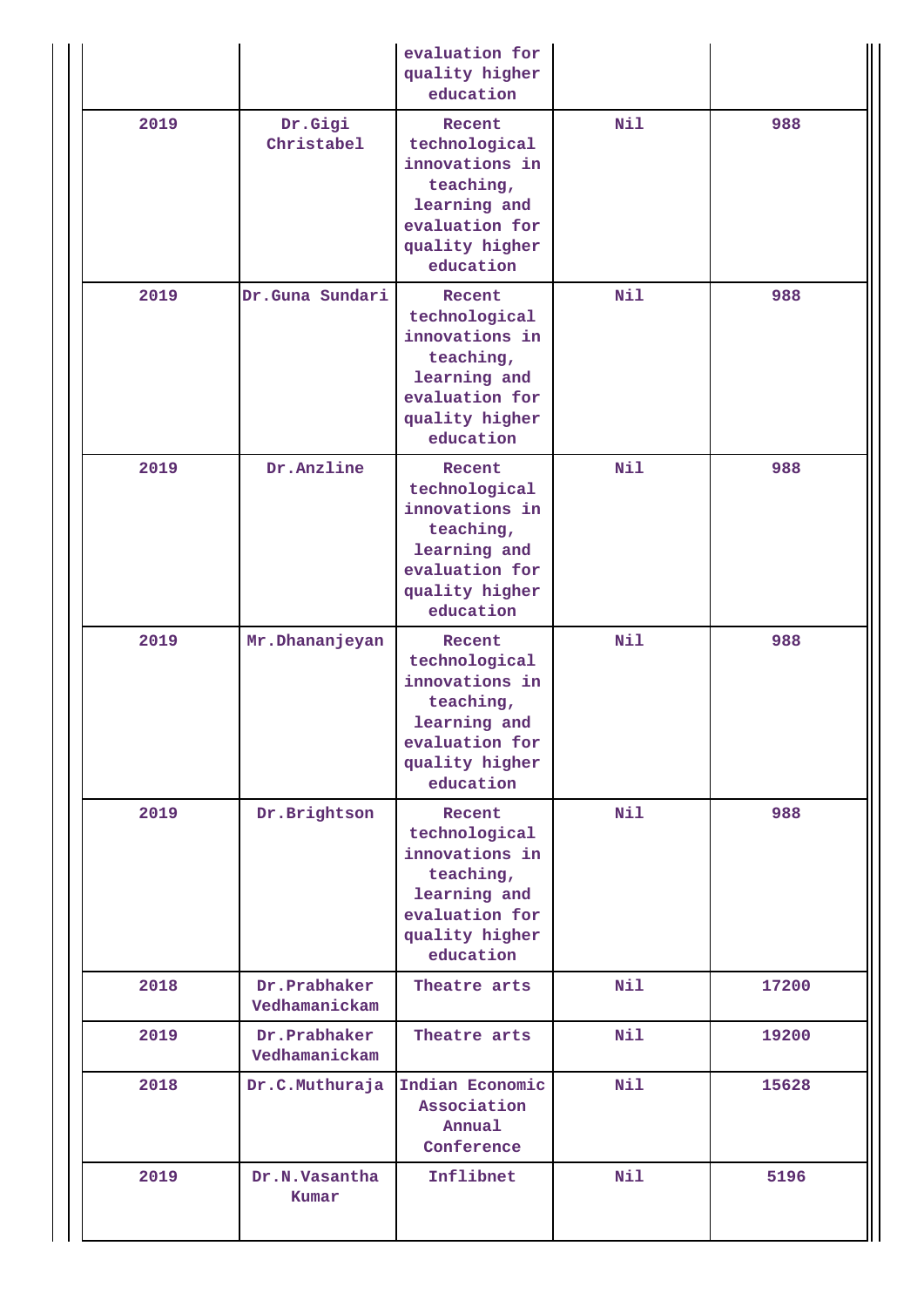| | | evaluation for quality higher education | | |
|---|---|---|---|---|
| 2019 | Dr.Gigi Christabel | Recent technological innovations in teaching, learning and evaluation for quality higher education | Nil | 988 |
| 2019 | Dr.Guna Sundari | Recent technological innovations in teaching, learning and evaluation for quality higher education | Nil | 988 |
| 2019 | Dr.Anzline | Recent technological innovations in teaching, learning and evaluation for quality higher education | Nil | 988 |
| 2019 | Mr.Dhananjeyan | Recent technological innovations in teaching, learning and evaluation for quality higher education | Nil | 988 |
| 2019 | Dr.Brightson | Recent technological innovations in teaching, learning and evaluation for quality higher education | Nil | 988 |
| 2018 | Dr.Prabhaker Vedhamanickam | Theatre arts | Nil | 17200 |
| 2019 | Dr.Prabhaker Vedhamanickam | Theatre arts | Nil | 19200 |
| 2018 | Dr.C.Muthuraja | Indian Economic Association Annual Conference | Nil | 15628 |
| 2019 | Dr.N.Vasantha Kumar | Inflibnet | Nil | 5196 |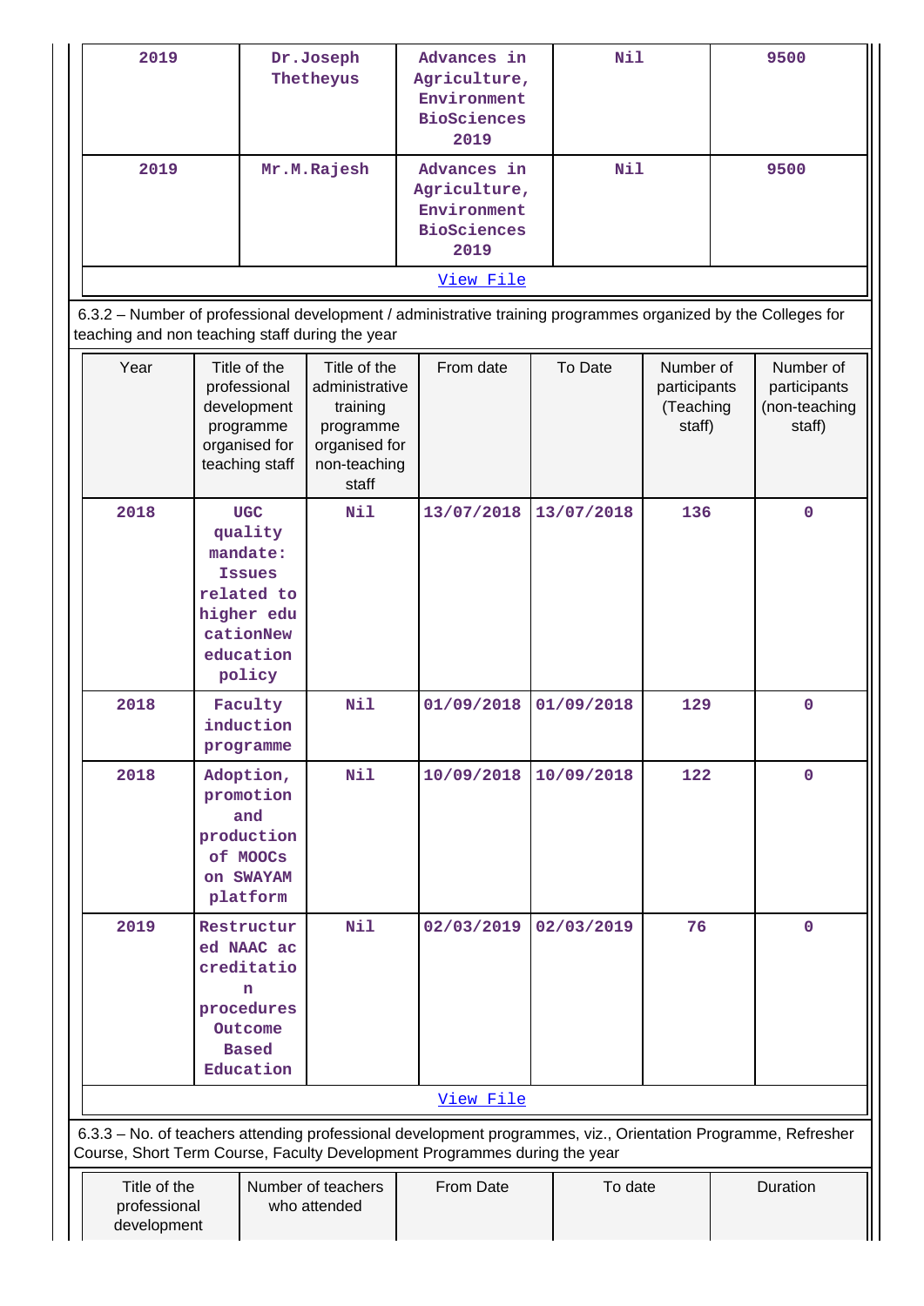| 2019 | Dr.Joseph Thetheyus | Advances in Agriculture, Environment BioSciences 2019 | Nil | 9500 |
|---|---|---|---|---|
| 2019 | Mr.M.Rajesh | Advances in Agriculture, Environment BioSciences 2019 | Nil | 9500 |

View File

6.3.2 – Number of professional development / administrative training programmes organized by the Colleges for teaching and non teaching staff during the year

| Year | Title of the professional development programme organised for teaching staff | Title of the administrative training programme organised for non-teaching staff | From date | To Date | Number of participants (Teaching staff) | Number of participants (non-teaching staff) |
|---|---|---|---|---|---|---|
| 2018 | UGC quality mandate: Issues related to higher educationNew education policy | Nil | 13/07/2018 | 13/07/2018 | 136 | 0 |
| 2018 | Faculty induction programme | Nil | 01/09/2018 | 01/09/2018 | 129 | 0 |
| 2018 | Adoption, promotion and production of MOOCs on SWAYAM platform | Nil | 10/09/2018 | 10/09/2018 | 122 | 0 |
| 2019 | Restructured NAAC accreditation procedures Outcome Based Education | Nil | 02/03/2019 | 02/03/2019 | 76 | 0 |

View File

6.3.3 – No. of teachers attending professional development programmes, viz., Orientation Programme, Refresher Course, Short Term Course, Faculty Development Programmes during the year

| Title of the professional development | Number of teachers who attended | From Date | To date | Duration |
|---|---|---|---|---|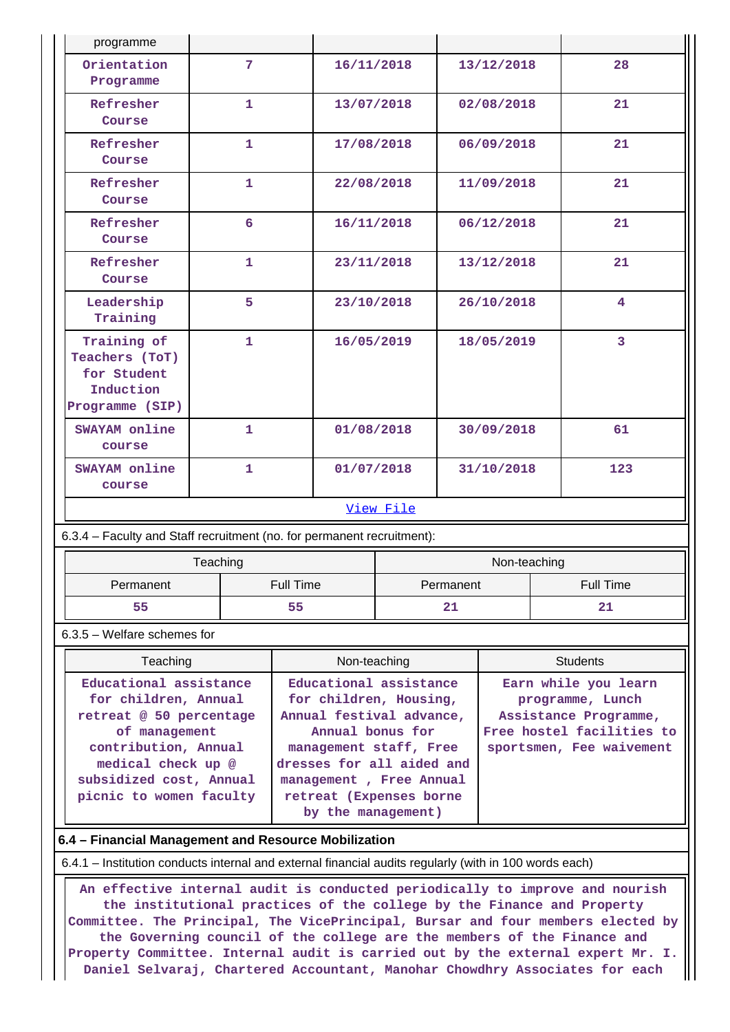| programme | | | | |
|---|---|---|---|---|
| Orientation Programme | 7 | 16/11/2018 | 13/12/2018 | 28 |
| Refresher Course | 1 | 13/07/2018 | 02/08/2018 | 21 |
| Refresher Course | 1 | 17/08/2018 | 06/09/2018 | 21 |
| Refresher Course | 1 | 22/08/2018 | 11/09/2018 | 21 |
| Refresher Course | 6 | 16/11/2018 | 06/12/2018 | 21 |
| Refresher Course | 1 | 23/11/2018 | 13/12/2018 | 21 |
| Leadership Training | 5 | 23/10/2018 | 26/10/2018 | 4 |
| Training of Teachers (ToT) for Student Induction Programme (SIP) | 1 | 16/05/2019 | 18/05/2019 | 3 |
| SWAYAM online course | 1 | 01/08/2018 | 30/09/2018 | 61 |
| SWAYAM online course | 1 | 01/07/2018 | 31/10/2018 | 123 |

View File

6.3.4 – Faculty and Staff recruitment (no. for permanent recruitment):

| Teaching | | Non-teaching | |
|---|---|---|---|
| Permanent | Full Time | Permanent | Full Time |
| 55 | 55 | 21 | 21 |

6.3.5 – Welfare schemes for

| Teaching | Non-teaching | Students |
|---|---|---|
| Educational assistance for children, Annual retreat @ 50 percentage of management contribution, Annual medical check up @ subsidized cost, Annual picnic to women faculty | Educational assistance for children, Housing, Annual festival advance, Annual bonus for management staff, Free dresses for all aided and management , Free Annual retreat (Expenses borne by the management) | Earn while you learn programme, Lunch Assistance Programme, Free hostel facilities to sportsmen, Fee waivement |

**6.4 – Financial Management and Resource Mobilization**

6.4.1 – Institution conducts internal and external financial audits regularly (with in 100 words each)

An effective internal audit is conducted periodically to improve and nourish the institutional practices of the college by the Finance and Property Committee. The Principal, The VicePrincipal, Bursar and four members elected by the Governing council of the college are the members of the Finance and Property Committee. Internal audit is carried out by the external expert Mr. I. Daniel Selvaraj, Chartered Accountant, Manohar Chowdhry Associates for each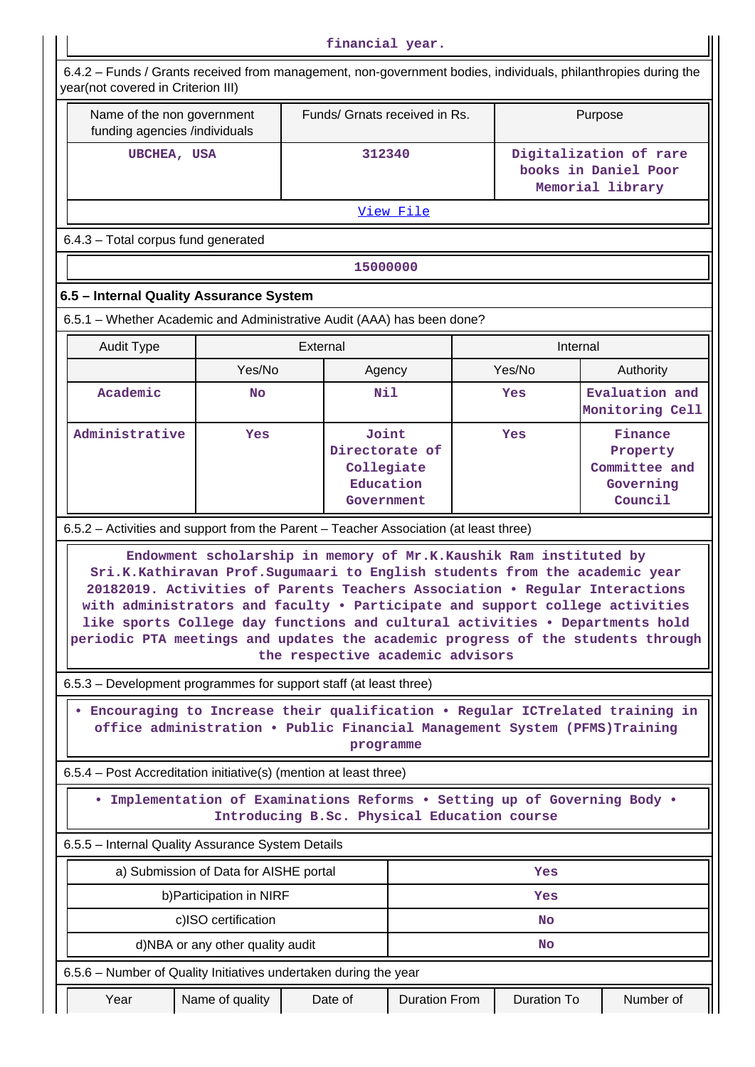financial year.

6.4.2 – Funds / Grants received from management, non-government bodies, individuals, philanthropies during the year(not covered in Criterion III)

| Name of the non government funding agencies /individuals | Funds/ Grnats received in Rs. | Purpose |
|---|---|---|
| UBCHEA, USA | 312340 | Digitalization of rare books in Daniel Poor Memorial library |

View File

6.4.3 – Total corpus fund generated

15000000

**6.5 – Internal Quality Assurance System**

6.5.1 – Whether Academic and Administrative Audit (AAA) has been done?

| Audit Type | External | | Internal | |
|---|---|---|---|---|
| | Yes/No | Agency | Yes/No | Authority |
| Academic | No | Nil | Yes | Evaluation and Monitoring Cell |
| Administrative | Yes | Joint Directorate of Collegiate Education Government | Yes | Finance Property Committee and Governing Council |

6.5.2 – Activities and support from the Parent – Teacher Association (at least three)

Endowment scholarship in memory of Mr.K.Kaushik Ram instituted by Sri.K.Kathiravan Prof.Sugumaari to English students from the academic year 20182019. Activities of Parents Teachers Association • Regular Interactions with administrators and faculty • Participate and support college activities like sports College day functions and cultural activities • Departments hold periodic PTA meetings and updates the academic progress of the students through the respective academic advisors

6.5.3 – Development programmes for support staff (at least three)

• Encouraging to Increase their qualification • Regular ICTrelated training in office administration • Public Financial Management System (PFMS)Training programme

6.5.4 – Post Accreditation initiative(s) (mention at least three)

• Implementation of Examinations Reforms • Setting up of Governing Body • Introducing B.Sc. Physical Education course

6.5.5 – Internal Quality Assurance System Details

| a) Submission of Data for AISHE portal | Yes |
|---|---|
| b)Participation in NIRF | Yes |
| c)ISO certification | No |
| d)NBA or any other quality audit | No |

6.5.6 – Number of Quality Initiatives undertaken during the year

| Year | Name of quality | Date of | Duration From | Duration To | Number of |
|---|---|---|---|---|---|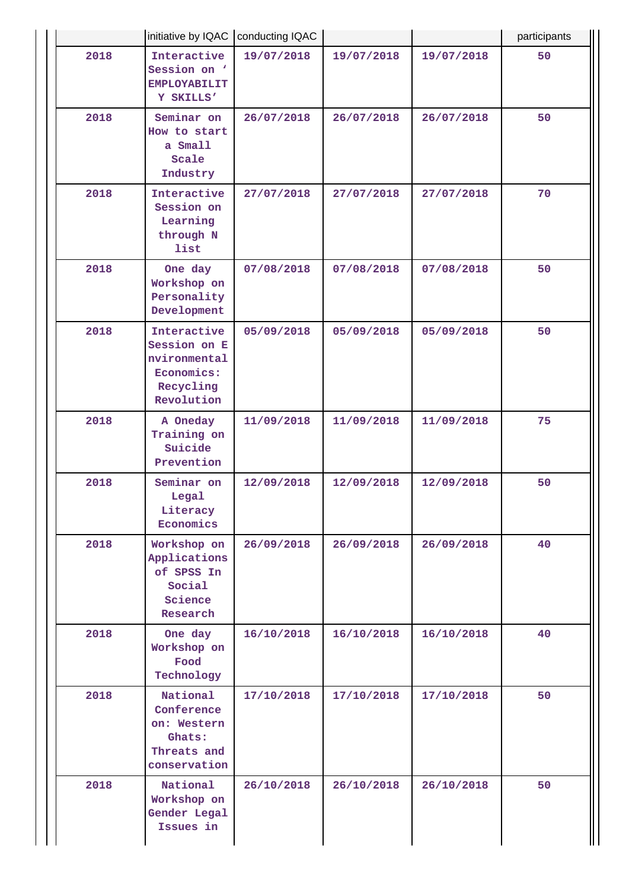| | initiative by IQAC | conducting IQAC | | | participants |
|---|---|---|---|---|---|
| 2018 | Interactive Session on ' EMPLOYABILITY SKILLS' | 19/07/2018 | 19/07/2018 | 19/07/2018 | 50 |
| 2018 | Seminar on How to start a Small Scale Industry | 26/07/2018 | 26/07/2018 | 26/07/2018 | 50 |
| 2018 | Interactive Session on Learning through N list | 27/07/2018 | 27/07/2018 | 27/07/2018 | 70 |
| 2018 | One day Workshop on Personality Development | 07/08/2018 | 07/08/2018 | 07/08/2018 | 50 |
| 2018 | Interactive Session on Environmental Economics: Recycling Revolution | 05/09/2018 | 05/09/2018 | 05/09/2018 | 50 |
| 2018 | A Oneday Training on Suicide Prevention | 11/09/2018 | 11/09/2018 | 11/09/2018 | 75 |
| 2018 | Seminar on Legal Literacy Economics | 12/09/2018 | 12/09/2018 | 12/09/2018 | 50 |
| 2018 | Workshop on Applications of SPSS In Social Science Research | 26/09/2018 | 26/09/2018 | 26/09/2018 | 40 |
| 2018 | One day Workshop on Food Technology | 16/10/2018 | 16/10/2018 | 16/10/2018 | 40 |
| 2018 | National Conference on: Western Ghats: Threats and conservation | 17/10/2018 | 17/10/2018 | 17/10/2018 | 50 |
| 2018 | National Workshop on Gender Legal Issues in | 26/10/2018 | 26/10/2018 | 26/10/2018 | 50 |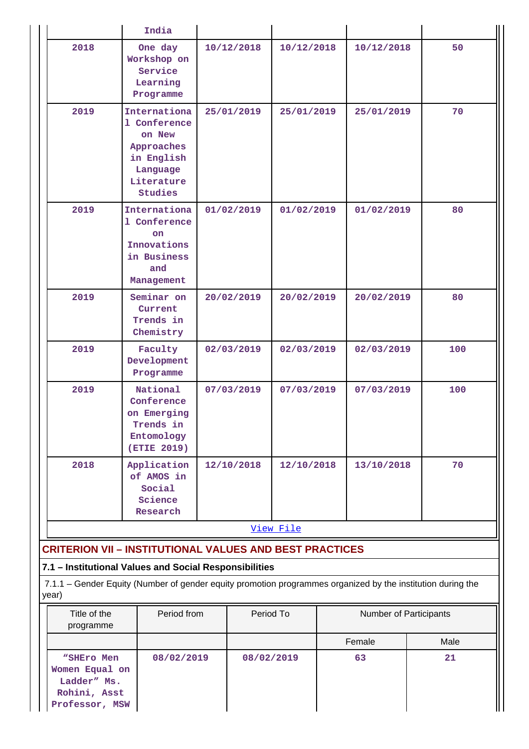| | India | | | | |
|---|---|---|---|---|---|
| 2018 | One day Workshop on Service Learning Programme | 10/12/2018 | 10/12/2018 | 10/12/2018 | 50 |
| 2019 | International Conference on New Approaches in English Language Literature Studies | 25/01/2019 | 25/01/2019 | 25/01/2019 | 70 |
| 2019 | International Conference on Innovations in Business and Management | 01/02/2019 | 01/02/2019 | 01/02/2019 | 80 |
| 2019 | Seminar on Current Trends in Chemistry | 20/02/2019 | 20/02/2019 | 20/02/2019 | 80 |
| 2019 | Faculty Development Programme | 02/03/2019 | 02/03/2019 | 02/03/2019 | 100 |
| 2019 | National Conference on Emerging Trends in Entomology (ETIE 2019) | 07/03/2019 | 07/03/2019 | 07/03/2019 | 100 |
| 2018 | Application of AMOS in Social Science Research | 12/10/2018 | 12/10/2018 | 13/10/2018 | 70 |

View File

## CRITERION VII – INSTITUTIONAL VALUES AND BEST PRACTICES

### 7.1 – Institutional Values and Social Responsibilities

7.1.1 – Gender Equity (Number of gender equity promotion programmes organized by the institution during the year)

| Title of the programme | Period from | Period To | Number of Participants | |
|---|---|---|---|---|
| | | | Female | Male |
| “SHEro Men Women Equal on Ladder” Ms. Rohini, Asst Professor, MSW | 08/02/2019 | 08/02/2019 | 63 | 21 |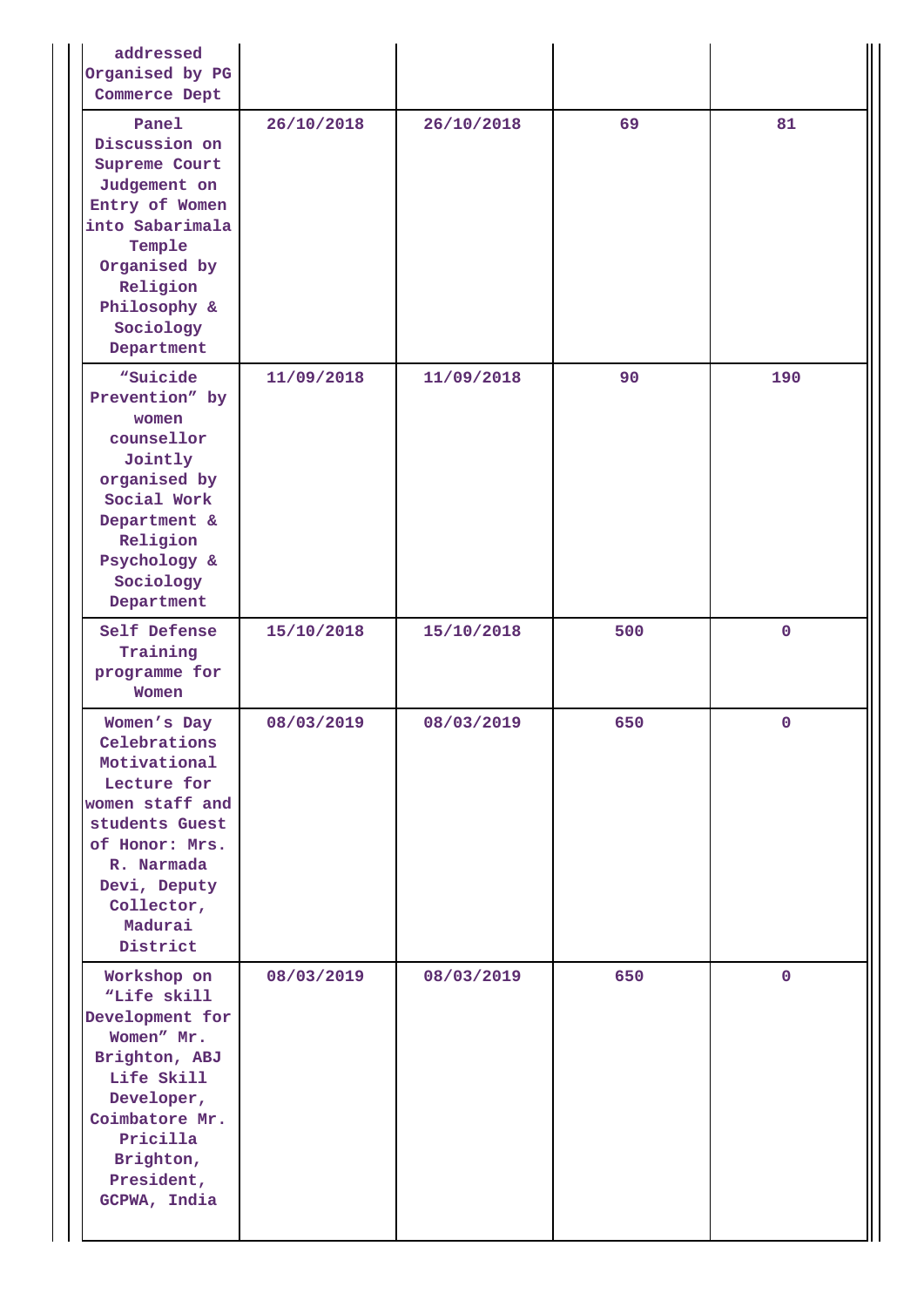| | | | | |
|---|---|---|---|---|
| addressed Organised by PG Commerce Dept | | | | |
| Panel Discussion on Supreme Court Judgement on Entry of Women into Sabarimala Temple Organised by Religion Philosophy & Sociology Department | 26/10/2018 | 26/10/2018 | 69 | 81 |
| "Suicide Prevention" by women counsellor Jointly organised by Social Work Department & Religion Psychology & Sociology Department | 11/09/2018 | 11/09/2018 | 90 | 190 |
| Self Defense Training programme for Women | 15/10/2018 | 15/10/2018 | 500 | 0 |
| Women's Day Celebrations Motivational Lecture for women staff and students Guest of Honor: Mrs. R. Narmada Devi, Deputy Collector, Madurai District | 08/03/2019 | 08/03/2019 | 650 | 0 |
| Workshop on "Life skill Development for Women" Mr. Brighton, ABJ Life Skill Developer, Coimbatore Mr. Pricilla Brighton, President, GCPWA, India | 08/03/2019 | 08/03/2019 | 650 | 0 |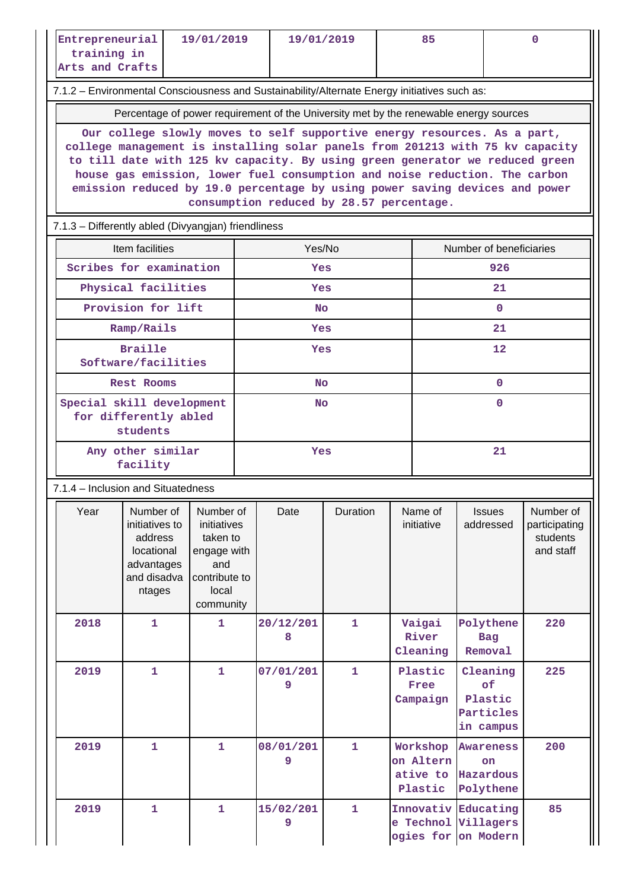| Entrepreneurial training in Arts and Crafts | 19/01/2019 | 19/01/2019 | 85 | 0 |
|---|---|---|---|---|

7.1.2 – Environmental Consciousness and Sustainability/Alternate Energy initiatives such as:

| Percentage of power requirement of the University met by the renewable energy sources |
|---|
| Our college slowly moves to self supportive energy resources. As a part, college management is installing solar panels from 201213 with 75 kv capacity to till date with 125 kv capacity. By using green generator we reduced green house gas emission, lower fuel consumption and noise reduction. The carbon emission reduced by 19.0 percentage by using power saving devices and power consumption reduced by 28.57 percentage. |

7.1.3 – Differently abled (Divyangjan) friendliness

| Item facilities | Yes/No | Number of beneficiaries |
|---|---|---|
| Scribes for examination | Yes | 926 |
| Physical facilities | Yes | 21 |
| Provision for lift | No | 0 |
| Ramp/Rails | Yes | 21 |
| Braille Software/facilities | Yes | 12 |
| Rest Rooms | No | 0 |
| Special skill development for differently abled students | No | 0 |
| Any other similar facility | Yes | 21 |

7.1.4 – Inclusion and Situatedness

| Year | Number of initiatives to address locational advantages and disadvantages | Number of initiatives taken to engage with and contribute to local community | Date | Duration | Name of initiative | Issues addressed | Number of participating students and staff |
|---|---|---|---|---|---|---|---|
| 2018 | 1 | 1 | 20/12/2018 | 1 | Vaigai River Cleaning | Polythene Bag Removal | 220 |
| 2019 | 1 | 1 | 07/01/2019 | 1 | Plastic Free Campaign | Cleaning of Plastic Particles in campus | 225 |
| 2019 | 1 | 1 | 08/01/2019 | 1 | Workshop on Alternative to Plastic | Awareness on Hazardous Polythene | 200 |
| 2019 | 1 | 1 | 15/02/2019 | 1 | Innovative Technologies for | Educating Villagers on Modern | 85 |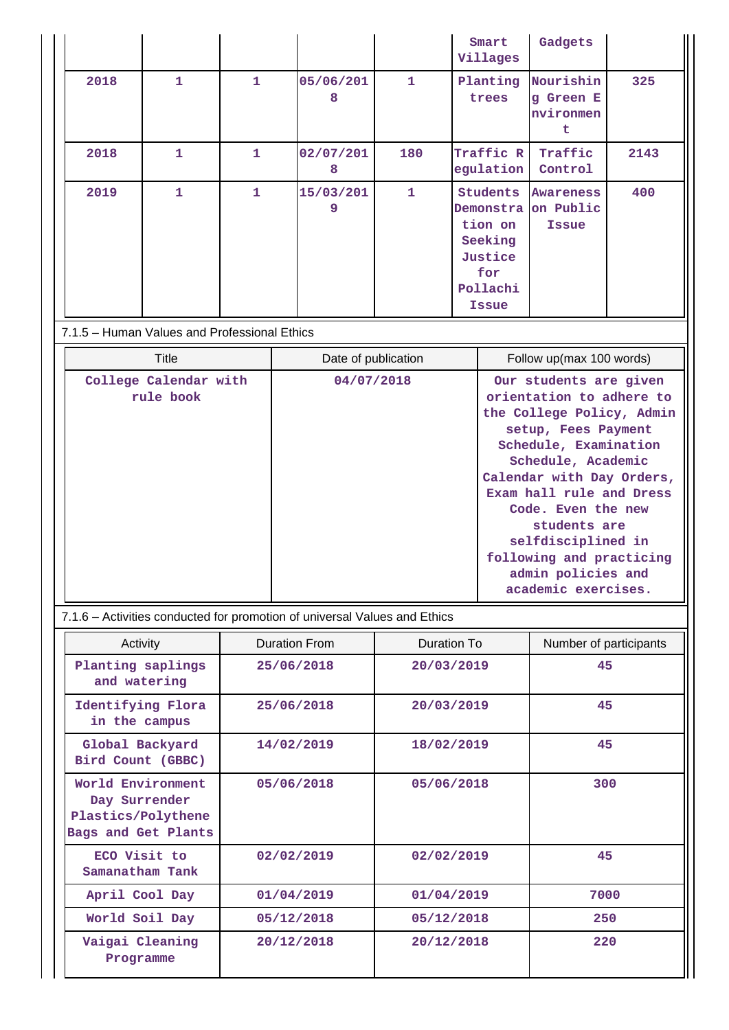| | | | | | Smart Villages | Gadgets | |
|---|---|---|---|---|---|---|---|
| 2018 | 1 | 1 | 05/06/2018 | 1 | Planting trees | Nourishing Green Environment | 325 |
| 2018 | 1 | 1 | 02/07/2018 | 180 | Traffic Regulation | Traffic Control | 2143 |
| 2019 | 1 | 1 | 15/03/2019 | 1 | Students Demonstration on Seeking Justice for Pollachi Issue | Awareness on Public Issue | 400 |

7.1.5 – Human Values and Professional Ethics

| Title | Date of publication | Follow up(max 100 words) |
|---|---|---|
| College Calendar with rule book | 04/07/2018 | Our students are given orientation to adhere to the College Policy, Admin setup, Fees Payment Schedule, Examination Schedule, Academic Calendar with Day Orders, Exam hall rule and Dress Code. Even the new students are selfdisciplined in following and practicing admin policies and academic exercises. |

7.1.6 – Activities conducted for promotion of universal Values and Ethics

| Activity | Duration From | Duration To | Number of participants |
|---|---|---|---|
| Planting saplings and watering | 25/06/2018 | 20/03/2019 | 45 |
| Identifying Flora in the campus | 25/06/2018 | 20/03/2019 | 45 |
| Global Backyard Bird Count (GBBC) | 14/02/2019 | 18/02/2019 | 45 |
| World Environment Day Surrender Plastics/Polythene Bags and Get Plants | 05/06/2018 | 05/06/2018 | 300 |
| ECO Visit to Samanatham Tank | 02/02/2019 | 02/02/2019 | 45 |
| April Cool Day | 01/04/2019 | 01/04/2019 | 7000 |
| World Soil Day | 05/12/2018 | 05/12/2018 | 250 |
| Vaigai Cleaning Programme | 20/12/2018 | 20/12/2018 | 220 |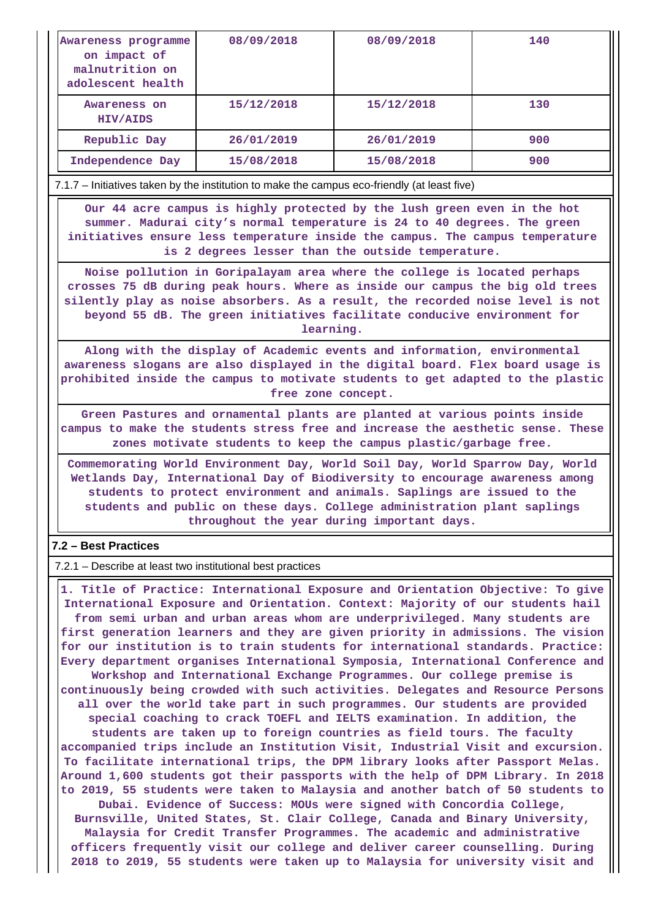| Awareness programme on impact of malnutrition on adolescent health | 08/09/2018 | 08/09/2018 | 140 |
|---|---|---|---|
| Awareness on HIV/AIDS | 15/12/2018 | 15/12/2018 | 130 |
| Republic Day | 26/01/2019 | 26/01/2019 | 900 |
| Independence Day | 15/08/2018 | 15/08/2018 | 900 |

7.1.7 – Initiatives taken by the institution to make the campus eco-friendly (at least five)

Our 44 acre campus is highly protected by the lush green even in the hot summer. Madurai city's normal temperature is 24 to 40 degrees. The green initiatives ensure less temperature inside the campus. The campus temperature is 2 degrees lesser than the outside temperature.

Noise pollution in Goripalayam area where the college is located perhaps crosses 75 dB during peak hours. Where as inside our campus the big old trees silently play as noise absorbers. As a result, the recorded noise level is not beyond 55 dB. The green initiatives facilitate conducive environment for learning.

Along with the display of Academic events and information, environmental awareness slogans are also displayed in the digital board. Flex board usage is prohibited inside the campus to motivate students to get adapted to the plastic free zone concept.

Green Pastures and ornamental plants are planted at various points inside campus to make the students stress free and increase the aesthetic sense. These zones motivate students to keep the campus plastic/garbage free.

Commemorating World Environment Day, World Soil Day, World Sparrow Day, World Wetlands Day, International Day of Biodiversity to encourage awareness among students to protect environment and animals. Saplings are issued to the students and public on these days. College administration plant saplings throughout the year during important days.

## 7.2 – Best Practices

7.2.1 – Describe at least two institutional best practices

1. Title of Practice: International Exposure and Orientation Objective: To give International Exposure and Orientation. Context: Majority of our students hail from semi urban and urban areas whom are underprivileged. Many students are first generation learners and they are given priority in admissions. The vision for our institution is to train students for international standards. Practice: Every department organises International Symposia, International Conference and Workshop and International Exchange Programmes. Our college premise is continuously being crowded with such activities. Delegates and Resource Persons all over the world take part in such programmes. Our students are provided special coaching to crack TOEFL and IELTS examination. In addition, the students are taken up to foreign countries as field tours. The faculty accompanied trips include an Institution Visit, Industrial Visit and excursion. To facilitate international trips, the DPM library looks after Passport Melas. Around 1,600 students got their passports with the help of DPM Library. In 2018 to 2019, 55 students were taken to Malaysia and another batch of 50 students to Dubai. Evidence of Success: MOUs were signed with Concordia College, Burnsville, United States, St. Clair College, Canada and Binary University, Malaysia for Credit Transfer Programmes. The academic and administrative officers frequently visit our college and deliver career counselling. During 2018 to 2019, 55 students were taken up to Malaysia for university visit and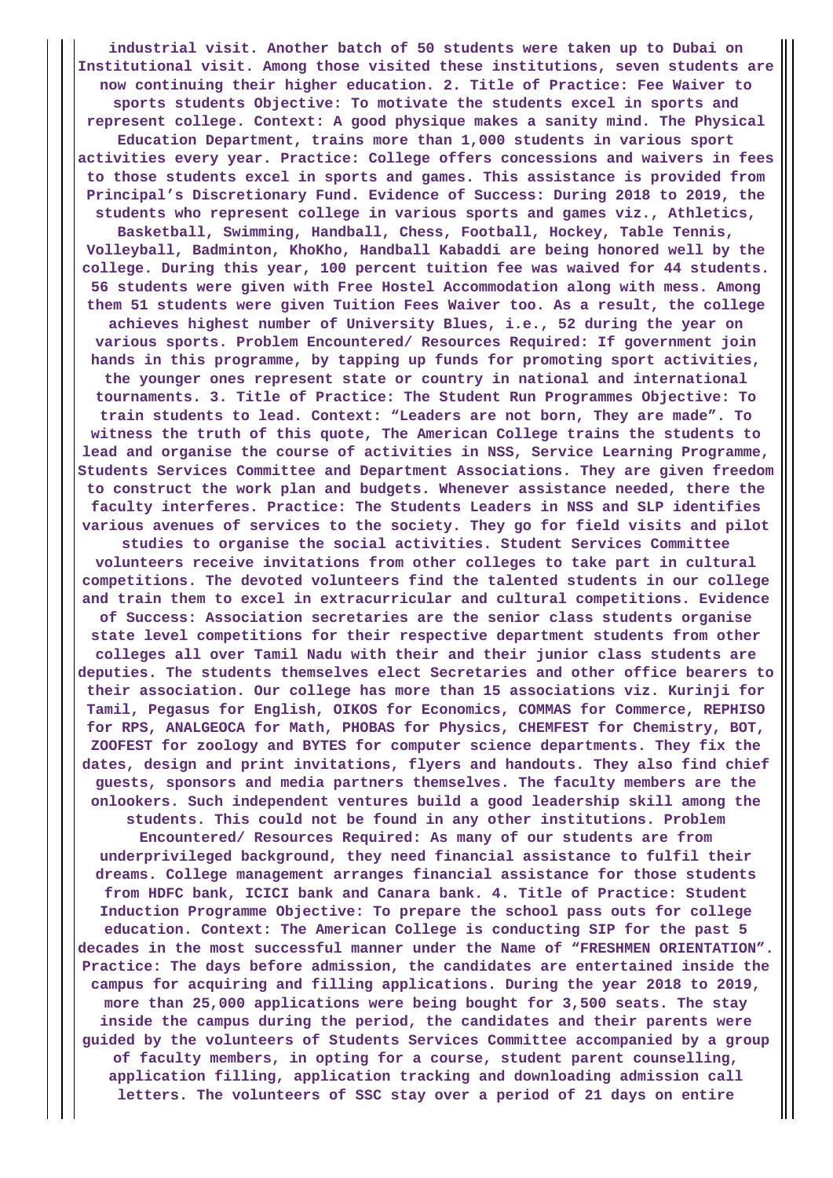**industrial visit. Another batch of 50 students were taken up to Dubai on Institutional visit. Among those visited these institutions, seven students are now continuing their higher education. 2. Title of Practice: Fee Waiver to sports students Objective: To motivate the students excel in sports and represent college. Context: A good physique makes a sanity mind. The Physical Education Department, trains more than 1,000 students in various sport activities every year. Practice: College offers concessions and waivers in fees to those students excel in sports and games. This assistance is provided from Principal's Discretionary Fund. Evidence of Success: During 2018 to 2019, the students who represent college in various sports and games viz., Athletics, Basketball, Swimming, Handball, Chess, Football, Hockey, Table Tennis, Volleyball, Badminton, KhoKho, Handball Kabaddi are being honored well by the college. During this year, 100 percent tuition fee was waived for 44 students. 56 students were given with Free Hostel Accommodation along with mess. Among them 51 students were given Tuition Fees Waiver too. As a result, the college achieves highest number of University Blues, i.e., 52 during the year on various sports. Problem Encountered/ Resources Required: If government join hands in this programme, by tapping up funds for promoting sport activities, the younger ones represent state or country in national and international tournaments. 3. Title of Practice: The Student Run Programmes Objective: To train students to lead. Context: "Leaders are not born, They are made". To witness the truth of this quote, The American College trains the students to lead and organise the course of activities in NSS, Service Learning Programme, Students Services Committee and Department Associations. They are given freedom to construct the work plan and budgets. Whenever assistance needed, there the faculty interferes. Practice: The Students Leaders in NSS and SLP identifies various avenues of services to the society. They go for field visits and pilot studies to organise the social activities. Student Services Committee volunteers receive invitations from other colleges to take part in cultural competitions. The devoted volunteers find the talented students in our college and train them to excel in extracurricular and cultural competitions. Evidence of Success: Association secretaries are the senior class students organise state level competitions for their respective department students from other colleges all over Tamil Nadu with their and their junior class students are deputies. The students themselves elect Secretaries and other office bearers to their association. Our college has more than 15 associations viz. Kurinji for Tamil, Pegasus for English, OIKOS for Economics, COMMAS for Commerce, REPHISO for RPS, ANALGEOCA for Math, PHOBAS for Physics, CHEMFEST for Chemistry, BOT, ZOOFEST for zoology and BYTES for computer science departments. They fix the dates, design and print invitations, flyers and handouts. They also find chief guests, sponsors and media partners themselves. The faculty members are the onlookers. Such independent ventures build a good leadership skill among the students. This could not be found in any other institutions. Problem Encountered/ Resources Required: As many of our students are from underprivileged background, they need financial assistance to fulfil their dreams. College management arranges financial assistance for those students from HDFC bank, ICICI bank and Canara bank. 4. Title of Practice: Student Induction Programme Objective: To prepare the school pass outs for college education. Context: The American College is conducting SIP for the past 5 decades in the most successful manner under the Name of "FRESHMEN ORIENTATION". Practice: The days before admission, the candidates are entertained inside the campus for acquiring and filling applications. During the year 2018 to 2019, more than 25,000 applications were being bought for 3,500 seats. The stay inside the campus during the period, the candidates and their parents were guided by the volunteers of Students Services Committee accompanied by a group of faculty members, in opting for a course, student parent counselling, application filling, application tracking and downloading admission call letters. The volunteers of SSC stay over a period of 21 days on entire**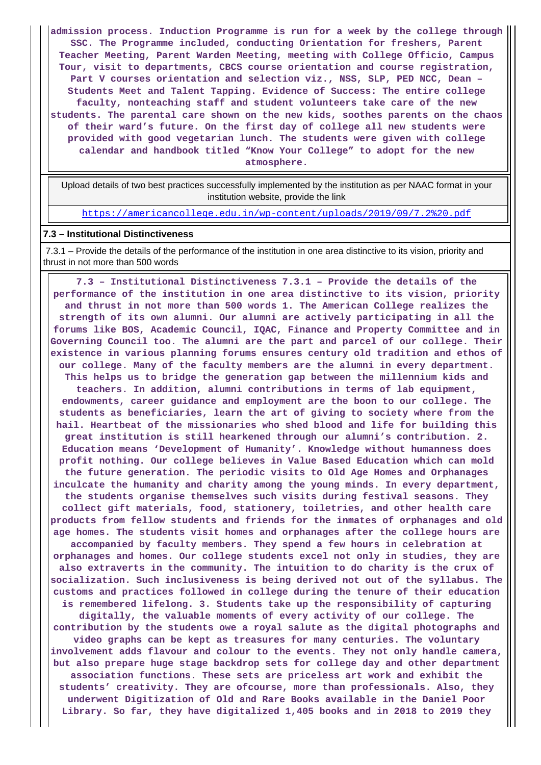**admission process. Induction Programme is run for a week by the college through SSC. The Programme included, conducting Orientation for freshers, Parent Teacher Meeting, Parent Warden Meeting, meeting with College Officio, Campus Tour, visit to departments, CBCS course orientation and course registration, Part V courses orientation and selection viz., NSS, SLP, PED NCC, Dean – Students Meet and Talent Tapping. Evidence of Success: The entire college faculty, nonteaching staff and student volunteers take care of the new students. The parental care shown on the new kids, soothes parents on the chaos of their ward's future. On the first day of college all new students were provided with good vegetarian lunch. The students were given with college calendar and handbook titled "Know Your College" to adopt for the new atmosphere.**

| Upload details of two best practices successfully implemented by the institution as per NAAC format in your institution website, provide the link |
|---|
| https://americancollege.edu.in/wp-content/uploads/2019/09/7.2%20.pdf |

### 7.3 – Institutional Distinctiveness

7.3.1 – Provide the details of the performance of the institution in one area distinctive to its vision, priority and thrust in not more than 500 words

**7.3 – Institutional Distinctiveness 7.3.1 – Provide the details of the performance of the institution in one area distinctive to its vision, priority and thrust in not more than 500 words 1. The American College realizes the strength of its own alumni. Our alumni are actively participating in all the forums like BOS, Academic Council, IQAC, Finance and Property Committee and in Governing Council too. The alumni are the part and parcel of our college. Their existence in various planning forums ensures century old tradition and ethos of our college. Many of the faculty members are the alumni in every department. This helps us to bridge the generation gap between the millennium kids and teachers. In addition, alumni contributions in terms of lab equipment, endowments, career guidance and employment are the boon to our college. The students as beneficiaries, learn the art of giving to society where from the hail. Heartbeat of the missionaries who shed blood and life for building this great institution is still hearkened through our alumni's contribution. 2. Education means 'Development of Humanity'. Knowledge without humanness does profit nothing. Our college believes in Value Based Education which can mold the future generation. The periodic visits to Old Age Homes and Orphanages inculcate the humanity and charity among the young minds. In every department, the students organise themselves such visits during festival seasons. They collect gift materials, food, stationery, toiletries, and other health care products from fellow students and friends for the inmates of orphanages and old age homes. The students visit homes and orphanages after the college hours are accompanied by faculty members. They spend a few hours in celebration at orphanages and homes. Our college students excel not only in studies, they are also extraverts in the community. The intuition to do charity is the crux of socialization. Such inclusiveness is being derived not out of the syllabus. The customs and practices followed in college during the tenure of their education is remembered lifelong. 3. Students take up the responsibility of capturing digitally, the valuable moments of every activity of our college. The contribution by the students owe a royal salute as the digital photographs and video graphs can be kept as treasures for many centuries. The voluntary involvement adds flavour and colour to the events. They not only handle camera, but also prepare huge stage backdrop sets for college day and other department association functions. These sets are priceless art work and exhibit the students' creativity. They are ofcourse, more than professionals. Also, they underwent Digitization of Old and Rare Books available in the Daniel Poor Library. So far, they have digitalized 1,405 books and in 2018 to 2019 they**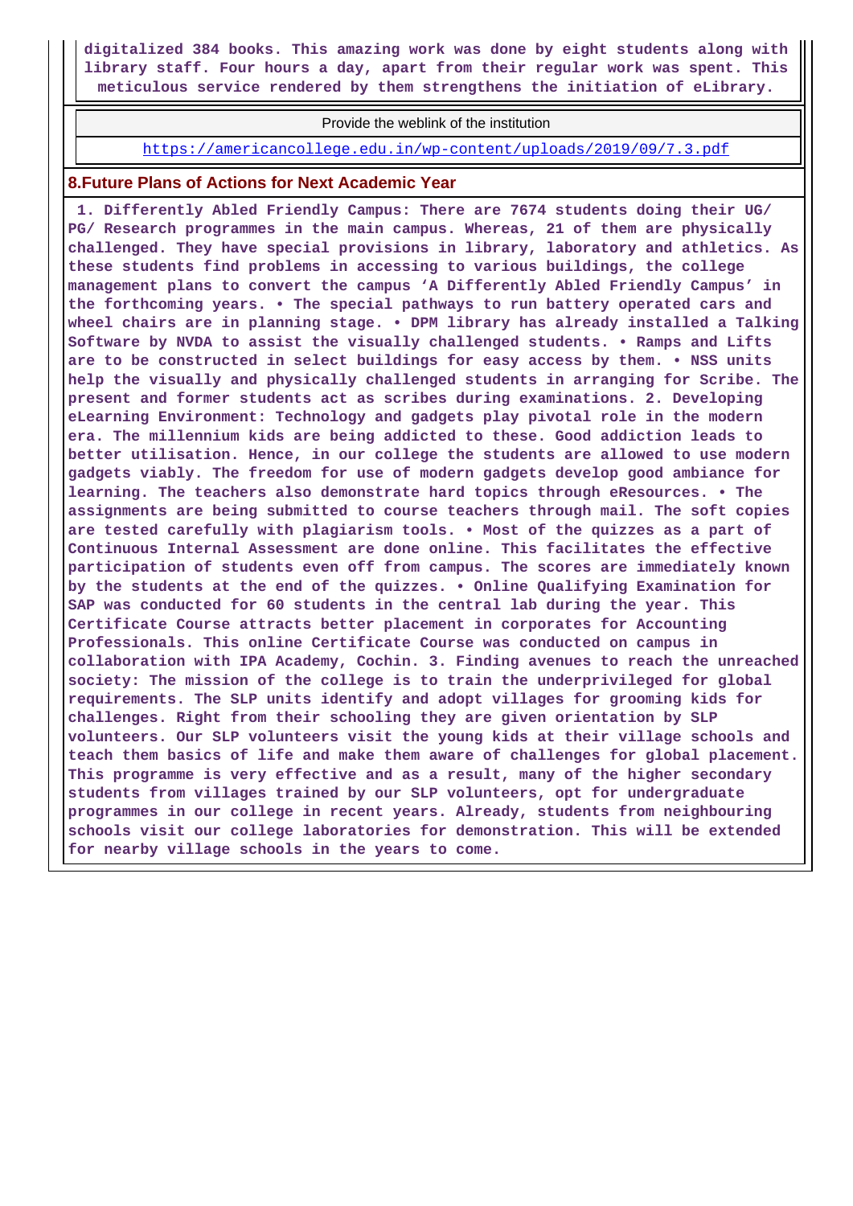**digitalized 384 books. This amazing work was done by eight students along with library staff. Four hours a day, apart from their regular work was spent. This meticulous service rendered by them strengthens the initiation of eLibrary.**

| Provide the weblink of the institution |
|---|
| https://americancollege.edu.in/wp-content/uploads/2019/09/7.3.pdf |

## 8.Future Plans of Actions for Next Academic Year

**1. Differently Abled Friendly Campus: There are 7674 students doing their UG/ PG/ Research programmes in the main campus. Whereas, 21 of them are physically challenged. They have special provisions in library, laboratory and athletics. As these students find problems in accessing to various buildings, the college management plans to convert the campus 'A Differently Abled Friendly Campus' in the forthcoming years. • The special pathways to run battery operated cars and wheel chairs are in planning stage. • DPM library has already installed a Talking Software by NVDA to assist the visually challenged students. • Ramps and Lifts are to be constructed in select buildings for easy access by them. • NSS units help the visually and physically challenged students in arranging for Scribe. The present and former students act as scribes during examinations. 2. Developing eLearning Environment: Technology and gadgets play pivotal role in the modern era. The millennium kids are being addicted to these. Good addiction leads to better utilisation. Hence, in our college the students are allowed to use modern gadgets viably. The freedom for use of modern gadgets develop good ambiance for learning. The teachers also demonstrate hard topics through eResources. • The assignments are being submitted to course teachers through mail. The soft copies are tested carefully with plagiarism tools. • Most of the quizzes as a part of Continuous Internal Assessment are done online. This facilitates the effective participation of students even off from campus. The scores are immediately known by the students at the end of the quizzes. • Online Qualifying Examination for SAP was conducted for 60 students in the central lab during the year. This Certificate Course attracts better placement in corporates for Accounting Professionals. This online Certificate Course was conducted on campus in collaboration with IPA Academy, Cochin. 3. Finding avenues to reach the unreached society: The mission of the college is to train the underprivileged for global requirements. The SLP units identify and adopt villages for grooming kids for challenges. Right from their schooling they are given orientation by SLP volunteers. Our SLP volunteers visit the young kids at their village schools and teach them basics of life and make them aware of challenges for global placement. This programme is very effective and as a result, many of the higher secondary students from villages trained by our SLP volunteers, opt for undergraduate programmes in our college in recent years. Already, students from neighbouring schools visit our college laboratories for demonstration. This will be extended for nearby village schools in the years to come.**